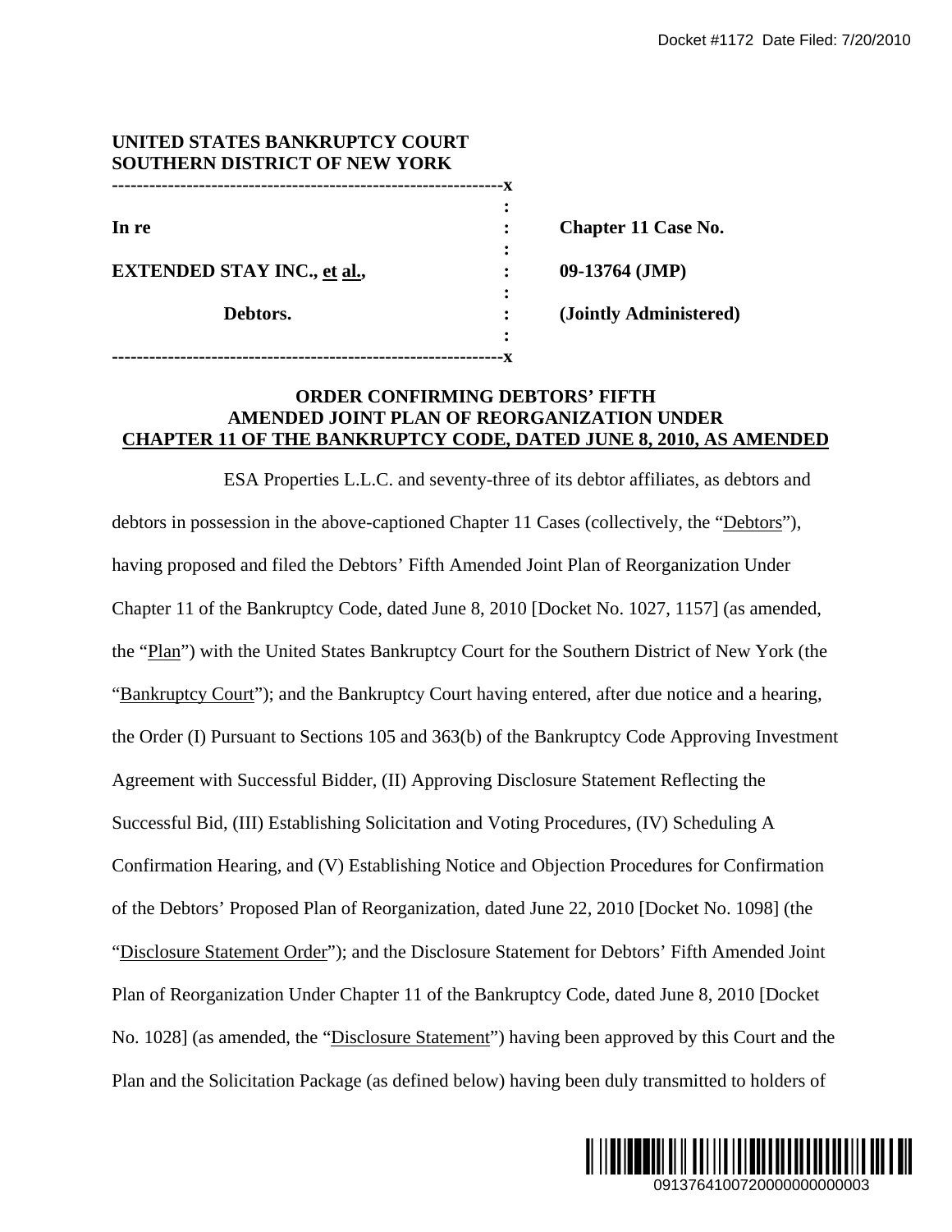UNITED STATES BANKRUPTCY COURT
SOUTHERN DISTRICT OF NEW YORK

| | | |
|---|---|---|
| **In re** | : | **Chapter 11 Case No.** |
| **EXTENDED STAY INC., et al.,** | : | **09-13764 (JMP)** |
| **Debtors.** | : | **(Jointly Administered)** |

**ORDER CONFIRMING DEBTORS' FIFTH AMENDED JOINT PLAN OF REORGANIZATION UNDER CHAPTER 11 OF THE BANKRUPTCY CODE, DATED JUNE 8, 2010, AS AMENDED**

ESA Properties L.L.C. and seventy-three of its debtor affiliates, as debtors and debtors in possession in the above-captioned Chapter 11 Cases (collectively, the "Debtors"), having proposed and filed the Debtors' Fifth Amended Joint Plan of Reorganization Under Chapter 11 of the Bankruptcy Code, dated June 8, 2010 [Docket No. 1027, 1157] (as amended, the "Plan") with the United States Bankruptcy Court for the Southern District of New York (the "Bankruptcy Court"); and the Bankruptcy Court having entered, after due notice and a hearing, the Order (I) Pursuant to Sections 105 and 363(b) of the Bankruptcy Code Approving Investment Agreement with Successful Bidder, (II) Approving Disclosure Statement Reflecting the Successful Bid, (III) Establishing Solicitation and Voting Procedures, (IV) Scheduling A Confirmation Hearing, and (V) Establishing Notice and Objection Procedures for Confirmation of the Debtors' Proposed Plan of Reorganization, dated June 22, 2010 [Docket No. 1098] (the "Disclosure Statement Order"); and the Disclosure Statement for Debtors' Fifth Amended Joint Plan of Reorganization Under Chapter 11 of the Bankruptcy Code, dated June 8, 2010 [Docket No. 1028] (as amended, the "Disclosure Statement") having been approved by this Court and the Plan and the Solicitation Package (as defined below) having been duly transmitted to holders of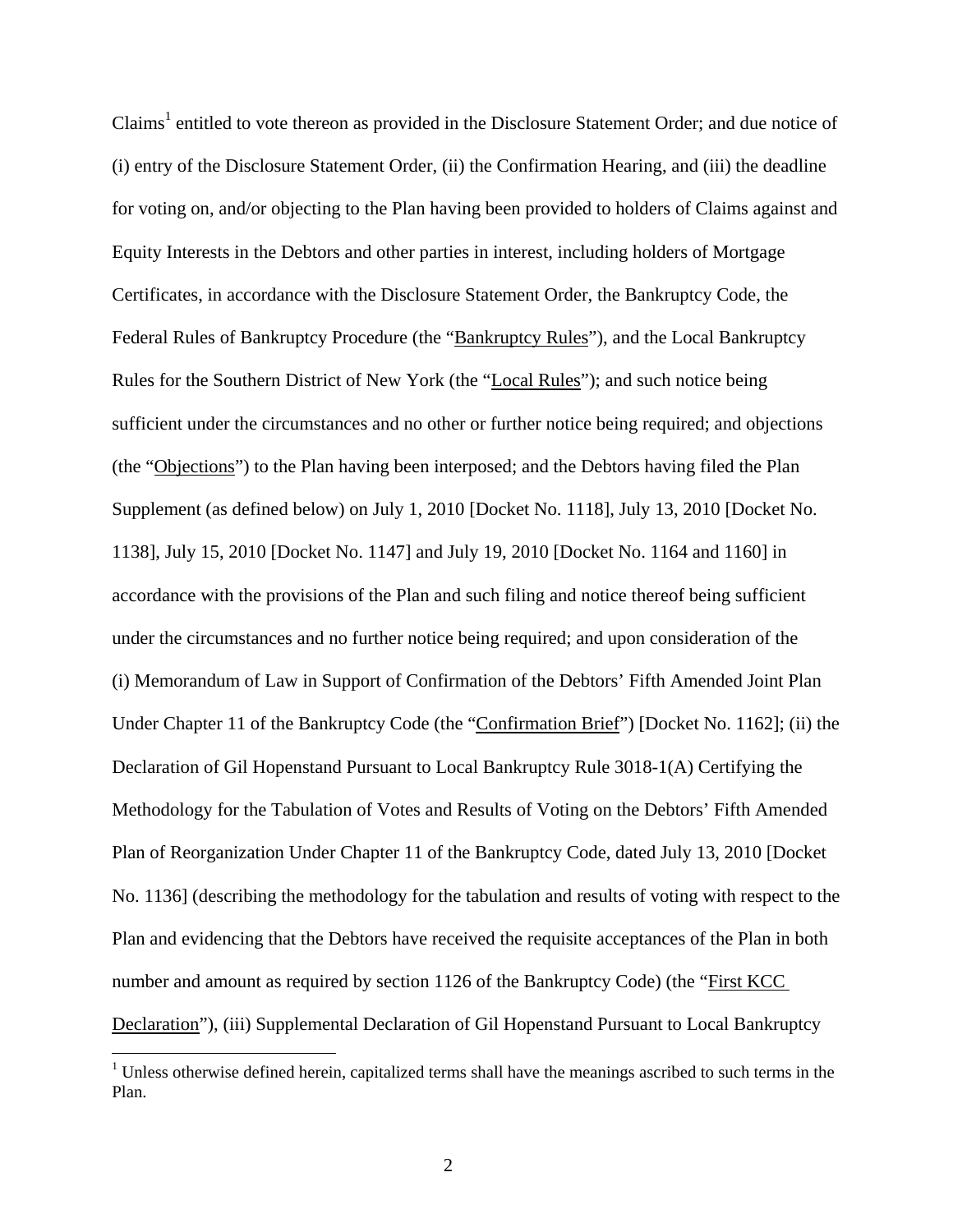Claims[1] entitled to vote thereon as provided in the Disclosure Statement Order; and due notice of (i) entry of the Disclosure Statement Order, (ii) the Confirmation Hearing, and (iii) the deadline for voting on, and/or objecting to the Plan having been provided to holders of Claims against and Equity Interests in the Debtors and other parties in interest, including holders of Mortgage Certificates, in accordance with the Disclosure Statement Order, the Bankruptcy Code, the Federal Rules of Bankruptcy Procedure (the "Bankruptcy Rules"), and the Local Bankruptcy Rules for the Southern District of New York (the "Local Rules"); and such notice being sufficient under the circumstances and no other or further notice being required; and objections (the "Objections") to the Plan having been interposed; and the Debtors having filed the Plan Supplement (as defined below) on July 1, 2010 [Docket No. 1118], July 13, 2010 [Docket No. 1138], July 15, 2010 [Docket No. 1147] and July 19, 2010 [Docket No. 1164 and 1160] in accordance with the provisions of the Plan and such filing and notice thereof being sufficient under the circumstances and no further notice being required; and upon consideration of the (i) Memorandum of Law in Support of Confirmation of the Debtors' Fifth Amended Joint Plan Under Chapter 11 of the Bankruptcy Code (the "Confirmation Brief") [Docket No. 1162]; (ii) the Declaration of Gil Hopenstand Pursuant to Local Bankruptcy Rule 3018-1(A) Certifying the Methodology for the Tabulation of Votes and Results of Voting on the Debtors' Fifth Amended Plan of Reorganization Under Chapter 11 of the Bankruptcy Code, dated July 13, 2010 [Docket No. 1136] (describing the methodology for the tabulation and results of voting with respect to the Plan and evidencing that the Debtors have received the requisite acceptances of the Plan in both number and amount as required by section 1126 of the Bankruptcy Code) (the "First KCC Declaration"), (iii) Supplemental Declaration of Gil Hopenstand Pursuant to Local Bankruptcy

[1] Unless otherwise defined herein, capitalized terms shall have the meanings ascribed to such terms in the Plan.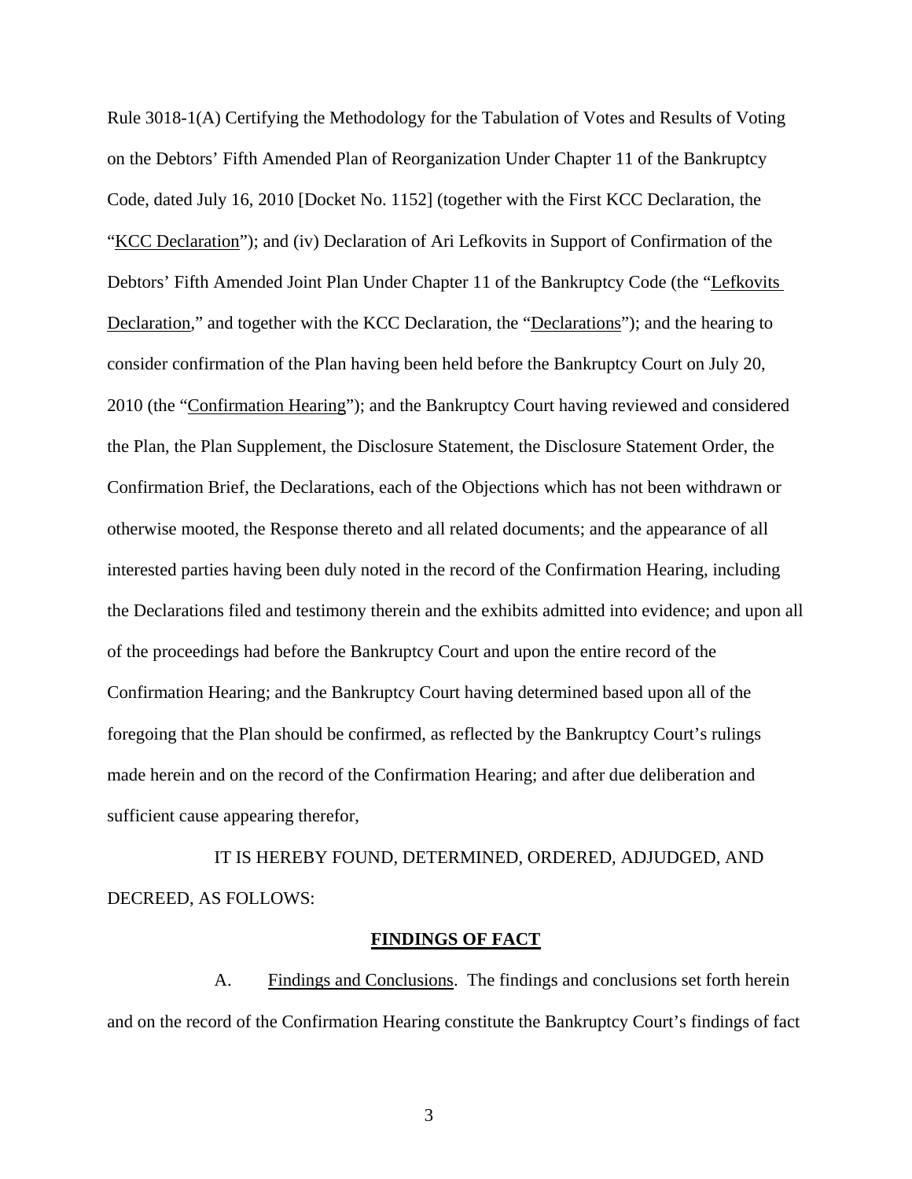Rule 3018-1(A) Certifying the Methodology for the Tabulation of Votes and Results of Voting on the Debtors' Fifth Amended Plan of Reorganization Under Chapter 11 of the Bankruptcy Code, dated July 16, 2010 [Docket No. 1152] (together with the First KCC Declaration, the "KCC Declaration"); and (iv) Declaration of Ari Lefkovits in Support of Confirmation of the Debtors' Fifth Amended Joint Plan Under Chapter 11 of the Bankruptcy Code (the "Lefkovits Declaration," and together with the KCC Declaration, the "Declarations"); and the hearing to consider confirmation of the Plan having been held before the Bankruptcy Court on July 20, 2010 (the "Confirmation Hearing"); and the Bankruptcy Court having reviewed and considered the Plan, the Plan Supplement, the Disclosure Statement, the Disclosure Statement Order, the Confirmation Brief, the Declarations, each of the Objections which has not been withdrawn or otherwise mooted, the Response thereto and all related documents; and the appearance of all interested parties having been duly noted in the record of the Confirmation Hearing, including the Declarations filed and testimony therein and the exhibits admitted into evidence; and upon all of the proceedings had before the Bankruptcy Court and upon the entire record of the Confirmation Hearing; and the Bankruptcy Court having determined based upon all of the foregoing that the Plan should be confirmed, as reflected by the Bankruptcy Court's rulings made herein and on the record of the Confirmation Hearing; and after due deliberation and sufficient cause appearing therefor,

IT IS HEREBY FOUND, DETERMINED, ORDERED, ADJUDGED, AND DECREED, AS FOLLOWS:

## FINDINGS OF FACT

A. Findings and Conclusions. The findings and conclusions set forth herein and on the record of the Confirmation Hearing constitute the Bankruptcy Court's findings of fact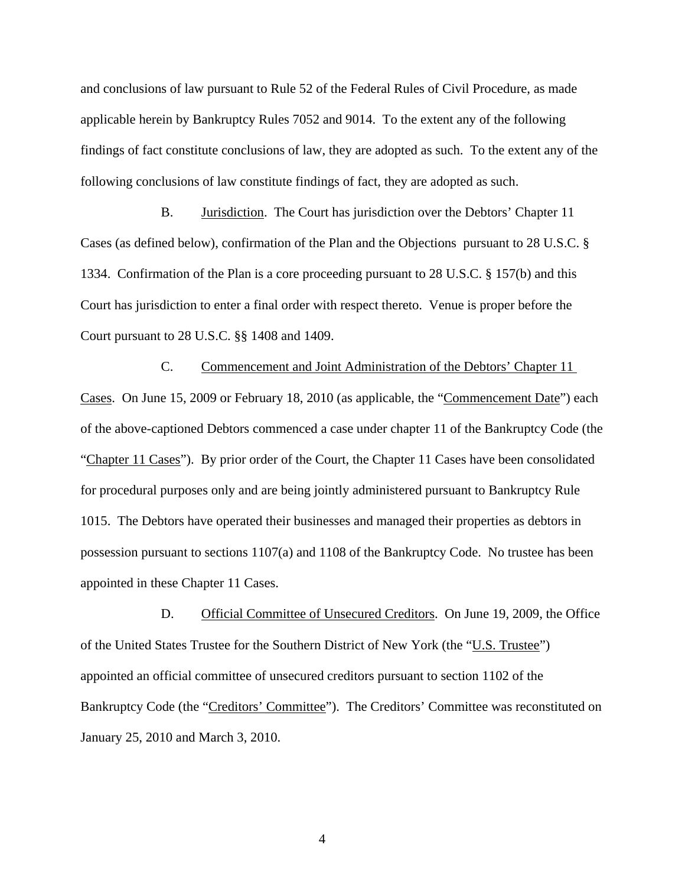and conclusions of law pursuant to Rule 52 of the Federal Rules of Civil Procedure, as made applicable herein by Bankruptcy Rules 7052 and 9014. To the extent any of the following findings of fact constitute conclusions of law, they are adopted as such. To the extent any of the following conclusions of law constitute findings of fact, they are adopted as such.

B. Jurisdiction. The Court has jurisdiction over the Debtors' Chapter 11 Cases (as defined below), confirmation of the Plan and the Objections pursuant to 28 U.S.C. § 1334. Confirmation of the Plan is a core proceeding pursuant to 28 U.S.C. § 157(b) and this Court has jurisdiction to enter a final order with respect thereto. Venue is proper before the Court pursuant to 28 U.S.C. §§ 1408 and 1409.

C. Commencement and Joint Administration of the Debtors' Chapter 11 Cases. On June 15, 2009 or February 18, 2010 (as applicable, the "Commencement Date") each of the above-captioned Debtors commenced a case under chapter 11 of the Bankruptcy Code (the "Chapter 11 Cases"). By prior order of the Court, the Chapter 11 Cases have been consolidated for procedural purposes only and are being jointly administered pursuant to Bankruptcy Rule 1015. The Debtors have operated their businesses and managed their properties as debtors in possession pursuant to sections 1107(a) and 1108 of the Bankruptcy Code. No trustee has been appointed in these Chapter 11 Cases.

D. Official Committee of Unsecured Creditors. On June 19, 2009, the Office of the United States Trustee for the Southern District of New York (the "U.S. Trustee") appointed an official committee of unsecured creditors pursuant to section 1102 of the Bankruptcy Code (the "Creditors' Committee"). The Creditors' Committee was reconstituted on January 25, 2010 and March 3, 2010.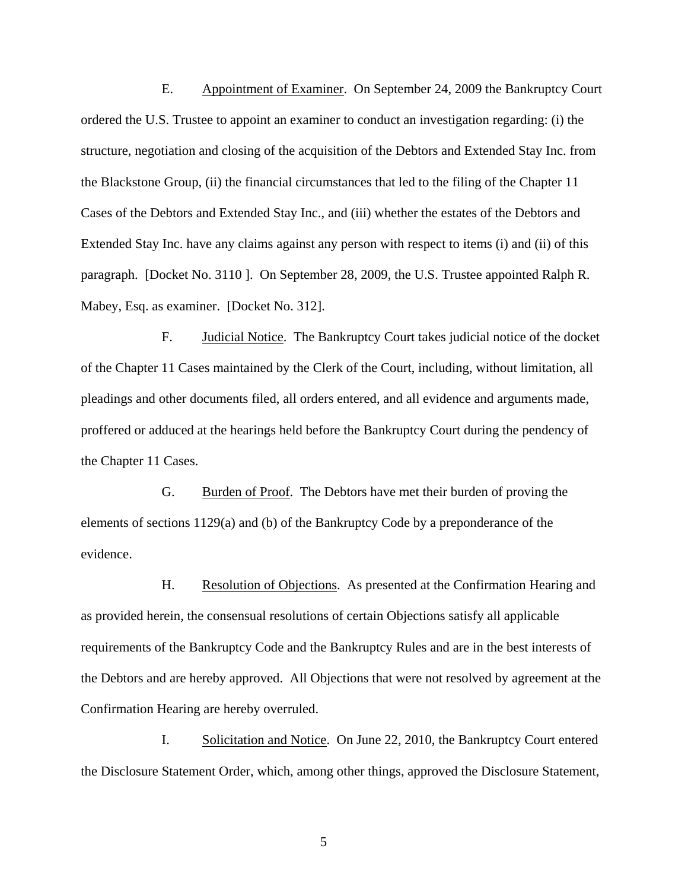E. Appointment of Examiner. On September 24, 2009 the Bankruptcy Court ordered the U.S. Trustee to appoint an examiner to conduct an investigation regarding: (i) the structure, negotiation and closing of the acquisition of the Debtors and Extended Stay Inc. from the Blackstone Group, (ii) the financial circumstances that led to the filing of the Chapter 11 Cases of the Debtors and Extended Stay Inc., and (iii) whether the estates of the Debtors and Extended Stay Inc. have any claims against any person with respect to items (i) and (ii) of this paragraph. [Docket No. 3110 ]. On September 28, 2009, the U.S. Trustee appointed Ralph R. Mabey, Esq. as examiner. [Docket No. 312].

F. Judicial Notice. The Bankruptcy Court takes judicial notice of the docket of the Chapter 11 Cases maintained by the Clerk of the Court, including, without limitation, all pleadings and other documents filed, all orders entered, and all evidence and arguments made, proffered or adduced at the hearings held before the Bankruptcy Court during the pendency of the Chapter 11 Cases.

G. Burden of Proof. The Debtors have met their burden of proving the elements of sections 1129(a) and (b) of the Bankruptcy Code by a preponderance of the evidence.

H. Resolution of Objections. As presented at the Confirmation Hearing and as provided herein, the consensual resolutions of certain Objections satisfy all applicable requirements of the Bankruptcy Code and the Bankruptcy Rules and are in the best interests of the Debtors and are hereby approved. All Objections that were not resolved by agreement at the Confirmation Hearing are hereby overruled.

I. Solicitation and Notice. On June 22, 2010, the Bankruptcy Court entered the Disclosure Statement Order, which, among other things, approved the Disclosure Statement,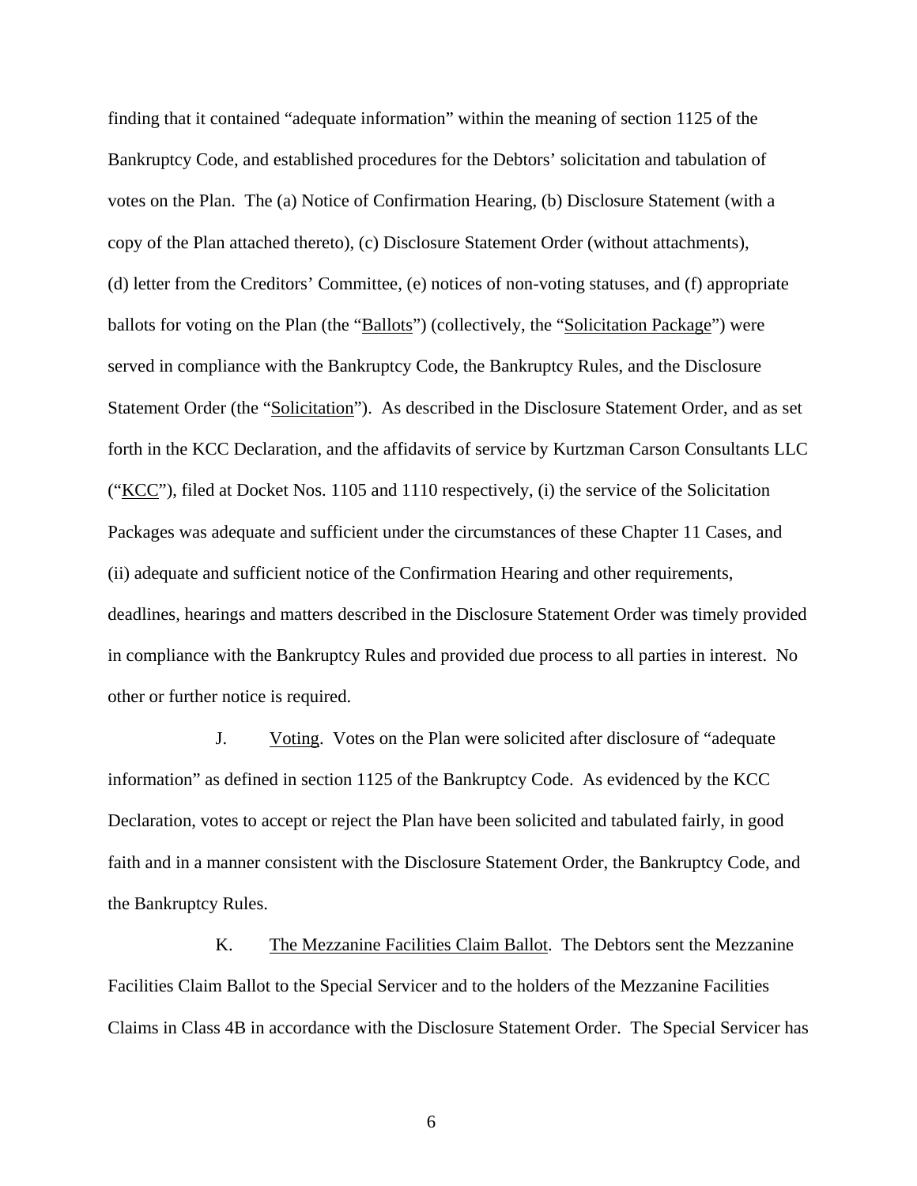finding that it contained "adequate information" within the meaning of section 1125 of the Bankruptcy Code, and established procedures for the Debtors' solicitation and tabulation of votes on the Plan. The (a) Notice of Confirmation Hearing, (b) Disclosure Statement (with a copy of the Plan attached thereto), (c) Disclosure Statement Order (without attachments), (d) letter from the Creditors' Committee, (e) notices of non-voting statuses, and (f) appropriate ballots for voting on the Plan (the "Ballots") (collectively, the "Solicitation Package") were served in compliance with the Bankruptcy Code, the Bankruptcy Rules, and the Disclosure Statement Order (the "Solicitation"). As described in the Disclosure Statement Order, and as set forth in the KCC Declaration, and the affidavits of service by Kurtzman Carson Consultants LLC ("KCC"), filed at Docket Nos. 1105 and 1110 respectively, (i) the service of the Solicitation Packages was adequate and sufficient under the circumstances of these Chapter 11 Cases, and (ii) adequate and sufficient notice of the Confirmation Hearing and other requirements, deadlines, hearings and matters described in the Disclosure Statement Order was timely provided in compliance with the Bankruptcy Rules and provided due process to all parties in interest. No other or further notice is required.

J. Voting. Votes on the Plan were solicited after disclosure of "adequate information" as defined in section 1125 of the Bankruptcy Code. As evidenced by the KCC Declaration, votes to accept or reject the Plan have been solicited and tabulated fairly, in good faith and in a manner consistent with the Disclosure Statement Order, the Bankruptcy Code, and the Bankruptcy Rules.

K. The Mezzanine Facilities Claim Ballot. The Debtors sent the Mezzanine Facilities Claim Ballot to the Special Servicer and to the holders of the Mezzanine Facilities Claims in Class 4B in accordance with the Disclosure Statement Order. The Special Servicer has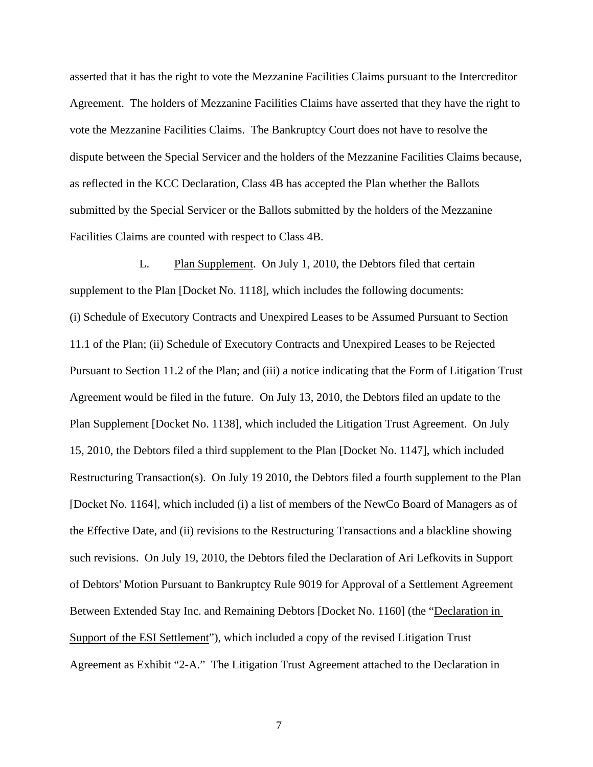asserted that it has the right to vote the Mezzanine Facilities Claims pursuant to the Intercreditor Agreement. The holders of Mezzanine Facilities Claims have asserted that they have the right to vote the Mezzanine Facilities Claims. The Bankruptcy Court does not have to resolve the dispute between the Special Servicer and the holders of the Mezzanine Facilities Claims because, as reflected in the KCC Declaration, Class 4B has accepted the Plan whether the Ballots submitted by the Special Servicer or the Ballots submitted by the holders of the Mezzanine Facilities Claims are counted with respect to Class 4B.

L. Plan Supplement. On July 1, 2010, the Debtors filed that certain supplement to the Plan [Docket No. 1118], which includes the following documents: (i) Schedule of Executory Contracts and Unexpired Leases to be Assumed Pursuant to Section 11.1 of the Plan; (ii) Schedule of Executory Contracts and Unexpired Leases to be Rejected Pursuant to Section 11.2 of the Plan; and (iii) a notice indicating that the Form of Litigation Trust Agreement would be filed in the future. On July 13, 2010, the Debtors filed an update to the Plan Supplement [Docket No. 1138], which included the Litigation Trust Agreement. On July 15, 2010, the Debtors filed a third supplement to the Plan [Docket No. 1147], which included Restructuring Transaction(s). On July 19 2010, the Debtors filed a fourth supplement to the Plan [Docket No. 1164], which included (i) a list of members of the NewCo Board of Managers as of the Effective Date, and (ii) revisions to the Restructuring Transactions and a blackline showing such revisions. On July 19, 2010, the Debtors filed the Declaration of Ari Lefkovits in Support of Debtors' Motion Pursuant to Bankruptcy Rule 9019 for Approval of a Settlement Agreement Between Extended Stay Inc. and Remaining Debtors [Docket No. 1160] (the "Declaration in Support of the ESI Settlement"), which included a copy of the revised Litigation Trust Agreement as Exhibit "2-A." The Litigation Trust Agreement attached to the Declaration in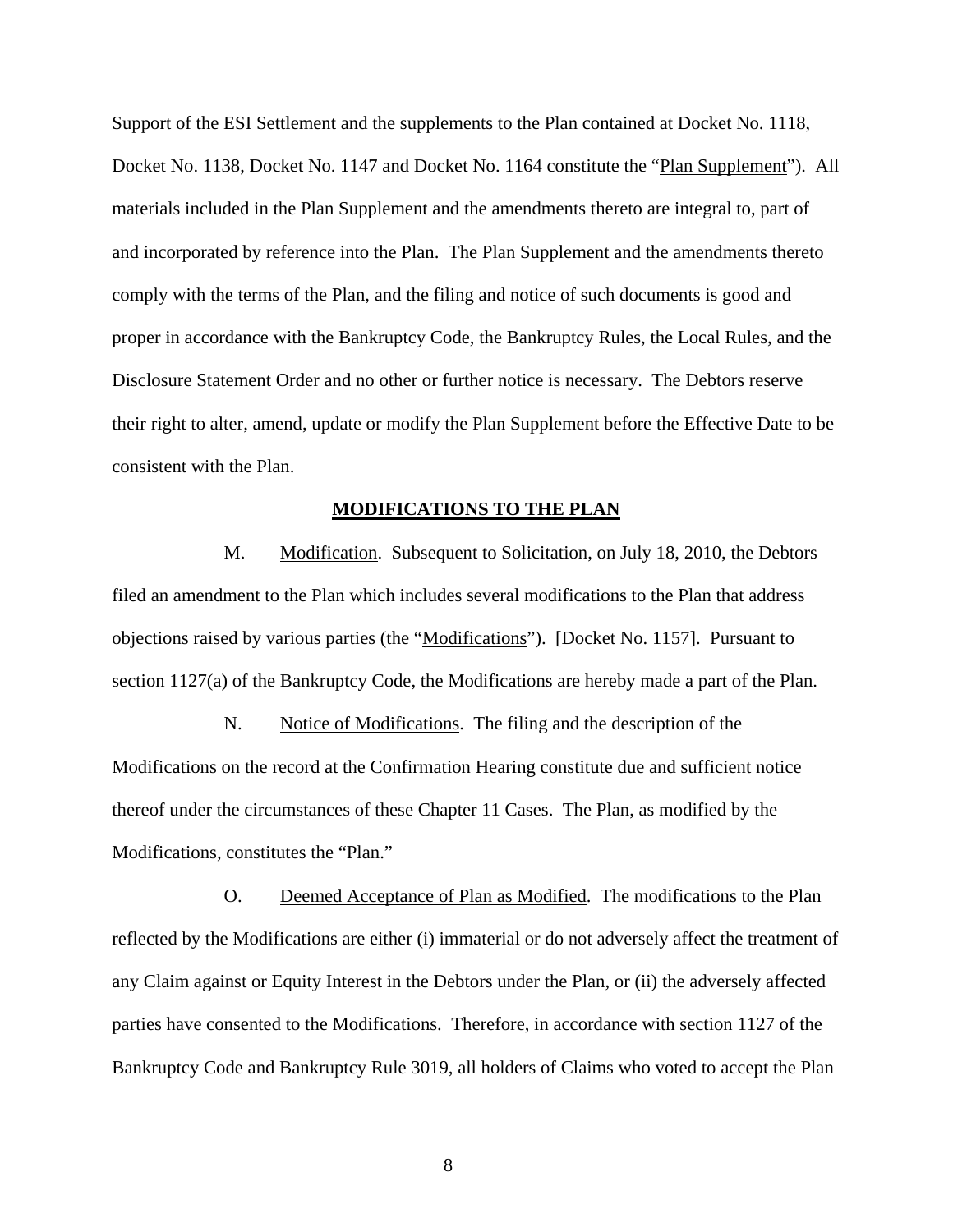Support of the ESI Settlement and the supplements to the Plan contained at Docket No. 1118, Docket No. 1138, Docket No. 1147 and Docket No. 1164 constitute the "Plan Supplement"). All materials included in the Plan Supplement and the amendments thereto are integral to, part of and incorporated by reference into the Plan. The Plan Supplement and the amendments thereto comply with the terms of the Plan, and the filing and notice of such documents is good and proper in accordance with the Bankruptcy Code, the Bankruptcy Rules, the Local Rules, and the Disclosure Statement Order and no other or further notice is necessary. The Debtors reserve their right to alter, amend, update or modify the Plan Supplement before the Effective Date to be consistent with the Plan.

## MODIFICATIONS TO THE PLAN

M. Modification. Subsequent to Solicitation, on July 18, 2010, the Debtors filed an amendment to the Plan which includes several modifications to the Plan that address objections raised by various parties (the "Modifications"). [Docket No. 1157]. Pursuant to section 1127(a) of the Bankruptcy Code, the Modifications are hereby made a part of the Plan.

N. Notice of Modifications. The filing and the description of the Modifications on the record at the Confirmation Hearing constitute due and sufficient notice thereof under the circumstances of these Chapter 11 Cases. The Plan, as modified by the Modifications, constitutes the "Plan."

O. Deemed Acceptance of Plan as Modified. The modifications to the Plan reflected by the Modifications are either (i) immaterial or do not adversely affect the treatment of any Claim against or Equity Interest in the Debtors under the Plan, or (ii) the adversely affected parties have consented to the Modifications. Therefore, in accordance with section 1127 of the Bankruptcy Code and Bankruptcy Rule 3019, all holders of Claims who voted to accept the Plan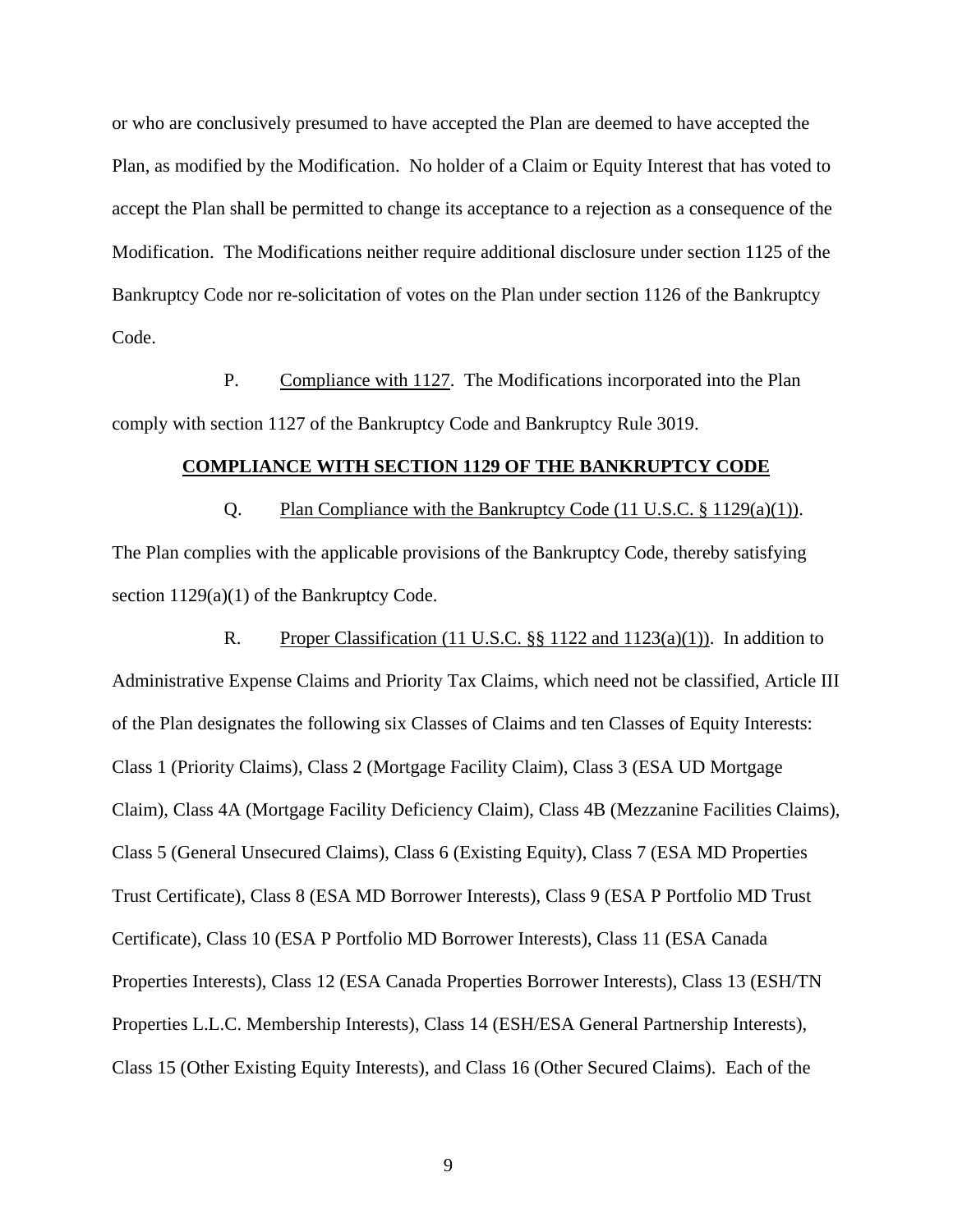or who are conclusively presumed to have accepted the Plan are deemed to have accepted the Plan, as modified by the Modification. No holder of a Claim or Equity Interest that has voted to accept the Plan shall be permitted to change its acceptance to a rejection as a consequence of the Modification. The Modifications neither require additional disclosure under section 1125 of the Bankruptcy Code nor re-solicitation of votes on the Plan under section 1126 of the Bankruptcy Code.

P. Compliance with 1127. The Modifications incorporated into the Plan comply with section 1127 of the Bankruptcy Code and Bankruptcy Rule 3019.

## COMPLIANCE WITH SECTION 1129 OF THE BANKRUPTCY CODE

Q. Plan Compliance with the Bankruptcy Code (11 U.S.C. § 1129(a)(1)). The Plan complies with the applicable provisions of the Bankruptcy Code, thereby satisfying section 1129(a)(1) of the Bankruptcy Code.

R. Proper Classification (11 U.S.C. §§ 1122 and 1123(a)(1)). In addition to Administrative Expense Claims and Priority Tax Claims, which need not be classified, Article III of the Plan designates the following six Classes of Claims and ten Classes of Equity Interests: Class 1 (Priority Claims), Class 2 (Mortgage Facility Claim), Class 3 (ESA UD Mortgage Claim), Class 4A (Mortgage Facility Deficiency Claim), Class 4B (Mezzanine Facilities Claims), Class 5 (General Unsecured Claims), Class 6 (Existing Equity), Class 7 (ESA MD Properties Trust Certificate), Class 8 (ESA MD Borrower Interests), Class 9 (ESA P Portfolio MD Trust Certificate), Class 10 (ESA P Portfolio MD Borrower Interests), Class 11 (ESA Canada Properties Interests), Class 12 (ESA Canada Properties Borrower Interests), Class 13 (ESH/TN Properties L.L.C. Membership Interests), Class 14 (ESH/ESA General Partnership Interests), Class 15 (Other Existing Equity Interests), and Class 16 (Other Secured Claims). Each of the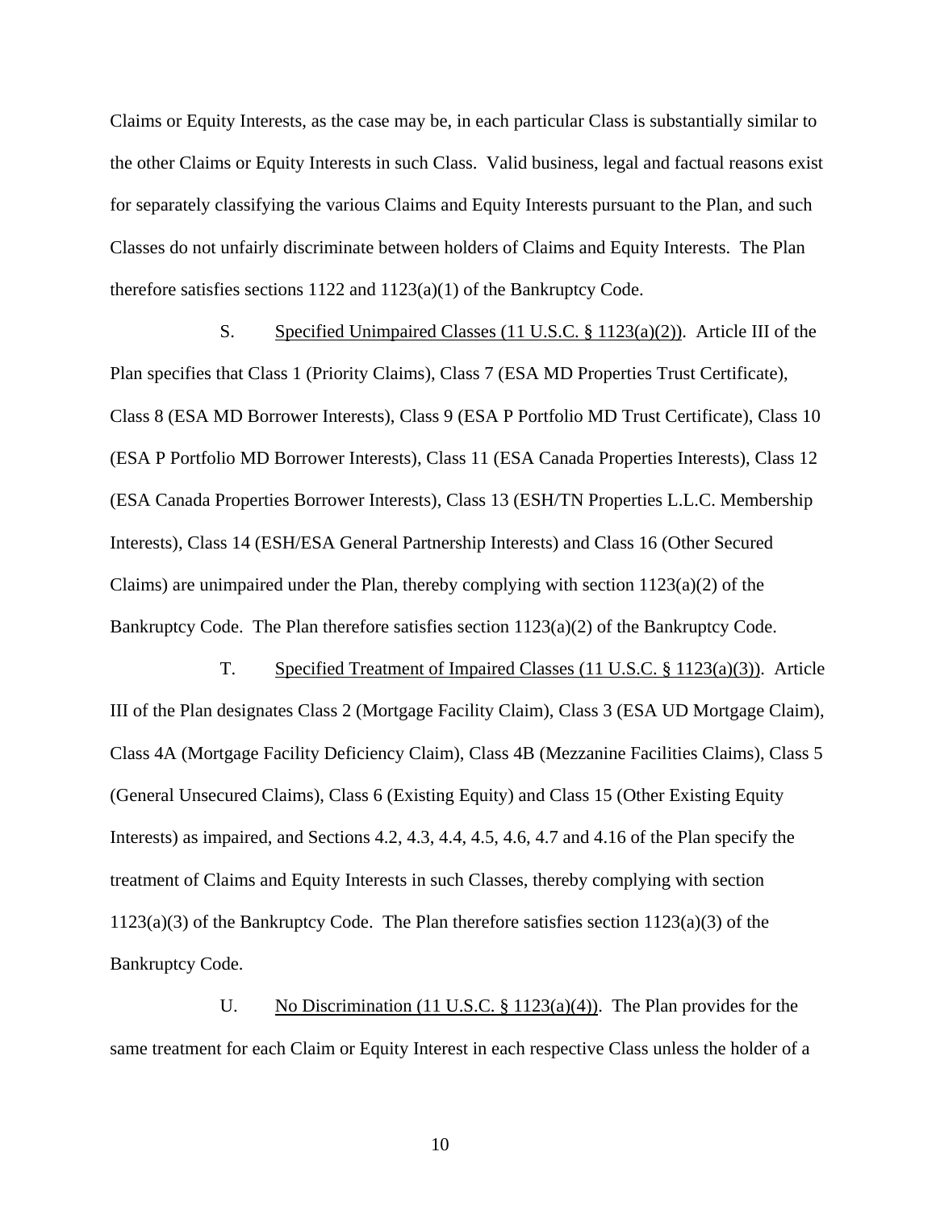Claims or Equity Interests, as the case may be, in each particular Class is substantially similar to the other Claims or Equity Interests in such Class. Valid business, legal and factual reasons exist for separately classifying the various Claims and Equity Interests pursuant to the Plan, and such Classes do not unfairly discriminate between holders of Claims and Equity Interests. The Plan therefore satisfies sections 1122 and 1123(a)(1) of the Bankruptcy Code.

S. Specified Unimpaired Classes (11 U.S.C. § 1123(a)(2)). Article III of the Plan specifies that Class 1 (Priority Claims), Class 7 (ESA MD Properties Trust Certificate), Class 8 (ESA MD Borrower Interests), Class 9 (ESA P Portfolio MD Trust Certificate), Class 10 (ESA P Portfolio MD Borrower Interests), Class 11 (ESA Canada Properties Interests), Class 12 (ESA Canada Properties Borrower Interests), Class 13 (ESH/TN Properties L.L.C. Membership Interests), Class 14 (ESH/ESA General Partnership Interests) and Class 16 (Other Secured Claims) are unimpaired under the Plan, thereby complying with section 1123(a)(2) of the Bankruptcy Code. The Plan therefore satisfies section 1123(a)(2) of the Bankruptcy Code.

T. Specified Treatment of Impaired Classes (11 U.S.C. § 1123(a)(3)). Article III of the Plan designates Class 2 (Mortgage Facility Claim), Class 3 (ESA UD Mortgage Claim), Class 4A (Mortgage Facility Deficiency Claim), Class 4B (Mezzanine Facilities Claims), Class 5 (General Unsecured Claims), Class 6 (Existing Equity) and Class 15 (Other Existing Equity Interests) as impaired, and Sections 4.2, 4.3, 4.4, 4.5, 4.6, 4.7 and 4.16 of the Plan specify the treatment of Claims and Equity Interests in such Classes, thereby complying with section 1123(a)(3) of the Bankruptcy Code. The Plan therefore satisfies section 1123(a)(3) of the Bankruptcy Code.

U. No Discrimination (11 U.S.C. § 1123(a)(4)). The Plan provides for the same treatment for each Claim or Equity Interest in each respective Class unless the holder of a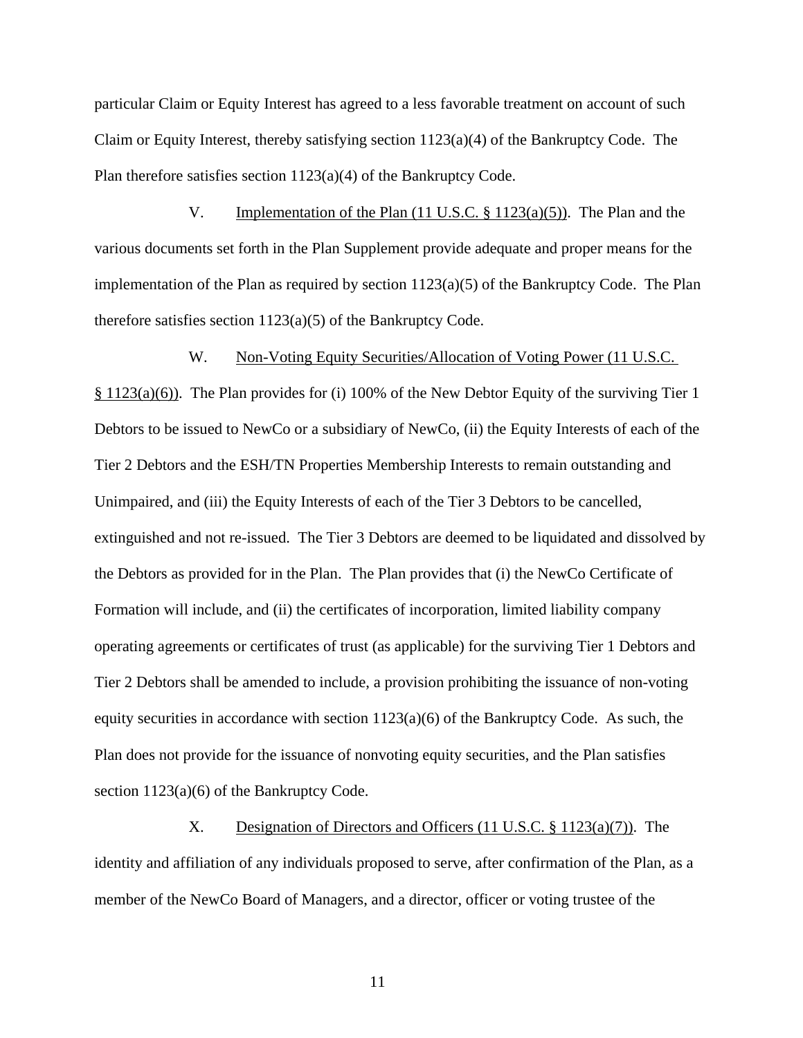particular Claim or Equity Interest has agreed to a less favorable treatment on account of such Claim or Equity Interest, thereby satisfying section 1123(a)(4) of the Bankruptcy Code. The Plan therefore satisfies section 1123(a)(4) of the Bankruptcy Code.

V. Implementation of the Plan (11 U.S.C. § 1123(a)(5)). The Plan and the various documents set forth in the Plan Supplement provide adequate and proper means for the implementation of the Plan as required by section 1123(a)(5) of the Bankruptcy Code. The Plan therefore satisfies section 1123(a)(5) of the Bankruptcy Code.

W. Non-Voting Equity Securities/Allocation of Voting Power (11 U.S.C. § 1123(a)(6)). The Plan provides for (i) 100% of the New Debtor Equity of the surviving Tier 1 Debtors to be issued to NewCo or a subsidiary of NewCo, (ii) the Equity Interests of each of the Tier 2 Debtors and the ESH/TN Properties Membership Interests to remain outstanding and Unimpaired, and (iii) the Equity Interests of each of the Tier 3 Debtors to be cancelled, extinguished and not re-issued. The Tier 3 Debtors are deemed to be liquidated and dissolved by the Debtors as provided for in the Plan. The Plan provides that (i) the NewCo Certificate of Formation will include, and (ii) the certificates of incorporation, limited liability company operating agreements or certificates of trust (as applicable) for the surviving Tier 1 Debtors and Tier 2 Debtors shall be amended to include, a provision prohibiting the issuance of non-voting equity securities in accordance with section 1123(a)(6) of the Bankruptcy Code. As such, the Plan does not provide for the issuance of nonvoting equity securities, and the Plan satisfies section 1123(a)(6) of the Bankruptcy Code.

X. Designation of Directors and Officers (11 U.S.C. § 1123(a)(7)). The identity and affiliation of any individuals proposed to serve, after confirmation of the Plan, as a member of the NewCo Board of Managers, and a director, officer or voting trustee of the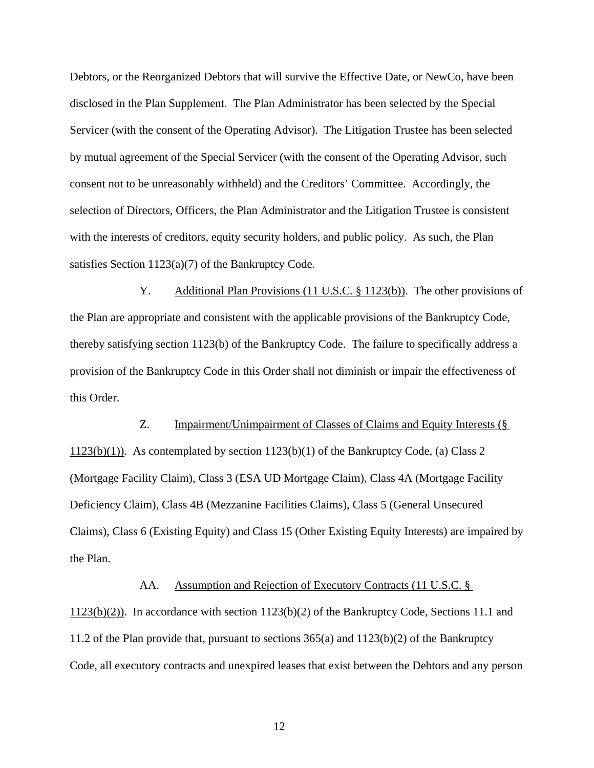Debtors, or the Reorganized Debtors that will survive the Effective Date, or NewCo, have been disclosed in the Plan Supplement. The Plan Administrator has been selected by the Special Servicer (with the consent of the Operating Advisor). The Litigation Trustee has been selected by mutual agreement of the Special Servicer (with the consent of the Operating Advisor, such consent not to be unreasonably withheld) and the Creditors' Committee. Accordingly, the selection of Directors, Officers, the Plan Administrator and the Litigation Trustee is consistent with the interests of creditors, equity security holders, and public policy. As such, the Plan satisfies Section 1123(a)(7) of the Bankruptcy Code.

Y. Additional Plan Provisions (11 U.S.C. § 1123(b)). The other provisions of the Plan are appropriate and consistent with the applicable provisions of the Bankruptcy Code, thereby satisfying section 1123(b) of the Bankruptcy Code. The failure to specifically address a provision of the Bankruptcy Code in this Order shall not diminish or impair the effectiveness of this Order.

Z. Impairment/Unimpairment of Classes of Claims and Equity Interests (§ 1123(b)(1)). As contemplated by section 1123(b)(1) of the Bankruptcy Code, (a) Class 2 (Mortgage Facility Claim), Class 3 (ESA UD Mortgage Claim), Class 4A (Mortgage Facility Deficiency Claim), Class 4B (Mezzanine Facilities Claims), Class 5 (General Unsecured Claims), Class 6 (Existing Equity) and Class 15 (Other Existing Equity Interests) are impaired by the Plan.

AA. Assumption and Rejection of Executory Contracts (11 U.S.C. § 1123(b)(2)). In accordance with section 1123(b)(2) of the Bankruptcy Code, Sections 11.1 and 11.2 of the Plan provide that, pursuant to sections 365(a) and 1123(b)(2) of the Bankruptcy Code, all executory contracts and unexpired leases that exist between the Debtors and any person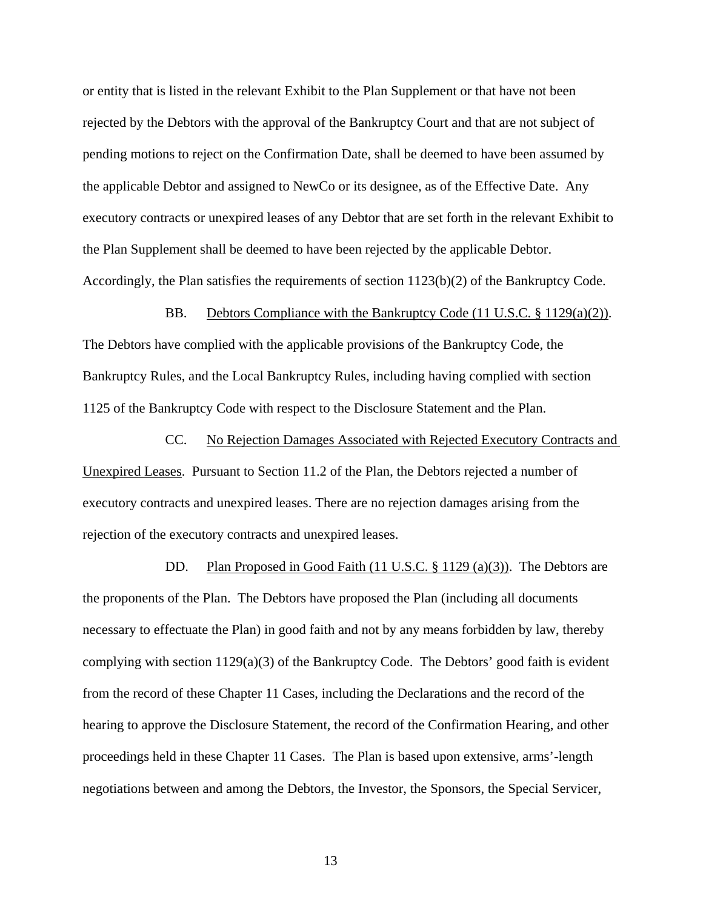or entity that is listed in the relevant Exhibit to the Plan Supplement or that have not been rejected by the Debtors with the approval of the Bankruptcy Court and that are not subject of pending motions to reject on the Confirmation Date, shall be deemed to have been assumed by the applicable Debtor and assigned to NewCo or its designee, as of the Effective Date. Any executory contracts or unexpired leases of any Debtor that are set forth in the relevant Exhibit to the Plan Supplement shall be deemed to have been rejected by the applicable Debtor. Accordingly, the Plan satisfies the requirements of section 1123(b)(2) of the Bankruptcy Code.

BB. Debtors Compliance with the Bankruptcy Code (11 U.S.C. § 1129(a)(2)). The Debtors have complied with the applicable provisions of the Bankruptcy Code, the Bankruptcy Rules, and the Local Bankruptcy Rules, including having complied with section 1125 of the Bankruptcy Code with respect to the Disclosure Statement and the Plan.

CC. No Rejection Damages Associated with Rejected Executory Contracts and Unexpired Leases. Pursuant to Section 11.2 of the Plan, the Debtors rejected a number of executory contracts and unexpired leases. There are no rejection damages arising from the rejection of the executory contracts and unexpired leases.

DD. Plan Proposed in Good Faith (11 U.S.C. § 1129 (a)(3)). The Debtors are the proponents of the Plan. The Debtors have proposed the Plan (including all documents necessary to effectuate the Plan) in good faith and not by any means forbidden by law, thereby complying with section 1129(a)(3) of the Bankruptcy Code. The Debtors' good faith is evident from the record of these Chapter 11 Cases, including the Declarations and the record of the hearing to approve the Disclosure Statement, the record of the Confirmation Hearing, and other proceedings held in these Chapter 11 Cases. The Plan is based upon extensive, arms'-length negotiations between and among the Debtors, the Investor, the Sponsors, the Special Servicer,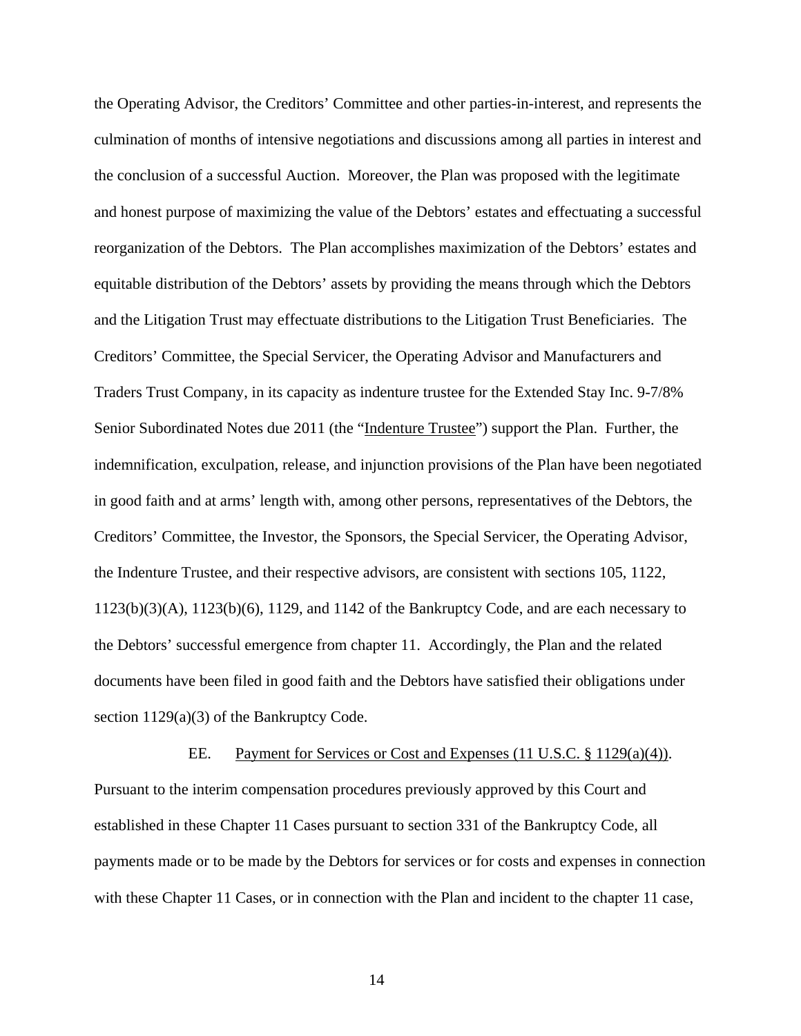the Operating Advisor, the Creditors' Committee and other parties-in-interest, and represents the culmination of months of intensive negotiations and discussions among all parties in interest and the conclusion of a successful Auction. Moreover, the Plan was proposed with the legitimate and honest purpose of maximizing the value of the Debtors' estates and effectuating a successful reorganization of the Debtors. The Plan accomplishes maximization of the Debtors' estates and equitable distribution of the Debtors' assets by providing the means through which the Debtors and the Litigation Trust may effectuate distributions to the Litigation Trust Beneficiaries. The Creditors' Committee, the Special Servicer, the Operating Advisor and Manufacturers and Traders Trust Company, in its capacity as indenture trustee for the Extended Stay Inc. 9-7/8% Senior Subordinated Notes due 2011 (the "Indenture Trustee") support the Plan. Further, the indemnification, exculpation, release, and injunction provisions of the Plan have been negotiated in good faith and at arms' length with, among other persons, representatives of the Debtors, the Creditors' Committee, the Investor, the Sponsors, the Special Servicer, the Operating Advisor, the Indenture Trustee, and their respective advisors, are consistent with sections 105, 1122, 1123(b)(3)(A), 1123(b)(6), 1129, and 1142 of the Bankruptcy Code, and are each necessary to the Debtors' successful emergence from chapter 11. Accordingly, the Plan and the related documents have been filed in good faith and the Debtors have satisfied their obligations under section 1129(a)(3) of the Bankruptcy Code.

EE. Payment for Services or Cost and Expenses (11 U.S.C. § 1129(a)(4)). Pursuant to the interim compensation procedures previously approved by this Court and established in these Chapter 11 Cases pursuant to section 331 of the Bankruptcy Code, all payments made or to be made by the Debtors for services or for costs and expenses in connection with these Chapter 11 Cases, or in connection with the Plan and incident to the chapter 11 case,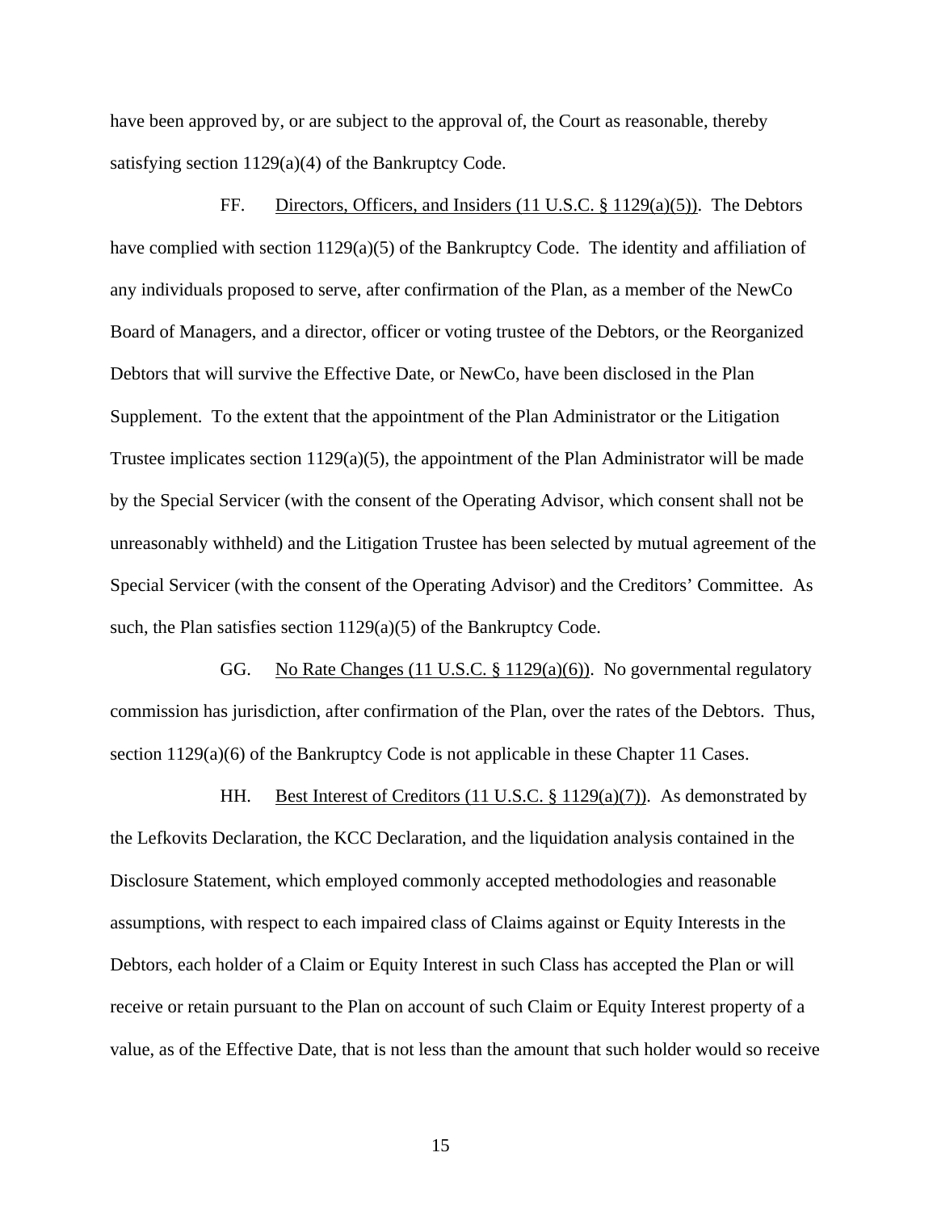have been approved by, or are subject to the approval of, the Court as reasonable, thereby satisfying section 1129(a)(4) of the Bankruptcy Code.

FF. Directors, Officers, and Insiders (11 U.S.C. § 1129(a)(5)). The Debtors have complied with section 1129(a)(5) of the Bankruptcy Code. The identity and affiliation of any individuals proposed to serve, after confirmation of the Plan, as a member of the NewCo Board of Managers, and a director, officer or voting trustee of the Debtors, or the Reorganized Debtors that will survive the Effective Date, or NewCo, have been disclosed in the Plan Supplement. To the extent that the appointment of the Plan Administrator or the Litigation Trustee implicates section 1129(a)(5), the appointment of the Plan Administrator will be made by the Special Servicer (with the consent of the Operating Advisor, which consent shall not be unreasonably withheld) and the Litigation Trustee has been selected by mutual agreement of the Special Servicer (with the consent of the Operating Advisor) and the Creditors' Committee. As such, the Plan satisfies section 1129(a)(5) of the Bankruptcy Code.

GG. No Rate Changes (11 U.S.C. § 1129(a)(6)). No governmental regulatory commission has jurisdiction, after confirmation of the Plan, over the rates of the Debtors. Thus, section 1129(a)(6) of the Bankruptcy Code is not applicable in these Chapter 11 Cases.

HH. Best Interest of Creditors (11 U.S.C. § 1129(a)(7)). As demonstrated by the Lefkovits Declaration, the KCC Declaration, and the liquidation analysis contained in the Disclosure Statement, which employed commonly accepted methodologies and reasonable assumptions, with respect to each impaired class of Claims against or Equity Interests in the Debtors, each holder of a Claim or Equity Interest in such Class has accepted the Plan or will receive or retain pursuant to the Plan on account of such Claim or Equity Interest property of a value, as of the Effective Date, that is not less than the amount that such holder would so receive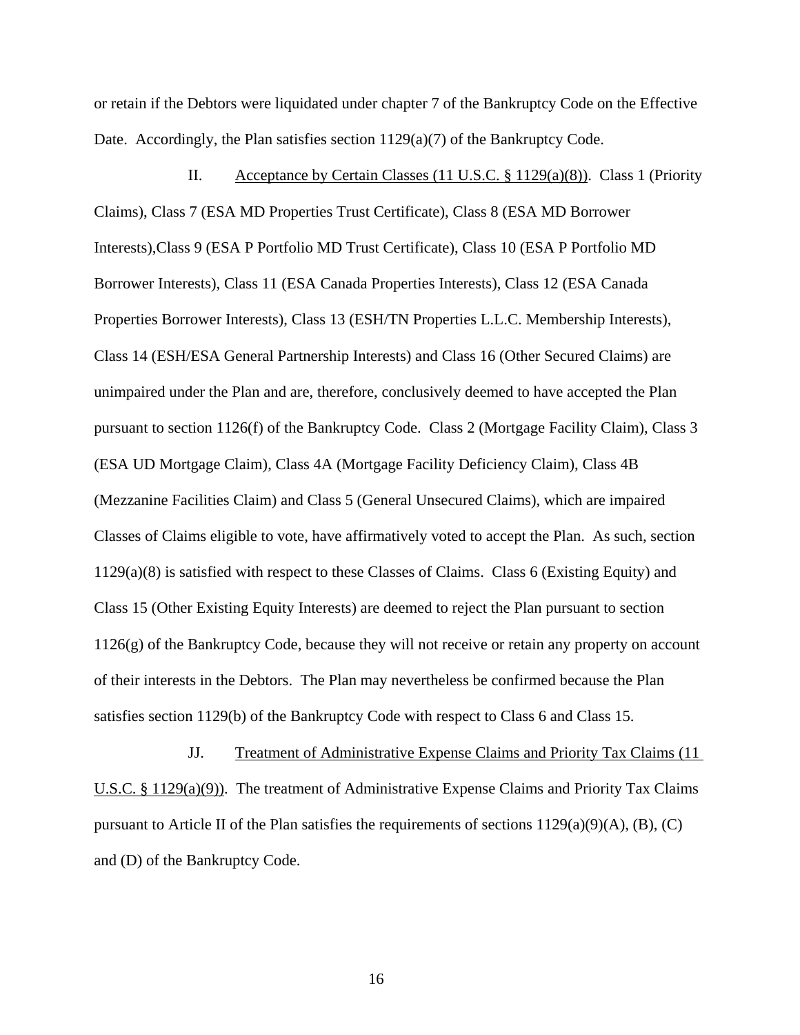or retain if the Debtors were liquidated under chapter 7 of the Bankruptcy Code on the Effective Date. Accordingly, the Plan satisfies section 1129(a)(7) of the Bankruptcy Code.

II. Acceptance by Certain Classes (11 U.S.C. § 1129(a)(8)). Class 1 (Priority Claims), Class 7 (ESA MD Properties Trust Certificate), Class 8 (ESA MD Borrower Interests),Class 9 (ESA P Portfolio MD Trust Certificate), Class 10 (ESA P Portfolio MD Borrower Interests), Class 11 (ESA Canada Properties Interests), Class 12 (ESA Canada Properties Borrower Interests), Class 13 (ESH/TN Properties L.L.C. Membership Interests), Class 14 (ESH/ESA General Partnership Interests) and Class 16 (Other Secured Claims) are unimpaired under the Plan and are, therefore, conclusively deemed to have accepted the Plan pursuant to section 1126(f) of the Bankruptcy Code. Class 2 (Mortgage Facility Claim), Class 3 (ESA UD Mortgage Claim), Class 4A (Mortgage Facility Deficiency Claim), Class 4B (Mezzanine Facilities Claim) and Class 5 (General Unsecured Claims), which are impaired Classes of Claims eligible to vote, have affirmatively voted to accept the Plan. As such, section 1129(a)(8) is satisfied with respect to these Classes of Claims. Class 6 (Existing Equity) and Class 15 (Other Existing Equity Interests) are deemed to reject the Plan pursuant to section 1126(g) of the Bankruptcy Code, because they will not receive or retain any property on account of their interests in the Debtors. The Plan may nevertheless be confirmed because the Plan satisfies section 1129(b) of the Bankruptcy Code with respect to Class 6 and Class 15.

JJ. Treatment of Administrative Expense Claims and Priority Tax Claims (11 U.S.C. § 1129(a)(9)). The treatment of Administrative Expense Claims and Priority Tax Claims pursuant to Article II of the Plan satisfies the requirements of sections 1129(a)(9)(A), (B), (C) and (D) of the Bankruptcy Code.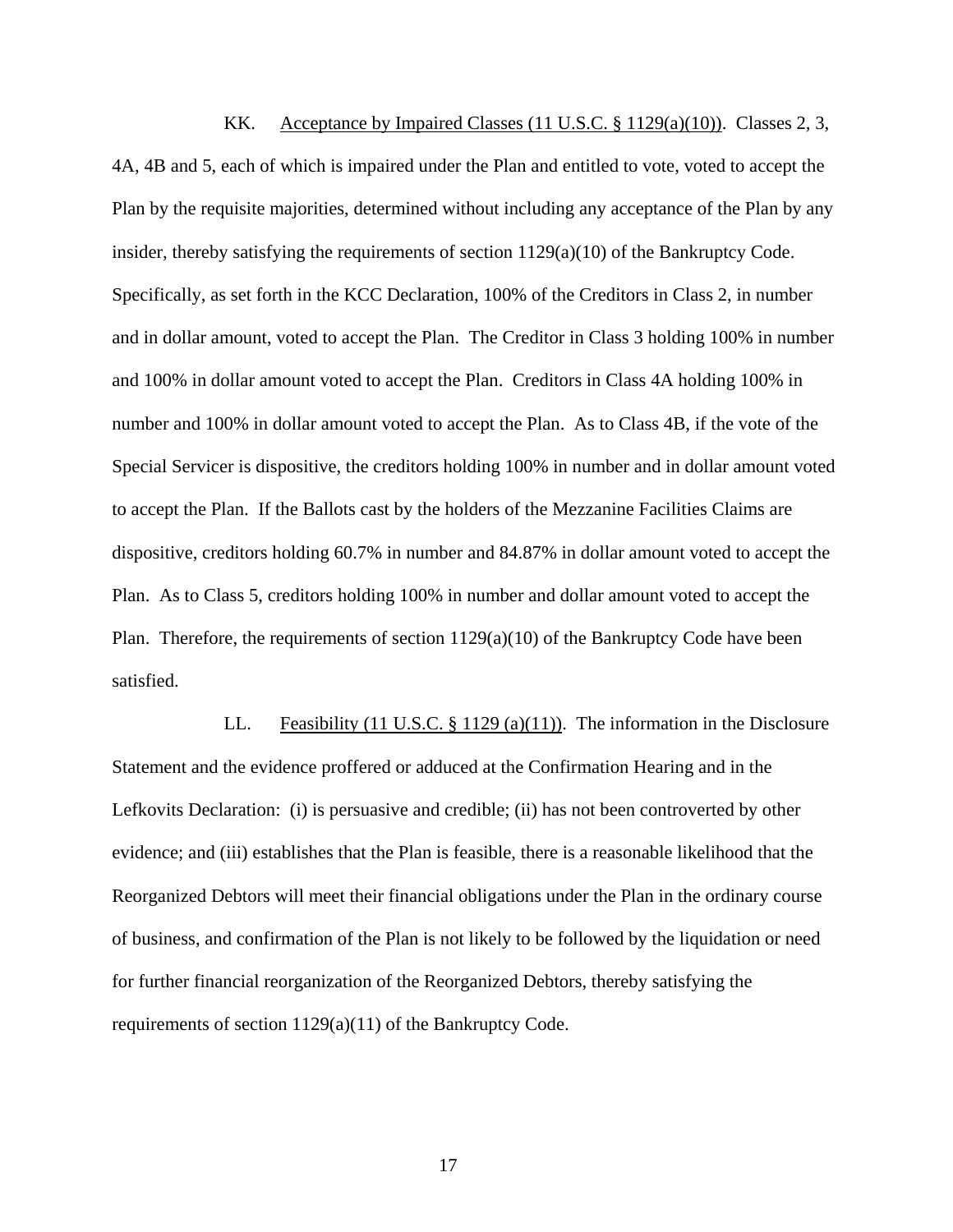KK. <u>Acceptance by Impaired Classes (11 U.S.C. § 1129(a)(10))</u>. Classes 2, 3, 4A, 4B and 5, each of which is impaired under the Plan and entitled to vote, voted to accept the Plan by the requisite majorities, determined without including any acceptance of the Plan by any insider, thereby satisfying the requirements of section 1129(a)(10) of the Bankruptcy Code. Specifically, as set forth in the KCC Declaration, 100% of the Creditors in Class 2, in number and in dollar amount, voted to accept the Plan. The Creditor in Class 3 holding 100% in number and 100% in dollar amount voted to accept the Plan. Creditors in Class 4A holding 100% in number and 100% in dollar amount voted to accept the Plan. As to Class 4B, if the vote of the Special Servicer is dispositive, the creditors holding 100% in number and in dollar amount voted to accept the Plan. If the Ballots cast by the holders of the Mezzanine Facilities Claims are dispositive, creditors holding 60.7% in number and 84.87% in dollar amount voted to accept the Plan. As to Class 5, creditors holding 100% in number and dollar amount voted to accept the Plan. Therefore, the requirements of section 1129(a)(10) of the Bankruptcy Code have been satisfied.

LL. <u>Feasibility (11 U.S.C. § 1129 (a)(11))</u>. The information in the Disclosure Statement and the evidence proffered or adduced at the Confirmation Hearing and in the Lefkovits Declaration: (i) is persuasive and credible; (ii) has not been controverted by other evidence; and (iii) establishes that the Plan is feasible, there is a reasonable likelihood that the Reorganized Debtors will meet their financial obligations under the Plan in the ordinary course of business, and confirmation of the Plan is not likely to be followed by the liquidation or need for further financial reorganization of the Reorganized Debtors, thereby satisfying the requirements of section 1129(a)(11) of the Bankruptcy Code.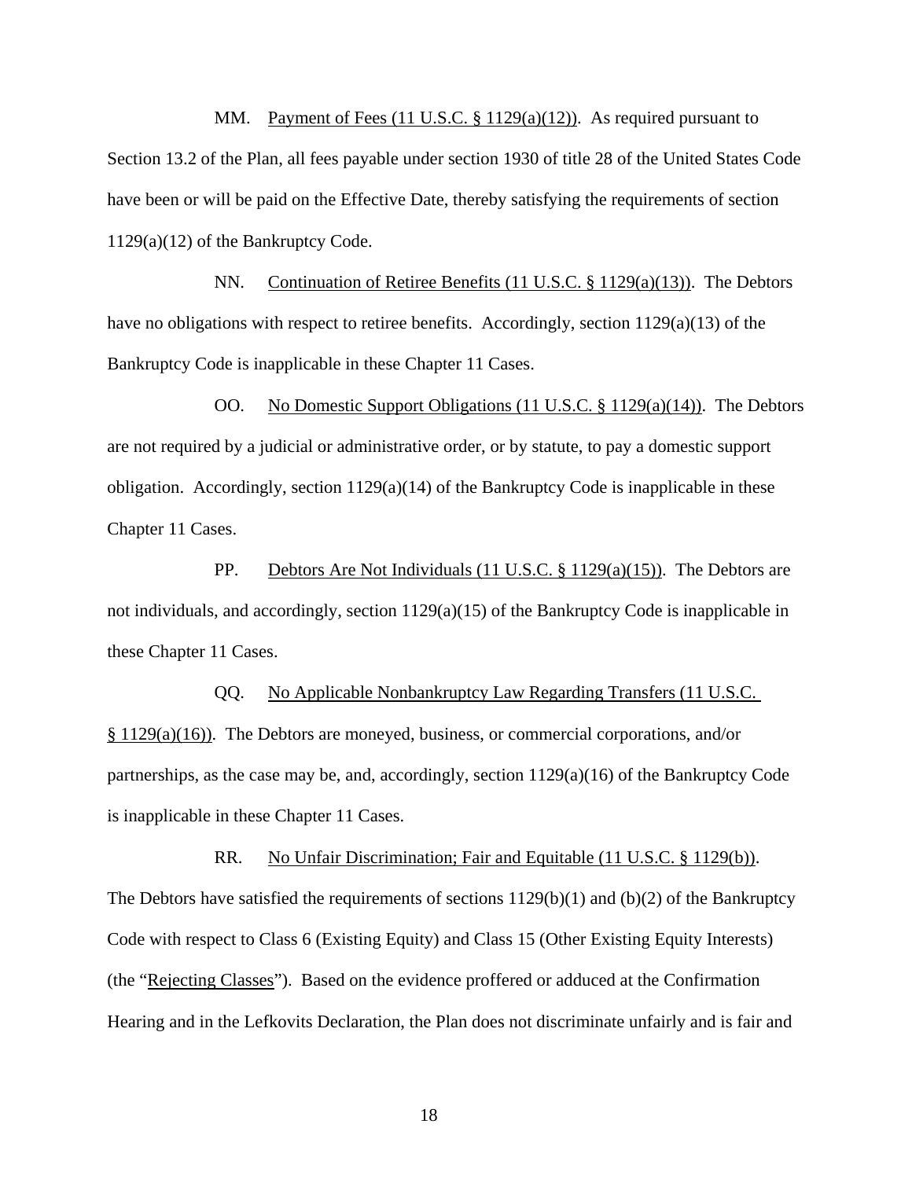MM. Payment of Fees (11 U.S.C. § 1129(a)(12)). As required pursuant to Section 13.2 of the Plan, all fees payable under section 1930 of title 28 of the United States Code have been or will be paid on the Effective Date, thereby satisfying the requirements of section 1129(a)(12) of the Bankruptcy Code.

NN. Continuation of Retiree Benefits (11 U.S.C. § 1129(a)(13)). The Debtors have no obligations with respect to retiree benefits. Accordingly, section 1129(a)(13) of the Bankruptcy Code is inapplicable in these Chapter 11 Cases.

OO. No Domestic Support Obligations (11 U.S.C. § 1129(a)(14)). The Debtors are not required by a judicial or administrative order, or by statute, to pay a domestic support obligation. Accordingly, section 1129(a)(14) of the Bankruptcy Code is inapplicable in these Chapter 11 Cases.

PP. Debtors Are Not Individuals (11 U.S.C. § 1129(a)(15)). The Debtors are not individuals, and accordingly, section 1129(a)(15) of the Bankruptcy Code is inapplicable in these Chapter 11 Cases.

QQ. No Applicable Nonbankruptcy Law Regarding Transfers (11 U.S.C. § 1129(a)(16)). The Debtors are moneyed, business, or commercial corporations, and/or partnerships, as the case may be, and, accordingly, section 1129(a)(16) of the Bankruptcy Code is inapplicable in these Chapter 11 Cases.

RR. No Unfair Discrimination; Fair and Equitable (11 U.S.C. § 1129(b)). The Debtors have satisfied the requirements of sections 1129(b)(1) and (b)(2) of the Bankruptcy Code with respect to Class 6 (Existing Equity) and Class 15 (Other Existing Equity Interests) (the "Rejecting Classes"). Based on the evidence proffered or adduced at the Confirmation Hearing and in the Lefkovits Declaration, the Plan does not discriminate unfairly and is fair and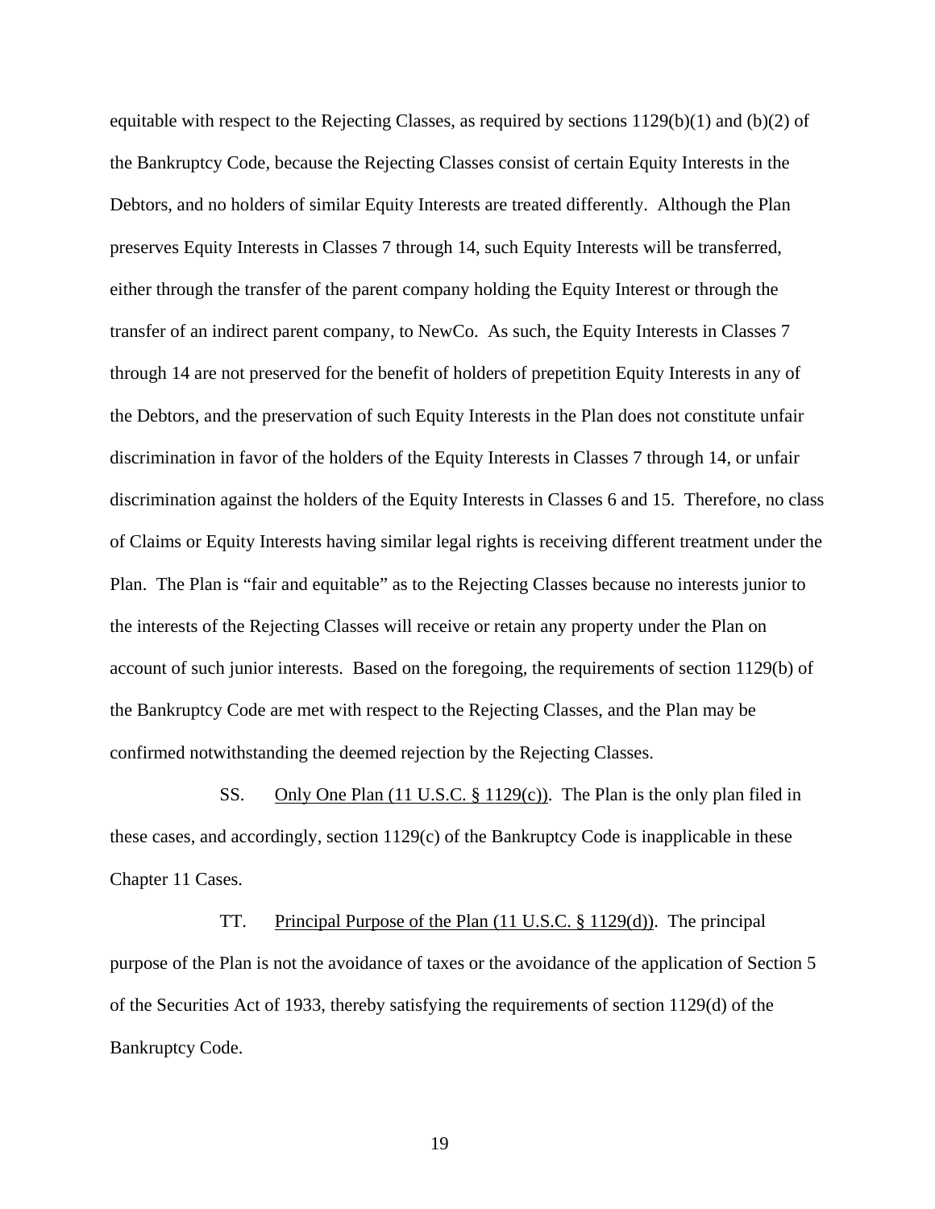equitable with respect to the Rejecting Classes, as required by sections 1129(b)(1) and (b)(2) of the Bankruptcy Code, because the Rejecting Classes consist of certain Equity Interests in the Debtors, and no holders of similar Equity Interests are treated differently. Although the Plan preserves Equity Interests in Classes 7 through 14, such Equity Interests will be transferred, either through the transfer of the parent company holding the Equity Interest or through the transfer of an indirect parent company, to NewCo. As such, the Equity Interests in Classes 7 through 14 are not preserved for the benefit of holders of prepetition Equity Interests in any of the Debtors, and the preservation of such Equity Interests in the Plan does not constitute unfair discrimination in favor of the holders of the Equity Interests in Classes 7 through 14, or unfair discrimination against the holders of the Equity Interests in Classes 6 and 15. Therefore, no class of Claims or Equity Interests having similar legal rights is receiving different treatment under the Plan. The Plan is "fair and equitable" as to the Rejecting Classes because no interests junior to the interests of the Rejecting Classes will receive or retain any property under the Plan on account of such junior interests. Based on the foregoing, the requirements of section 1129(b) of the Bankruptcy Code are met with respect to the Rejecting Classes, and the Plan may be confirmed notwithstanding the deemed rejection by the Rejecting Classes.

SS. Only One Plan (11 U.S.C. § 1129(c)). The Plan is the only plan filed in these cases, and accordingly, section 1129(c) of the Bankruptcy Code is inapplicable in these Chapter 11 Cases.

TT. Principal Purpose of the Plan (11 U.S.C. § 1129(d)). The principal purpose of the Plan is not the avoidance of taxes or the avoidance of the application of Section 5 of the Securities Act of 1933, thereby satisfying the requirements of section 1129(d) of the Bankruptcy Code.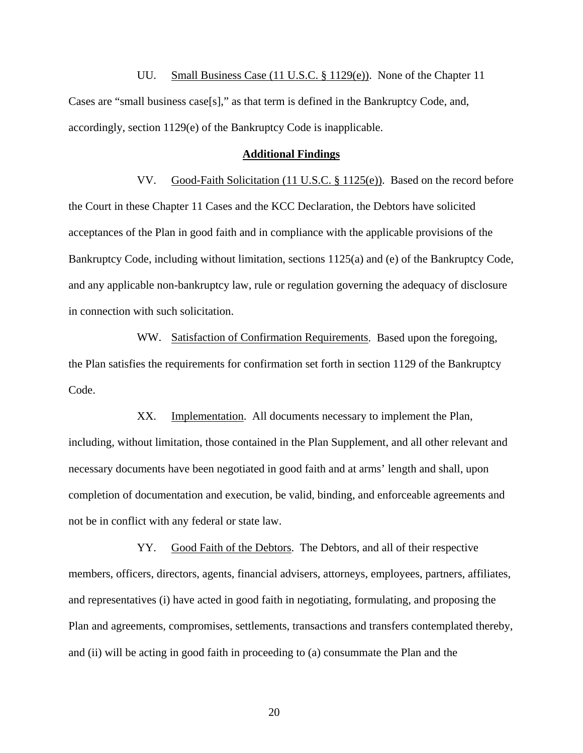UU. Small Business Case (11 U.S.C. § 1129(e)). None of the Chapter 11 Cases are "small business case[s]," as that term is defined in the Bankruptcy Code, and, accordingly, section 1129(e) of the Bankruptcy Code is inapplicable.

**Additional Findings**

VV. Good-Faith Solicitation (11 U.S.C. § 1125(e)). Based on the record before the Court in these Chapter 11 Cases and the KCC Declaration, the Debtors have solicited acceptances of the Plan in good faith and in compliance with the applicable provisions of the Bankruptcy Code, including without limitation, sections 1125(a) and (e) of the Bankruptcy Code, and any applicable non-bankruptcy law, rule or regulation governing the adequacy of disclosure in connection with such solicitation.

WW. Satisfaction of Confirmation Requirements. Based upon the foregoing, the Plan satisfies the requirements for confirmation set forth in section 1129 of the Bankruptcy Code.

XX. Implementation. All documents necessary to implement the Plan, including, without limitation, those contained in the Plan Supplement, and all other relevant and necessary documents have been negotiated in good faith and at arms' length and shall, upon completion of documentation and execution, be valid, binding, and enforceable agreements and not be in conflict with any federal or state law.

YY. Good Faith of the Debtors. The Debtors, and all of their respective members, officers, directors, agents, financial advisers, attorneys, employees, partners, affiliates, and representatives (i) have acted in good faith in negotiating, formulating, and proposing the Plan and agreements, compromises, settlements, transactions and transfers contemplated thereby, and (ii) will be acting in good faith in proceeding to (a) consummate the Plan and the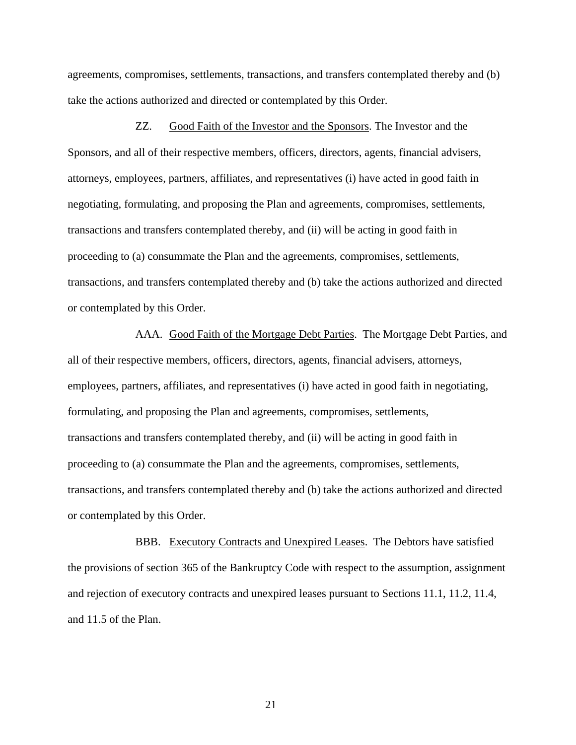agreements, compromises, settlements, transactions, and transfers contemplated thereby and (b) take the actions authorized and directed or contemplated by this Order.

ZZ. Good Faith of the Investor and the Sponsors. The Investor and the Sponsors, and all of their respective members, officers, directors, agents, financial advisers, attorneys, employees, partners, affiliates, and representatives (i) have acted in good faith in negotiating, formulating, and proposing the Plan and agreements, compromises, settlements, transactions and transfers contemplated thereby, and (ii) will be acting in good faith in proceeding to (a) consummate the Plan and the agreements, compromises, settlements, transactions, and transfers contemplated thereby and (b) take the actions authorized and directed or contemplated by this Order.

AAA. Good Faith of the Mortgage Debt Parties. The Mortgage Debt Parties, and all of their respective members, officers, directors, agents, financial advisers, attorneys, employees, partners, affiliates, and representatives (i) have acted in good faith in negotiating, formulating, and proposing the Plan and agreements, compromises, settlements, transactions and transfers contemplated thereby, and (ii) will be acting in good faith in proceeding to (a) consummate the Plan and the agreements, compromises, settlements, transactions, and transfers contemplated thereby and (b) take the actions authorized and directed or contemplated by this Order.

BBB. Executory Contracts and Unexpired Leases. The Debtors have satisfied the provisions of section 365 of the Bankruptcy Code with respect to the assumption, assignment and rejection of executory contracts and unexpired leases pursuant to Sections 11.1, 11.2, 11.4, and 11.5 of the Plan.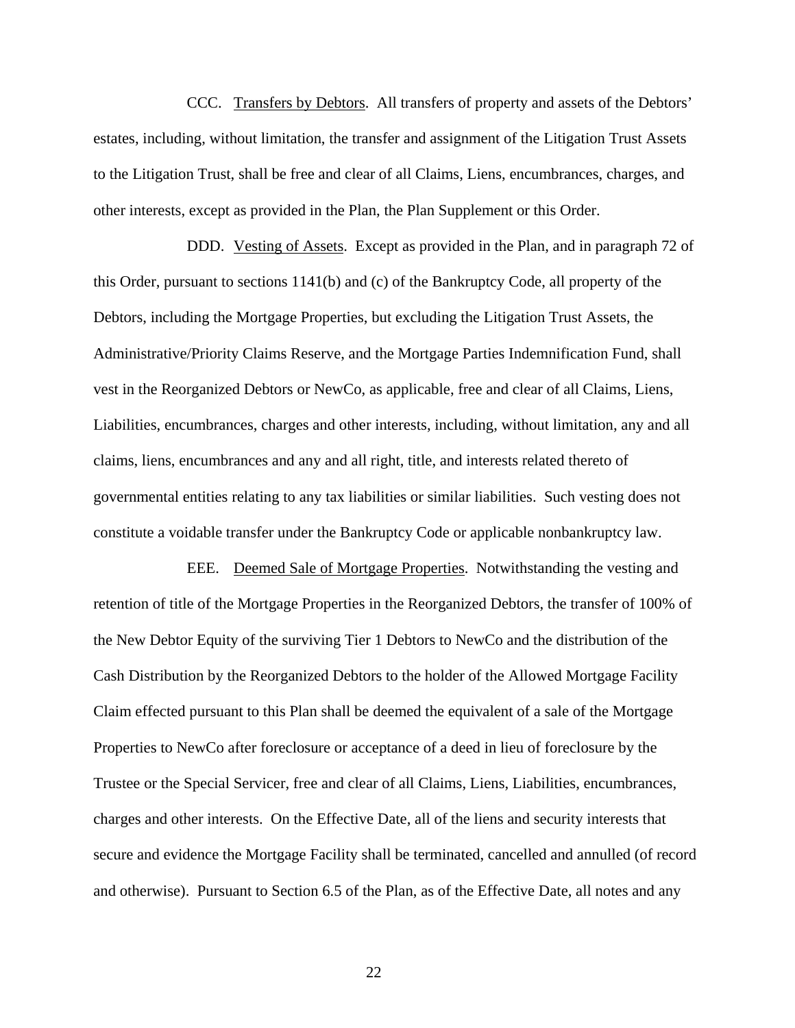CCC. Transfers by Debtors. All transfers of property and assets of the Debtors' estates, including, without limitation, the transfer and assignment of the Litigation Trust Assets to the Litigation Trust, shall be free and clear of all Claims, Liens, encumbrances, charges, and other interests, except as provided in the Plan, the Plan Supplement or this Order.

DDD. Vesting of Assets. Except as provided in the Plan, and in paragraph 72 of this Order, pursuant to sections 1141(b) and (c) of the Bankruptcy Code, all property of the Debtors, including the Mortgage Properties, but excluding the Litigation Trust Assets, the Administrative/Priority Claims Reserve, and the Mortgage Parties Indemnification Fund, shall vest in the Reorganized Debtors or NewCo, as applicable, free and clear of all Claims, Liens, Liabilities, encumbrances, charges and other interests, including, without limitation, any and all claims, liens, encumbrances and any and all right, title, and interests related thereto of governmental entities relating to any tax liabilities or similar liabilities. Such vesting does not constitute a voidable transfer under the Bankruptcy Code or applicable nonbankruptcy law.

EEE. Deemed Sale of Mortgage Properties. Notwithstanding the vesting and retention of title of the Mortgage Properties in the Reorganized Debtors, the transfer of 100% of the New Debtor Equity of the surviving Tier 1 Debtors to NewCo and the distribution of the Cash Distribution by the Reorganized Debtors to the holder of the Allowed Mortgage Facility Claim effected pursuant to this Plan shall be deemed the equivalent of a sale of the Mortgage Properties to NewCo after foreclosure or acceptance of a deed in lieu of foreclosure by the Trustee or the Special Servicer, free and clear of all Claims, Liens, Liabilities, encumbrances, charges and other interests. On the Effective Date, all of the liens and security interests that secure and evidence the Mortgage Facility shall be terminated, cancelled and annulled (of record and otherwise). Pursuant to Section 6.5 of the Plan, as of the Effective Date, all notes and any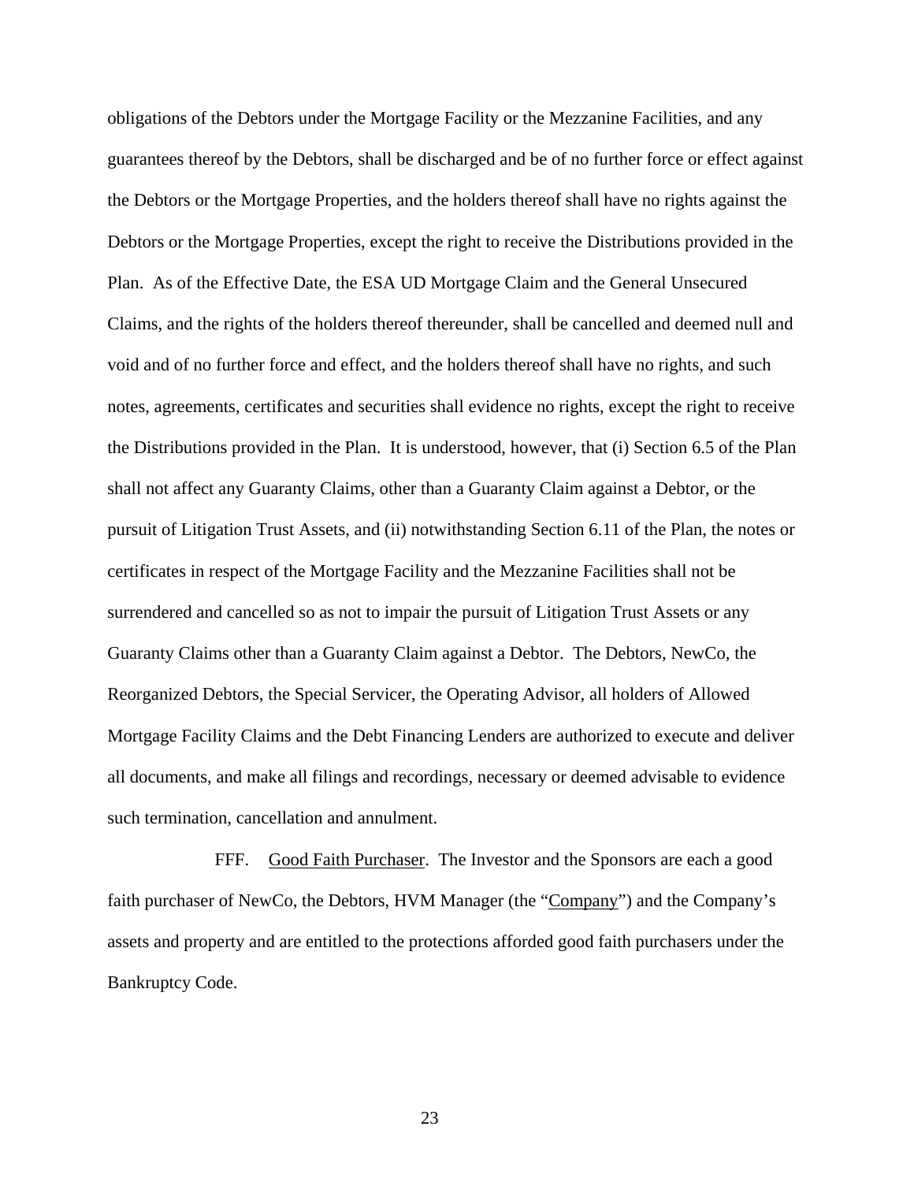obligations of the Debtors under the Mortgage Facility or the Mezzanine Facilities, and any guarantees thereof by the Debtors, shall be discharged and be of no further force or effect against the Debtors or the Mortgage Properties, and the holders thereof shall have no rights against the Debtors or the Mortgage Properties, except the right to receive the Distributions provided in the Plan. As of the Effective Date, the ESA UD Mortgage Claim and the General Unsecured Claims, and the rights of the holders thereof thereunder, shall be cancelled and deemed null and void and of no further force and effect, and the holders thereof shall have no rights, and such notes, agreements, certificates and securities shall evidence no rights, except the right to receive the Distributions provided in the Plan. It is understood, however, that (i) Section 6.5 of the Plan shall not affect any Guaranty Claims, other than a Guaranty Claim against a Debtor, or the pursuit of Litigation Trust Assets, and (ii) notwithstanding Section 6.11 of the Plan, the notes or certificates in respect of the Mortgage Facility and the Mezzanine Facilities shall not be surrendered and cancelled so as not to impair the pursuit of Litigation Trust Assets or any Guaranty Claims other than a Guaranty Claim against a Debtor. The Debtors, NewCo, the Reorganized Debtors, the Special Servicer, the Operating Advisor, all holders of Allowed Mortgage Facility Claims and the Debt Financing Lenders are authorized to execute and deliver all documents, and make all filings and recordings, necessary or deemed advisable to evidence such termination, cancellation and annulment.

FFF. Good Faith Purchaser. The Investor and the Sponsors are each a good faith purchaser of NewCo, the Debtors, HVM Manager (the "Company") and the Company's assets and property and are entitled to the protections afforded good faith purchasers under the Bankruptcy Code.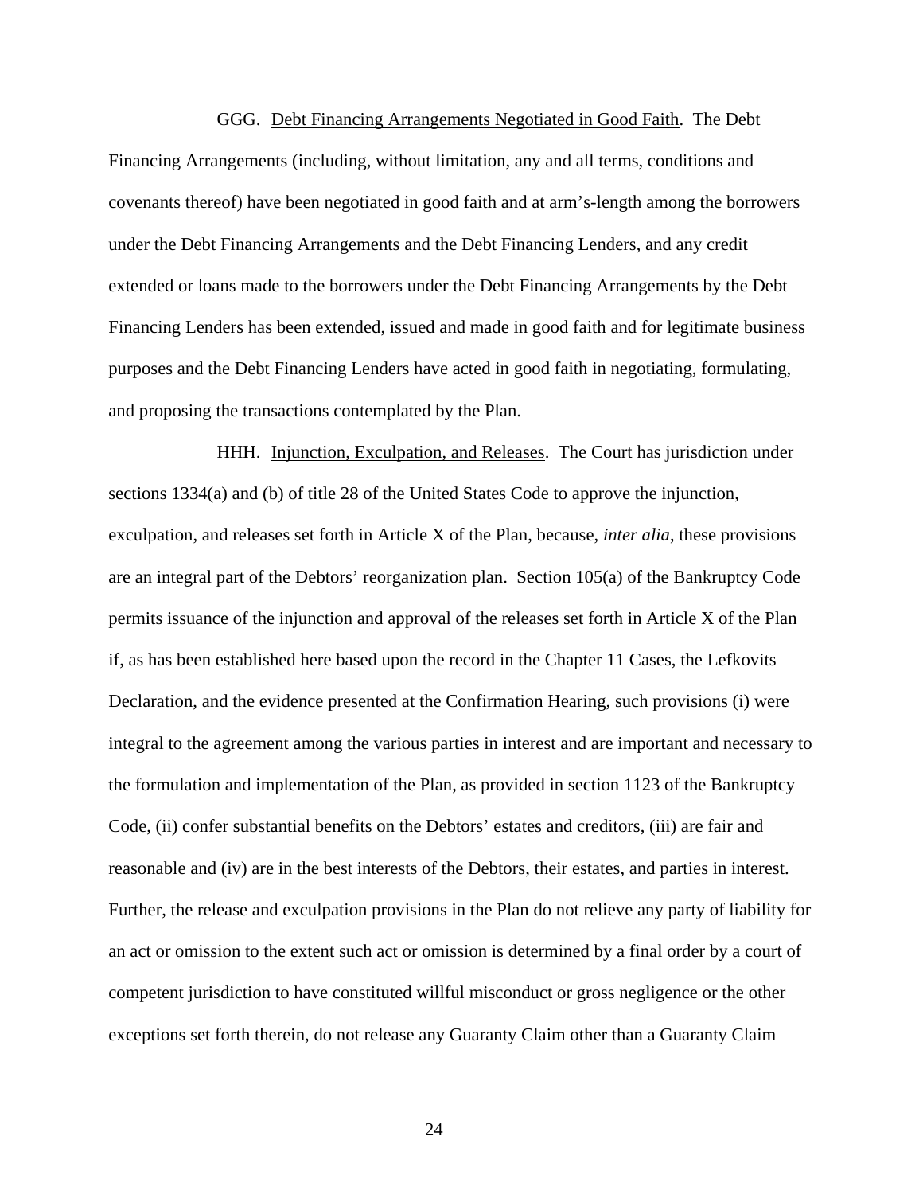GGG. Debt Financing Arrangements Negotiated in Good Faith. The Debt Financing Arrangements (including, without limitation, any and all terms, conditions and covenants thereof) have been negotiated in good faith and at arm's-length among the borrowers under the Debt Financing Arrangements and the Debt Financing Lenders, and any credit extended or loans made to the borrowers under the Debt Financing Arrangements by the Debt Financing Lenders has been extended, issued and made in good faith and for legitimate business purposes and the Debt Financing Lenders have acted in good faith in negotiating, formulating, and proposing the transactions contemplated by the Plan.

HHH. Injunction, Exculpation, and Releases. The Court has jurisdiction under sections 1334(a) and (b) of title 28 of the United States Code to approve the injunction, exculpation, and releases set forth in Article X of the Plan, because, *inter alia*, these provisions are an integral part of the Debtors' reorganization plan. Section 105(a) of the Bankruptcy Code permits issuance of the injunction and approval of the releases set forth in Article X of the Plan if, as has been established here based upon the record in the Chapter 11 Cases, the Lefkovits Declaration, and the evidence presented at the Confirmation Hearing, such provisions (i) were integral to the agreement among the various parties in interest and are important and necessary to the formulation and implementation of the Plan, as provided in section 1123 of the Bankruptcy Code, (ii) confer substantial benefits on the Debtors' estates and creditors, (iii) are fair and reasonable and (iv) are in the best interests of the Debtors, their estates, and parties in interest. Further, the release and exculpation provisions in the Plan do not relieve any party of liability for an act or omission to the extent such act or omission is determined by a final order by a court of competent jurisdiction to have constituted willful misconduct or gross negligence or the other exceptions set forth therein, do not release any Guaranty Claim other than a Guaranty Claim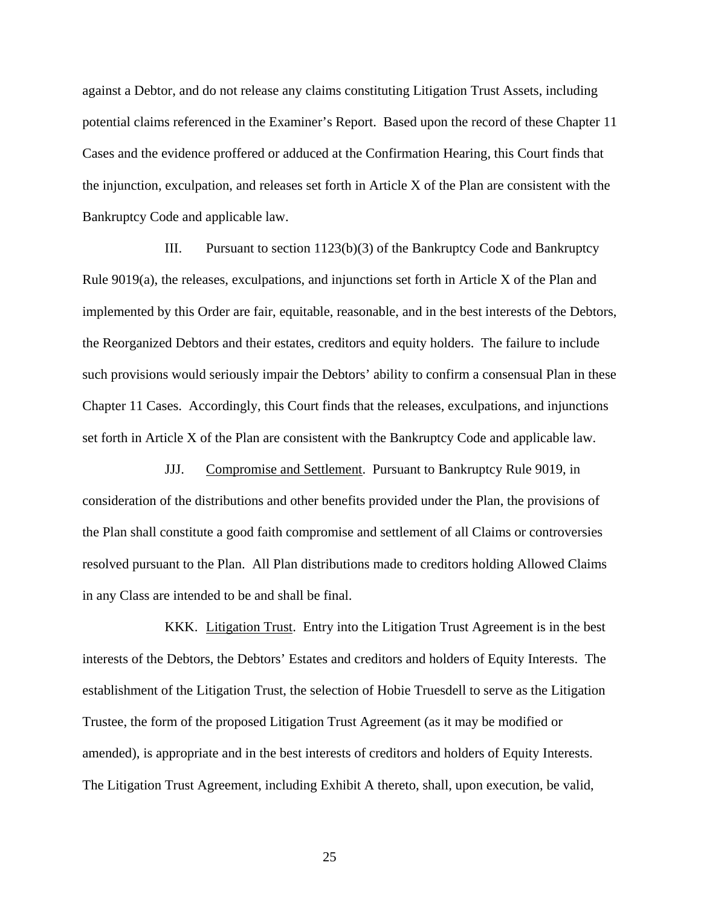against a Debtor, and do not release any claims constituting Litigation Trust Assets, including potential claims referenced in the Examiner's Report. Based upon the record of these Chapter 11 Cases and the evidence proffered or adduced at the Confirmation Hearing, this Court finds that the injunction, exculpation, and releases set forth in Article X of the Plan are consistent with the Bankruptcy Code and applicable law.

III. Pursuant to section 1123(b)(3) of the Bankruptcy Code and Bankruptcy Rule 9019(a), the releases, exculpations, and injunctions set forth in Article X of the Plan and implemented by this Order are fair, equitable, reasonable, and in the best interests of the Debtors, the Reorganized Debtors and their estates, creditors and equity holders. The failure to include such provisions would seriously impair the Debtors' ability to confirm a consensual Plan in these Chapter 11 Cases. Accordingly, this Court finds that the releases, exculpations, and injunctions set forth in Article X of the Plan are consistent with the Bankruptcy Code and applicable law.

JJJ. Compromise and Settlement. Pursuant to Bankruptcy Rule 9019, in consideration of the distributions and other benefits provided under the Plan, the provisions of the Plan shall constitute a good faith compromise and settlement of all Claims or controversies resolved pursuant to the Plan. All Plan distributions made to creditors holding Allowed Claims in any Class are intended to be and shall be final.

KKK. Litigation Trust. Entry into the Litigation Trust Agreement is in the best interests of the Debtors, the Debtors' Estates and creditors and holders of Equity Interests. The establishment of the Litigation Trust, the selection of Hobie Truesdell to serve as the Litigation Trustee, the form of the proposed Litigation Trust Agreement (as it may be modified or amended), is appropriate and in the best interests of creditors and holders of Equity Interests. The Litigation Trust Agreement, including Exhibit A thereto, shall, upon execution, be valid,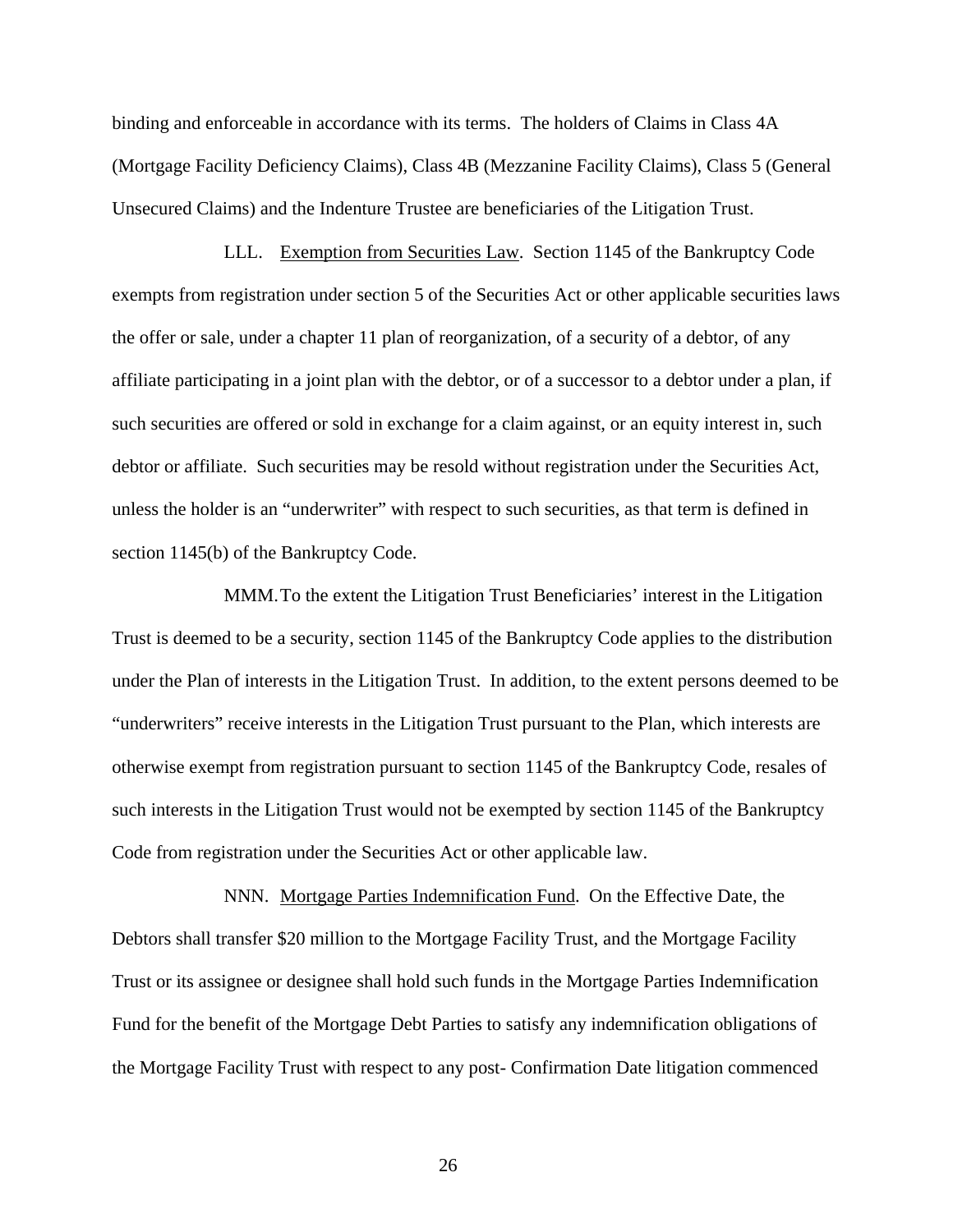binding and enforceable in accordance with its terms. The holders of Claims in Class 4A (Mortgage Facility Deficiency Claims), Class 4B (Mezzanine Facility Claims), Class 5 (General Unsecured Claims) and the Indenture Trustee are beneficiaries of the Litigation Trust.

LLL. Exemption from Securities Law. Section 1145 of the Bankruptcy Code exempts from registration under section 5 of the Securities Act or other applicable securities laws the offer or sale, under a chapter 11 plan of reorganization, of a security of a debtor, of any affiliate participating in a joint plan with the debtor, or of a successor to a debtor under a plan, if such securities are offered or sold in exchange for a claim against, or an equity interest in, such debtor or affiliate. Such securities may be resold without registration under the Securities Act, unless the holder is an "underwriter" with respect to such securities, as that term is defined in section 1145(b) of the Bankruptcy Code.

MMM. To the extent the Litigation Trust Beneficiaries' interest in the Litigation Trust is deemed to be a security, section 1145 of the Bankruptcy Code applies to the distribution under the Plan of interests in the Litigation Trust. In addition, to the extent persons deemed to be "underwriters" receive interests in the Litigation Trust pursuant to the Plan, which interests are otherwise exempt from registration pursuant to section 1145 of the Bankruptcy Code, resales of such interests in the Litigation Trust would not be exempted by section 1145 of the Bankruptcy Code from registration under the Securities Act or other applicable law.

NNN. Mortgage Parties Indemnification Fund. On the Effective Date, the Debtors shall transfer $20 million to the Mortgage Facility Trust, and the Mortgage Facility Trust or its assignee or designee shall hold such funds in the Mortgage Parties Indemnification Fund for the benefit of the Mortgage Debt Parties to satisfy any indemnification obligations of the Mortgage Facility Trust with respect to any post- Confirmation Date litigation commenced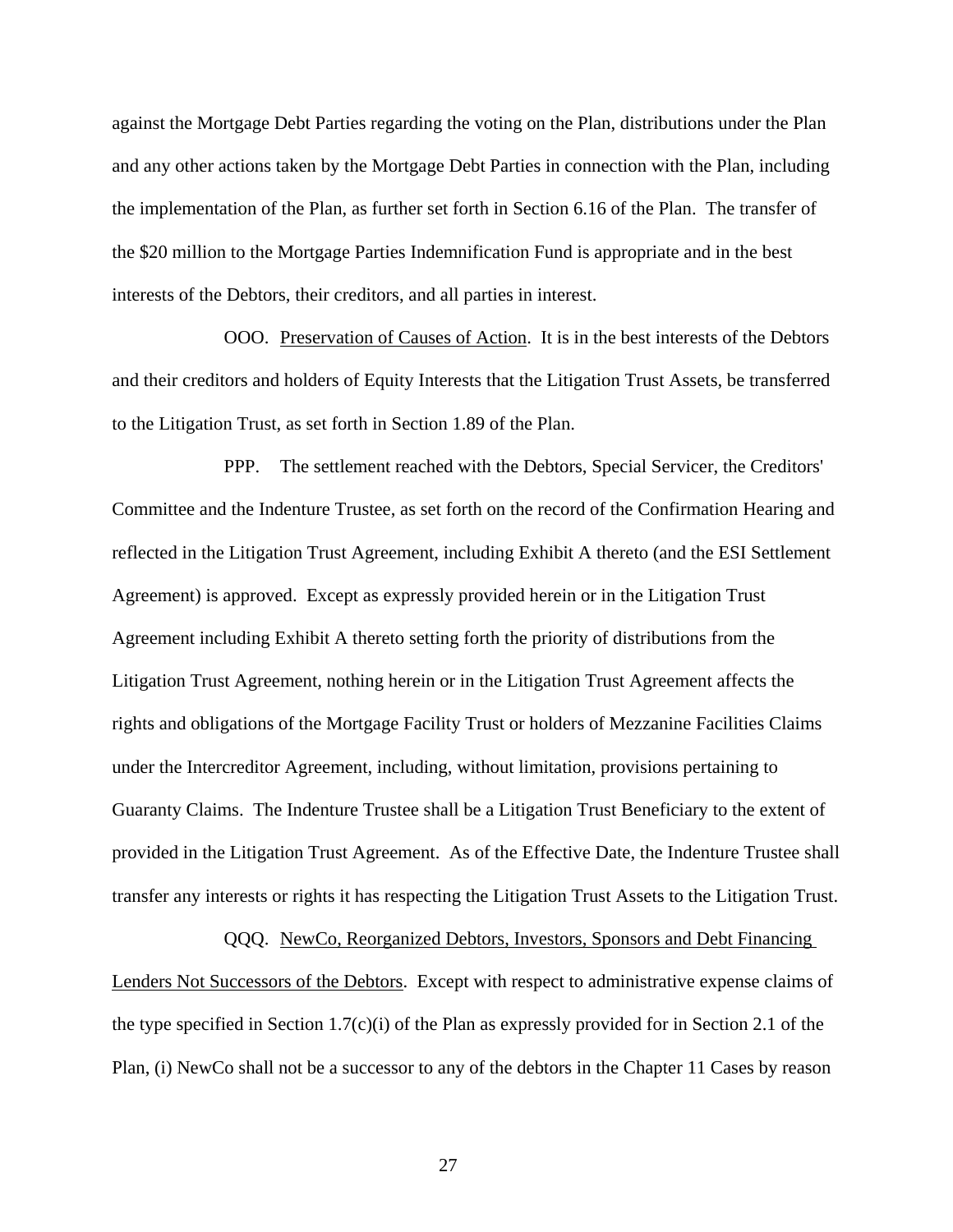against the Mortgage Debt Parties regarding the voting on the Plan, distributions under the Plan and any other actions taken by the Mortgage Debt Parties in connection with the Plan, including the implementation of the Plan, as further set forth in Section 6.16 of the Plan. The transfer of the $20 million to the Mortgage Parties Indemnification Fund is appropriate and in the best interests of the Debtors, their creditors, and all parties in interest.

OOO. Preservation of Causes of Action. It is in the best interests of the Debtors and their creditors and holders of Equity Interests that the Litigation Trust Assets, be transferred to the Litigation Trust, as set forth in Section 1.89 of the Plan.

PPP. The settlement reached with the Debtors, Special Servicer, the Creditors' Committee and the Indenture Trustee, as set forth on the record of the Confirmation Hearing and reflected in the Litigation Trust Agreement, including Exhibit A thereto (and the ESI Settlement Agreement) is approved. Except as expressly provided herein or in the Litigation Trust Agreement including Exhibit A thereto setting forth the priority of distributions from the Litigation Trust Agreement, nothing herein or in the Litigation Trust Agreement affects the rights and obligations of the Mortgage Facility Trust or holders of Mezzanine Facilities Claims under the Intercreditor Agreement, including, without limitation, provisions pertaining to Guaranty Claims. The Indenture Trustee shall be a Litigation Trust Beneficiary to the extent of provided in the Litigation Trust Agreement. As of the Effective Date, the Indenture Trustee shall transfer any interests or rights it has respecting the Litigation Trust Assets to the Litigation Trust.

QQQ. NewCo, Reorganized Debtors, Investors, Sponsors and Debt Financing Lenders Not Successors of the Debtors. Except with respect to administrative expense claims of the type specified in Section 1.7(c)(i) of the Plan as expressly provided for in Section 2.1 of the Plan, (i) NewCo shall not be a successor to any of the debtors in the Chapter 11 Cases by reason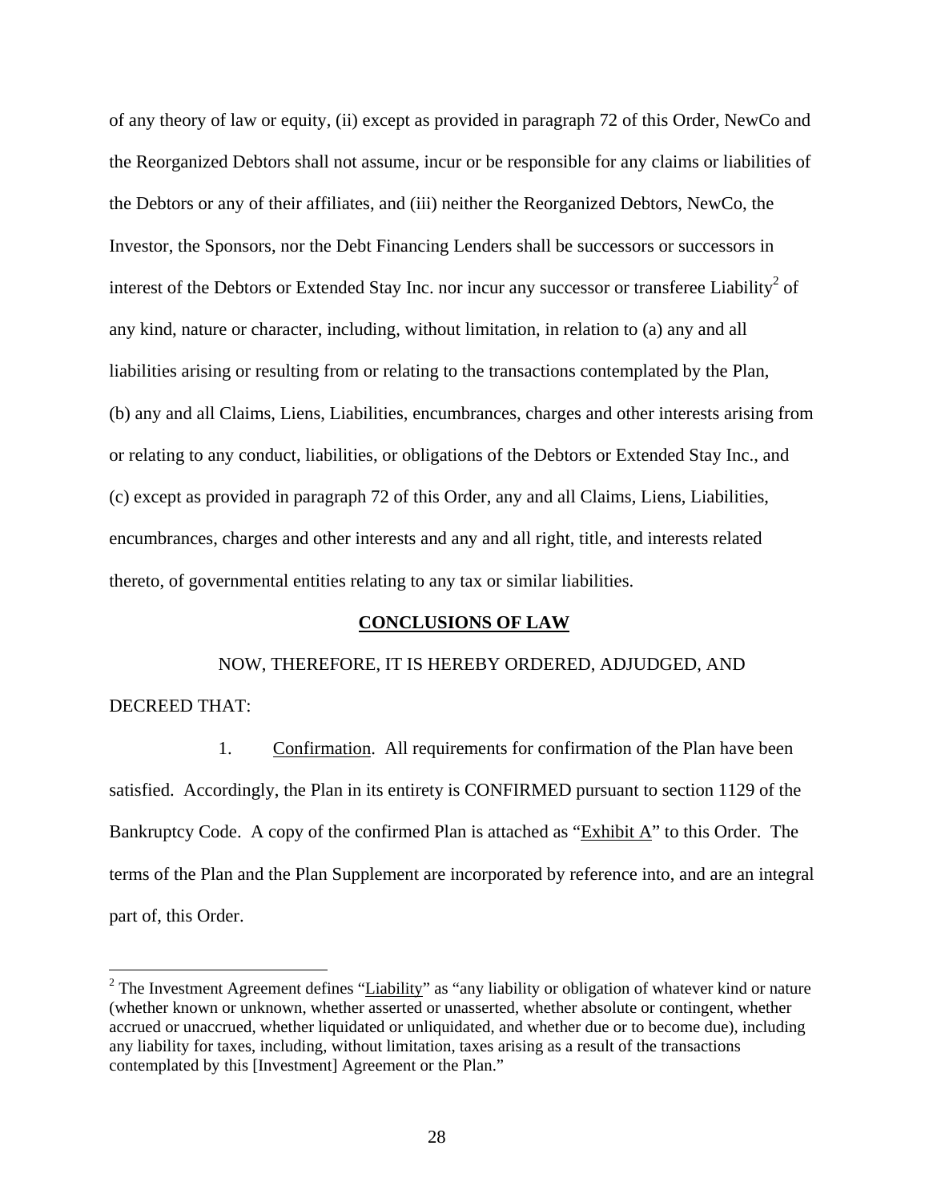of any theory of law or equity, (ii) except as provided in paragraph 72 of this Order, NewCo and the Reorganized Debtors shall not assume, incur or be responsible for any claims or liabilities of the Debtors or any of their affiliates, and (iii) neither the Reorganized Debtors, NewCo, the Investor, the Sponsors, nor the Debt Financing Lenders shall be successors or successors in interest of the Debtors or Extended Stay Inc. nor incur any successor or transferee Liability[2] of any kind, nature or character, including, without limitation, in relation to (a) any and all liabilities arising or resulting from or relating to the transactions contemplated by the Plan, (b) any and all Claims, Liens, Liabilities, encumbrances, charges and other interests arising from or relating to any conduct, liabilities, or obligations of the Debtors or Extended Stay Inc., and (c) except as provided in paragraph 72 of this Order, any and all Claims, Liens, Liabilities, encumbrances, charges and other interests and any and all right, title, and interests related thereto, of governmental entities relating to any tax or similar liabilities.

## CONCLUSIONS OF LAW

NOW, THEREFORE, IT IS HEREBY ORDERED, ADJUDGED, AND DECREED THAT:

1. Confirmation. All requirements for confirmation of the Plan have been satisfied. Accordingly, the Plan in its entirety is CONFIRMED pursuant to section 1129 of the Bankruptcy Code. A copy of the confirmed Plan is attached as "Exhibit A" to this Order. The terms of the Plan and the Plan Supplement are incorporated by reference into, and are an integral part of, this Order.

---

[2] The Investment Agreement defines "Liability" as "any liability or obligation of whatever kind or nature (whether known or unknown, whether asserted or unasserted, whether absolute or contingent, whether accrued or unaccrued, whether liquidated or unliquidated, and whether due or to become due), including any liability for taxes, including, without limitation, taxes arising as a result of the transactions contemplated by this [Investment] Agreement or the Plan."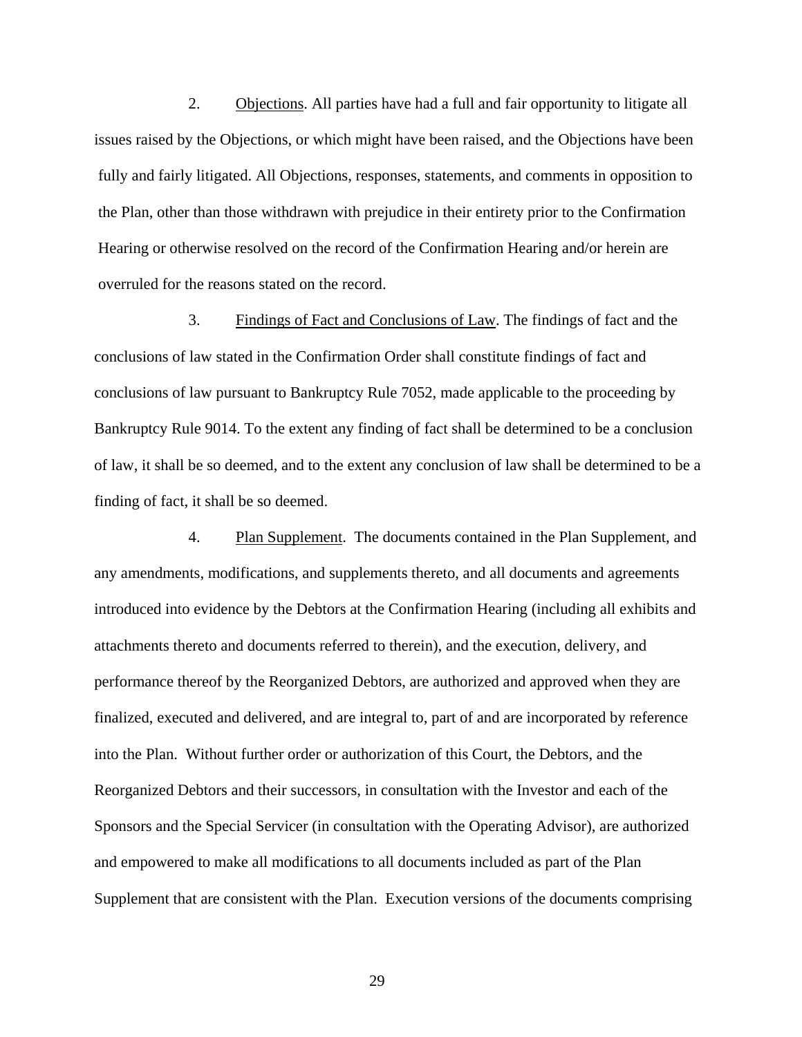2. <u>Objections</u>. All parties have had a full and fair opportunity to litigate all issues raised by the Objections, or which might have been raised, and the Objections have been fully and fairly litigated. All Objections, responses, statements, and comments in opposition to the Plan, other than those withdrawn with prejudice in their entirety prior to the Confirmation Hearing or otherwise resolved on the record of the Confirmation Hearing and/or herein are overruled for the reasons stated on the record.

3. <u>Findings of Fact and Conclusions of Law</u>. The findings of fact and the conclusions of law stated in the Confirmation Order shall constitute findings of fact and conclusions of law pursuant to Bankruptcy Rule 7052, made applicable to the proceeding by Bankruptcy Rule 9014. To the extent any finding of fact shall be determined to be a conclusion of law, it shall be so deemed, and to the extent any conclusion of law shall be determined to be a finding of fact, it shall be so deemed.

4. <u>Plan Supplement</u>. The documents contained in the Plan Supplement, and any amendments, modifications, and supplements thereto, and all documents and agreements introduced into evidence by the Debtors at the Confirmation Hearing (including all exhibits and attachments thereto and documents referred to therein), and the execution, delivery, and performance thereof by the Reorganized Debtors, are authorized and approved when they are finalized, executed and delivered, and are integral to, part of and are incorporated by reference into the Plan. Without further order or authorization of this Court, the Debtors, and the Reorganized Debtors and their successors, in consultation with the Investor and each of the Sponsors and the Special Servicer (in consultation with the Operating Advisor), are authorized and empowered to make all modifications to all documents included as part of the Plan Supplement that are consistent with the Plan. Execution versions of the documents comprising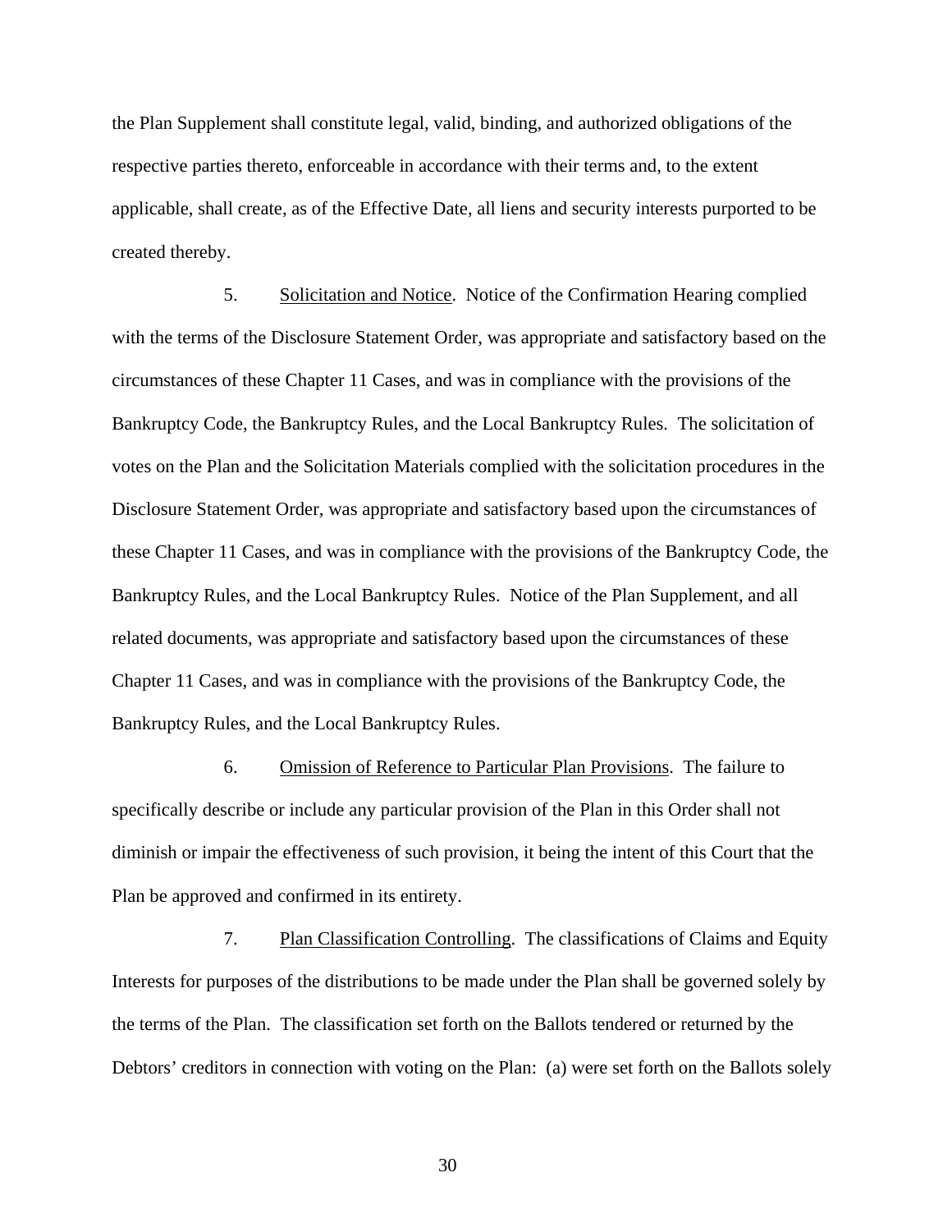the Plan Supplement shall constitute legal, valid, binding, and authorized obligations of the respective parties thereto, enforceable in accordance with their terms and, to the extent applicable, shall create, as of the Effective Date, all liens and security interests purported to be created thereby.

5. Solicitation and Notice. Notice of the Confirmation Hearing complied with the terms of the Disclosure Statement Order, was appropriate and satisfactory based on the circumstances of these Chapter 11 Cases, and was in compliance with the provisions of the Bankruptcy Code, the Bankruptcy Rules, and the Local Bankruptcy Rules. The solicitation of votes on the Plan and the Solicitation Materials complied with the solicitation procedures in the Disclosure Statement Order, was appropriate and satisfactory based upon the circumstances of these Chapter 11 Cases, and was in compliance with the provisions of the Bankruptcy Code, the Bankruptcy Rules, and the Local Bankruptcy Rules. Notice of the Plan Supplement, and all related documents, was appropriate and satisfactory based upon the circumstances of these Chapter 11 Cases, and was in compliance with the provisions of the Bankruptcy Code, the Bankruptcy Rules, and the Local Bankruptcy Rules.

6. Omission of Reference to Particular Plan Provisions. The failure to specifically describe or include any particular provision of the Plan in this Order shall not diminish or impair the effectiveness of such provision, it being the intent of this Court that the Plan be approved and confirmed in its entirety.

7. Plan Classification Controlling. The classifications of Claims and Equity Interests for purposes of the distributions to be made under the Plan shall be governed solely by the terms of the Plan. The classification set forth on the Ballots tendered or returned by the Debtors' creditors in connection with voting on the Plan: (a) were set forth on the Ballots solely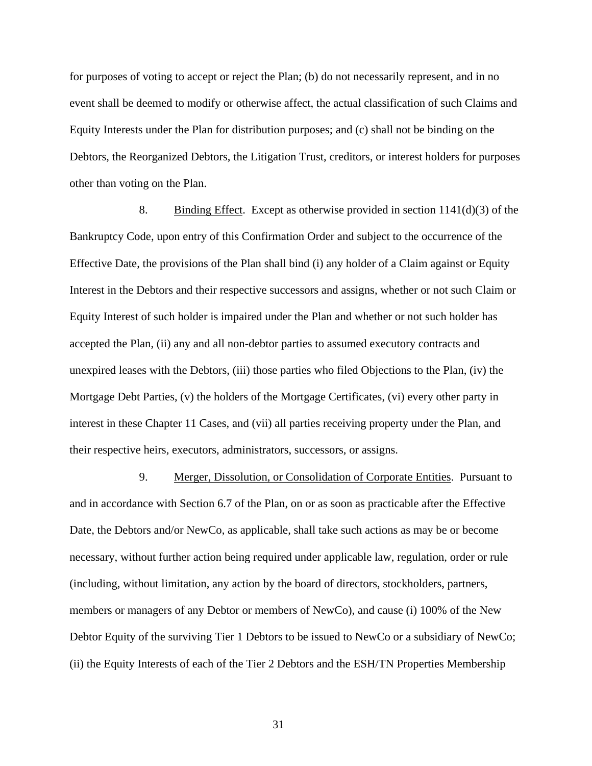for purposes of voting to accept or reject the Plan; (b) do not necessarily represent, and in no event shall be deemed to modify or otherwise affect, the actual classification of such Claims and Equity Interests under the Plan for distribution purposes; and (c) shall not be binding on the Debtors, the Reorganized Debtors, the Litigation Trust, creditors, or interest holders for purposes other than voting on the Plan.

8. Binding Effect. Except as otherwise provided in section 1141(d)(3) of the Bankruptcy Code, upon entry of this Confirmation Order and subject to the occurrence of the Effective Date, the provisions of the Plan shall bind (i) any holder of a Claim against or Equity Interest in the Debtors and their respective successors and assigns, whether or not such Claim or Equity Interest of such holder is impaired under the Plan and whether or not such holder has accepted the Plan, (ii) any and all non-debtor parties to assumed executory contracts and unexpired leases with the Debtors, (iii) those parties who filed Objections to the Plan, (iv) the Mortgage Debt Parties, (v) the holders of the Mortgage Certificates, (vi) every other party in interest in these Chapter 11 Cases, and (vii) all parties receiving property under the Plan, and their respective heirs, executors, administrators, successors, or assigns.

9. Merger, Dissolution, or Consolidation of Corporate Entities. Pursuant to and in accordance with Section 6.7 of the Plan, on or as soon as practicable after the Effective Date, the Debtors and/or NewCo, as applicable, shall take such actions as may be or become necessary, without further action being required under applicable law, regulation, order or rule (including, without limitation, any action by the board of directors, stockholders, partners, members or managers of any Debtor or members of NewCo), and cause (i) 100% of the New Debtor Equity of the surviving Tier 1 Debtors to be issued to NewCo or a subsidiary of NewCo; (ii) the Equity Interests of each of the Tier 2 Debtors and the ESH/TN Properties Membership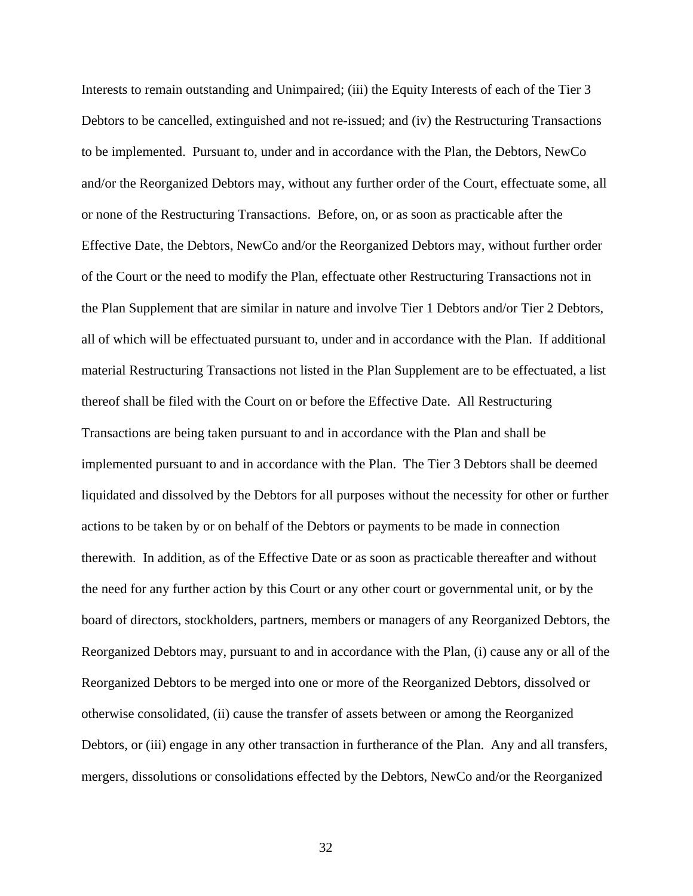Interests to remain outstanding and Unimpaired; (iii) the Equity Interests of each of the Tier 3 Debtors to be cancelled, extinguished and not re-issued; and (iv) the Restructuring Transactions to be implemented. Pursuant to, under and in accordance with the Plan, the Debtors, NewCo and/or the Reorganized Debtors may, without any further order of the Court, effectuate some, all or none of the Restructuring Transactions. Before, on, or as soon as practicable after the Effective Date, the Debtors, NewCo and/or the Reorganized Debtors may, without further order of the Court or the need to modify the Plan, effectuate other Restructuring Transactions not in the Plan Supplement that are similar in nature and involve Tier 1 Debtors and/or Tier 2 Debtors, all of which will be effectuated pursuant to, under and in accordance with the Plan. If additional material Restructuring Transactions not listed in the Plan Supplement are to be effectuated, a list thereof shall be filed with the Court on or before the Effective Date. All Restructuring Transactions are being taken pursuant to and in accordance with the Plan and shall be implemented pursuant to and in accordance with the Plan. The Tier 3 Debtors shall be deemed liquidated and dissolved by the Debtors for all purposes without the necessity for other or further actions to be taken by or on behalf of the Debtors or payments to be made in connection therewith. In addition, as of the Effective Date or as soon as practicable thereafter and without the need for any further action by this Court or any other court or governmental unit, or by the board of directors, stockholders, partners, members or managers of any Reorganized Debtors, the Reorganized Debtors may, pursuant to and in accordance with the Plan, (i) cause any or all of the Reorganized Debtors to be merged into one or more of the Reorganized Debtors, dissolved or otherwise consolidated, (ii) cause the transfer of assets between or among the Reorganized Debtors, or (iii) engage in any other transaction in furtherance of the Plan. Any and all transfers, mergers, dissolutions or consolidations effected by the Debtors, NewCo and/or the Reorganized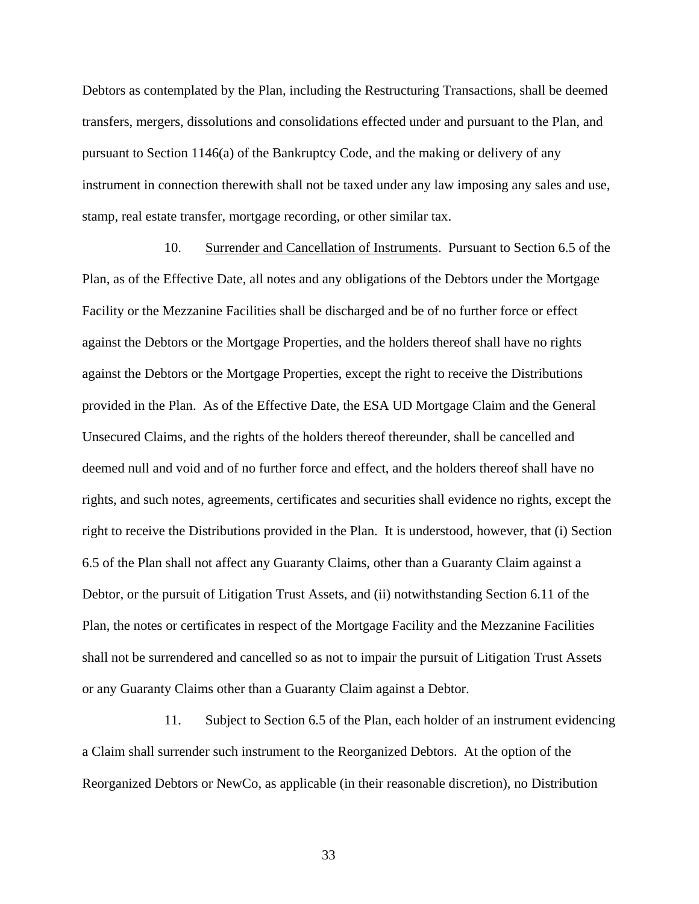Debtors as contemplated by the Plan, including the Restructuring Transactions, shall be deemed transfers, mergers, dissolutions and consolidations effected under and pursuant to the Plan, and pursuant to Section 1146(a) of the Bankruptcy Code, and the making or delivery of any instrument in connection therewith shall not be taxed under any law imposing any sales and use, stamp, real estate transfer, mortgage recording, or other similar tax.

10. Surrender and Cancellation of Instruments. Pursuant to Section 6.5 of the Plan, as of the Effective Date, all notes and any obligations of the Debtors under the Mortgage Facility or the Mezzanine Facilities shall be discharged and be of no further force or effect against the Debtors or the Mortgage Properties, and the holders thereof shall have no rights against the Debtors or the Mortgage Properties, except the right to receive the Distributions provided in the Plan. As of the Effective Date, the ESA UD Mortgage Claim and the General Unsecured Claims, and the rights of the holders thereof thereunder, shall be cancelled and deemed null and void and of no further force and effect, and the holders thereof shall have no rights, and such notes, agreements, certificates and securities shall evidence no rights, except the right to receive the Distributions provided in the Plan. It is understood, however, that (i) Section 6.5 of the Plan shall not affect any Guaranty Claims, other than a Guaranty Claim against a Debtor, or the pursuit of Litigation Trust Assets, and (ii) notwithstanding Section 6.11 of the Plan, the notes or certificates in respect of the Mortgage Facility and the Mezzanine Facilities shall not be surrendered and cancelled so as not to impair the pursuit of Litigation Trust Assets or any Guaranty Claims other than a Guaranty Claim against a Debtor.

11. Subject to Section 6.5 of the Plan, each holder of an instrument evidencing a Claim shall surrender such instrument to the Reorganized Debtors. At the option of the Reorganized Debtors or NewCo, as applicable (in their reasonable discretion), no Distribution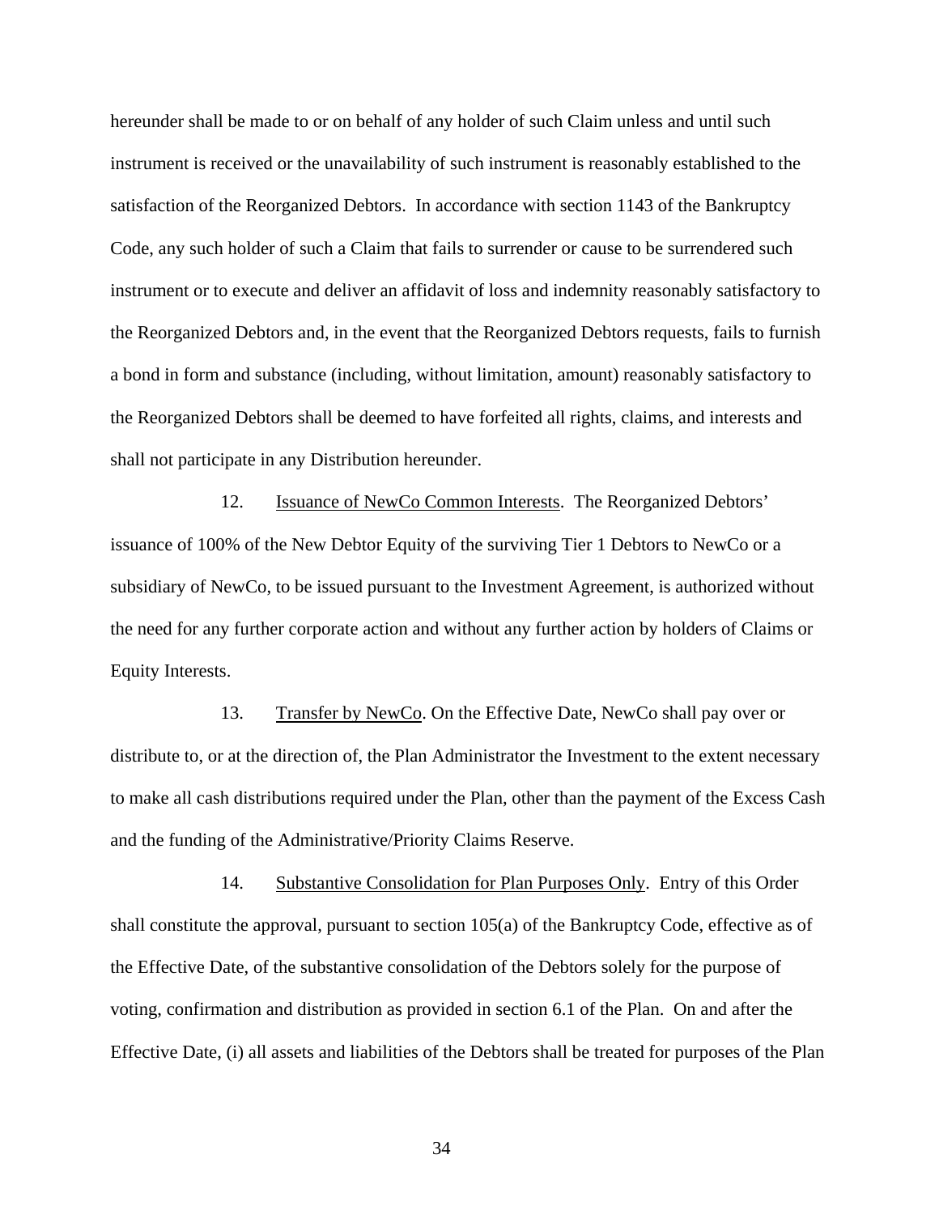hereunder shall be made to or on behalf of any holder of such Claim unless and until such instrument is received or the unavailability of such instrument is reasonably established to the satisfaction of the Reorganized Debtors. In accordance with section 1143 of the Bankruptcy Code, any such holder of such a Claim that fails to surrender or cause to be surrendered such instrument or to execute and deliver an affidavit of loss and indemnity reasonably satisfactory to the Reorganized Debtors and, in the event that the Reorganized Debtors requests, fails to furnish a bond in form and substance (including, without limitation, amount) reasonably satisfactory to the Reorganized Debtors shall be deemed to have forfeited all rights, claims, and interests and shall not participate in any Distribution hereunder.

12. Issuance of NewCo Common Interests. The Reorganized Debtors' issuance of 100% of the New Debtor Equity of the surviving Tier 1 Debtors to NewCo or a subsidiary of NewCo, to be issued pursuant to the Investment Agreement, is authorized without the need for any further corporate action and without any further action by holders of Claims or Equity Interests.

13. Transfer by NewCo. On the Effective Date, NewCo shall pay over or distribute to, or at the direction of, the Plan Administrator the Investment to the extent necessary to make all cash distributions required under the Plan, other than the payment of the Excess Cash and the funding of the Administrative/Priority Claims Reserve.

14. Substantive Consolidation for Plan Purposes Only. Entry of this Order shall constitute the approval, pursuant to section 105(a) of the Bankruptcy Code, effective as of the Effective Date, of the substantive consolidation of the Debtors solely for the purpose of voting, confirmation and distribution as provided in section 6.1 of the Plan. On and after the Effective Date, (i) all assets and liabilities of the Debtors shall be treated for purposes of the Plan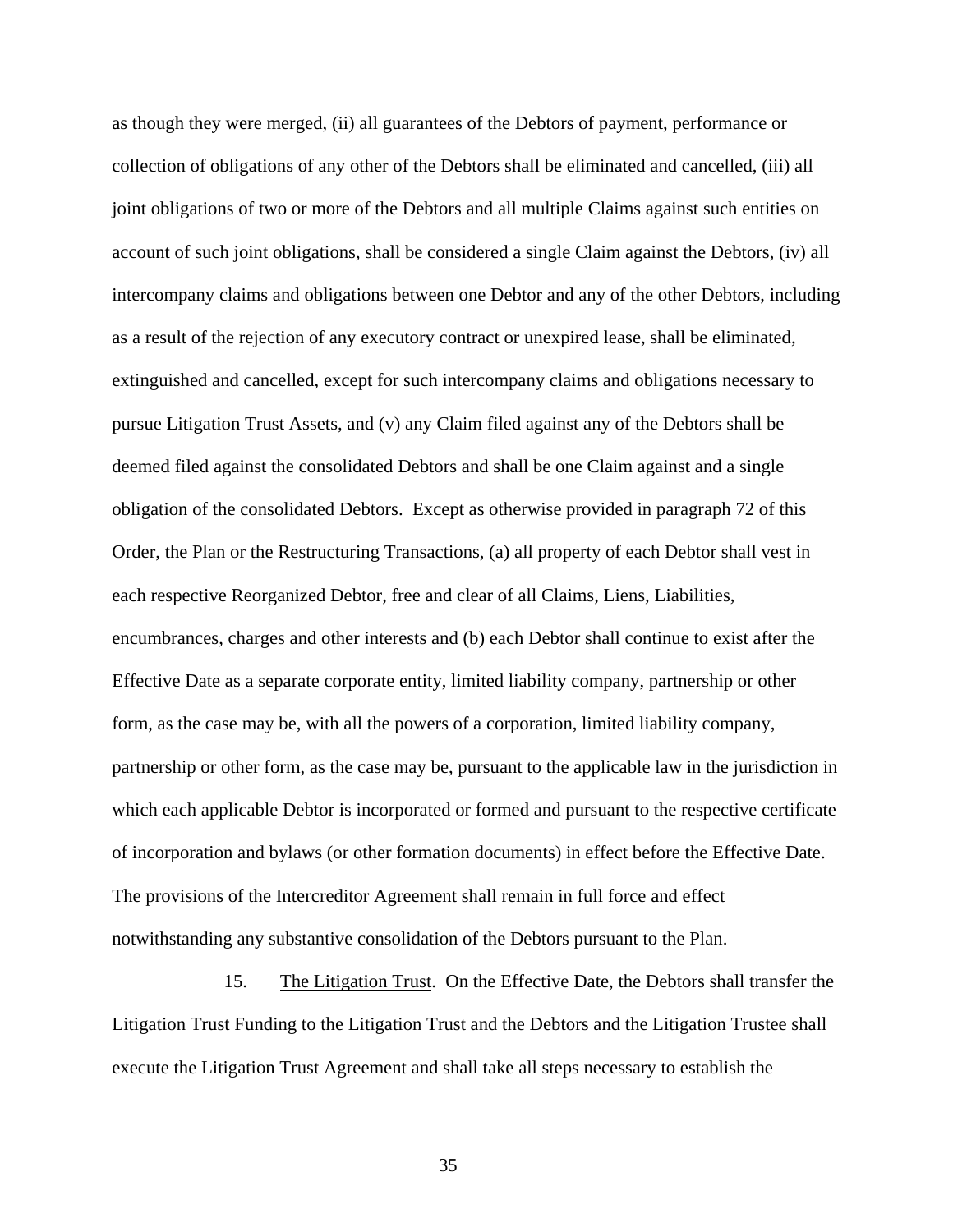as though they were merged, (ii) all guarantees of the Debtors of payment, performance or collection of obligations of any other of the Debtors shall be eliminated and cancelled, (iii) all joint obligations of two or more of the Debtors and all multiple Claims against such entities on account of such joint obligations, shall be considered a single Claim against the Debtors, (iv) all intercompany claims and obligations between one Debtor and any of the other Debtors, including as a result of the rejection of any executory contract or unexpired lease, shall be eliminated, extinguished and cancelled, except for such intercompany claims and obligations necessary to pursue Litigation Trust Assets, and (v) any Claim filed against any of the Debtors shall be deemed filed against the consolidated Debtors and shall be one Claim against and a single obligation of the consolidated Debtors. Except as otherwise provided in paragraph 72 of this Order, the Plan or the Restructuring Transactions, (a) all property of each Debtor shall vest in each respective Reorganized Debtor, free and clear of all Claims, Liens, Liabilities, encumbrances, charges and other interests and (b) each Debtor shall continue to exist after the Effective Date as a separate corporate entity, limited liability company, partnership or other form, as the case may be, with all the powers of a corporation, limited liability company, partnership or other form, as the case may be, pursuant to the applicable law in the jurisdiction in which each applicable Debtor is incorporated or formed and pursuant to the respective certificate of incorporation and bylaws (or other formation documents) in effect before the Effective Date. The provisions of the Intercreditor Agreement shall remain in full force and effect notwithstanding any substantive consolidation of the Debtors pursuant to the Plan.

15. The Litigation Trust. On the Effective Date, the Debtors shall transfer the Litigation Trust Funding to the Litigation Trust and the Debtors and the Litigation Trustee shall execute the Litigation Trust Agreement and shall take all steps necessary to establish the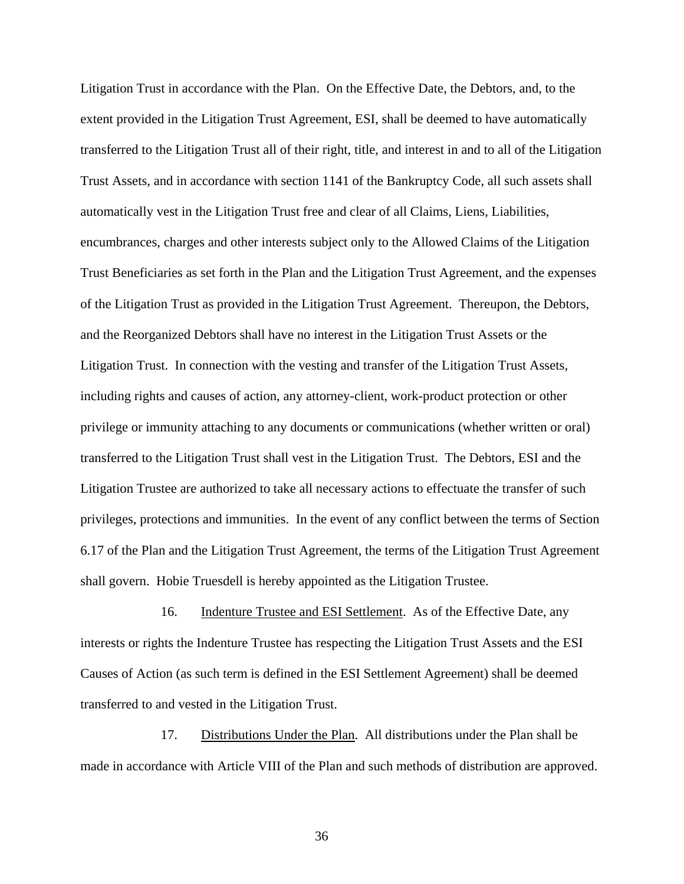Litigation Trust in accordance with the Plan. On the Effective Date, the Debtors, and, to the extent provided in the Litigation Trust Agreement, ESI, shall be deemed to have automatically transferred to the Litigation Trust all of their right, title, and interest in and to all of the Litigation Trust Assets, and in accordance with section 1141 of the Bankruptcy Code, all such assets shall automatically vest in the Litigation Trust free and clear of all Claims, Liens, Liabilities, encumbrances, charges and other interests subject only to the Allowed Claims of the Litigation Trust Beneficiaries as set forth in the Plan and the Litigation Trust Agreement, and the expenses of the Litigation Trust as provided in the Litigation Trust Agreement. Thereupon, the Debtors, and the Reorganized Debtors shall have no interest in the Litigation Trust Assets or the Litigation Trust. In connection with the vesting and transfer of the Litigation Trust Assets, including rights and causes of action, any attorney-client, work-product protection or other privilege or immunity attaching to any documents or communications (whether written or oral) transferred to the Litigation Trust shall vest in the Litigation Trust. The Debtors, ESI and the Litigation Trustee are authorized to take all necessary actions to effectuate the transfer of such privileges, protections and immunities. In the event of any conflict between the terms of Section 6.17 of the Plan and the Litigation Trust Agreement, the terms of the Litigation Trust Agreement shall govern. Hobie Truesdell is hereby appointed as the Litigation Trustee.

16. Indenture Trustee and ESI Settlement. As of the Effective Date, any interests or rights the Indenture Trustee has respecting the Litigation Trust Assets and the ESI Causes of Action (as such term is defined in the ESI Settlement Agreement) shall be deemed transferred to and vested in the Litigation Trust.

17. Distributions Under the Plan. All distributions under the Plan shall be made in accordance with Article VIII of the Plan and such methods of distribution are approved.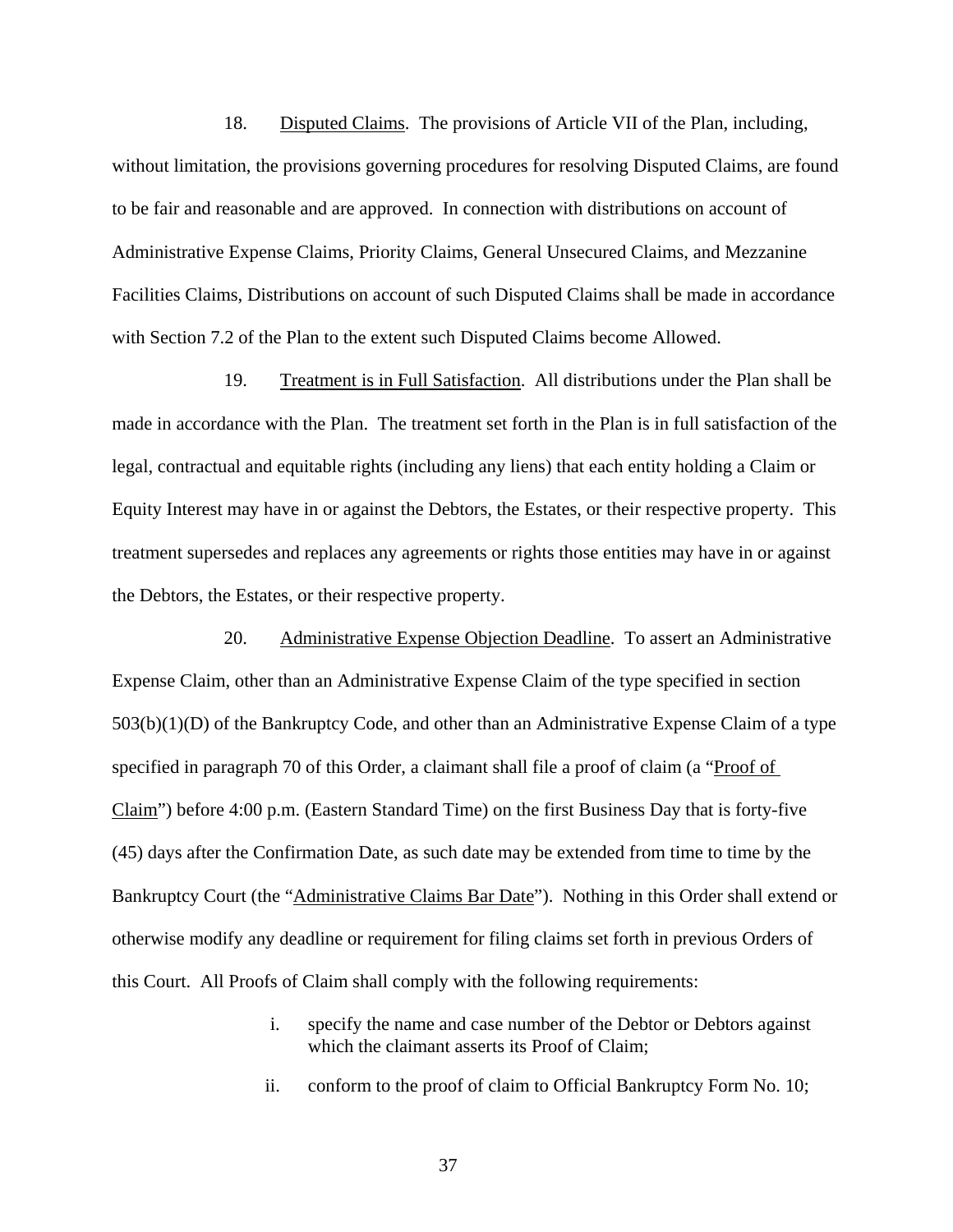18. Disputed Claims. The provisions of Article VII of the Plan, including, without limitation, the provisions governing procedures for resolving Disputed Claims, are found to be fair and reasonable and are approved. In connection with distributions on account of Administrative Expense Claims, Priority Claims, General Unsecured Claims, and Mezzanine Facilities Claims, Distributions on account of such Disputed Claims shall be made in accordance with Section 7.2 of the Plan to the extent such Disputed Claims become Allowed.

19. Treatment is in Full Satisfaction. All distributions under the Plan shall be made in accordance with the Plan. The treatment set forth in the Plan is in full satisfaction of the legal, contractual and equitable rights (including any liens) that each entity holding a Claim or Equity Interest may have in or against the Debtors, the Estates, or their respective property. This treatment supersedes and replaces any agreements or rights those entities may have in or against the Debtors, the Estates, or their respective property.

20. Administrative Expense Objection Deadline. To assert an Administrative Expense Claim, other than an Administrative Expense Claim of the type specified in section 503(b)(1)(D) of the Bankruptcy Code, and other than an Administrative Expense Claim of a type specified in paragraph 70 of this Order, a claimant shall file a proof of claim (a "Proof of Claim") before 4:00 p.m. (Eastern Standard Time) on the first Business Day that is forty-five (45) days after the Confirmation Date, as such date may be extended from time to time by the Bankruptcy Court (the "Administrative Claims Bar Date"). Nothing in this Order shall extend or otherwise modify any deadline or requirement for filing claims set forth in previous Orders of this Court. All Proofs of Claim shall comply with the following requirements:

i. specify the name and case number of the Debtor or Debtors against which the claimant asserts its Proof of Claim;

ii. conform to the proof of claim to Official Bankruptcy Form No. 10;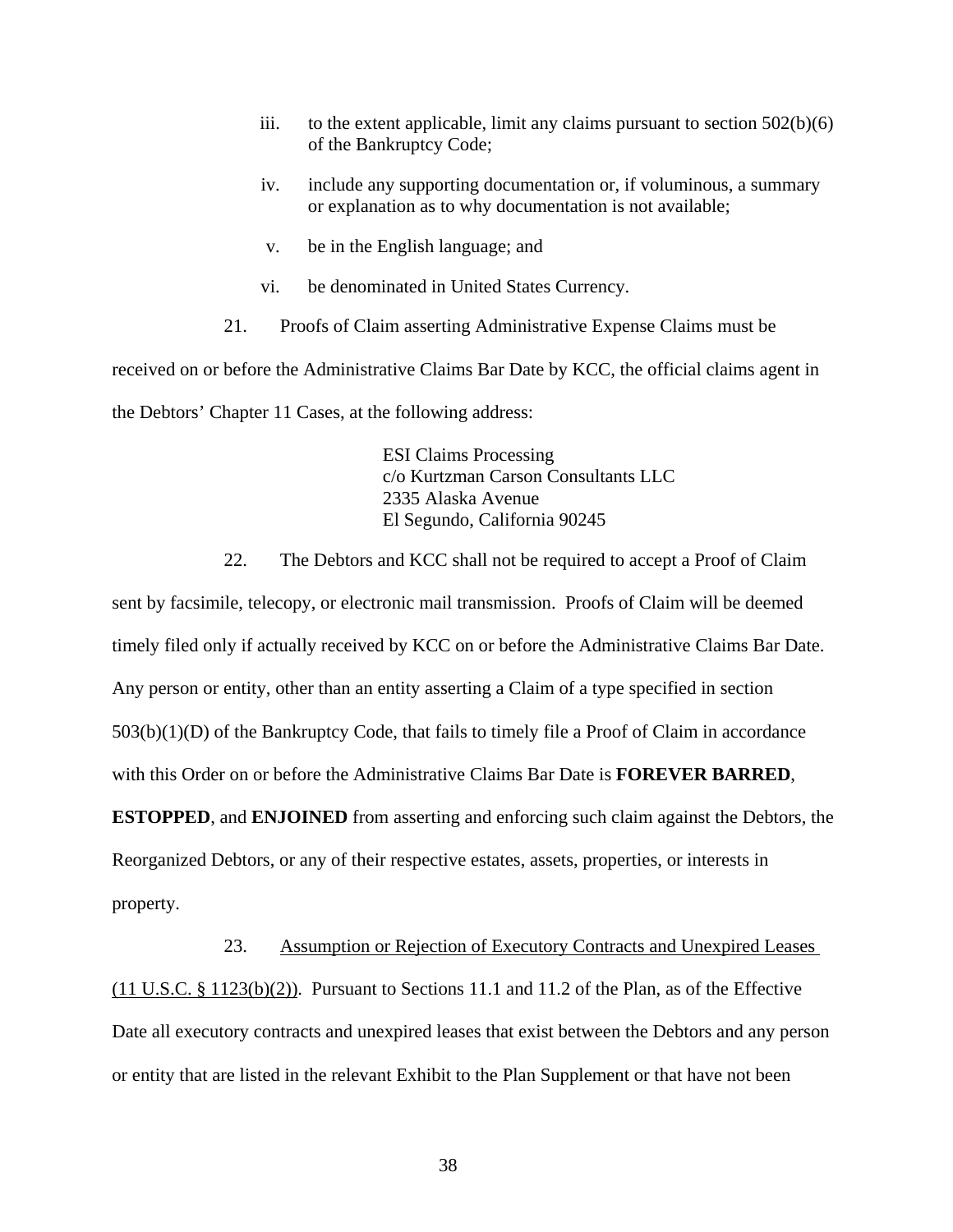iii. to the extent applicable, limit any claims pursuant to section 502(b)(6) of the Bankruptcy Code;

iv. include any supporting documentation or, if voluminous, a summary or explanation as to why documentation is not available;

v. be in the English language; and

vi. be denominated in United States Currency.

21. Proofs of Claim asserting Administrative Expense Claims must be received on or before the Administrative Claims Bar Date by KCC, the official claims agent in the Debtors' Chapter 11 Cases, at the following address:

ESI Claims Processing
c/o Kurtzman Carson Consultants LLC
2335 Alaska Avenue
El Segundo, California 90245

22. The Debtors and KCC shall not be required to accept a Proof of Claim sent by facsimile, telecopy, or electronic mail transmission. Proofs of Claim will be deemed timely filed only if actually received by KCC on or before the Administrative Claims Bar Date. Any person or entity, other than an entity asserting a Claim of a type specified in section 503(b)(1)(D) of the Bankruptcy Code, that fails to timely file a Proof of Claim in accordance with this Order on or before the Administrative Claims Bar Date is **FOREVER BARRED**, **ESTOPPED**, and **ENJOINED** from asserting and enforcing such claim against the Debtors, the Reorganized Debtors, or any of their respective estates, assets, properties, or interests in property.

23. <u>Assumption or Rejection of Executory Contracts and Unexpired Leases (11 U.S.C. § 1123(b)(2))</u>. Pursuant to Sections 11.1 and 11.2 of the Plan, as of the Effective Date all executory contracts and unexpired leases that exist between the Debtors and any person or entity that are listed in the relevant Exhibit to the Plan Supplement or that have not been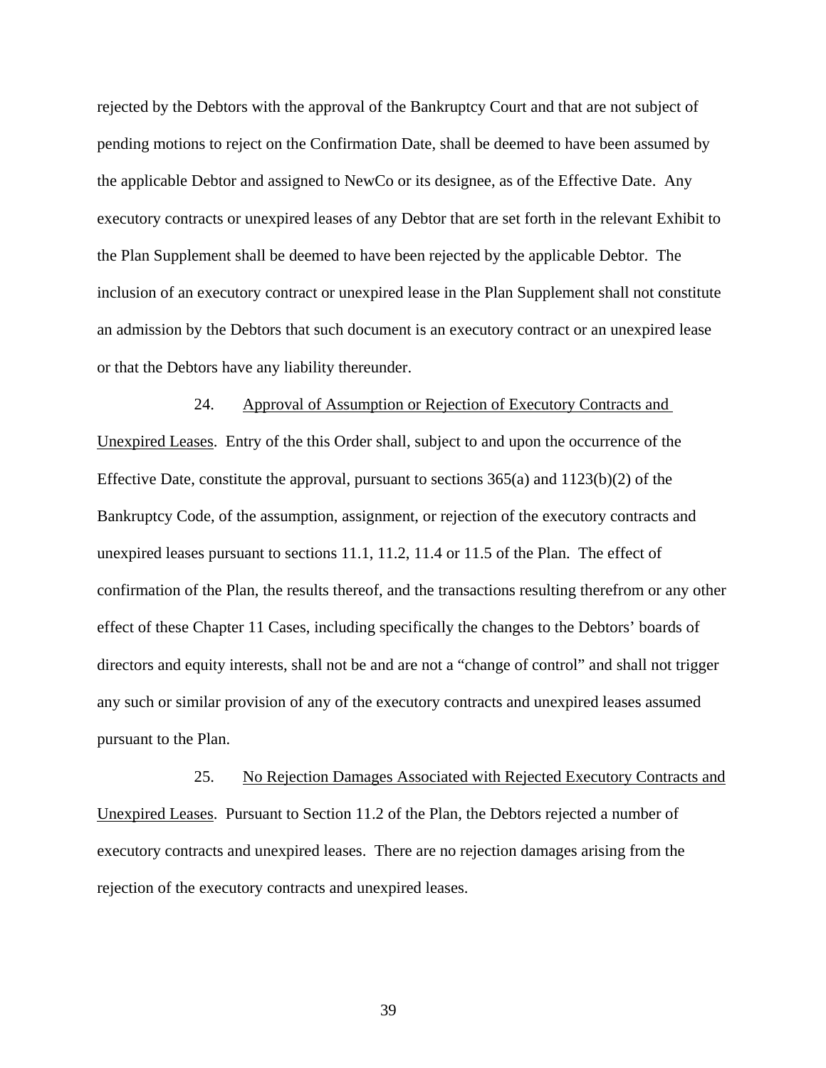rejected by the Debtors with the approval of the Bankruptcy Court and that are not subject of pending motions to reject on the Confirmation Date, shall be deemed to have been assumed by the applicable Debtor and assigned to NewCo or its designee, as of the Effective Date. Any executory contracts or unexpired leases of any Debtor that are set forth in the relevant Exhibit to the Plan Supplement shall be deemed to have been rejected by the applicable Debtor. The inclusion of an executory contract or unexpired lease in the Plan Supplement shall not constitute an admission by the Debtors that such document is an executory contract or an unexpired lease or that the Debtors have any liability thereunder.

24. Approval of Assumption or Rejection of Executory Contracts and Unexpired Leases. Entry of the this Order shall, subject to and upon the occurrence of the Effective Date, constitute the approval, pursuant to sections 365(a) and 1123(b)(2) of the Bankruptcy Code, of the assumption, assignment, or rejection of the executory contracts and unexpired leases pursuant to sections 11.1, 11.2, 11.4 or 11.5 of the Plan. The effect of confirmation of the Plan, the results thereof, and the transactions resulting therefrom or any other effect of these Chapter 11 Cases, including specifically the changes to the Debtors' boards of directors and equity interests, shall not be and are not a "change of control" and shall not trigger any such or similar provision of any of the executory contracts and unexpired leases assumed pursuant to the Plan.

25. No Rejection Damages Associated with Rejected Executory Contracts and Unexpired Leases. Pursuant to Section 11.2 of the Plan, the Debtors rejected a number of executory contracts and unexpired leases. There are no rejection damages arising from the rejection of the executory contracts and unexpired leases.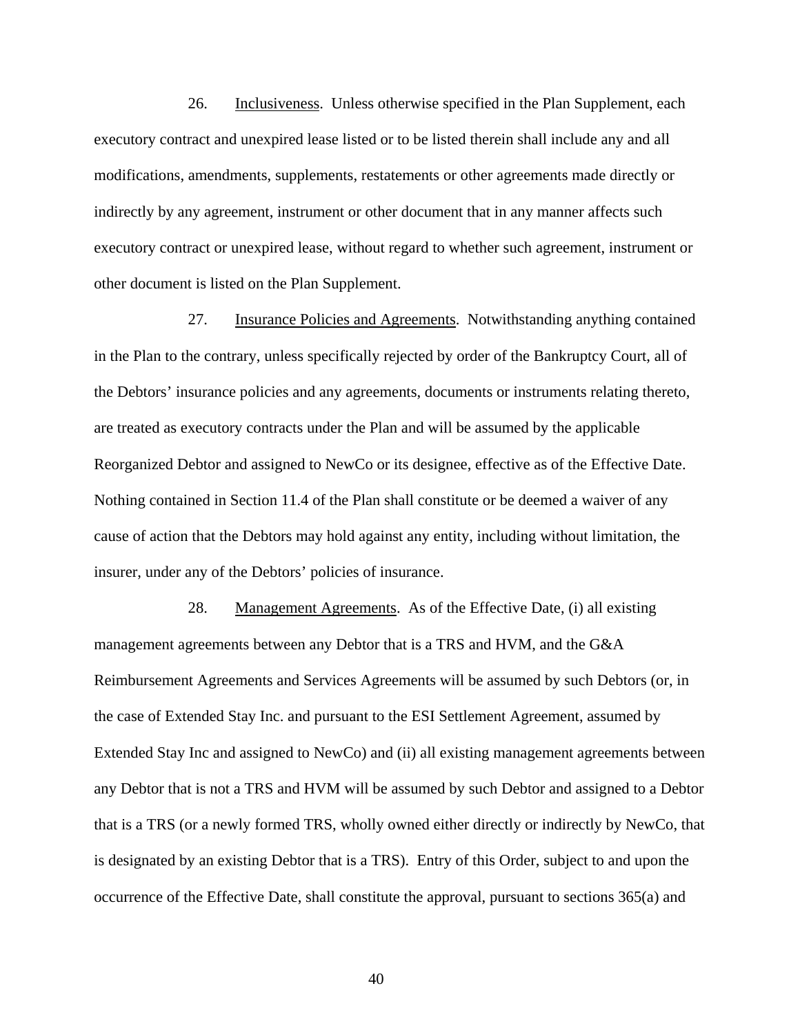26. Inclusiveness. Unless otherwise specified in the Plan Supplement, each executory contract and unexpired lease listed or to be listed therein shall include any and all modifications, amendments, supplements, restatements or other agreements made directly or indirectly by any agreement, instrument or other document that in any manner affects such executory contract or unexpired lease, without regard to whether such agreement, instrument or other document is listed on the Plan Supplement.

27. Insurance Policies and Agreements. Notwithstanding anything contained in the Plan to the contrary, unless specifically rejected by order of the Bankruptcy Court, all of the Debtors' insurance policies and any agreements, documents or instruments relating thereto, are treated as executory contracts under the Plan and will be assumed by the applicable Reorganized Debtor and assigned to NewCo or its designee, effective as of the Effective Date. Nothing contained in Section 11.4 of the Plan shall constitute or be deemed a waiver of any cause of action that the Debtors may hold against any entity, including without limitation, the insurer, under any of the Debtors' policies of insurance.

28. Management Agreements. As of the Effective Date, (i) all existing management agreements between any Debtor that is a TRS and HVM, and the G&A Reimbursement Agreements and Services Agreements will be assumed by such Debtors (or, in the case of Extended Stay Inc. and pursuant to the ESI Settlement Agreement, assumed by Extended Stay Inc and assigned to NewCo) and (ii) all existing management agreements between any Debtor that is not a TRS and HVM will be assumed by such Debtor and assigned to a Debtor that is a TRS (or a newly formed TRS, wholly owned either directly or indirectly by NewCo, that is designated by an existing Debtor that is a TRS). Entry of this Order, subject to and upon the occurrence of the Effective Date, shall constitute the approval, pursuant to sections 365(a) and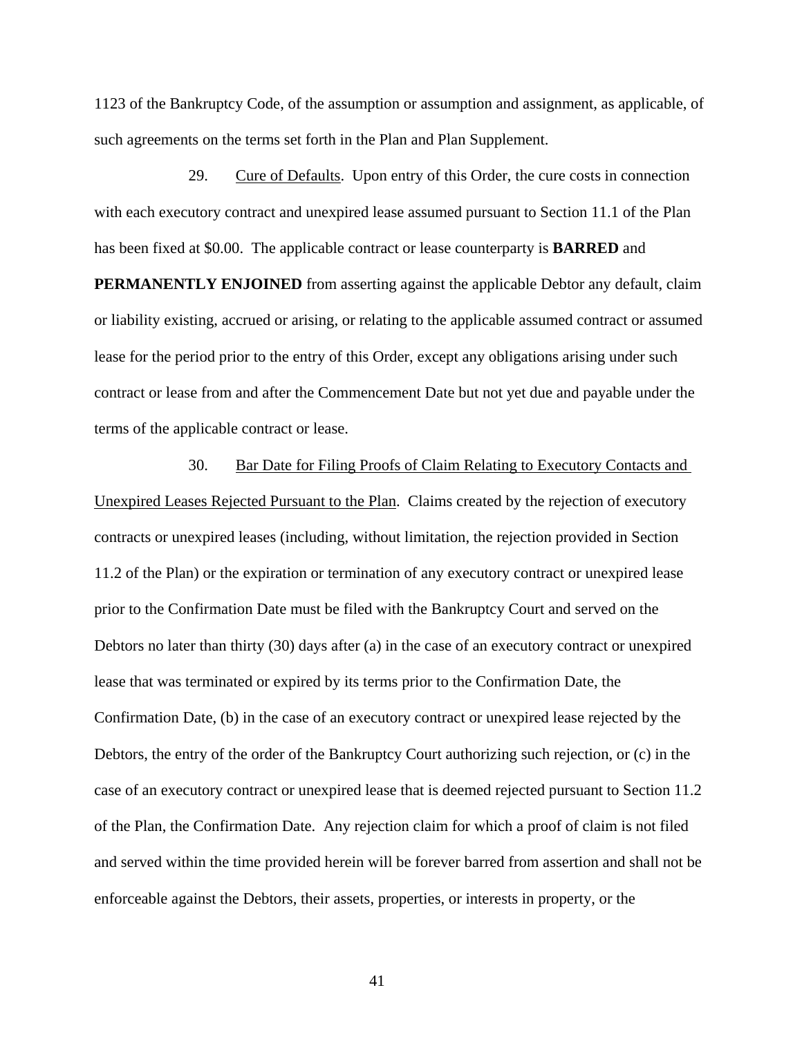1123 of the Bankruptcy Code, of the assumption or assumption and assignment, as applicable, of such agreements on the terms set forth in the Plan and Plan Supplement.

29. Cure of Defaults. Upon entry of this Order, the cure costs in connection with each executory contract and unexpired lease assumed pursuant to Section 11.1 of the Plan has been fixed at $0.00. The applicable contract or lease counterparty is **BARRED** and **PERMANENTLY ENJOINED** from asserting against the applicable Debtor any default, claim or liability existing, accrued or arising, or relating to the applicable assumed contract or assumed lease for the period prior to the entry of this Order, except any obligations arising under such contract or lease from and after the Commencement Date but not yet due and payable under the terms of the applicable contract or lease.

30. Bar Date for Filing Proofs of Claim Relating to Executory Contacts and Unexpired Leases Rejected Pursuant to the Plan. Claims created by the rejection of executory contracts or unexpired leases (including, without limitation, the rejection provided in Section 11.2 of the Plan) or the expiration or termination of any executory contract or unexpired lease prior to the Confirmation Date must be filed with the Bankruptcy Court and served on the Debtors no later than thirty (30) days after (a) in the case of an executory contract or unexpired lease that was terminated or expired by its terms prior to the Confirmation Date, the Confirmation Date, (b) in the case of an executory contract or unexpired lease rejected by the Debtors, the entry of the order of the Bankruptcy Court authorizing such rejection, or (c) in the case of an executory contract or unexpired lease that is deemed rejected pursuant to Section 11.2 of the Plan, the Confirmation Date. Any rejection claim for which a proof of claim is not filed and served within the time provided herein will be forever barred from assertion and shall not be enforceable against the Debtors, their assets, properties, or interests in property, or the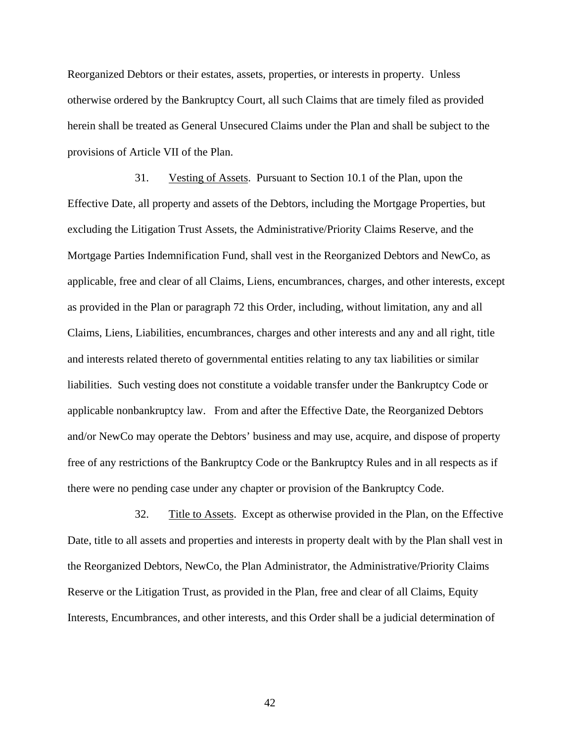Reorganized Debtors or their estates, assets, properties, or interests in property. Unless otherwise ordered by the Bankruptcy Court, all such Claims that are timely filed as provided herein shall be treated as General Unsecured Claims under the Plan and shall be subject to the provisions of Article VII of the Plan.

31. Vesting of Assets. Pursuant to Section 10.1 of the Plan, upon the Effective Date, all property and assets of the Debtors, including the Mortgage Properties, but excluding the Litigation Trust Assets, the Administrative/Priority Claims Reserve, and the Mortgage Parties Indemnification Fund, shall vest in the Reorganized Debtors and NewCo, as applicable, free and clear of all Claims, Liens, encumbrances, charges, and other interests, except as provided in the Plan or paragraph 72 this Order, including, without limitation, any and all Claims, Liens, Liabilities, encumbrances, charges and other interests and any and all right, title and interests related thereto of governmental entities relating to any tax liabilities or similar liabilities. Such vesting does not constitute a voidable transfer under the Bankruptcy Code or applicable nonbankruptcy law. From and after the Effective Date, the Reorganized Debtors and/or NewCo may operate the Debtors' business and may use, acquire, and dispose of property free of any restrictions of the Bankruptcy Code or the Bankruptcy Rules and in all respects as if there were no pending case under any chapter or provision of the Bankruptcy Code.

32. Title to Assets. Except as otherwise provided in the Plan, on the Effective Date, title to all assets and properties and interests in property dealt with by the Plan shall vest in the Reorganized Debtors, NewCo, the Plan Administrator, the Administrative/Priority Claims Reserve or the Litigation Trust, as provided in the Plan, free and clear of all Claims, Equity Interests, Encumbrances, and other interests, and this Order shall be a judicial determination of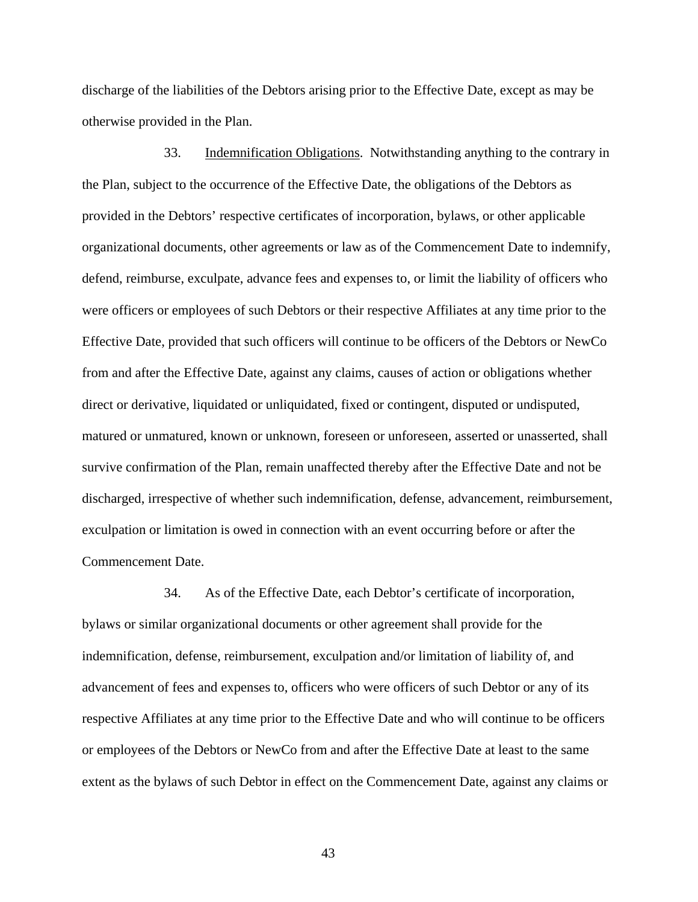discharge of the liabilities of the Debtors arising prior to the Effective Date, except as may be otherwise provided in the Plan.

33. Indemnification Obligations. Notwithstanding anything to the contrary in the Plan, subject to the occurrence of the Effective Date, the obligations of the Debtors as provided in the Debtors' respective certificates of incorporation, bylaws, or other applicable organizational documents, other agreements or law as of the Commencement Date to indemnify, defend, reimburse, exculpate, advance fees and expenses to, or limit the liability of officers who were officers or employees of such Debtors or their respective Affiliates at any time prior to the Effective Date, provided that such officers will continue to be officers of the Debtors or NewCo from and after the Effective Date, against any claims, causes of action or obligations whether direct or derivative, liquidated or unliquidated, fixed or contingent, disputed or undisputed, matured or unmatured, known or unknown, foreseen or unforeseen, asserted or unasserted, shall survive confirmation of the Plan, remain unaffected thereby after the Effective Date and not be discharged, irrespective of whether such indemnification, defense, advancement, reimbursement, exculpation or limitation is owed in connection with an event occurring before or after the Commencement Date.

34. As of the Effective Date, each Debtor's certificate of incorporation, bylaws or similar organizational documents or other agreement shall provide for the indemnification, defense, reimbursement, exculpation and/or limitation of liability of, and advancement of fees and expenses to, officers who were officers of such Debtor or any of its respective Affiliates at any time prior to the Effective Date and who will continue to be officers or employees of the Debtors or NewCo from and after the Effective Date at least to the same extent as the bylaws of such Debtor in effect on the Commencement Date, against any claims or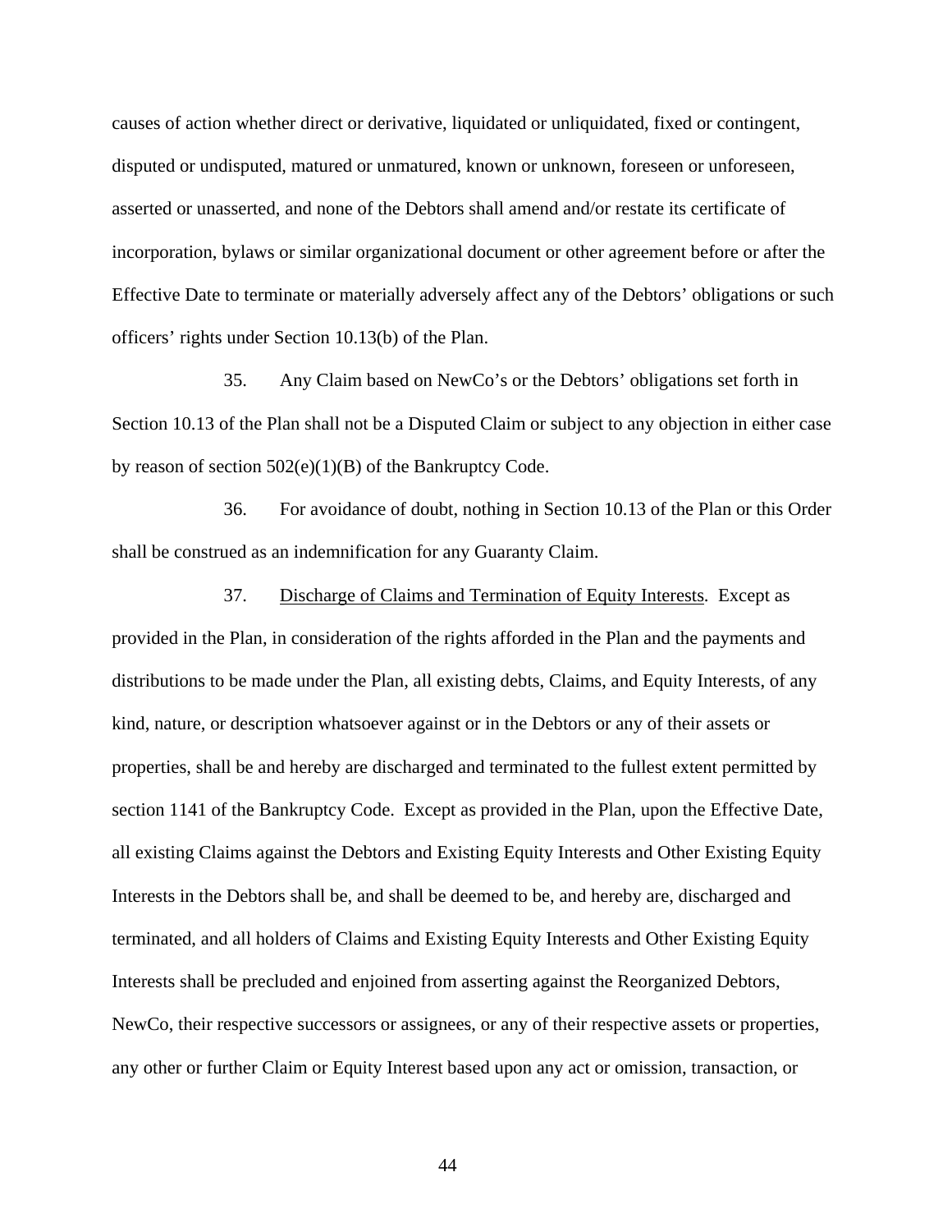causes of action whether direct or derivative, liquidated or unliquidated, fixed or contingent, disputed or undisputed, matured or unmatured, known or unknown, foreseen or unforeseen, asserted or unasserted, and none of the Debtors shall amend and/or restate its certificate of incorporation, bylaws or similar organizational document or other agreement before or after the Effective Date to terminate or materially adversely affect any of the Debtors' obligations or such officers' rights under Section 10.13(b) of the Plan.

35. Any Claim based on NewCo's or the Debtors' obligations set forth in Section 10.13 of the Plan shall not be a Disputed Claim or subject to any objection in either case by reason of section 502(e)(1)(B) of the Bankruptcy Code.

36. For avoidance of doubt, nothing in Section 10.13 of the Plan or this Order shall be construed as an indemnification for any Guaranty Claim.

37. <u>Discharge of Claims and Termination of Equity Interests</u>. Except as provided in the Plan, in consideration of the rights afforded in the Plan and the payments and distributions to be made under the Plan, all existing debts, Claims, and Equity Interests, of any kind, nature, or description whatsoever against or in the Debtors or any of their assets or properties, shall be and hereby are discharged and terminated to the fullest extent permitted by section 1141 of the Bankruptcy Code. Except as provided in the Plan, upon the Effective Date, all existing Claims against the Debtors and Existing Equity Interests and Other Existing Equity Interests in the Debtors shall be, and shall be deemed to be, and hereby are, discharged and terminated, and all holders of Claims and Existing Equity Interests and Other Existing Equity Interests shall be precluded and enjoined from asserting against the Reorganized Debtors, NewCo, their respective successors or assignees, or any of their respective assets or properties, any other or further Claim or Equity Interest based upon any act or omission, transaction, or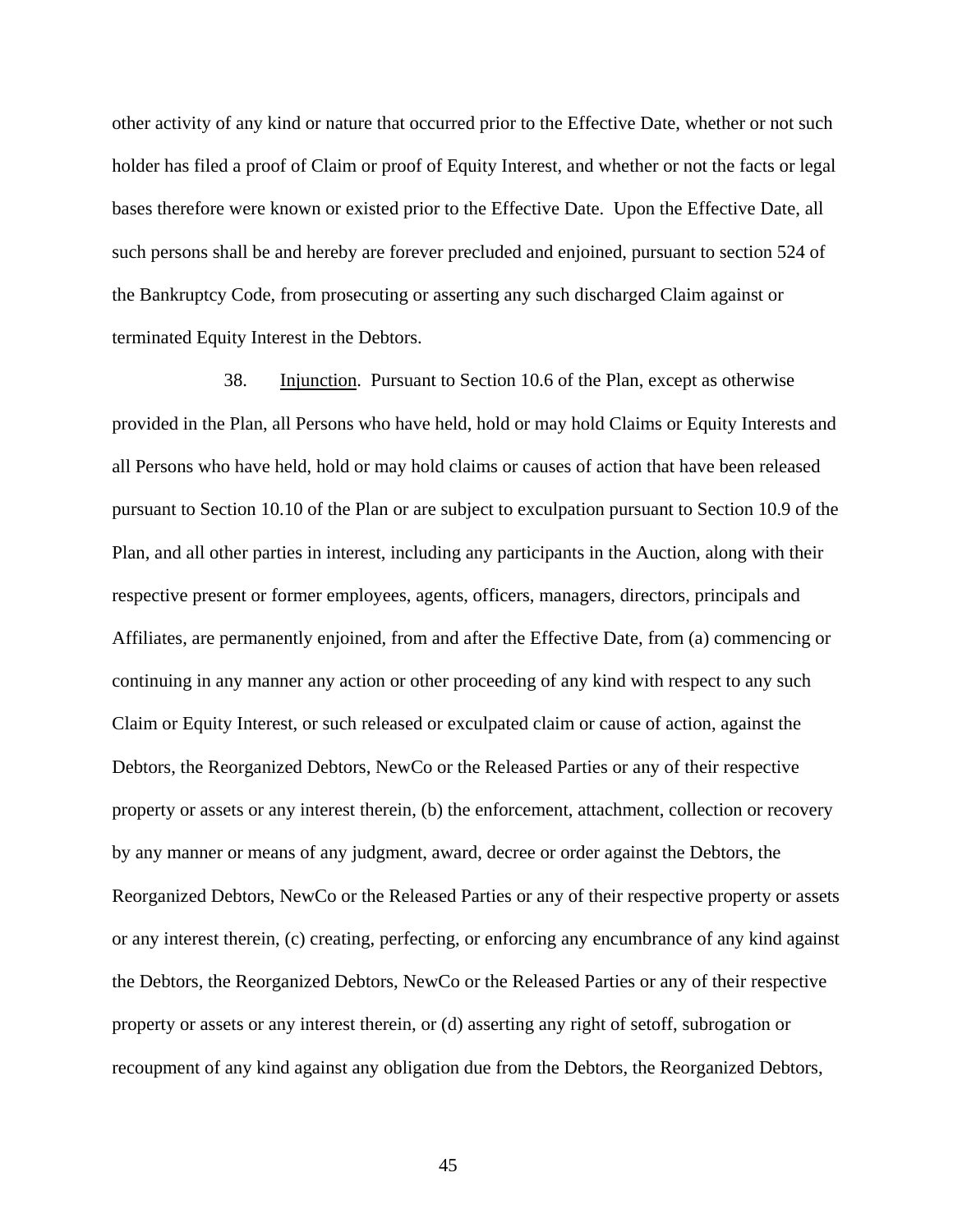other activity of any kind or nature that occurred prior to the Effective Date, whether or not such holder has filed a proof of Claim or proof of Equity Interest, and whether or not the facts or legal bases therefore were known or existed prior to the Effective Date. Upon the Effective Date, all such persons shall be and hereby are forever precluded and enjoined, pursuant to section 524 of the Bankruptcy Code, from prosecuting or asserting any such discharged Claim against or terminated Equity Interest in the Debtors.

38. Injunction. Pursuant to Section 10.6 of the Plan, except as otherwise provided in the Plan, all Persons who have held, hold or may hold Claims or Equity Interests and all Persons who have held, hold or may hold claims or causes of action that have been released pursuant to Section 10.10 of the Plan or are subject to exculpation pursuant to Section 10.9 of the Plan, and all other parties in interest, including any participants in the Auction, along with their respective present or former employees, agents, officers, managers, directors, principals and Affiliates, are permanently enjoined, from and after the Effective Date, from (a) commencing or continuing in any manner any action or other proceeding of any kind with respect to any such Claim or Equity Interest, or such released or exculpated claim or cause of action, against the Debtors, the Reorganized Debtors, NewCo or the Released Parties or any of their respective property or assets or any interest therein, (b) the enforcement, attachment, collection or recovery by any manner or means of any judgment, award, decree or order against the Debtors, the Reorganized Debtors, NewCo or the Released Parties or any of their respective property or assets or any interest therein, (c) creating, perfecting, or enforcing any encumbrance of any kind against the Debtors, the Reorganized Debtors, NewCo or the Released Parties or any of their respective property or assets or any interest therein, or (d) asserting any right of setoff, subrogation or recoupment of any kind against any obligation due from the Debtors, the Reorganized Debtors,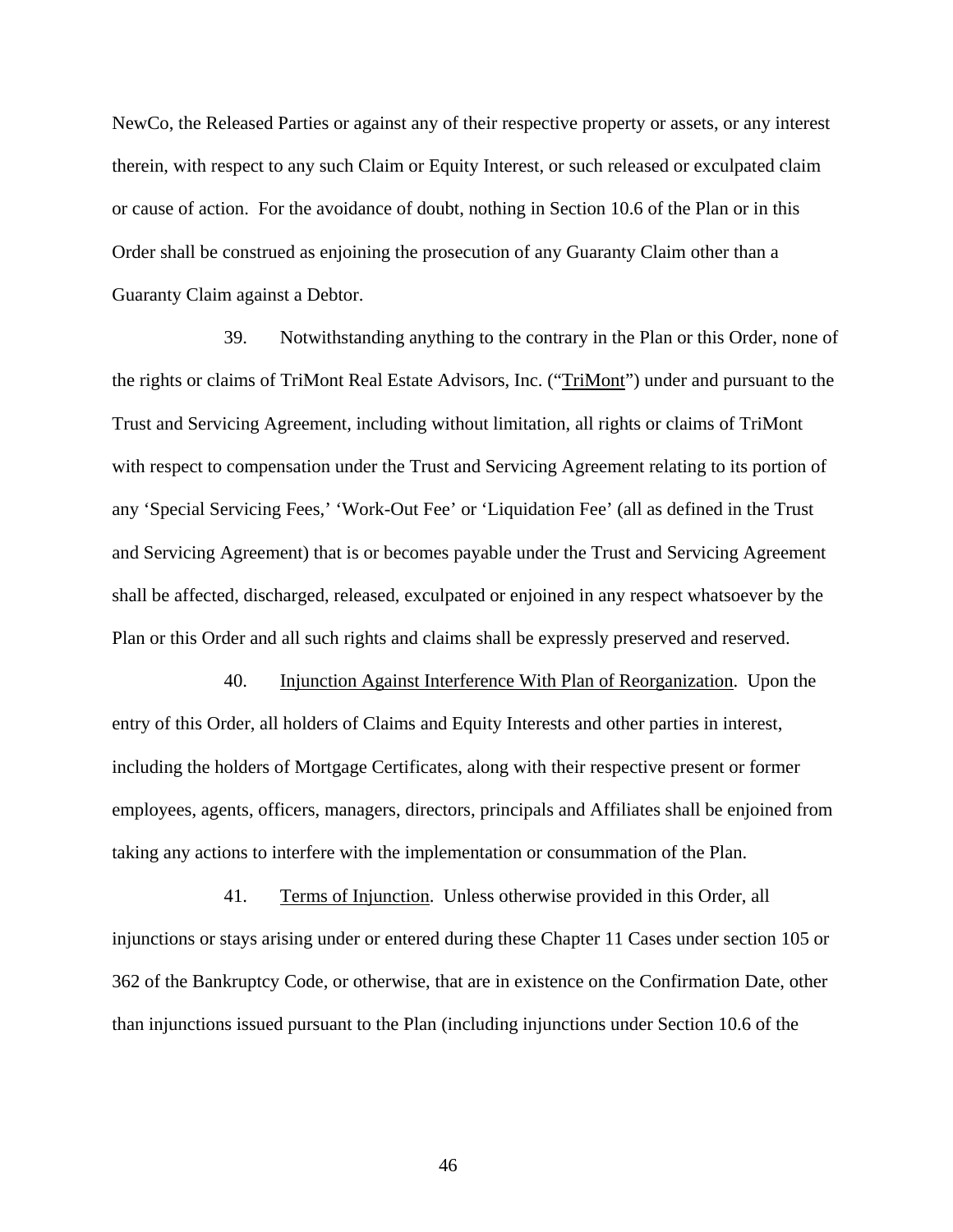NewCo, the Released Parties or against any of their respective property or assets, or any interest therein, with respect to any such Claim or Equity Interest, or such released or exculpated claim or cause of action. For the avoidance of doubt, nothing in Section 10.6 of the Plan or in this Order shall be construed as enjoining the prosecution of any Guaranty Claim other than a Guaranty Claim against a Debtor.

39. Notwithstanding anything to the contrary in the Plan or this Order, none of the rights or claims of TriMont Real Estate Advisors, Inc. ("TriMont") under and pursuant to the Trust and Servicing Agreement, including without limitation, all rights or claims of TriMont with respect to compensation under the Trust and Servicing Agreement relating to its portion of any 'Special Servicing Fees,' 'Work-Out Fee' or 'Liquidation Fee' (all as defined in the Trust and Servicing Agreement) that is or becomes payable under the Trust and Servicing Agreement shall be affected, discharged, released, exculpated or enjoined in any respect whatsoever by the Plan or this Order and all such rights and claims shall be expressly preserved and reserved.

40. Injunction Against Interference With Plan of Reorganization. Upon the entry of this Order, all holders of Claims and Equity Interests and other parties in interest, including the holders of Mortgage Certificates, along with their respective present or former employees, agents, officers, managers, directors, principals and Affiliates shall be enjoined from taking any actions to interfere with the implementation or consummation of the Plan.

41. Terms of Injunction. Unless otherwise provided in this Order, all injunctions or stays arising under or entered during these Chapter 11 Cases under section 105 or 362 of the Bankruptcy Code, or otherwise, that are in existence on the Confirmation Date, other than injunctions issued pursuant to the Plan (including injunctions under Section 10.6 of the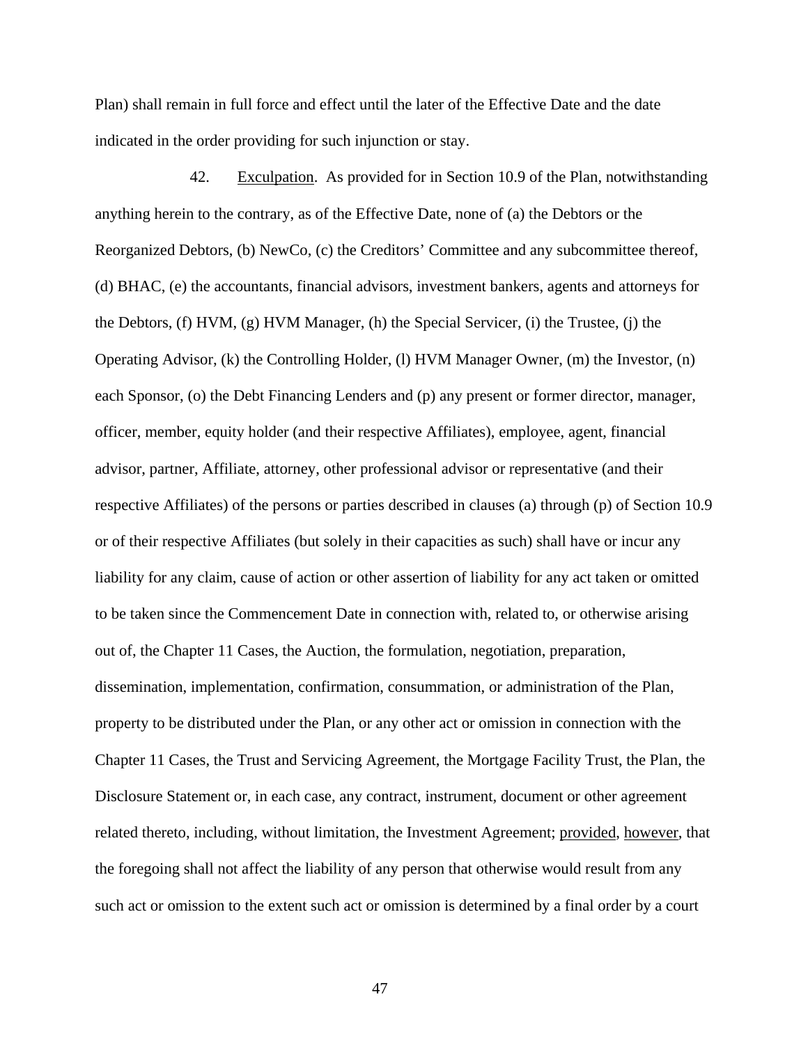Plan) shall remain in full force and effect until the later of the Effective Date and the date indicated in the order providing for such injunction or stay.

42. Exculpation. As provided for in Section 10.9 of the Plan, notwithstanding anything herein to the contrary, as of the Effective Date, none of (a) the Debtors or the Reorganized Debtors, (b) NewCo, (c) the Creditors' Committee and any subcommittee thereof, (d) BHAC, (e) the accountants, financial advisors, investment bankers, agents and attorneys for the Debtors, (f) HVM, (g) HVM Manager, (h) the Special Servicer, (i) the Trustee, (j) the Operating Advisor, (k) the Controlling Holder, (l) HVM Manager Owner, (m) the Investor, (n) each Sponsor, (o) the Debt Financing Lenders and (p) any present or former director, manager, officer, member, equity holder (and their respective Affiliates), employee, agent, financial advisor, partner, Affiliate, attorney, other professional advisor or representative (and their respective Affiliates) of the persons or parties described in clauses (a) through (p) of Section 10.9 or of their respective Affiliates (but solely in their capacities as such) shall have or incur any liability for any claim, cause of action or other assertion of liability for any act taken or omitted to be taken since the Commencement Date in connection with, related to, or otherwise arising out of, the Chapter 11 Cases, the Auction, the formulation, negotiation, preparation, dissemination, implementation, confirmation, consummation, or administration of the Plan, property to be distributed under the Plan, or any other act or omission in connection with the Chapter 11 Cases, the Trust and Servicing Agreement, the Mortgage Facility Trust, the Plan, the Disclosure Statement or, in each case, any contract, instrument, document or other agreement related thereto, including, without limitation, the Investment Agreement; provided, however, that the foregoing shall not affect the liability of any person that otherwise would result from any such act or omission to the extent such act or omission is determined by a final order by a court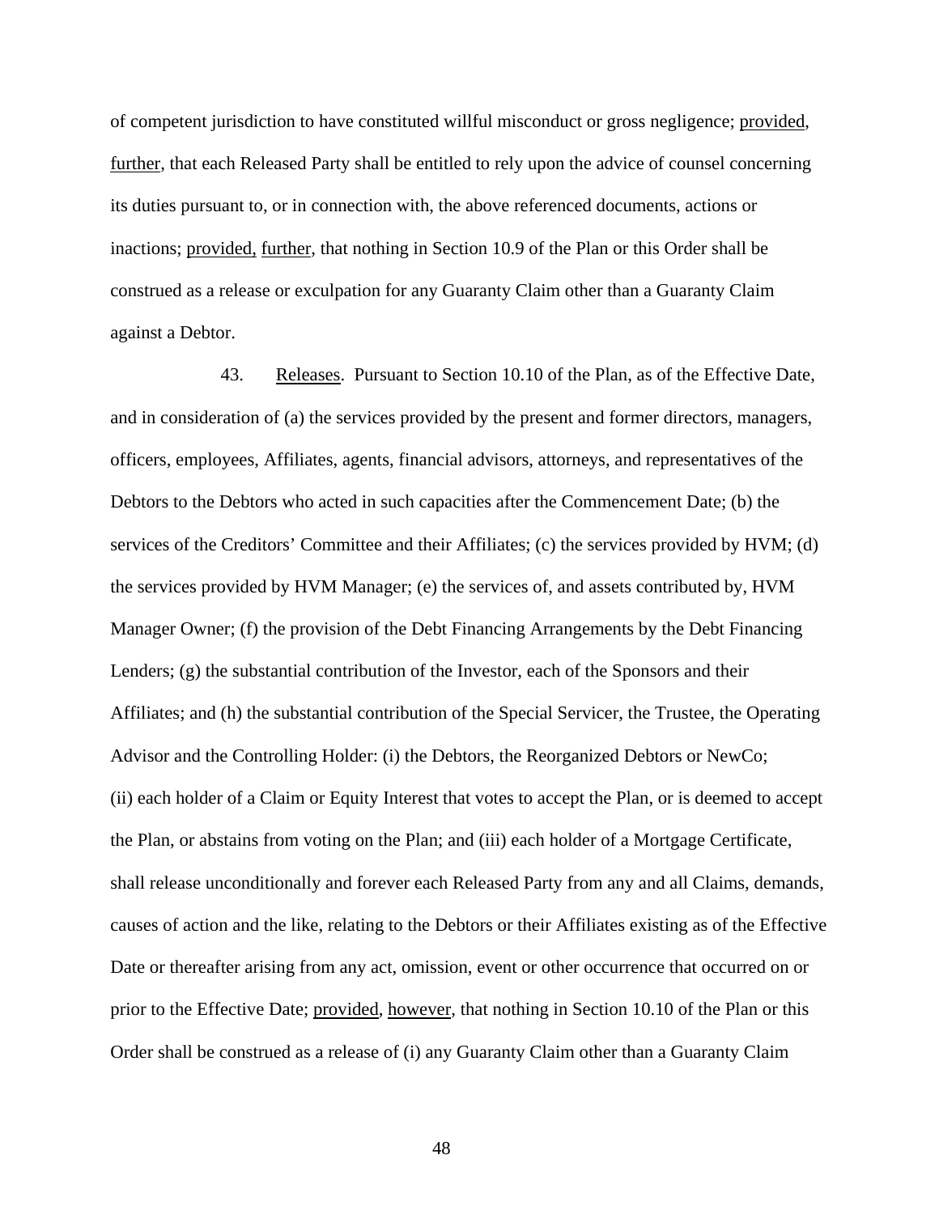of competent jurisdiction to have constituted willful misconduct or gross negligence; provided, further, that each Released Party shall be entitled to rely upon the advice of counsel concerning its duties pursuant to, or in connection with, the above referenced documents, actions or inactions; provided, further, that nothing in Section 10.9 of the Plan or this Order shall be construed as a release or exculpation for any Guaranty Claim other than a Guaranty Claim against a Debtor.

43. Releases. Pursuant to Section 10.10 of the Plan, as of the Effective Date, and in consideration of (a) the services provided by the present and former directors, managers, officers, employees, Affiliates, agents, financial advisors, attorneys, and representatives of the Debtors to the Debtors who acted in such capacities after the Commencement Date; (b) the services of the Creditors' Committee and their Affiliates; (c) the services provided by HVM; (d) the services provided by HVM Manager; (e) the services of, and assets contributed by, HVM Manager Owner; (f) the provision of the Debt Financing Arrangements by the Debt Financing Lenders; (g) the substantial contribution of the Investor, each of the Sponsors and their Affiliates; and (h) the substantial contribution of the Special Servicer, the Trustee, the Operating Advisor and the Controlling Holder: (i) the Debtors, the Reorganized Debtors or NewCo; (ii) each holder of a Claim or Equity Interest that votes to accept the Plan, or is deemed to accept the Plan, or abstains from voting on the Plan; and (iii) each holder of a Mortgage Certificate, shall release unconditionally and forever each Released Party from any and all Claims, demands, causes of action and the like, relating to the Debtors or their Affiliates existing as of the Effective Date or thereafter arising from any act, omission, event or other occurrence that occurred on or prior to the Effective Date; provided, however, that nothing in Section 10.10 of the Plan or this Order shall be construed as a release of (i) any Guaranty Claim other than a Guaranty Claim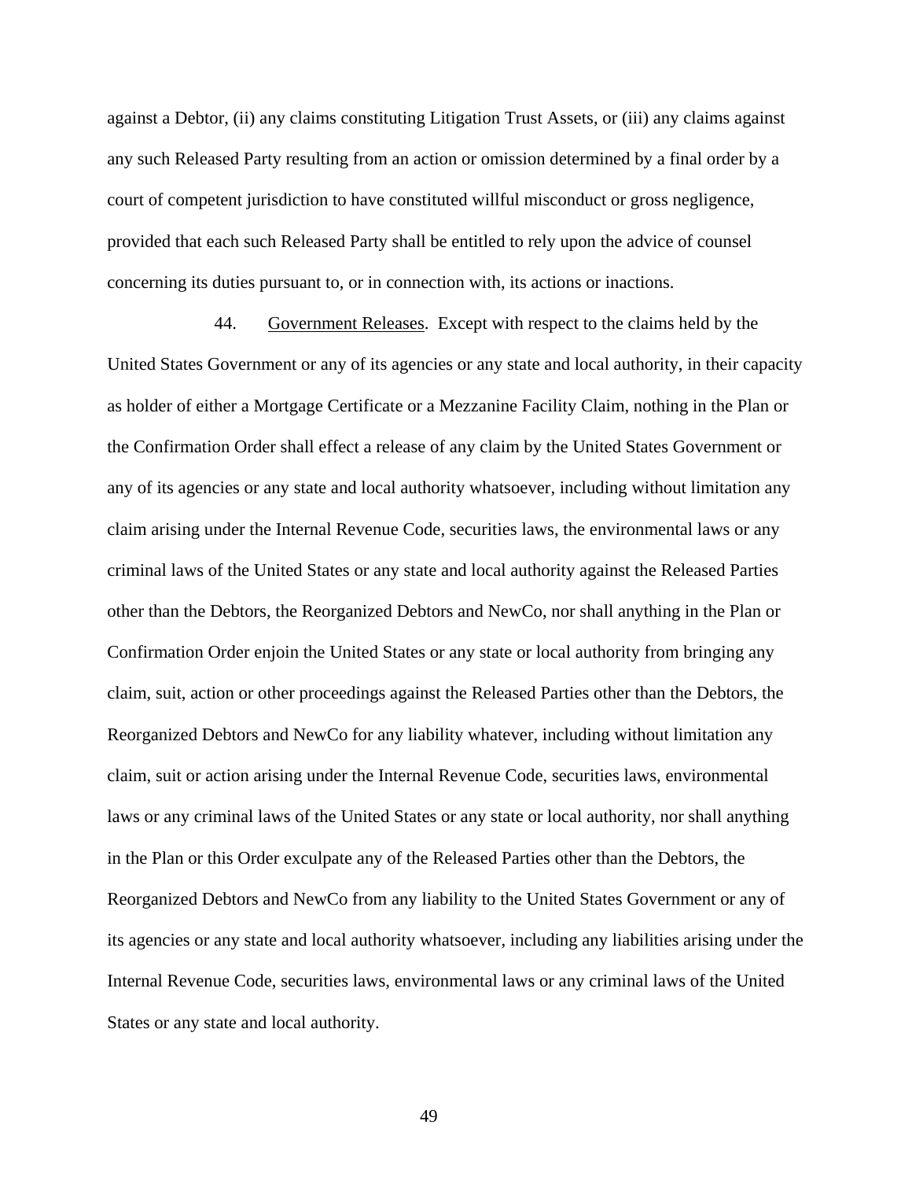against a Debtor, (ii) any claims constituting Litigation Trust Assets, or (iii) any claims against any such Released Party resulting from an action or omission determined by a final order by a court of competent jurisdiction to have constituted willful misconduct or gross negligence, provided that each such Released Party shall be entitled to rely upon the advice of counsel concerning its duties pursuant to, or in connection with, its actions or inactions.

44. Government Releases. Except with respect to the claims held by the United States Government or any of its agencies or any state and local authority, in their capacity as holder of either a Mortgage Certificate or a Mezzanine Facility Claim, nothing in the Plan or the Confirmation Order shall effect a release of any claim by the United States Government or any of its agencies or any state and local authority whatsoever, including without limitation any claim arising under the Internal Revenue Code, securities laws, the environmental laws or any criminal laws of the United States or any state and local authority against the Released Parties other than the Debtors, the Reorganized Debtors and NewCo, nor shall anything in the Plan or Confirmation Order enjoin the United States or any state or local authority from bringing any claim, suit, action or other proceedings against the Released Parties other than the Debtors, the Reorganized Debtors and NewCo for any liability whatever, including without limitation any claim, suit or action arising under the Internal Revenue Code, securities laws, environmental laws or any criminal laws of the United States or any state or local authority, nor shall anything in the Plan or this Order exculpate any of the Released Parties other than the Debtors, the Reorganized Debtors and NewCo from any liability to the United States Government or any of its agencies or any state and local authority whatsoever, including any liabilities arising under the Internal Revenue Code, securities laws, environmental laws or any criminal laws of the United States or any state and local authority.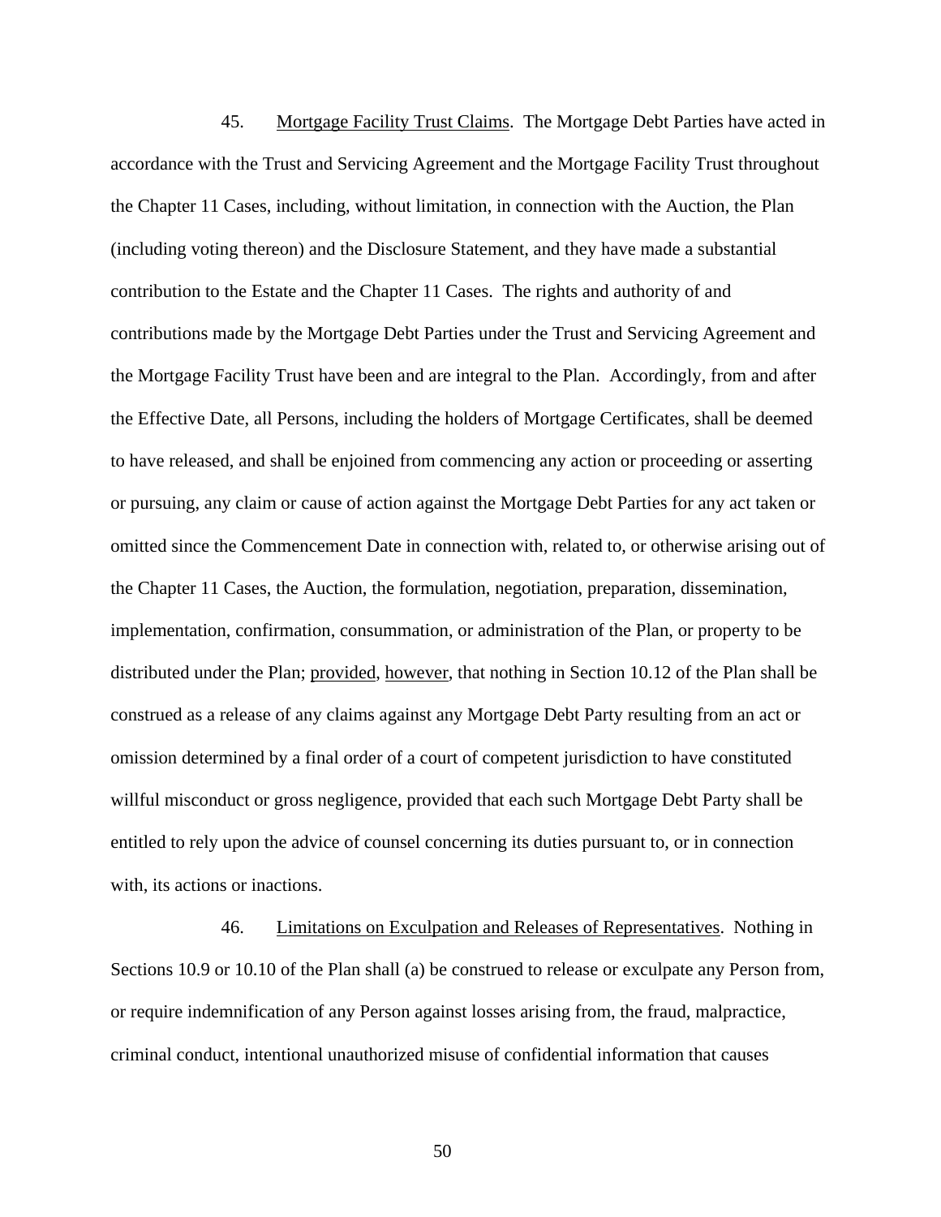45. Mortgage Facility Trust Claims. The Mortgage Debt Parties have acted in accordance with the Trust and Servicing Agreement and the Mortgage Facility Trust throughout the Chapter 11 Cases, including, without limitation, in connection with the Auction, the Plan (including voting thereon) and the Disclosure Statement, and they have made a substantial contribution to the Estate and the Chapter 11 Cases. The rights and authority of and contributions made by the Mortgage Debt Parties under the Trust and Servicing Agreement and the Mortgage Facility Trust have been and are integral to the Plan. Accordingly, from and after the Effective Date, all Persons, including the holders of Mortgage Certificates, shall be deemed to have released, and shall be enjoined from commencing any action or proceeding or asserting or pursuing, any claim or cause of action against the Mortgage Debt Parties for any act taken or omitted since the Commencement Date in connection with, related to, or otherwise arising out of the Chapter 11 Cases, the Auction, the formulation, negotiation, preparation, dissemination, implementation, confirmation, consummation, or administration of the Plan, or property to be distributed under the Plan; provided, however, that nothing in Section 10.12 of the Plan shall be construed as a release of any claims against any Mortgage Debt Party resulting from an act or omission determined by a final order of a court of competent jurisdiction to have constituted willful misconduct or gross negligence, provided that each such Mortgage Debt Party shall be entitled to rely upon the advice of counsel concerning its duties pursuant to, or in connection with, its actions or inactions.

46. Limitations on Exculpation and Releases of Representatives. Nothing in Sections 10.9 or 10.10 of the Plan shall (a) be construed to release or exculpate any Person from, or require indemnification of any Person against losses arising from, the fraud, malpractice, criminal conduct, intentional unauthorized misuse of confidential information that causes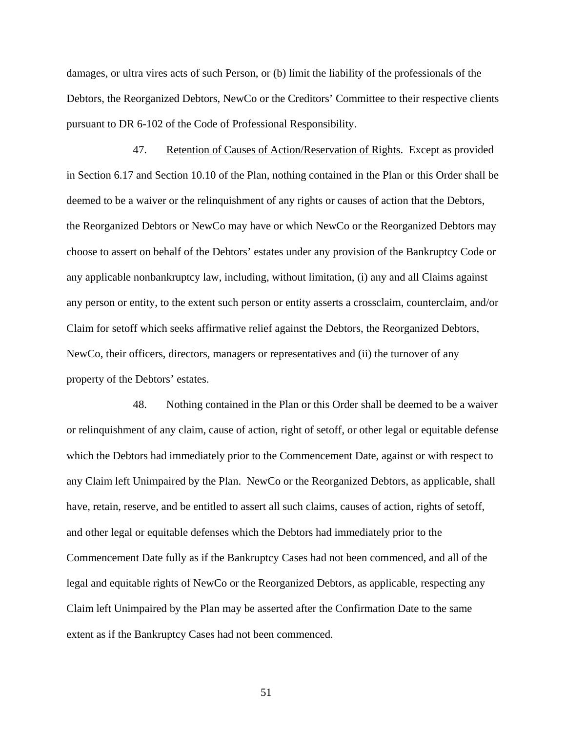damages, or ultra vires acts of such Person, or (b) limit the liability of the professionals of the Debtors, the Reorganized Debtors, NewCo or the Creditors' Committee to their respective clients pursuant to DR 6-102 of the Code of Professional Responsibility.

47. Retention of Causes of Action/Reservation of Rights. Except as provided in Section 6.17 and Section 10.10 of the Plan, nothing contained in the Plan or this Order shall be deemed to be a waiver or the relinquishment of any rights or causes of action that the Debtors, the Reorganized Debtors or NewCo may have or which NewCo or the Reorganized Debtors may choose to assert on behalf of the Debtors' estates under any provision of the Bankruptcy Code or any applicable nonbankruptcy law, including, without limitation, (i) any and all Claims against any person or entity, to the extent such person or entity asserts a crossclaim, counterclaim, and/or Claim for setoff which seeks affirmative relief against the Debtors, the Reorganized Debtors, NewCo, their officers, directors, managers or representatives and (ii) the turnover of any property of the Debtors' estates.

48. Nothing contained in the Plan or this Order shall be deemed to be a waiver or relinquishment of any claim, cause of action, right of setoff, or other legal or equitable defense which the Debtors had immediately prior to the Commencement Date, against or with respect to any Claim left Unimpaired by the Plan. NewCo or the Reorganized Debtors, as applicable, shall have, retain, reserve, and be entitled to assert all such claims, causes of action, rights of setoff, and other legal or equitable defenses which the Debtors had immediately prior to the Commencement Date fully as if the Bankruptcy Cases had not been commenced, and all of the legal and equitable rights of NewCo or the Reorganized Debtors, as applicable, respecting any Claim left Unimpaired by the Plan may be asserted after the Confirmation Date to the same extent as if the Bankruptcy Cases had not been commenced.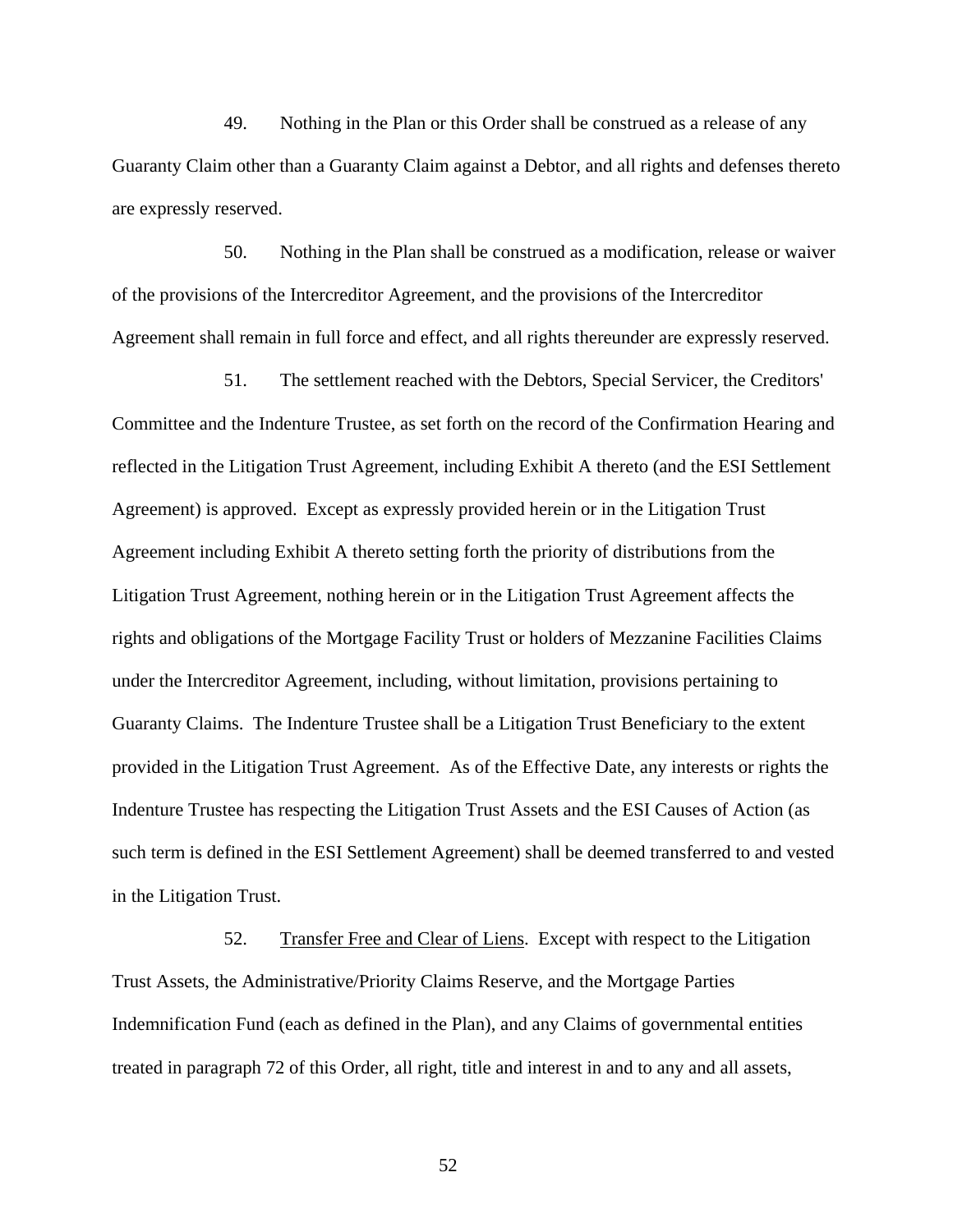49. Nothing in the Plan or this Order shall be construed as a release of any Guaranty Claim other than a Guaranty Claim against a Debtor, and all rights and defenses thereto are expressly reserved.

50. Nothing in the Plan shall be construed as a modification, release or waiver of the provisions of the Intercreditor Agreement, and the provisions of the Intercreditor Agreement shall remain in full force and effect, and all rights thereunder are expressly reserved.

51. The settlement reached with the Debtors, Special Servicer, the Creditors' Committee and the Indenture Trustee, as set forth on the record of the Confirmation Hearing and reflected in the Litigation Trust Agreement, including Exhibit A thereto (and the ESI Settlement Agreement) is approved. Except as expressly provided herein or in the Litigation Trust Agreement including Exhibit A thereto setting forth the priority of distributions from the Litigation Trust Agreement, nothing herein or in the Litigation Trust Agreement affects the rights and obligations of the Mortgage Facility Trust or holders of Mezzanine Facilities Claims under the Intercreditor Agreement, including, without limitation, provisions pertaining to Guaranty Claims. The Indenture Trustee shall be a Litigation Trust Beneficiary to the extent provided in the Litigation Trust Agreement. As of the Effective Date, any interests or rights the Indenture Trustee has respecting the Litigation Trust Assets and the ESI Causes of Action (as such term is defined in the ESI Settlement Agreement) shall be deemed transferred to and vested in the Litigation Trust.

52. Transfer Free and Clear of Liens. Except with respect to the Litigation Trust Assets, the Administrative/Priority Claims Reserve, and the Mortgage Parties Indemnification Fund (each as defined in the Plan), and any Claims of governmental entities treated in paragraph 72 of this Order, all right, title and interest in and to any and all assets,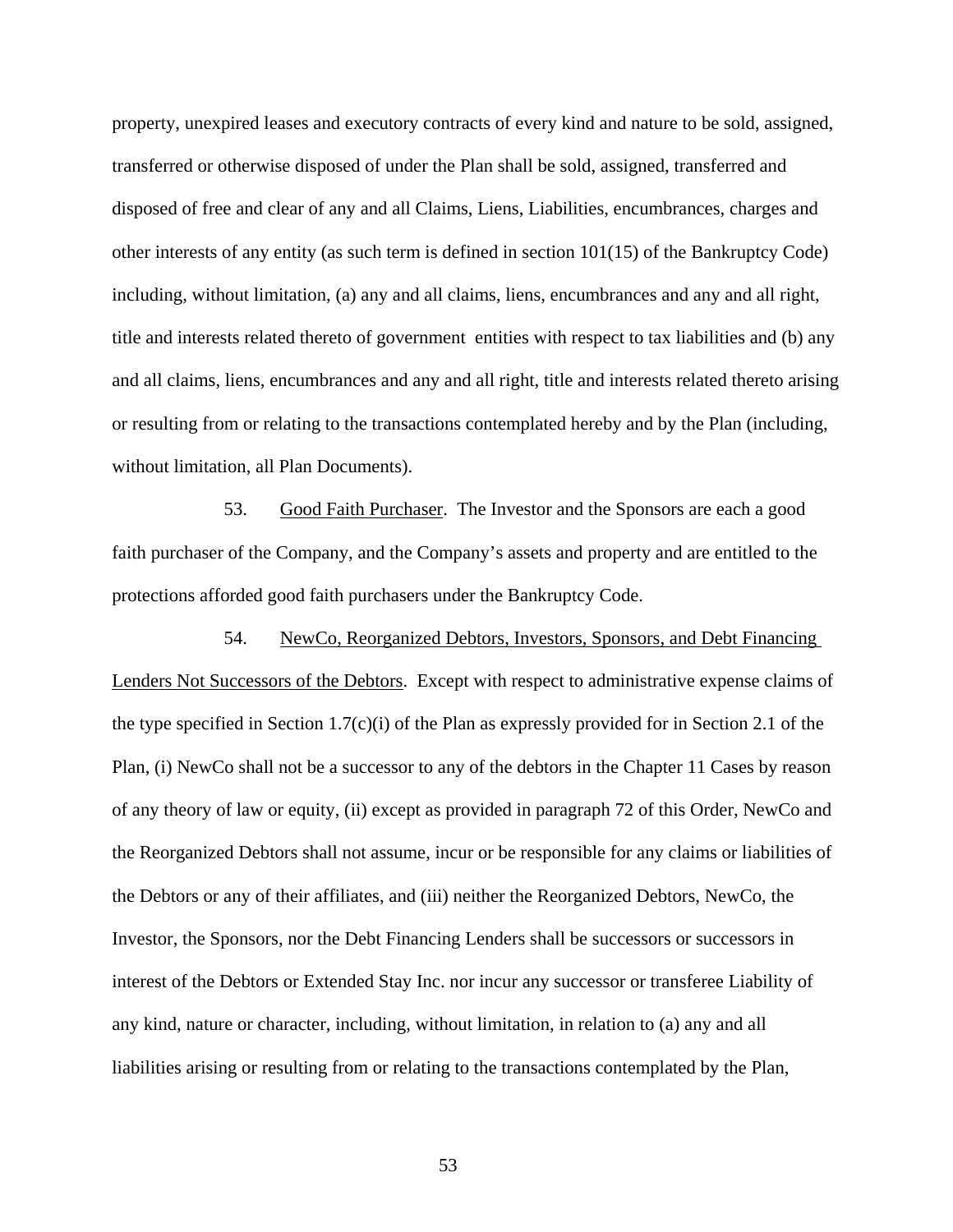property, unexpired leases and executory contracts of every kind and nature to be sold, assigned, transferred or otherwise disposed of under the Plan shall be sold, assigned, transferred and disposed of free and clear of any and all Claims, Liens, Liabilities, encumbrances, charges and other interests of any entity (as such term is defined in section 101(15) of the Bankruptcy Code) including, without limitation, (a) any and all claims, liens, encumbrances and any and all right, title and interests related thereto of government entities with respect to tax liabilities and (b) any and all claims, liens, encumbrances and any and all right, title and interests related thereto arising or resulting from or relating to the transactions contemplated hereby and by the Plan (including, without limitation, all Plan Documents).

53. Good Faith Purchaser. The Investor and the Sponsors are each a good faith purchaser of the Company, and the Company's assets and property and are entitled to the protections afforded good faith purchasers under the Bankruptcy Code.

54. NewCo, Reorganized Debtors, Investors, Sponsors, and Debt Financing Lenders Not Successors of the Debtors. Except with respect to administrative expense claims of the type specified in Section 1.7(c)(i) of the Plan as expressly provided for in Section 2.1 of the Plan, (i) NewCo shall not be a successor to any of the debtors in the Chapter 11 Cases by reason of any theory of law or equity, (ii) except as provided in paragraph 72 of this Order, NewCo and the Reorganized Debtors shall not assume, incur or be responsible for any claims or liabilities of the Debtors or any of their affiliates, and (iii) neither the Reorganized Debtors, NewCo, the Investor, the Sponsors, nor the Debt Financing Lenders shall be successors or successors in interest of the Debtors or Extended Stay Inc. nor incur any successor or transferee Liability of any kind, nature or character, including, without limitation, in relation to (a) any and all liabilities arising or resulting from or relating to the transactions contemplated by the Plan,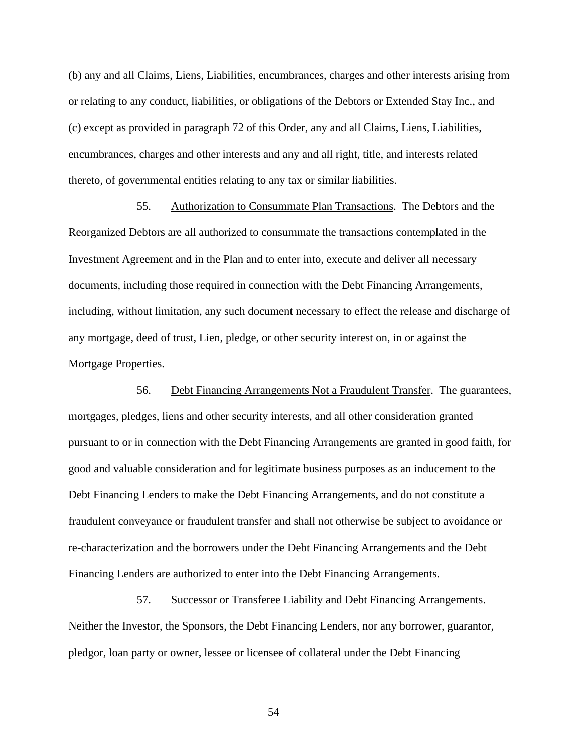(b) any and all Claims, Liens, Liabilities, encumbrances, charges and other interests arising from or relating to any conduct, liabilities, or obligations of the Debtors or Extended Stay Inc., and (c) except as provided in paragraph 72 of this Order, any and all Claims, Liens, Liabilities, encumbrances, charges and other interests and any and all right, title, and interests related thereto, of governmental entities relating to any tax or similar liabilities.

55. Authorization to Consummate Plan Transactions. The Debtors and the Reorganized Debtors are all authorized to consummate the transactions contemplated in the Investment Agreement and in the Plan and to enter into, execute and deliver all necessary documents, including those required in connection with the Debt Financing Arrangements, including, without limitation, any such document necessary to effect the release and discharge of any mortgage, deed of trust, Lien, pledge, or other security interest on, in or against the Mortgage Properties.

56. Debt Financing Arrangements Not a Fraudulent Transfer. The guarantees, mortgages, pledges, liens and other security interests, and all other consideration granted pursuant to or in connection with the Debt Financing Arrangements are granted in good faith, for good and valuable consideration and for legitimate business purposes as an inducement to the Debt Financing Lenders to make the Debt Financing Arrangements, and do not constitute a fraudulent conveyance or fraudulent transfer and shall not otherwise be subject to avoidance or re-characterization and the borrowers under the Debt Financing Arrangements and the Debt Financing Lenders are authorized to enter into the Debt Financing Arrangements.

57. Successor or Transferee Liability and Debt Financing Arrangements. Neither the Investor, the Sponsors, the Debt Financing Lenders, nor any borrower, guarantor, pledgor, loan party or owner, lessee or licensee of collateral under the Debt Financing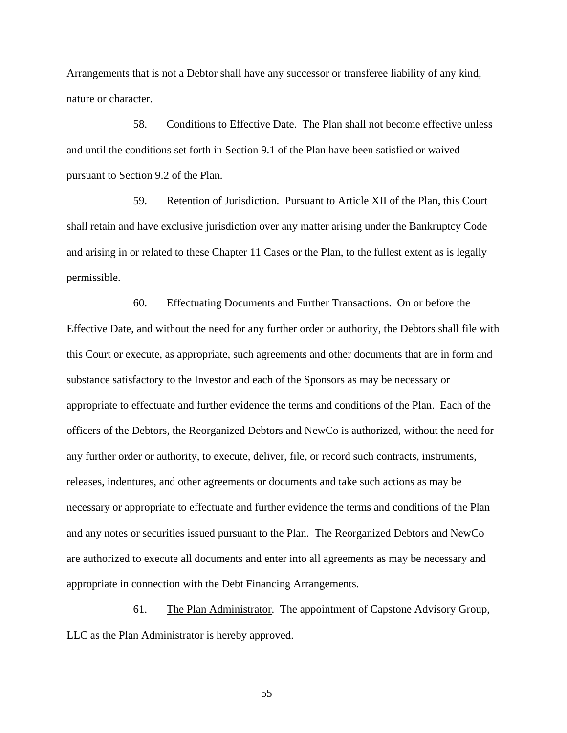Arrangements that is not a Debtor shall have any successor or transferee liability of any kind, nature or character.

58. Conditions to Effective Date. The Plan shall not become effective unless and until the conditions set forth in Section 9.1 of the Plan have been satisfied or waived pursuant to Section 9.2 of the Plan.

59. Retention of Jurisdiction. Pursuant to Article XII of the Plan, this Court shall retain and have exclusive jurisdiction over any matter arising under the Bankruptcy Code and arising in or related to these Chapter 11 Cases or the Plan, to the fullest extent as is legally permissible.

60. Effectuating Documents and Further Transactions. On or before the Effective Date, and without the need for any further order or authority, the Debtors shall file with this Court or execute, as appropriate, such agreements and other documents that are in form and substance satisfactory to the Investor and each of the Sponsors as may be necessary or appropriate to effectuate and further evidence the terms and conditions of the Plan. Each of the officers of the Debtors, the Reorganized Debtors and NewCo is authorized, without the need for any further order or authority, to execute, deliver, file, or record such contracts, instruments, releases, indentures, and other agreements or documents and take such actions as may be necessary or appropriate to effectuate and further evidence the terms and conditions of the Plan and any notes or securities issued pursuant to the Plan. The Reorganized Debtors and NewCo are authorized to execute all documents and enter into all agreements as may be necessary and appropriate in connection with the Debt Financing Arrangements.

61. The Plan Administrator. The appointment of Capstone Advisory Group, LLC as the Plan Administrator is hereby approved.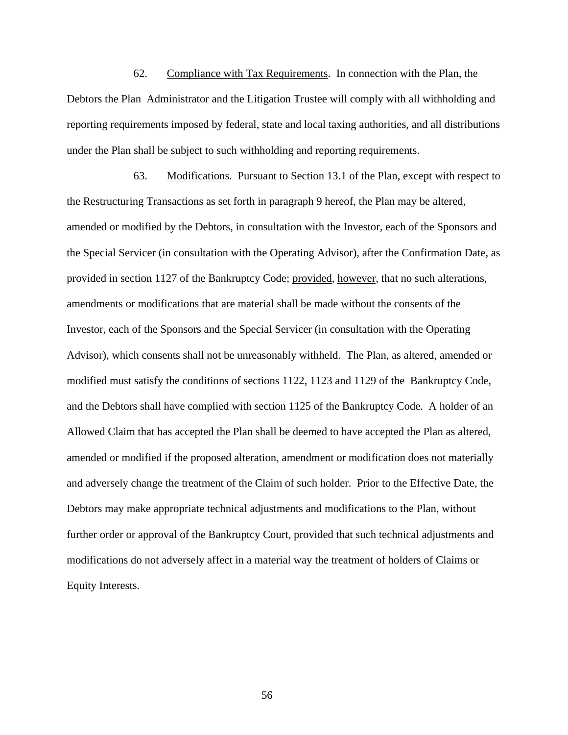62. Compliance with Tax Requirements. In connection with the Plan, the Debtors the Plan Administrator and the Litigation Trustee will comply with all withholding and reporting requirements imposed by federal, state and local taxing authorities, and all distributions under the Plan shall be subject to such withholding and reporting requirements.

63. Modifications. Pursuant to Section 13.1 of the Plan, except with respect to the Restructuring Transactions as set forth in paragraph 9 hereof, the Plan may be altered, amended or modified by the Debtors, in consultation with the Investor, each of the Sponsors and the Special Servicer (in consultation with the Operating Advisor), after the Confirmation Date, as provided in section 1127 of the Bankruptcy Code; provided, however, that no such alterations, amendments or modifications that are material shall be made without the consents of the Investor, each of the Sponsors and the Special Servicer (in consultation with the Operating Advisor), which consents shall not be unreasonably withheld. The Plan, as altered, amended or modified must satisfy the conditions of sections 1122, 1123 and 1129 of the Bankruptcy Code, and the Debtors shall have complied with section 1125 of the Bankruptcy Code. A holder of an Allowed Claim that has accepted the Plan shall be deemed to have accepted the Plan as altered, amended or modified if the proposed alteration, amendment or modification does not materially and adversely change the treatment of the Claim of such holder. Prior to the Effective Date, the Debtors may make appropriate technical adjustments and modifications to the Plan, without further order or approval of the Bankruptcy Court, provided that such technical adjustments and modifications do not adversely affect in a material way the treatment of holders of Claims or Equity Interests.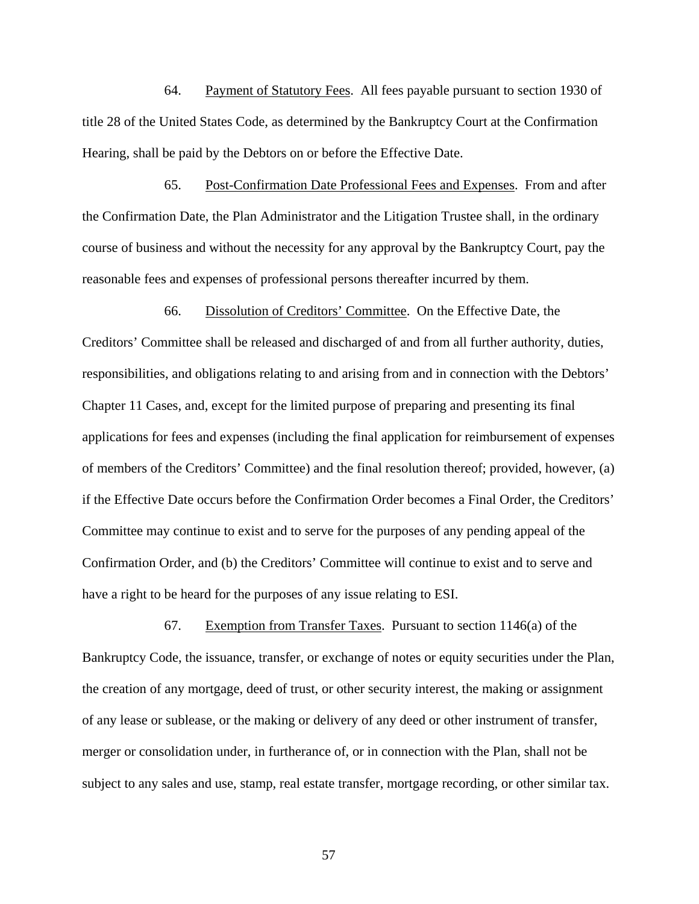64. Payment of Statutory Fees. All fees payable pursuant to section 1930 of title 28 of the United States Code, as determined by the Bankruptcy Court at the Confirmation Hearing, shall be paid by the Debtors on or before the Effective Date.

65. Post-Confirmation Date Professional Fees and Expenses. From and after the Confirmation Date, the Plan Administrator and the Litigation Trustee shall, in the ordinary course of business and without the necessity for any approval by the Bankruptcy Court, pay the reasonable fees and expenses of professional persons thereafter incurred by them.

66. Dissolution of Creditors' Committee. On the Effective Date, the Creditors' Committee shall be released and discharged of and from all further authority, duties, responsibilities, and obligations relating to and arising from and in connection with the Debtors' Chapter 11 Cases, and, except for the limited purpose of preparing and presenting its final applications for fees and expenses (including the final application for reimbursement of expenses of members of the Creditors' Committee) and the final resolution thereof; provided, however, (a) if the Effective Date occurs before the Confirmation Order becomes a Final Order, the Creditors' Committee may continue to exist and to serve for the purposes of any pending appeal of the Confirmation Order, and (b) the Creditors' Committee will continue to exist and to serve and have a right to be heard for the purposes of any issue relating to ESI.

67. Exemption from Transfer Taxes. Pursuant to section 1146(a) of the Bankruptcy Code, the issuance, transfer, or exchange of notes or equity securities under the Plan, the creation of any mortgage, deed of trust, or other security interest, the making or assignment of any lease or sublease, or the making or delivery of any deed or other instrument of transfer, merger or consolidation under, in furtherance of, or in connection with the Plan, shall not be subject to any sales and use, stamp, real estate transfer, mortgage recording, or other similar tax.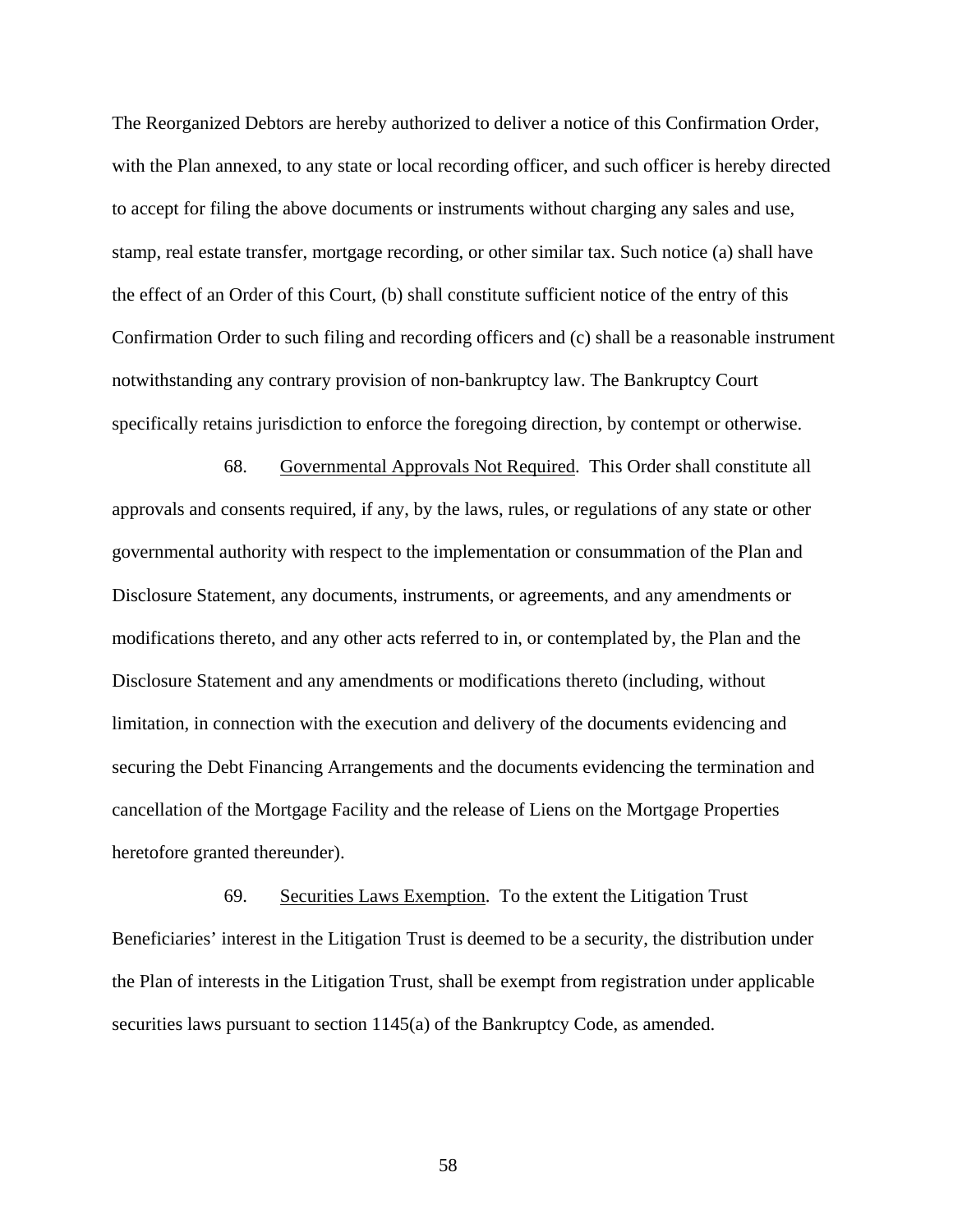The Reorganized Debtors are hereby authorized to deliver a notice of this Confirmation Order, with the Plan annexed, to any state or local recording officer, and such officer is hereby directed to accept for filing the above documents or instruments without charging any sales and use, stamp, real estate transfer, mortgage recording, or other similar tax. Such notice (a) shall have the effect of an Order of this Court, (b) shall constitute sufficient notice of the entry of this Confirmation Order to such filing and recording officers and (c) shall be a reasonable instrument notwithstanding any contrary provision of non-bankruptcy law. The Bankruptcy Court specifically retains jurisdiction to enforce the foregoing direction, by contempt or otherwise.

68. Governmental Approvals Not Required. This Order shall constitute all approvals and consents required, if any, by the laws, rules, or regulations of any state or other governmental authority with respect to the implementation or consummation of the Plan and Disclosure Statement, any documents, instruments, or agreements, and any amendments or modifications thereto, and any other acts referred to in, or contemplated by, the Plan and the Disclosure Statement and any amendments or modifications thereto (including, without limitation, in connection with the execution and delivery of the documents evidencing and securing the Debt Financing Arrangements and the documents evidencing the termination and cancellation of the Mortgage Facility and the release of Liens on the Mortgage Properties heretofore granted thereunder).

69. Securities Laws Exemption. To the extent the Litigation Trust Beneficiaries' interest in the Litigation Trust is deemed to be a security, the distribution under the Plan of interests in the Litigation Trust, shall be exempt from registration under applicable securities laws pursuant to section 1145(a) of the Bankruptcy Code, as amended.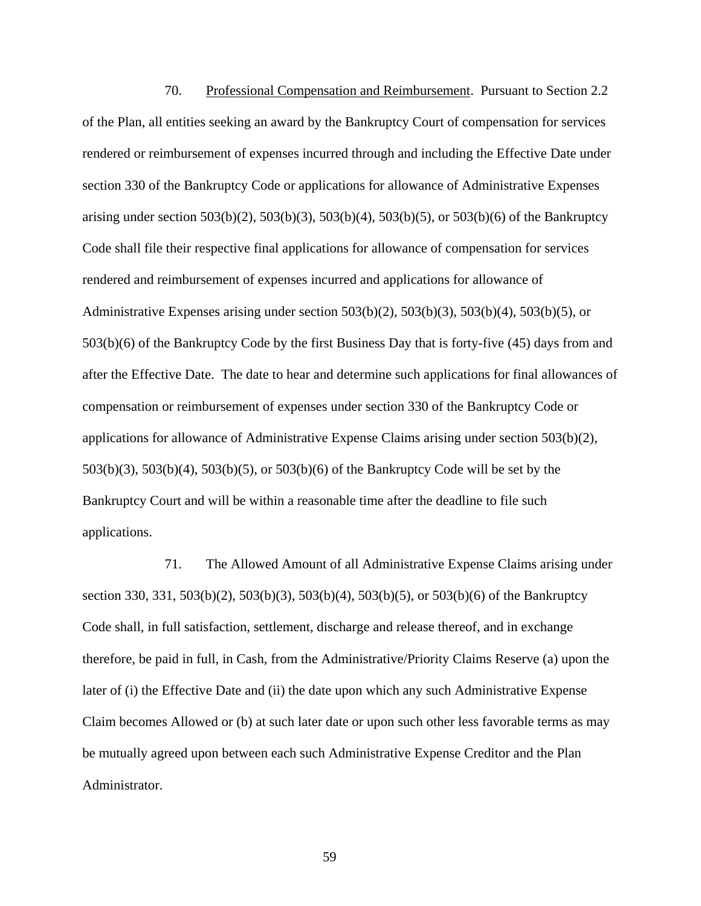70. Professional Compensation and Reimbursement. Pursuant to Section 2.2 of the Plan, all entities seeking an award by the Bankruptcy Court of compensation for services rendered or reimbursement of expenses incurred through and including the Effective Date under section 330 of the Bankruptcy Code or applications for allowance of Administrative Expenses arising under section 503(b)(2), 503(b)(3), 503(b)(4), 503(b)(5), or 503(b)(6) of the Bankruptcy Code shall file their respective final applications for allowance of compensation for services rendered and reimbursement of expenses incurred and applications for allowance of Administrative Expenses arising under section 503(b)(2), 503(b)(3), 503(b)(4), 503(b)(5), or 503(b)(6) of the Bankruptcy Code by the first Business Day that is forty-five (45) days from and after the Effective Date. The date to hear and determine such applications for final allowances of compensation or reimbursement of expenses under section 330 of the Bankruptcy Code or applications for allowance of Administrative Expense Claims arising under section 503(b)(2), 503(b)(3), 503(b)(4), 503(b)(5), or 503(b)(6) of the Bankruptcy Code will be set by the Bankruptcy Court and will be within a reasonable time after the deadline to file such applications.

71. The Allowed Amount of all Administrative Expense Claims arising under section 330, 331, 503(b)(2), 503(b)(3), 503(b)(4), 503(b)(5), or 503(b)(6) of the Bankruptcy Code shall, in full satisfaction, settlement, discharge and release thereof, and in exchange therefore, be paid in full, in Cash, from the Administrative/Priority Claims Reserve (a) upon the later of (i) the Effective Date and (ii) the date upon which any such Administrative Expense Claim becomes Allowed or (b) at such later date or upon such other less favorable terms as may be mutually agreed upon between each such Administrative Expense Creditor and the Plan Administrator.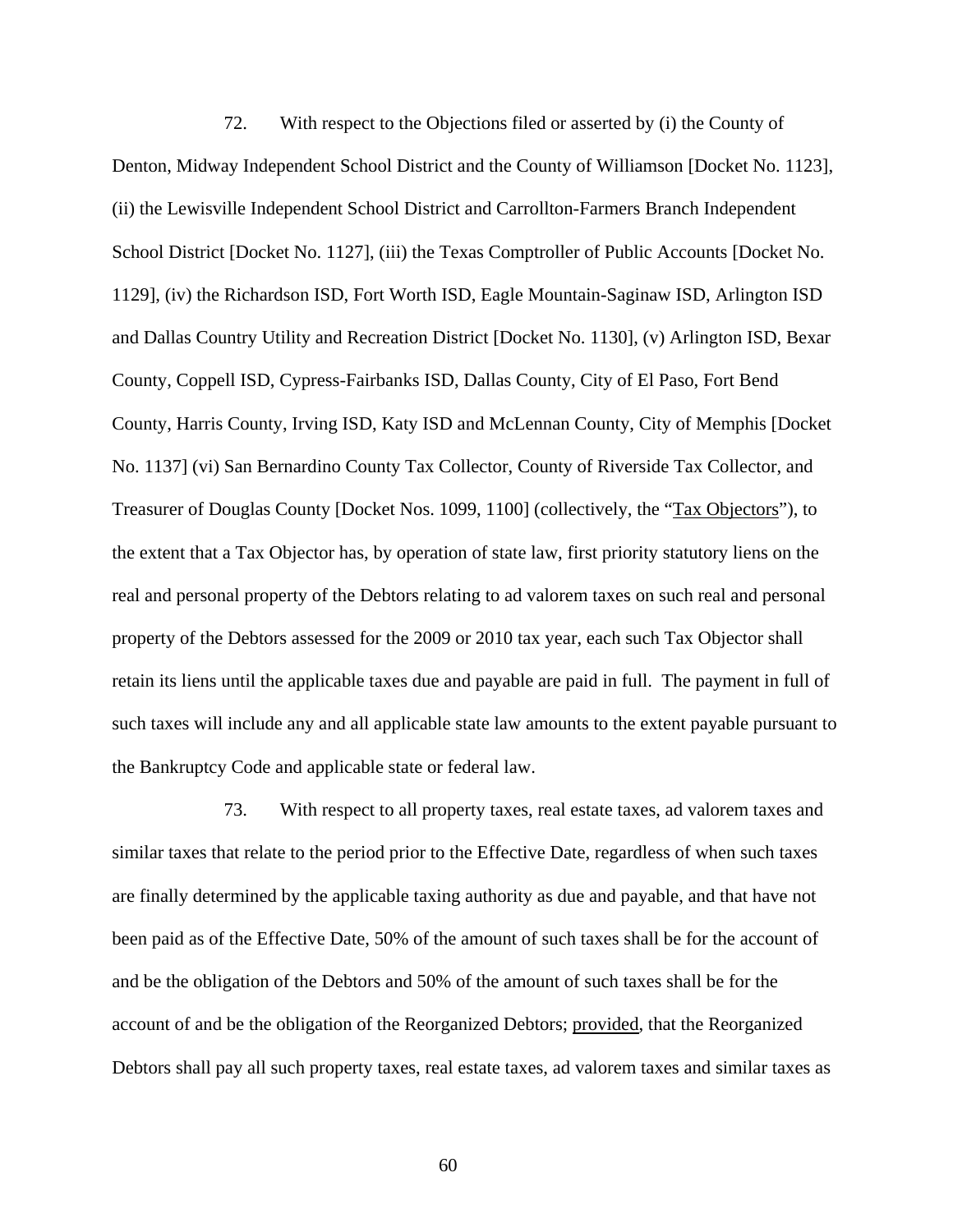72. With respect to the Objections filed or asserted by (i) the County of Denton, Midway Independent School District and the County of Williamson [Docket No. 1123], (ii) the Lewisville Independent School District and Carrollton-Farmers Branch Independent School District [Docket No. 1127], (iii) the Texas Comptroller of Public Accounts [Docket No. 1129], (iv) the Richardson ISD, Fort Worth ISD, Eagle Mountain-Saginaw ISD, Arlington ISD and Dallas Country Utility and Recreation District [Docket No. 1130], (v) Arlington ISD, Bexar County, Coppell ISD, Cypress-Fairbanks ISD, Dallas County, City of El Paso, Fort Bend County, Harris County, Irving ISD, Katy ISD and McLennan County, City of Memphis [Docket No. 1137] (vi) San Bernardino County Tax Collector, County of Riverside Tax Collector, and Treasurer of Douglas County [Docket Nos. 1099, 1100] (collectively, the "Tax Objectors"), to the extent that a Tax Objector has, by operation of state law, first priority statutory liens on the real and personal property of the Debtors relating to ad valorem taxes on such real and personal property of the Debtors assessed for the 2009 or 2010 tax year, each such Tax Objector shall retain its liens until the applicable taxes due and payable are paid in full. The payment in full of such taxes will include any and all applicable state law amounts to the extent payable pursuant to the Bankruptcy Code and applicable state or federal law.

73. With respect to all property taxes, real estate taxes, ad valorem taxes and similar taxes that relate to the period prior to the Effective Date, regardless of when such taxes are finally determined by the applicable taxing authority as due and payable, and that have not been paid as of the Effective Date, 50% of the amount of such taxes shall be for the account of and be the obligation of the Debtors and 50% of the amount of such taxes shall be for the account of and be the obligation of the Reorganized Debtors; provided, that the Reorganized Debtors shall pay all such property taxes, real estate taxes, ad valorem taxes and similar taxes as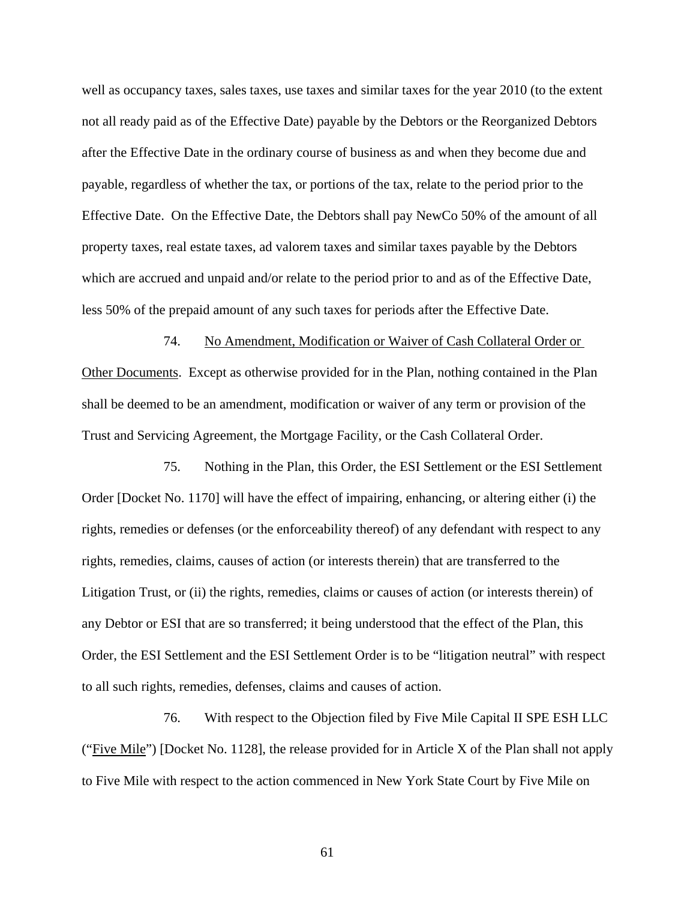well as occupancy taxes, sales taxes, use taxes and similar taxes for the year 2010 (to the extent not all ready paid as of the Effective Date) payable by the Debtors or the Reorganized Debtors after the Effective Date in the ordinary course of business as and when they become due and payable, regardless of whether the tax, or portions of the tax, relate to the period prior to the Effective Date. On the Effective Date, the Debtors shall pay NewCo 50% of the amount of all property taxes, real estate taxes, ad valorem taxes and similar taxes payable by the Debtors which are accrued and unpaid and/or relate to the period prior to and as of the Effective Date, less 50% of the prepaid amount of any such taxes for periods after the Effective Date.

74. <u>No Amendment, Modification or Waiver of Cash Collateral Order or Other Documents</u>. Except as otherwise provided for in the Plan, nothing contained in the Plan shall be deemed to be an amendment, modification or waiver of any term or provision of the Trust and Servicing Agreement, the Mortgage Facility, or the Cash Collateral Order.

75. Nothing in the Plan, this Order, the ESI Settlement or the ESI Settlement Order [Docket No. 1170] will have the effect of impairing, enhancing, or altering either (i) the rights, remedies or defenses (or the enforceability thereof) of any defendant with respect to any rights, remedies, claims, causes of action (or interests therein) that are transferred to the Litigation Trust, or (ii) the rights, remedies, claims or causes of action (or interests therein) of any Debtor or ESI that are so transferred; it being understood that the effect of the Plan, this Order, the ESI Settlement and the ESI Settlement Order is to be "litigation neutral" with respect to all such rights, remedies, defenses, claims and causes of action.

76. With respect to the Objection filed by Five Mile Capital II SPE ESH LLC ("<u>Five Mile</u>") [Docket No. 1128], the release provided for in Article X of the Plan shall not apply to Five Mile with respect to the action commenced in New York State Court by Five Mile on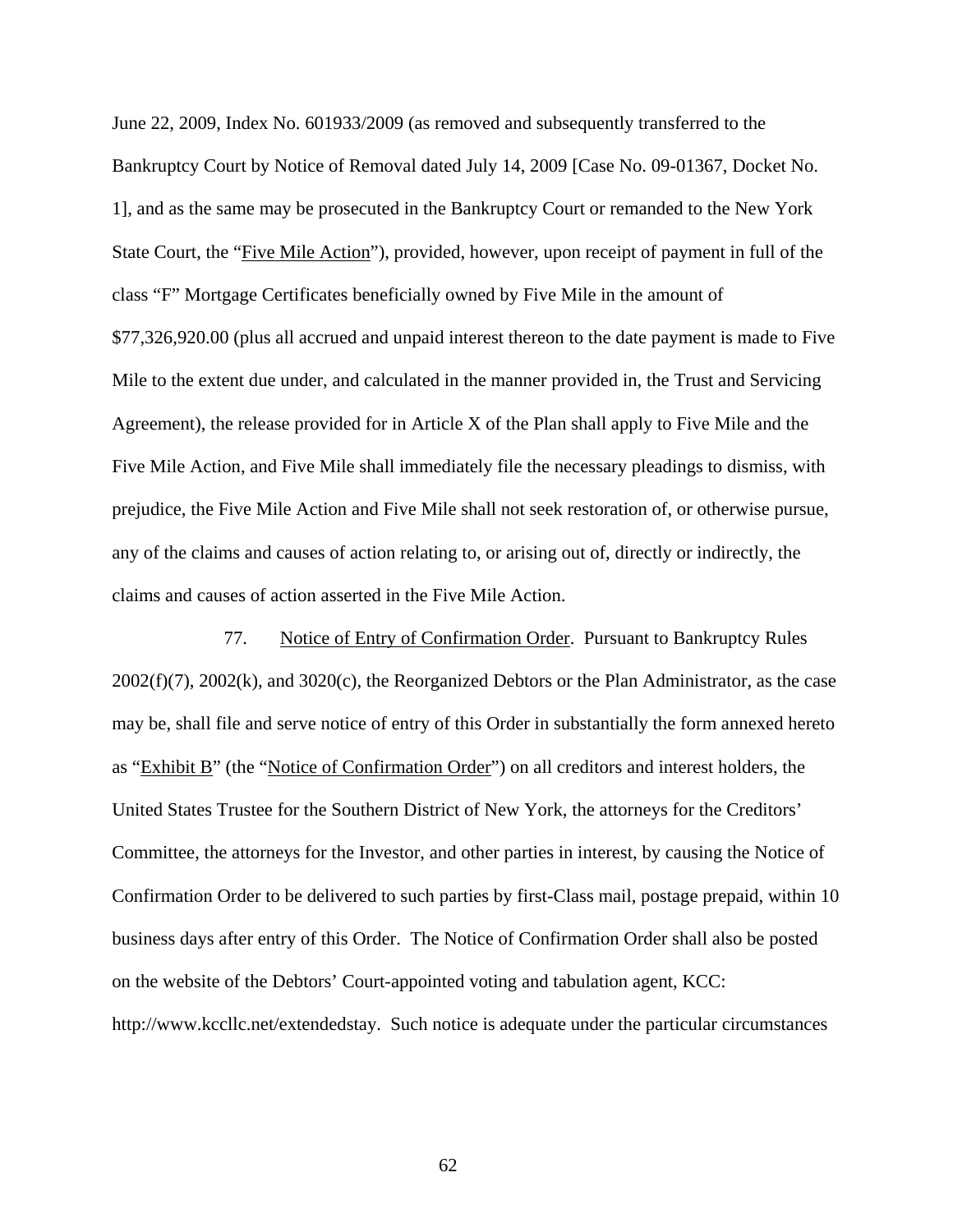June 22, 2009, Index No. 601933/2009 (as removed and subsequently transferred to the Bankruptcy Court by Notice of Removal dated July 14, 2009 [Case No. 09-01367, Docket No. 1], and as the same may be prosecuted in the Bankruptcy Court or remanded to the New York State Court, the "Five Mile Action"), provided, however, upon receipt of payment in full of the class "F" Mortgage Certificates beneficially owned by Five Mile in the amount of $77,326,920.00 (plus all accrued and unpaid interest thereon to the date payment is made to Five Mile to the extent due under, and calculated in the manner provided in, the Trust and Servicing Agreement), the release provided for in Article X of the Plan shall apply to Five Mile and the Five Mile Action, and Five Mile shall immediately file the necessary pleadings to dismiss, with prejudice, the Five Mile Action and Five Mile shall not seek restoration of, or otherwise pursue, any of the claims and causes of action relating to, or arising out of, directly or indirectly, the claims and causes of action asserted in the Five Mile Action.

77. Notice of Entry of Confirmation Order. Pursuant to Bankruptcy Rules 2002(f)(7), 2002(k), and 3020(c), the Reorganized Debtors or the Plan Administrator, as the case may be, shall file and serve notice of entry of this Order in substantially the form annexed hereto as "Exhibit B" (the "Notice of Confirmation Order") on all creditors and interest holders, the United States Trustee for the Southern District of New York, the attorneys for the Creditors' Committee, the attorneys for the Investor, and other parties in interest, by causing the Notice of Confirmation Order to be delivered to such parties by first-Class mail, postage prepaid, within 10 business days after entry of this Order. The Notice of Confirmation Order shall also be posted on the website of the Debtors' Court-appointed voting and tabulation agent, KCC: http://www.kccllc.net/extendedstay. Such notice is adequate under the particular circumstances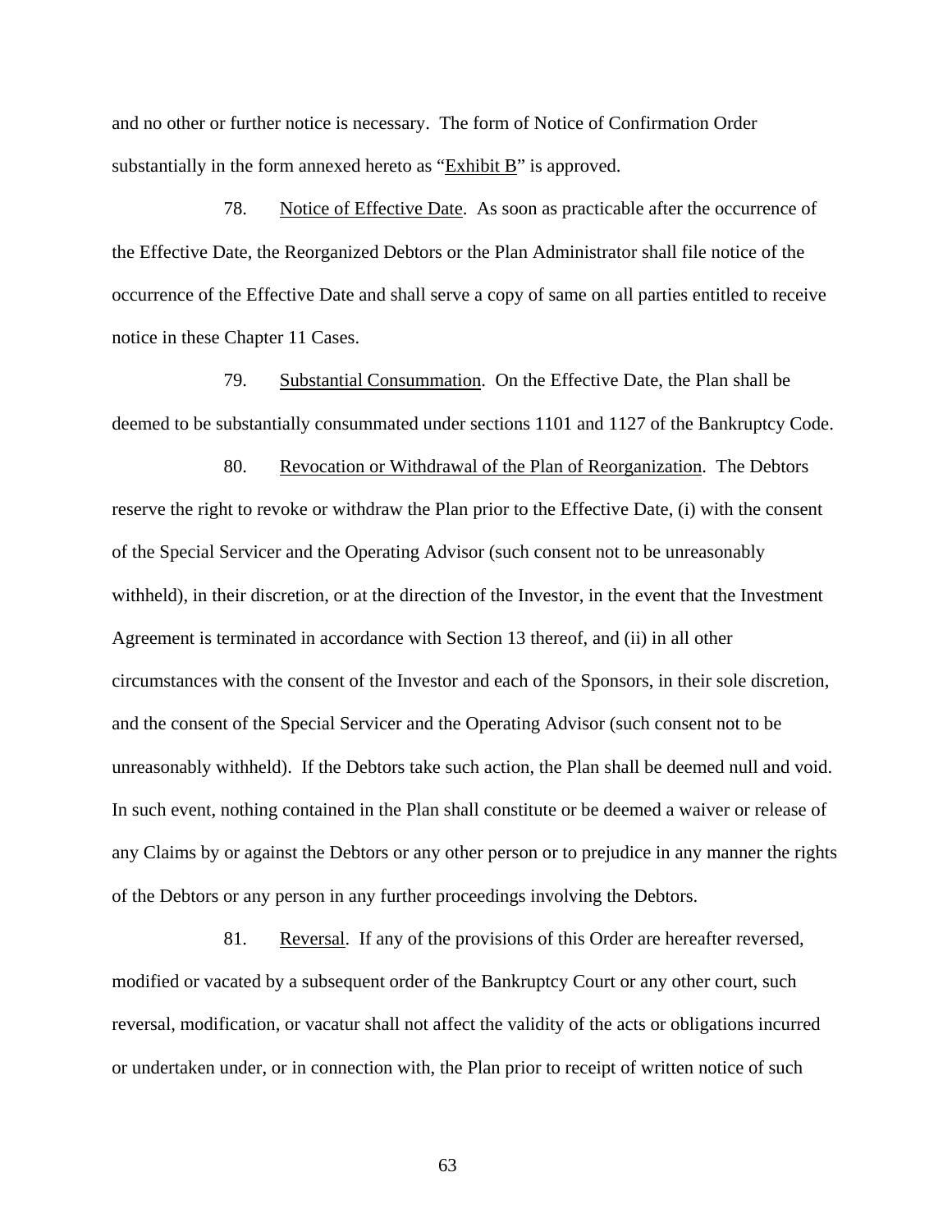and no other or further notice is necessary. The form of Notice of Confirmation Order substantially in the form annexed hereto as "Exhibit B" is approved.

78. Notice of Effective Date. As soon as practicable after the occurrence of the Effective Date, the Reorganized Debtors or the Plan Administrator shall file notice of the occurrence of the Effective Date and shall serve a copy of same on all parties entitled to receive notice in these Chapter 11 Cases.

79. Substantial Consummation. On the Effective Date, the Plan shall be deemed to be substantially consummated under sections 1101 and 1127 of the Bankruptcy Code.

80. Revocation or Withdrawal of the Plan of Reorganization. The Debtors reserve the right to revoke or withdraw the Plan prior to the Effective Date, (i) with the consent of the Special Servicer and the Operating Advisor (such consent not to be unreasonably withheld), in their discretion, or at the direction of the Investor, in the event that the Investment Agreement is terminated in accordance with Section 13 thereof, and (ii) in all other circumstances with the consent of the Investor and each of the Sponsors, in their sole discretion, and the consent of the Special Servicer and the Operating Advisor (such consent not to be unreasonably withheld). If the Debtors take such action, the Plan shall be deemed null and void. In such event, nothing contained in the Plan shall constitute or be deemed a waiver or release of any Claims by or against the Debtors or any other person or to prejudice in any manner the rights of the Debtors or any person in any further proceedings involving the Debtors.

81. Reversal. If any of the provisions of this Order are hereafter reversed, modified or vacated by a subsequent order of the Bankruptcy Court or any other court, such reversal, modification, or vacatur shall not affect the validity of the acts or obligations incurred or undertaken under, or in connection with, the Plan prior to receipt of written notice of such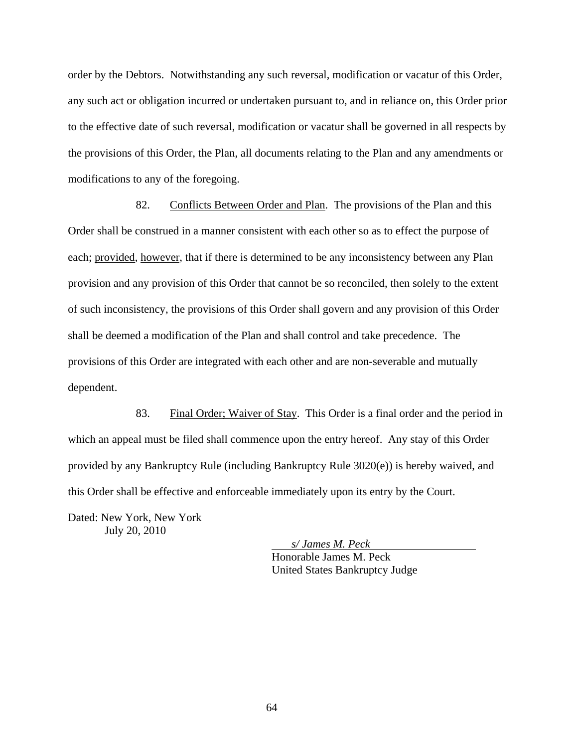order by the Debtors. Notwithstanding any such reversal, modification or vacatur of this Order, any such act or obligation incurred or undertaken pursuant to, and in reliance on, this Order prior to the effective date of such reversal, modification or vacatur shall be governed in all respects by the provisions of this Order, the Plan, all documents relating to the Plan and any amendments or modifications to any of the foregoing.

82. Conflicts Between Order and Plan. The provisions of the Plan and this Order shall be construed in a manner consistent with each other so as to effect the purpose of each; provided, however, that if there is determined to be any inconsistency between any Plan provision and any provision of this Order that cannot be so reconciled, then solely to the extent of such inconsistency, the provisions of this Order shall govern and any provision of this Order shall be deemed a modification of the Plan and shall control and take precedence. The provisions of this Order are integrated with each other and are non-severable and mutually dependent.

83. Final Order; Waiver of Stay. This Order is a final order and the period in which an appeal must be filed shall commence upon the entry hereof. Any stay of this Order provided by any Bankruptcy Rule (including Bankruptcy Rule 3020(e)) is hereby waived, and this Order shall be effective and enforceable immediately upon its entry by the Court.

Dated: New York, New York
July 20, 2010

*s/ James M. Peck*
Honorable James M. Peck
United States Bankruptcy Judge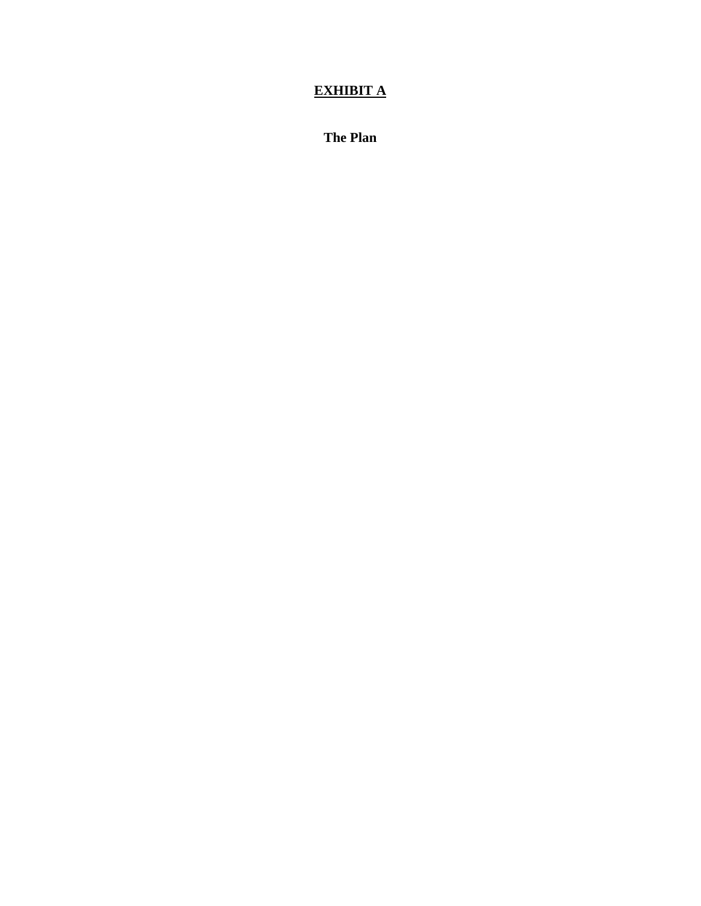# <u>EXHIBIT A</u>

**The Plan**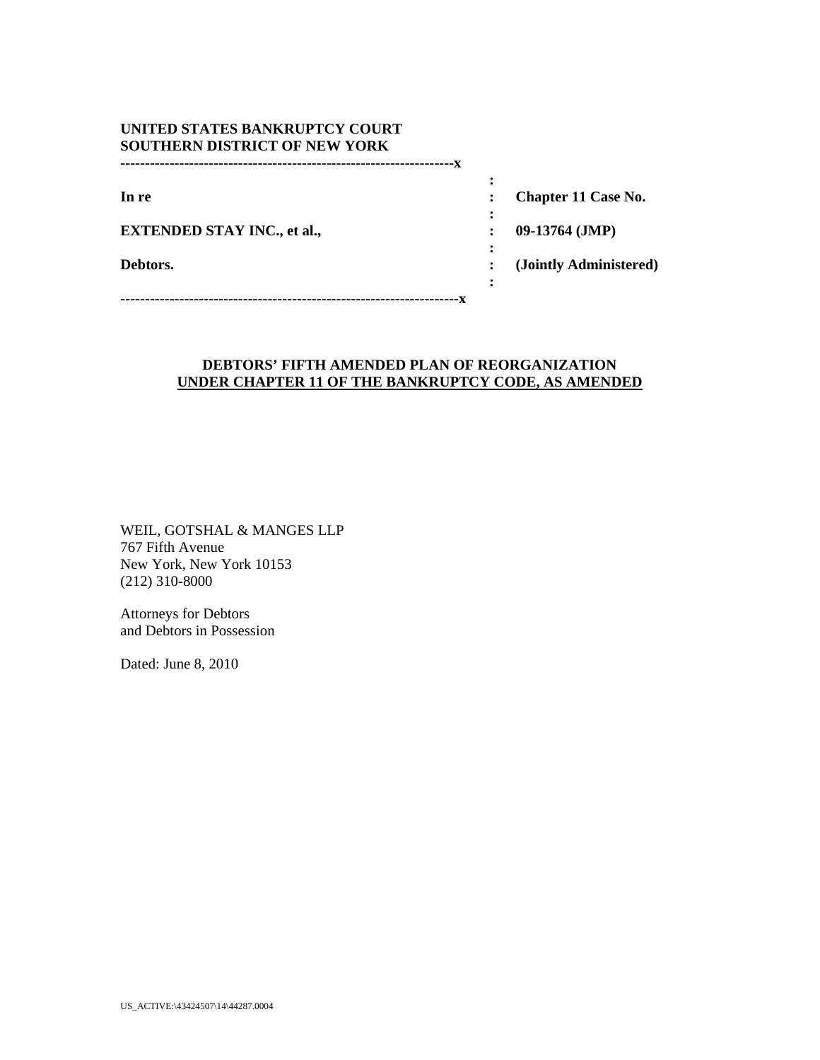**UNITED STATES BANKRUPTCY COURT**
**SOUTHERN DISTRICT OF NEW YORK**

| | | |
|---|---|---|
| **In re** | : | **Chapter 11 Case No.** |
| **EXTENDED STAY INC., et al.,** | : | **09-13764 (JMP)** |
| **Debtors.** | : | **(Jointly Administered)** |

**DEBTORS' FIFTH AMENDED PLAN OF REORGANIZATION**
**UNDER CHAPTER 11 OF THE BANKRUPTCY CODE, AS AMENDED**

WEIL, GOTSHAL & MANGES LLP
767 Fifth Avenue
New York, New York 10153
(212) 310-8000

Attorneys for Debtors
and Debtors in Possession

Dated: June 8, 2010

US_ACTIVE:\43424507\14\44287.0004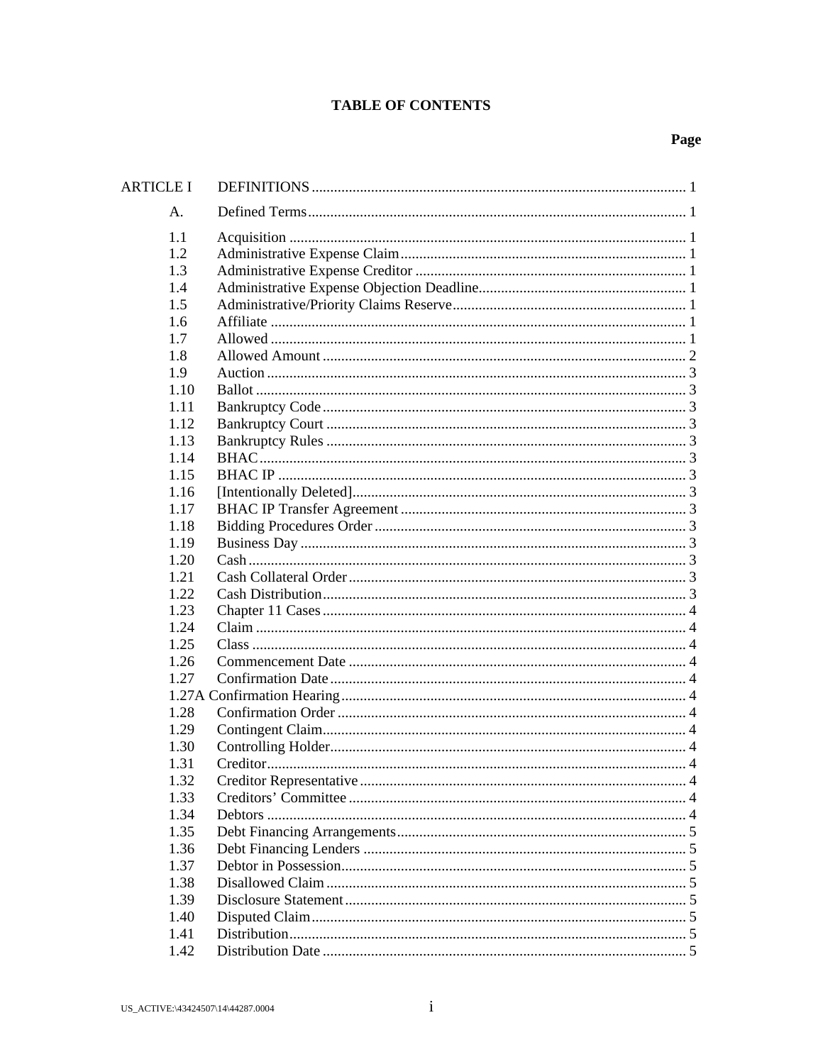# TABLE OF CONTENTS

| | | Page |
|---|---|---|
| ARTICLE I | DEFINITIONS | 1 |
| A. | Defined Terms | 1 |
| 1.1 | Acquisition | 1 |
| 1.2 | Administrative Expense Claim | 1 |
| 1.3 | Administrative Expense Creditor | 1 |
| 1.4 | Administrative Expense Objection Deadline | 1 |
| 1.5 | Administrative/Priority Claims Reserve | 1 |
| 1.6 | Affiliate | 1 |
| 1.7 | Allowed | 1 |
| 1.8 | Allowed Amount | 2 |
| 1.9 | Auction | 3 |
| 1.10 | Ballot | 3 |
| 1.11 | Bankruptcy Code | 3 |
| 1.12 | Bankruptcy Court | 3 |
| 1.13 | Bankruptcy Rules | 3 |
| 1.14 | BHAC | 3 |
| 1.15 | BHAC IP | 3 |
| 1.16 | [Intentionally Deleted] | 3 |
| 1.17 | BHAC IP Transfer Agreement | 3 |
| 1.18 | Bidding Procedures Order | 3 |
| 1.19 | Business Day | 3 |
| 1.20 | Cash | 3 |
| 1.21 | Cash Collateral Order | 3 |
| 1.22 | Cash Distribution | 3 |
| 1.23 | Chapter 11 Cases | 4 |
| 1.24 | Claim | 4 |
| 1.25 | Class | 4 |
| 1.26 | Commencement Date | 4 |
| 1.27 | Confirmation Date | 4 |
| 1.27A | Confirmation Hearing | 4 |
| 1.28 | Confirmation Order | 4 |
| 1.29 | Contingent Claim | 4 |
| 1.30 | Controlling Holder | 4 |
| 1.31 | Creditor | 4 |
| 1.32 | Creditor Representative | 4 |
| 1.33 | Creditors' Committee | 4 |
| 1.34 | Debtors | 4 |
| 1.35 | Debt Financing Arrangements | 5 |
| 1.36 | Debt Financing Lenders | 5 |
| 1.37 | Debtor in Possession | 5 |
| 1.38 | Disallowed Claim | 5 |
| 1.39 | Disclosure Statement | 5 |
| 1.40 | Disputed Claim | 5 |
| 1.41 | Distribution | 5 |
| 1.42 | Distribution Date | 5 |

US_ACTIVE:\43424507\14\44287.0004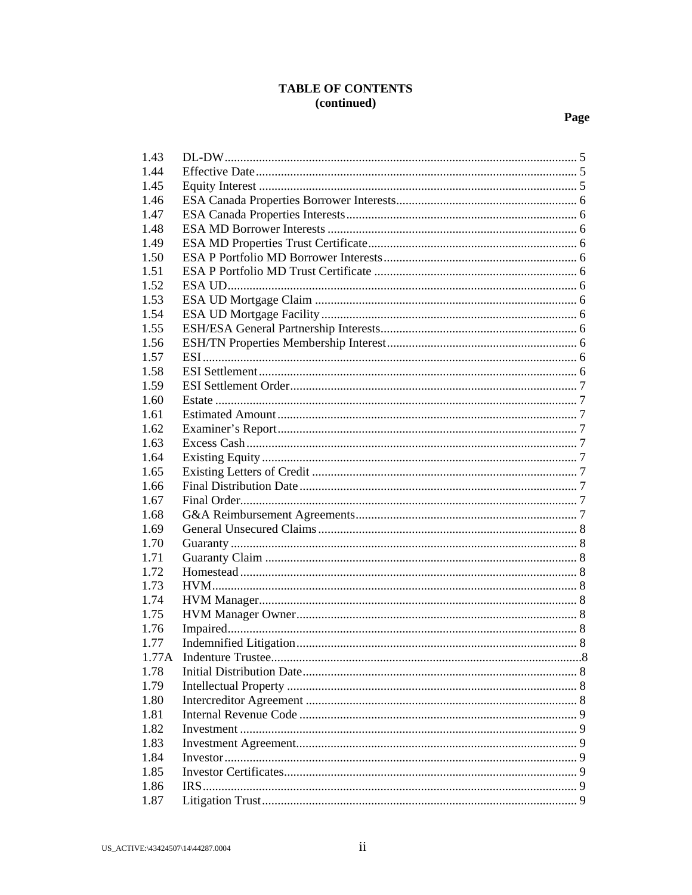**TABLE OF CONTENTS**
**(continued)**

| | | Page |
|---|---|---|
| 1.43 | DL-DW | 5 |
| 1.44 | Effective Date | 5 |
| 1.45 | Equity Interest | 5 |
| 1.46 | ESA Canada Properties Borrower Interests | 6 |
| 1.47 | ESA Canada Properties Interests | 6 |
| 1.48 | ESA MD Borrower Interests | 6 |
| 1.49 | ESA MD Properties Trust Certificate | 6 |
| 1.50 | ESA P Portfolio MD Borrower Interests | 6 |
| 1.51 | ESA P Portfolio MD Trust Certificate | 6 |
| 1.52 | ESA UD | 6 |
| 1.53 | ESA UD Mortgage Claim | 6 |
| 1.54 | ESA UD Mortgage Facility | 6 |
| 1.55 | ESH/ESA General Partnership Interests | 6 |
| 1.56 | ESH/TN Properties Membership Interest | 6 |
| 1.57 | ESI | 6 |
| 1.58 | ESI Settlement | 6 |
| 1.59 | ESI Settlement Order | 7 |
| 1.60 | Estate | 7 |
| 1.61 | Estimated Amount | 7 |
| 1.62 | Examiner's Report | 7 |
| 1.63 | Excess Cash | 7 |
| 1.64 | Existing Equity | 7 |
| 1.65 | Existing Letters of Credit | 7 |
| 1.66 | Final Distribution Date | 7 |
| 1.67 | Final Order | 7 |
| 1.68 | G&A Reimbursement Agreements | 7 |
| 1.69 | General Unsecured Claims | 8 |
| 1.70 | Guaranty | 8 |
| 1.71 | Guaranty Claim | 8 |
| 1.72 | Homestead | 8 |
| 1.73 | HVM | 8 |
| 1.74 | HVM Manager | 8 |
| 1.75 | HVM Manager Owner | 8 |
| 1.76 | Impaired | 8 |
| 1.77 | Indemnified Litigation | 8 |
| 1.77A | Indenture Trustee | 8 |
| 1.78 | Initial Distribution Date | 8 |
| 1.79 | Intellectual Property | 8 |
| 1.80 | Intercreditor Agreement | 8 |
| 1.81 | Internal Revenue Code | 9 |
| 1.82 | Investment | 9 |
| 1.83 | Investment Agreement | 9 |
| 1.84 | Investor | 9 |
| 1.85 | Investor Certificates | 9 |
| 1.86 | IRS | 9 |
| 1.87 | Litigation Trust | 9 |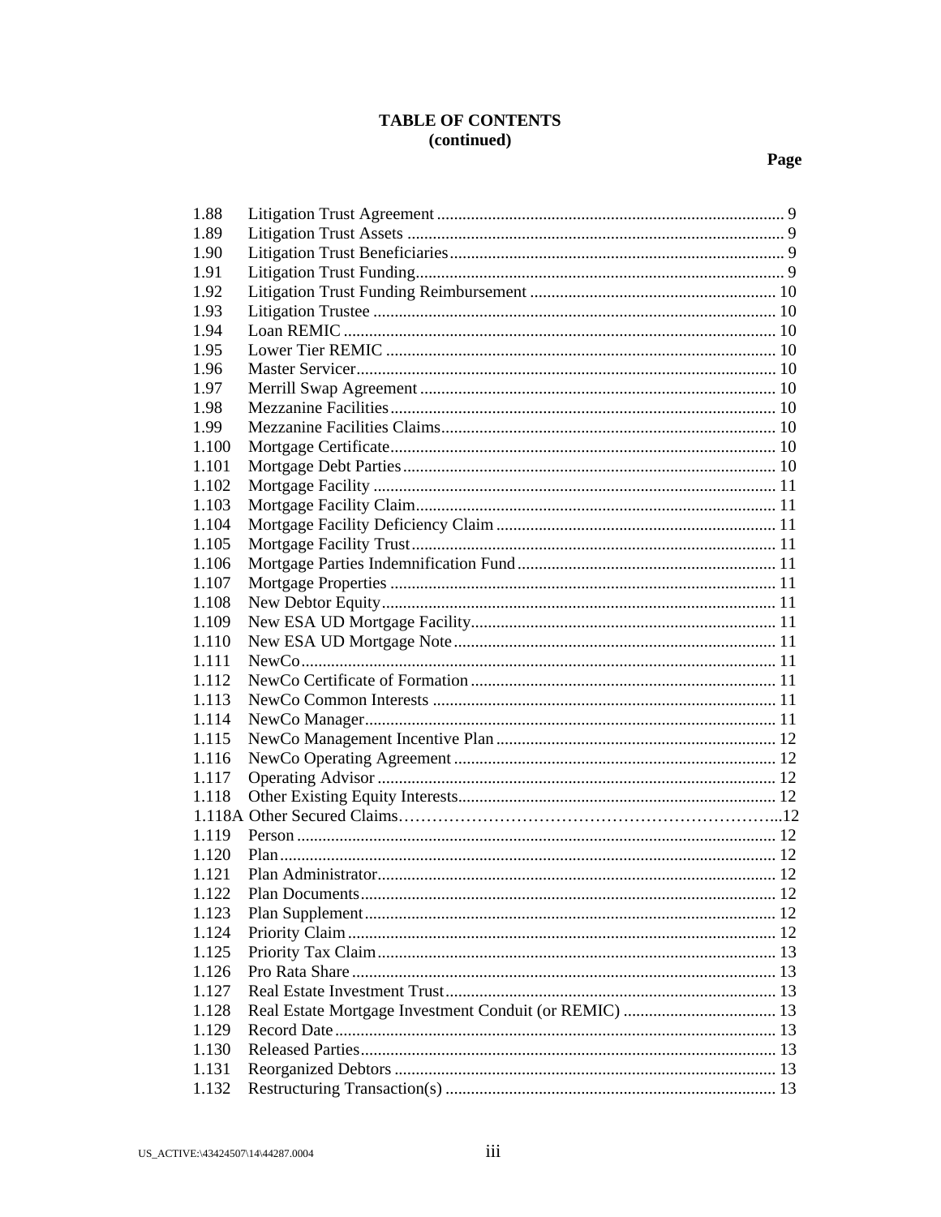**TABLE OF CONTENTS**
**(continued)**

| | | Page |
|---|---|---|
| 1.88 | Litigation Trust Agreement | 9 |
| 1.89 | Litigation Trust Assets | 9 |
| 1.90 | Litigation Trust Beneficiaries | 9 |
| 1.91 | Litigation Trust Funding | 9 |
| 1.92 | Litigation Trust Funding Reimbursement | 10 |
| 1.93 | Litigation Trustee | 10 |
| 1.94 | Loan REMIC | 10 |
| 1.95 | Lower Tier REMIC | 10 |
| 1.96 | Master Servicer | 10 |
| 1.97 | Merrill Swap Agreement | 10 |
| 1.98 | Mezzanine Facilities | 10 |
| 1.99 | Mezzanine Facilities Claims | 10 |
| 1.100 | Mortgage Certificate | 10 |
| 1.101 | Mortgage Debt Parties | 10 |
| 1.102 | Mortgage Facility | 11 |
| 1.103 | Mortgage Facility Claim | 11 |
| 1.104 | Mortgage Facility Deficiency Claim | 11 |
| 1.105 | Mortgage Facility Trust | 11 |
| 1.106 | Mortgage Parties Indemnification Fund | 11 |
| 1.107 | Mortgage Properties | 11 |
| 1.108 | New Debtor Equity | 11 |
| 1.109 | New ESA UD Mortgage Facility | 11 |
| 1.110 | New ESA UD Mortgage Note | 11 |
| 1.111 | NewCo | 11 |
| 1.112 | NewCo Certificate of Formation | 11 |
| 1.113 | NewCo Common Interests | 11 |
| 1.114 | NewCo Manager | 11 |
| 1.115 | NewCo Management Incentive Plan | 12 |
| 1.116 | NewCo Operating Agreement | 12 |
| 1.117 | Operating Advisor | 12 |
| 1.118 | Other Existing Equity Interests | 12 |
| 1.118A | Other Secured Claims | 12 |
| 1.119 | Person | 12 |
| 1.120 | Plan | 12 |
| 1.121 | Plan Administrator | 12 |
| 1.122 | Plan Documents | 12 |
| 1.123 | Plan Supplement | 12 |
| 1.124 | Priority Claim | 12 |
| 1.125 | Priority Tax Claim | 13 |
| 1.126 | Pro Rata Share | 13 |
| 1.127 | Real Estate Investment Trust | 13 |
| 1.128 | Real Estate Mortgage Investment Conduit (or REMIC) | 13 |
| 1.129 | Record Date | 13 |
| 1.130 | Released Parties | 13 |
| 1.131 | Reorganized Debtors | 13 |
| 1.132 | Restructuring Transaction(s) | 13 |

US_ACTIVE:\43424507\14\44287.0004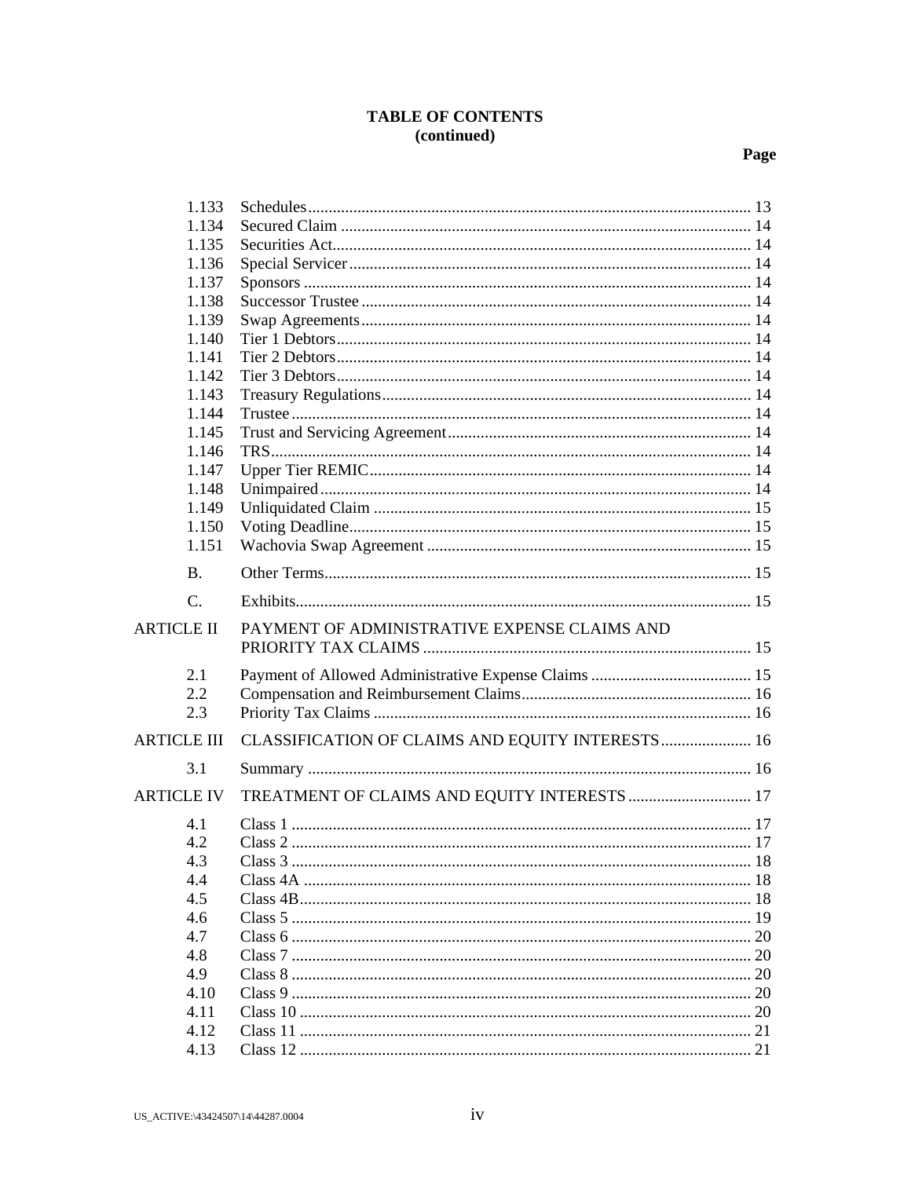**TABLE OF CONTENTS**
**(continued)**

| | | Page |
|---|---|---|
| 1.133 | Schedules | 13 |
| 1.134 | Secured Claim | 14 |
| 1.135 | Securities Act | 14 |
| 1.136 | Special Servicer | 14 |
| 1.137 | Sponsors | 14 |
| 1.138 | Successor Trustee | 14 |
| 1.139 | Swap Agreements | 14 |
| 1.140 | Tier 1 Debtors | 14 |
| 1.141 | Tier 2 Debtors | 14 |
| 1.142 | Tier 3 Debtors | 14 |
| 1.143 | Treasury Regulations | 14 |
| 1.144 | Trustee | 14 |
| 1.145 | Trust and Servicing Agreement | 14 |
| 1.146 | TRS | 14 |
| 1.147 | Upper Tier REMIC | 14 |
| 1.148 | Unimpaired | 14 |
| 1.149 | Unliquidated Claim | 15 |
| 1.150 | Voting Deadline | 15 |
| 1.151 | Wachovia Swap Agreement | 15 |
| B. | Other Terms | 15 |
| C. | Exhibits | 15 |
| ARTICLE II | PAYMENT OF ADMINISTRATIVE EXPENSE CLAIMS AND PRIORITY TAX CLAIMS | 15 |
| 2.1 | Payment of Allowed Administrative Expense Claims | 15 |
| 2.2 | Compensation and Reimbursement Claims | 16 |
| 2.3 | Priority Tax Claims | 16 |
| ARTICLE III | CLASSIFICATION OF CLAIMS AND EQUITY INTERESTS | 16 |
| 3.1 | Summary | 16 |
| ARTICLE IV | TREATMENT OF CLAIMS AND EQUITY INTERESTS | 17 |
| 4.1 | Class 1 | 17 |
| 4.2 | Class 2 | 17 |
| 4.3 | Class 3 | 18 |
| 4.4 | Class 4A | 18 |
| 4.5 | Class 4B | 18 |
| 4.6 | Class 5 | 19 |
| 4.7 | Class 6 | 20 |
| 4.8 | Class 7 | 20 |
| 4.9 | Class 8 | 20 |
| 4.10 | Class 9 | 20 |
| 4.11 | Class 10 | 20 |
| 4.12 | Class 11 | 21 |
| 4.13 | Class 12 | 21 |

US_ACTIVE:\43424507\14\44287.0004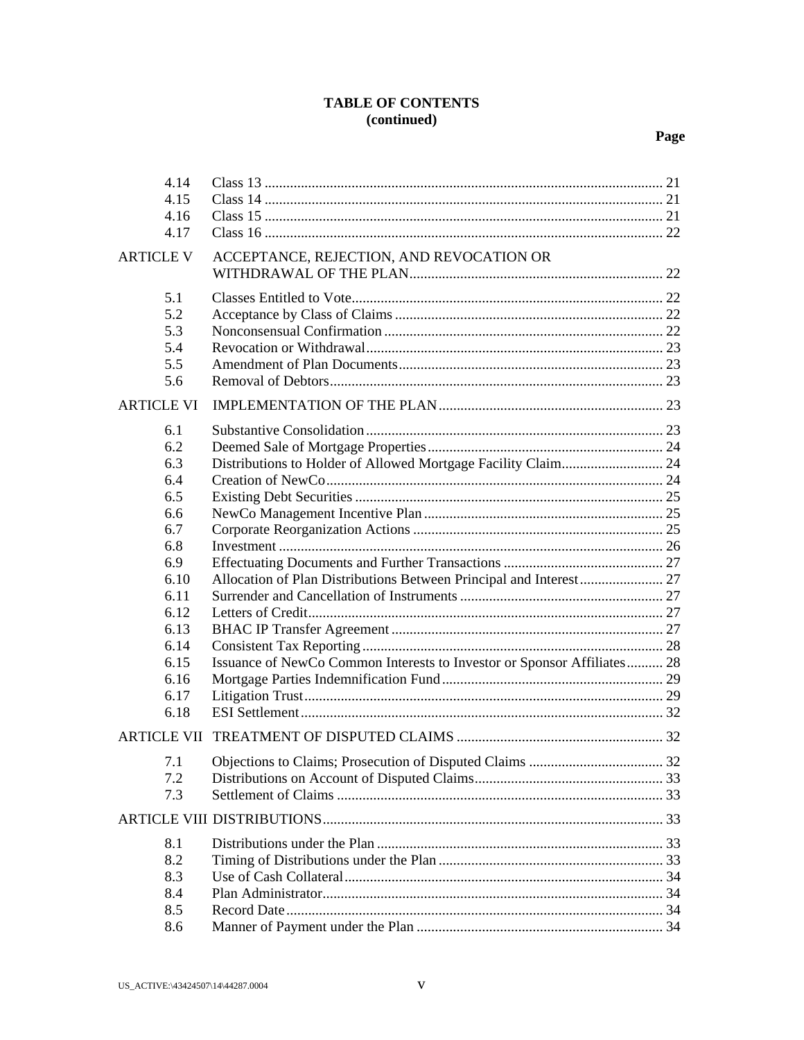**TABLE OF CONTENTS**
**(continued)**

| | | Page |
|---|---|---|
| 4.14 | Class 13 | 21 |
| 4.15 | Class 14 | 21 |
| 4.16 | Class 15 | 21 |
| 4.17 | Class 16 | 22 |
| ARTICLE V | ACCEPTANCE, REJECTION, AND REVOCATION OR WITHDRAWAL OF THE PLAN | 22 |
| 5.1 | Classes Entitled to Vote | 22 |
| 5.2 | Acceptance by Class of Claims | 22 |
| 5.3 | Nonconsensual Confirmation | 22 |
| 5.4 | Revocation or Withdrawal | 23 |
| 5.5 | Amendment of Plan Documents | 23 |
| 5.6 | Removal of Debtors | 23 |
| ARTICLE VI | IMPLEMENTATION OF THE PLAN | 23 |
| 6.1 | Substantive Consolidation | 23 |
| 6.2 | Deemed Sale of Mortgage Properties | 24 |
| 6.3 | Distributions to Holder of Allowed Mortgage Facility Claim | 24 |
| 6.4 | Creation of NewCo | 24 |
| 6.5 | Existing Debt Securities | 25 |
| 6.6 | NewCo Management Incentive Plan | 25 |
| 6.7 | Corporate Reorganization Actions | 25 |
| 6.8 | Investment | 26 |
| 6.9 | Effectuating Documents and Further Transactions | 27 |
| 6.10 | Allocation of Plan Distributions Between Principal and Interest | 27 |
| 6.11 | Surrender and Cancellation of Instruments | 27 |
| 6.12 | Letters of Credit | 27 |
| 6.13 | BHAC IP Transfer Agreement | 27 |
| 6.14 | Consistent Tax Reporting | 28 |
| 6.15 | Issuance of NewCo Common Interests to Investor or Sponsor Affiliates | 28 |
| 6.16 | Mortgage Parties Indemnification Fund | 29 |
| 6.17 | Litigation Trust | 29 |
| 6.18 | ESI Settlement | 32 |
| ARTICLE VII | TREATMENT OF DISPUTED CLAIMS | 32 |
| 7.1 | Objections to Claims; Prosecution of Disputed Claims | 32 |
| 7.2 | Distributions on Account of Disputed Claims | 33 |
| 7.3 | Settlement of Claims | 33 |
| ARTICLE VIII | DISTRIBUTIONS | 33 |
| 8.1 | Distributions under the Plan | 33 |
| 8.2 | Timing of Distributions under the Plan | 33 |
| 8.3 | Use of Cash Collateral | 34 |
| 8.4 | Plan Administrator | 34 |
| 8.5 | Record Date | 34 |
| 8.6 | Manner of Payment under the Plan | 34 |

US_ACTIVE:\43424507\14\44287.0004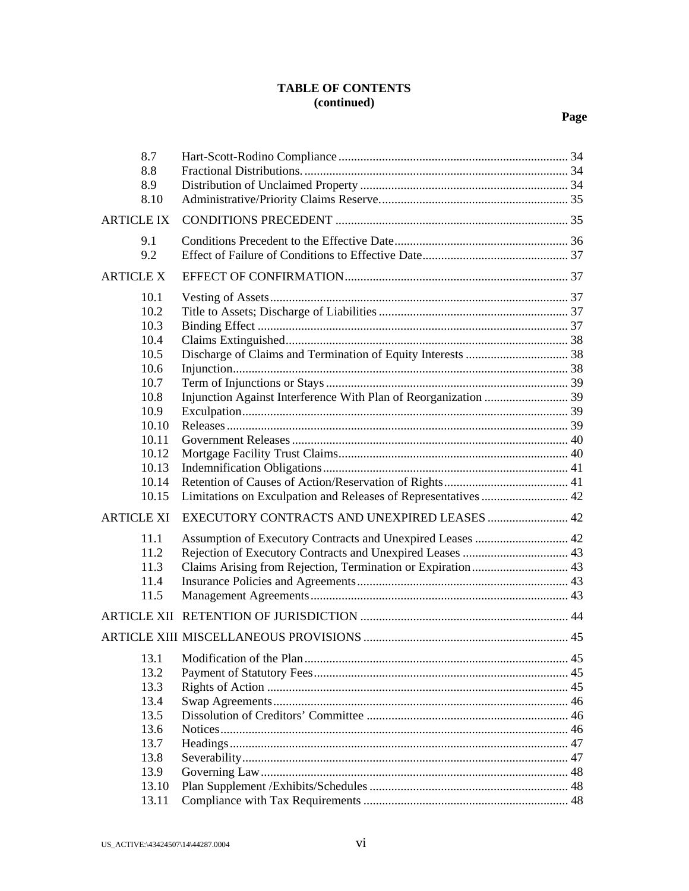**TABLE OF CONTENTS**
**(continued)**

| | | Page |
|---|---|---|
| 8.7 | Hart-Scott-Rodino Compliance | 34 |
| 8.8 | Fractional Distributions. | 34 |
| 8.9 | Distribution of Unclaimed Property | 34 |
| 8.10 | Administrative/Priority Claims Reserve. | 35 |
| ARTICLE IX | CONDITIONS PRECEDENT | 35 |
| 9.1 | Conditions Precedent to the Effective Date | 36 |
| 9.2 | Effect of Failure of Conditions to Effective Date | 37 |
| ARTICLE X | EFFECT OF CONFIRMATION | 37 |
| 10.1 | Vesting of Assets | 37 |
| 10.2 | Title to Assets; Discharge of Liabilities | 37 |
| 10.3 | Binding Effect | 37 |
| 10.4 | Claims Extinguished | 38 |
| 10.5 | Discharge of Claims and Termination of Equity Interests | 38 |
| 10.6 | Injunction | 38 |
| 10.7 | Term of Injunctions or Stays | 39 |
| 10.8 | Injunction Against Interference With Plan of Reorganization | 39 |
| 10.9 | Exculpation | 39 |
| 10.10 | Releases | 39 |
| 10.11 | Government Releases | 40 |
| 10.12 | Mortgage Facility Trust Claims | 40 |
| 10.13 | Indemnification Obligations | 41 |
| 10.14 | Retention of Causes of Action/Reservation of Rights | 41 |
| 10.15 | Limitations on Exculpation and Releases of Representatives | 42 |
| ARTICLE XI | EXECUTORY CONTRACTS AND UNEXPIRED LEASES | 42 |
| 11.1 | Assumption of Executory Contracts and Unexpired Leases | 42 |
| 11.2 | Rejection of Executory Contracts and Unexpired Leases | 43 |
| 11.3 | Claims Arising from Rejection, Termination or Expiration | 43 |
| 11.4 | Insurance Policies and Agreements | 43 |
| 11.5 | Management Agreements | 43 |
| ARTICLE XII | RETENTION OF JURISDICTION | 44 |
| ARTICLE XIII | MISCELLANEOUS PROVISIONS | 45 |
| 13.1 | Modification of the Plan | 45 |
| 13.2 | Payment of Statutory Fees | 45 |
| 13.3 | Rights of Action | 45 |
| 13.4 | Swap Agreements | 46 |
| 13.5 | Dissolution of Creditors' Committee | 46 |
| 13.6 | Notices | 46 |
| 13.7 | Headings | 47 |
| 13.8 | Severability | 47 |
| 13.9 | Governing Law | 48 |
| 13.10 | Plan Supplement /Exhibits/Schedules | 48 |
| 13.11 | Compliance with Tax Requirements | 48 |

US_ACTIVE:\43424507\14\44287.0004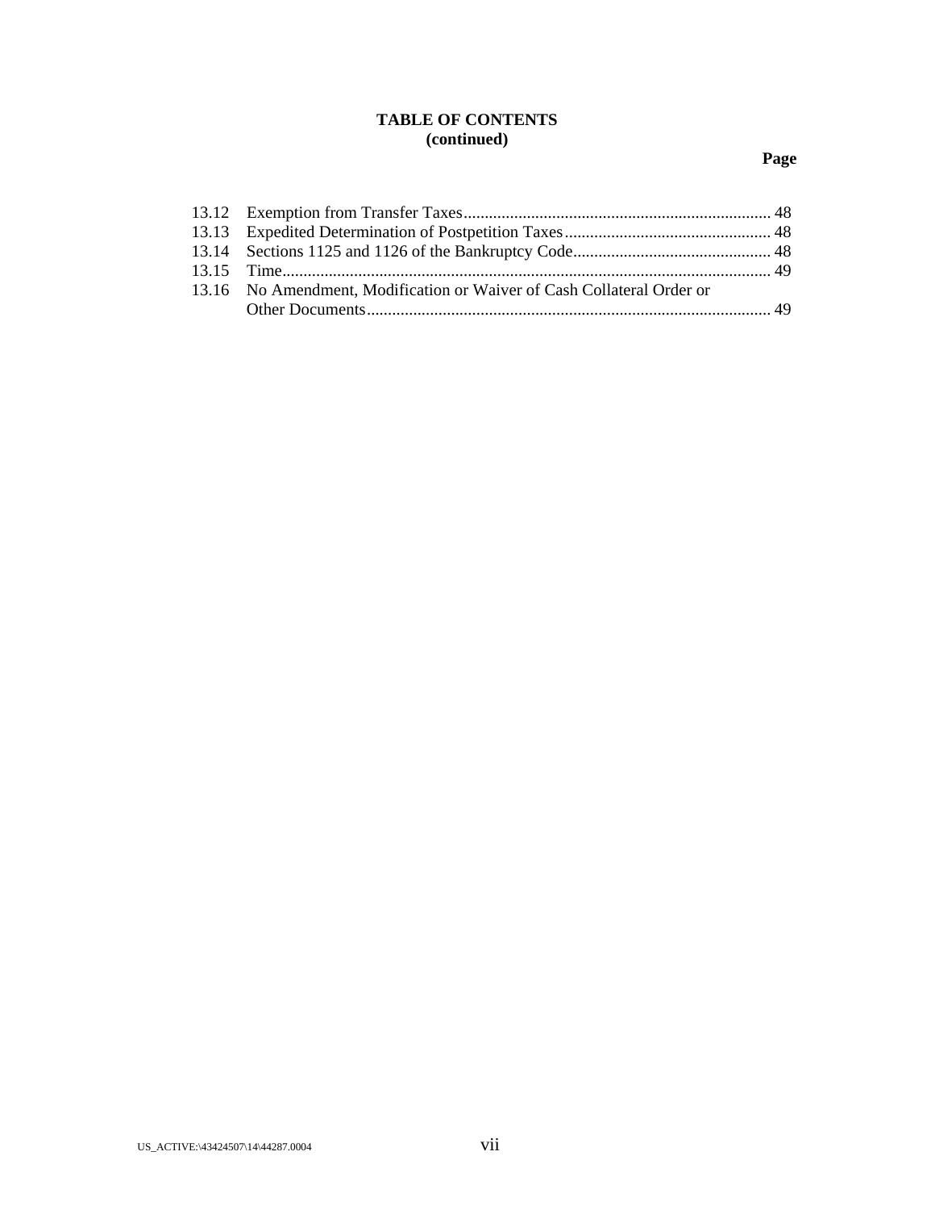**TABLE OF CONTENTS**
**(continued)**

**Page**

| | | |
|---|---|---|
| 13.12 | Exemption from Transfer Taxes | 48 |
| 13.13 | Expedited Determination of Postpetition Taxes | 48 |
| 13.14 | Sections 1125 and 1126 of the Bankruptcy Code | 48 |
| 13.15 | Time | 49 |
| 13.16 | No Amendment, Modification or Waiver of Cash Collateral Order or Other Documents | 49 |

US_ACTIVE:\43424507\14\44287.0004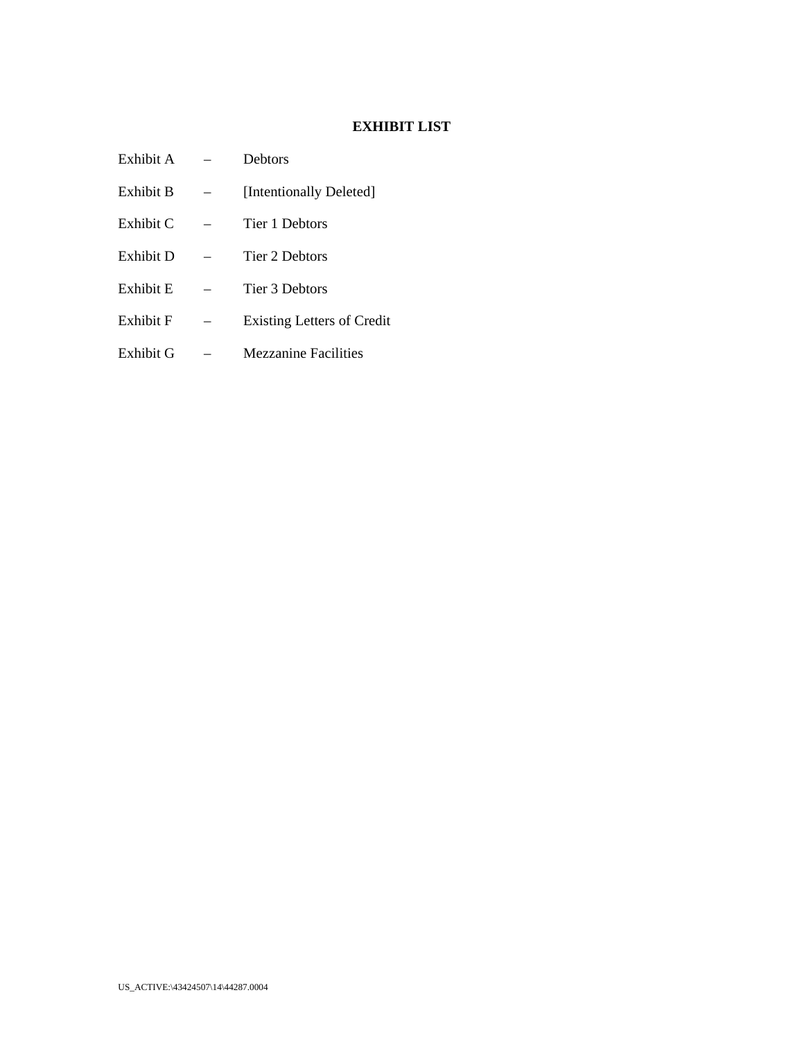## EXHIBIT LIST

Exhibit A – Debtors

Exhibit B – [Intentionally Deleted]

Exhibit C – Tier 1 Debtors

Exhibit D – Tier 2 Debtors

Exhibit E – Tier 3 Debtors

Exhibit F – Existing Letters of Credit

Exhibit G – Mezzanine Facilities

US_ACTIVE:\43424507\14\44287.0004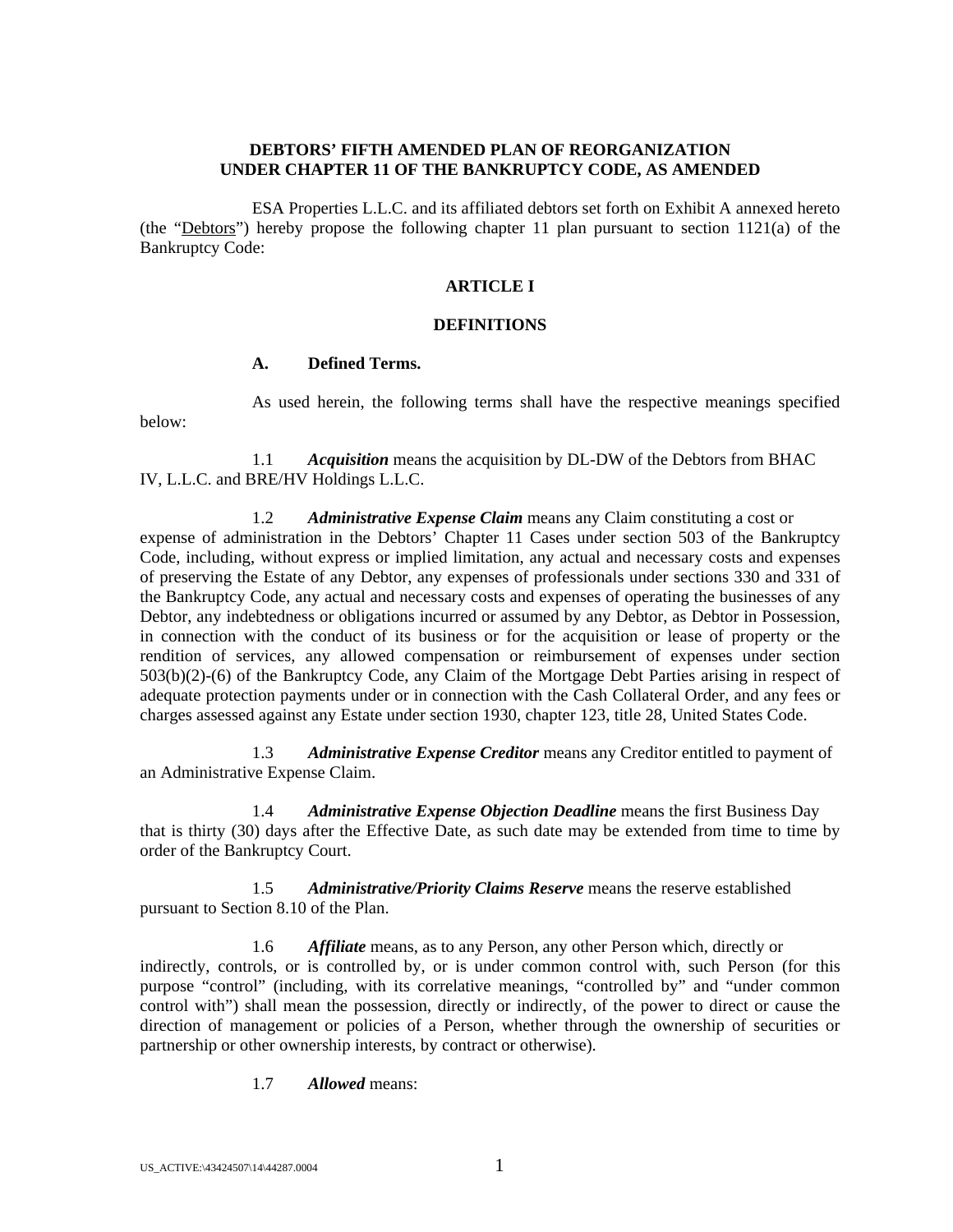**DEBTORS' FIFTH AMENDED PLAN OF REORGANIZATION UNDER CHAPTER 11 OF THE BANKRUPTCY CODE, AS AMENDED**

ESA Properties L.L.C. and its affiliated debtors set forth on Exhibit A annexed hereto (the "Debtors") hereby propose the following chapter 11 plan pursuant to section 1121(a) of the Bankruptcy Code:

## ARTICLE I

## DEFINITIONS

### A. Defined Terms.

As used herein, the following terms shall have the respective meanings specified below:

1.1 ***Acquisition*** means the acquisition by DL-DW of the Debtors from BHAC IV, L.L.C. and BRE/HV Holdings L.L.C.

1.2 ***Administrative Expense Claim*** means any Claim constituting a cost or expense of administration in the Debtors' Chapter 11 Cases under section 503 of the Bankruptcy Code, including, without express or implied limitation, any actual and necessary costs and expenses of preserving the Estate of any Debtor, any expenses of professionals under sections 330 and 331 of the Bankruptcy Code, any actual and necessary costs and expenses of operating the businesses of any Debtor, any indebtedness or obligations incurred or assumed by any Debtor, as Debtor in Possession, in connection with the conduct of its business or for the acquisition or lease of property or the rendition of services, any allowed compensation or reimbursement of expenses under section 503(b)(2)-(6) of the Bankruptcy Code, any Claim of the Mortgage Debt Parties arising in respect of adequate protection payments under or in connection with the Cash Collateral Order, and any fees or charges assessed against any Estate under section 1930, chapter 123, title 28, United States Code.

1.3 ***Administrative Expense Creditor*** means any Creditor entitled to payment of an Administrative Expense Claim.

1.4 ***Administrative Expense Objection Deadline*** means the first Business Day that is thirty (30) days after the Effective Date, as such date may be extended from time to time by order of the Bankruptcy Court.

1.5 ***Administrative/Priority Claims Reserve*** means the reserve established pursuant to Section 8.10 of the Plan.

1.6 ***Affiliate*** means, as to any Person, any other Person which, directly or indirectly, controls, or is controlled by, or is under common control with, such Person (for this purpose "control" (including, with its correlative meanings, "controlled by" and "under common control with") shall mean the possession, directly or indirectly, of the power to direct or cause the direction of management or policies of a Person, whether through the ownership of securities or partnership or other ownership interests, by contract or otherwise).

1.7 ***Allowed*** means: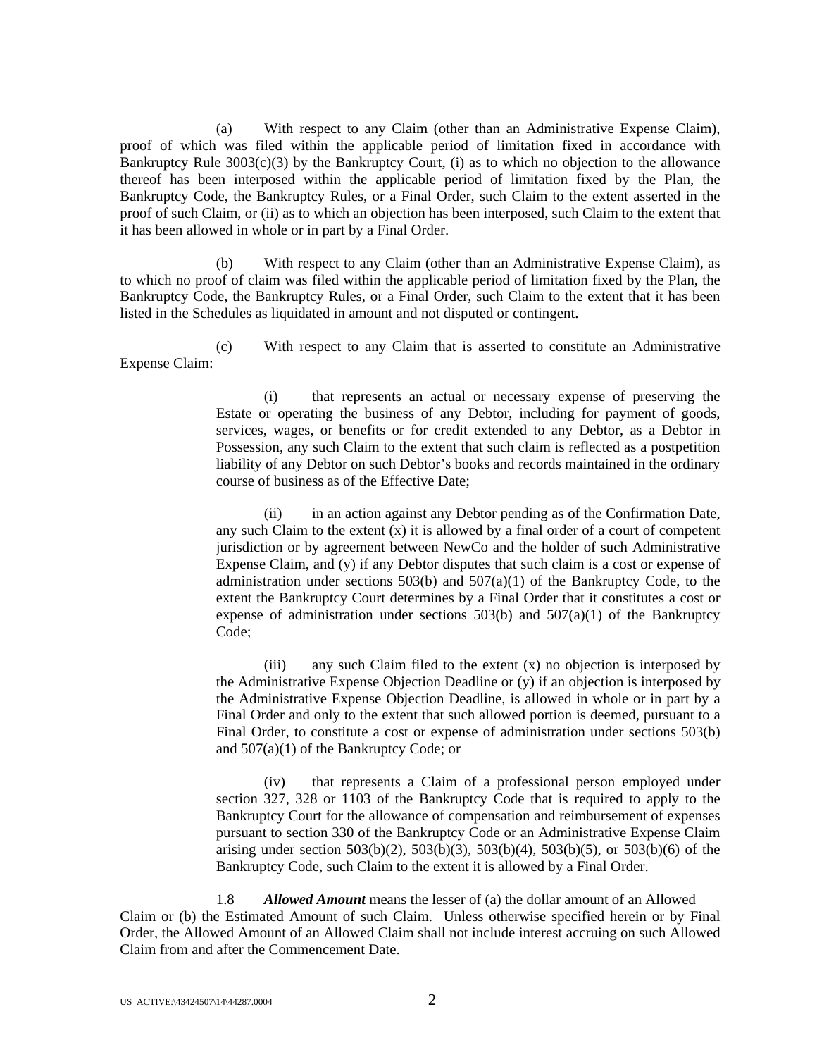(a) With respect to any Claim (other than an Administrative Expense Claim), proof of which was filed within the applicable period of limitation fixed in accordance with Bankruptcy Rule 3003(c)(3) by the Bankruptcy Court, (i) as to which no objection to the allowance thereof has been interposed within the applicable period of limitation fixed by the Plan, the Bankruptcy Code, the Bankruptcy Rules, or a Final Order, such Claim to the extent asserted in the proof of such Claim, or (ii) as to which an objection has been interposed, such Claim to the extent that it has been allowed in whole or in part by a Final Order.

(b) With respect to any Claim (other than an Administrative Expense Claim), as to which no proof of claim was filed within the applicable period of limitation fixed by the Plan, the Bankruptcy Code, the Bankruptcy Rules, or a Final Order, such Claim to the extent that it has been listed in the Schedules as liquidated in amount and not disputed or contingent.

(c) With respect to any Claim that is asserted to constitute an Administrative Expense Claim:

> (i) that represents an actual or necessary expense of preserving the Estate or operating the business of any Debtor, including for payment of goods, services, wages, or benefits or for credit extended to any Debtor, as a Debtor in Possession, any such Claim to the extent that such claim is reflected as a postpetition liability of any Debtor on such Debtor's books and records maintained in the ordinary course of business as of the Effective Date;
>
> (ii) in an action against any Debtor pending as of the Confirmation Date, any such Claim to the extent (x) it is allowed by a final order of a court of competent jurisdiction or by agreement between NewCo and the holder of such Administrative Expense Claim, and (y) if any Debtor disputes that such claim is a cost or expense of administration under sections 503(b) and 507(a)(1) of the Bankruptcy Code, to the extent the Bankruptcy Court determines by a Final Order that it constitutes a cost or expense of administration under sections 503(b) and 507(a)(1) of the Bankruptcy Code;
>
> (iii) any such Claim filed to the extent (x) no objection is interposed by the Administrative Expense Objection Deadline or (y) if an objection is interposed by the Administrative Expense Objection Deadline, is allowed in whole or in part by a Final Order and only to the extent that such allowed portion is deemed, pursuant to a Final Order, to constitute a cost or expense of administration under sections 503(b) and 507(a)(1) of the Bankruptcy Code; or
>
> (iv) that represents a Claim of a professional person employed under section 327, 328 or 1103 of the Bankruptcy Code that is required to apply to the Bankruptcy Court for the allowance of compensation and reimbursement of expenses pursuant to section 330 of the Bankruptcy Code or an Administrative Expense Claim arising under section 503(b)(2), 503(b)(3), 503(b)(4), 503(b)(5), or 503(b)(6) of the Bankruptcy Code, such Claim to the extent it is allowed by a Final Order.

1.8 ***Allowed Amount*** means the lesser of (a) the dollar amount of an Allowed Claim or (b) the Estimated Amount of such Claim. Unless otherwise specified herein or by Final Order, the Allowed Amount of an Allowed Claim shall not include interest accruing on such Allowed Claim from and after the Commencement Date.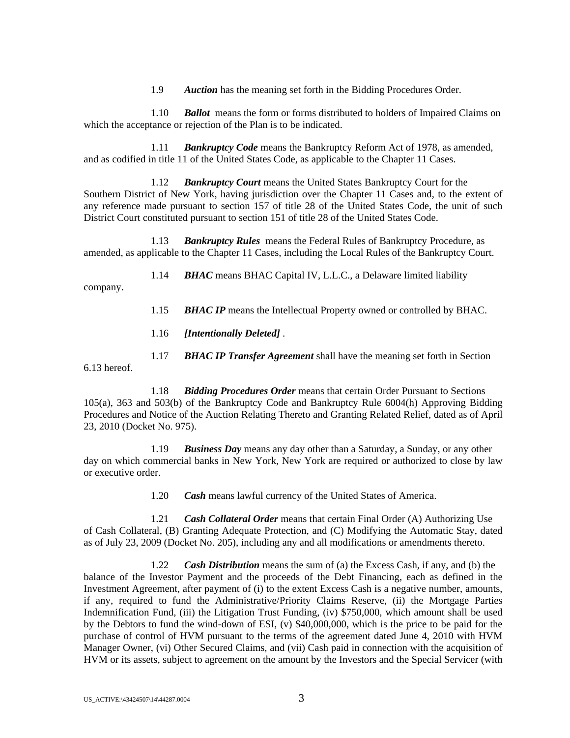1.9 ***Auction*** has the meaning set forth in the Bidding Procedures Order.

1.10 ***Ballot*** means the form or forms distributed to holders of Impaired Claims on which the acceptance or rejection of the Plan is to be indicated.

1.11 ***Bankruptcy Code*** means the Bankruptcy Reform Act of 1978, as amended, and as codified in title 11 of the United States Code, as applicable to the Chapter 11 Cases.

1.12 ***Bankruptcy Court*** means the United States Bankruptcy Court for the Southern District of New York, having jurisdiction over the Chapter 11 Cases and, to the extent of any reference made pursuant to section 157 of title 28 of the United States Code, the unit of such District Court constituted pursuant to section 151 of title 28 of the United States Code.

1.13 ***Bankruptcy Rules*** means the Federal Rules of Bankruptcy Procedure, as amended, as applicable to the Chapter 11 Cases, including the Local Rules of the Bankruptcy Court.

1.14 ***BHAC*** means BHAC Capital IV, L.L.C., a Delaware limited liability company.

1.15 ***BHAC IP*** means the Intellectual Property owned or controlled by BHAC.

1.16 ***[Intentionally Deleted]*** .

1.17 ***BHAC IP Transfer Agreement*** shall have the meaning set forth in Section 6.13 hereof.

1.18 ***Bidding Procedures Order*** means that certain Order Pursuant to Sections 105(a), 363 and 503(b) of the Bankruptcy Code and Bankruptcy Rule 6004(h) Approving Bidding Procedures and Notice of the Auction Relating Thereto and Granting Related Relief, dated as of April 23, 2010 (Docket No. 975).

1.19 ***Business Day*** means any day other than a Saturday, a Sunday, or any other day on which commercial banks in New York, New York are required or authorized to close by law or executive order.

1.20 ***Cash*** means lawful currency of the United States of America.

1.21 ***Cash Collateral Order*** means that certain Final Order (A) Authorizing Use of Cash Collateral, (B) Granting Adequate Protection, and (C) Modifying the Automatic Stay, dated as of July 23, 2009 (Docket No. 205), including any and all modifications or amendments thereto.

1.22 ***Cash Distribution*** means the sum of (a) the Excess Cash, if any, and (b) the balance of the Investor Payment and the proceeds of the Debt Financing, each as defined in the Investment Agreement, after payment of (i) to the extent Excess Cash is a negative number, amounts, if any, required to fund the Administrative/Priority Claims Reserve, (ii) the Mortgage Parties Indemnification Fund, (iii) the Litigation Trust Funding, (iv) $750,000, which amount shall be used by the Debtors to fund the wind-down of ESI, (v) $40,000,000, which is the price to be paid for the purchase of control of HVM pursuant to the terms of the agreement dated June 4, 2010 with HVM Manager Owner, (vi) Other Secured Claims, and (vii) Cash paid in connection with the acquisition of HVM or its assets, subject to agreement on the amount by the Investors and the Special Servicer (with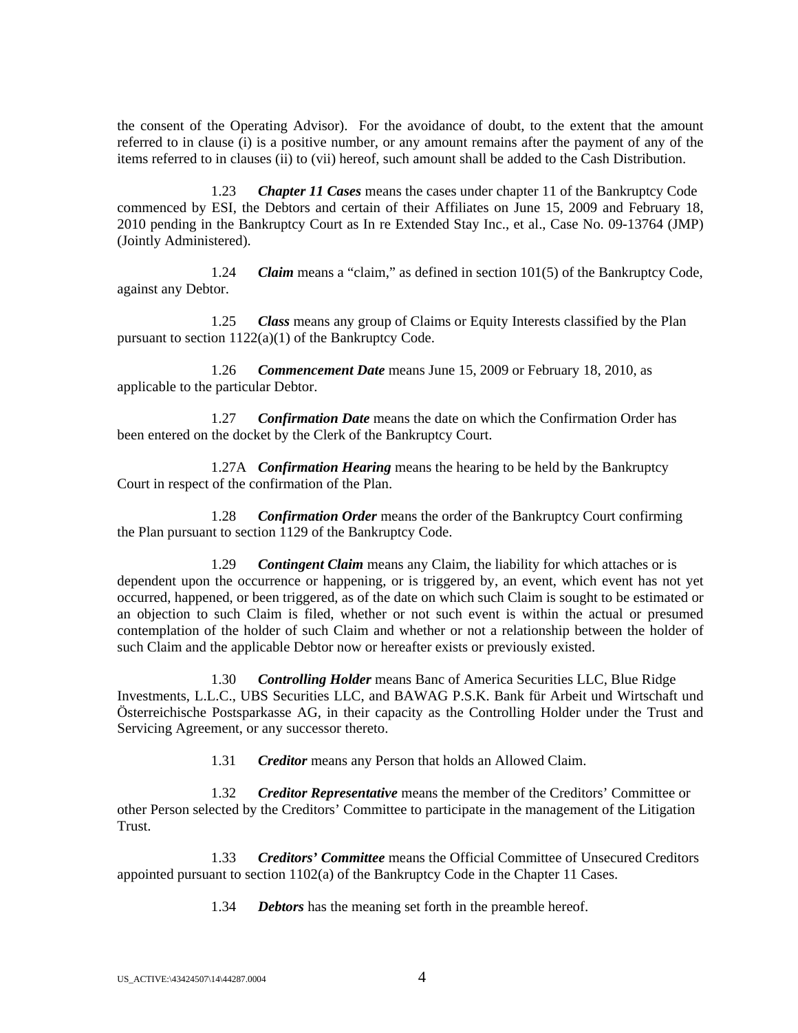the consent of the Operating Advisor). For the avoidance of doubt, to the extent that the amount referred to in clause (i) is a positive number, or any amount remains after the payment of any of the items referred to in clauses (ii) to (vii) hereof, such amount shall be added to the Cash Distribution.

1.23 ***Chapter 11 Cases*** means the cases under chapter 11 of the Bankruptcy Code commenced by ESI, the Debtors and certain of their Affiliates on June 15, 2009 and February 18, 2010 pending in the Bankruptcy Court as In re Extended Stay Inc., et al., Case No. 09-13764 (JMP) (Jointly Administered).

1.24 ***Claim*** means a "claim," as defined in section 101(5) of the Bankruptcy Code, against any Debtor.

1.25 ***Class*** means any group of Claims or Equity Interests classified by the Plan pursuant to section 1122(a)(1) of the Bankruptcy Code.

1.26 ***Commencement Date*** means June 15, 2009 or February 18, 2010, as applicable to the particular Debtor.

1.27 ***Confirmation Date*** means the date on which the Confirmation Order has been entered on the docket by the Clerk of the Bankruptcy Court.

1.27A ***Confirmation Hearing*** means the hearing to be held by the Bankruptcy Court in respect of the confirmation of the Plan.

1.28 ***Confirmation Order*** means the order of the Bankruptcy Court confirming the Plan pursuant to section 1129 of the Bankruptcy Code.

1.29 ***Contingent Claim*** means any Claim, the liability for which attaches or is dependent upon the occurrence or happening, or is triggered by, an event, which event has not yet occurred, happened, or been triggered, as of the date on which such Claim is sought to be estimated or an objection to such Claim is filed, whether or not such event is within the actual or presumed contemplation of the holder of such Claim and whether or not a relationship between the holder of such Claim and the applicable Debtor now or hereafter exists or previously existed.

1.30 ***Controlling Holder*** means Banc of America Securities LLC, Blue Ridge Investments, L.L.C., UBS Securities LLC, and BAWAG P.S.K. Bank für Arbeit und Wirtschaft und Österreichische Postsparkasse AG, in their capacity as the Controlling Holder under the Trust and Servicing Agreement, or any successor thereto.

1.31 ***Creditor*** means any Person that holds an Allowed Claim.

1.32 ***Creditor Representative*** means the member of the Creditors' Committee or other Person selected by the Creditors' Committee to participate in the management of the Litigation Trust.

1.33 ***Creditors' Committee*** means the Official Committee of Unsecured Creditors appointed pursuant to section 1102(a) of the Bankruptcy Code in the Chapter 11 Cases.

1.34 ***Debtors*** has the meaning set forth in the preamble hereof.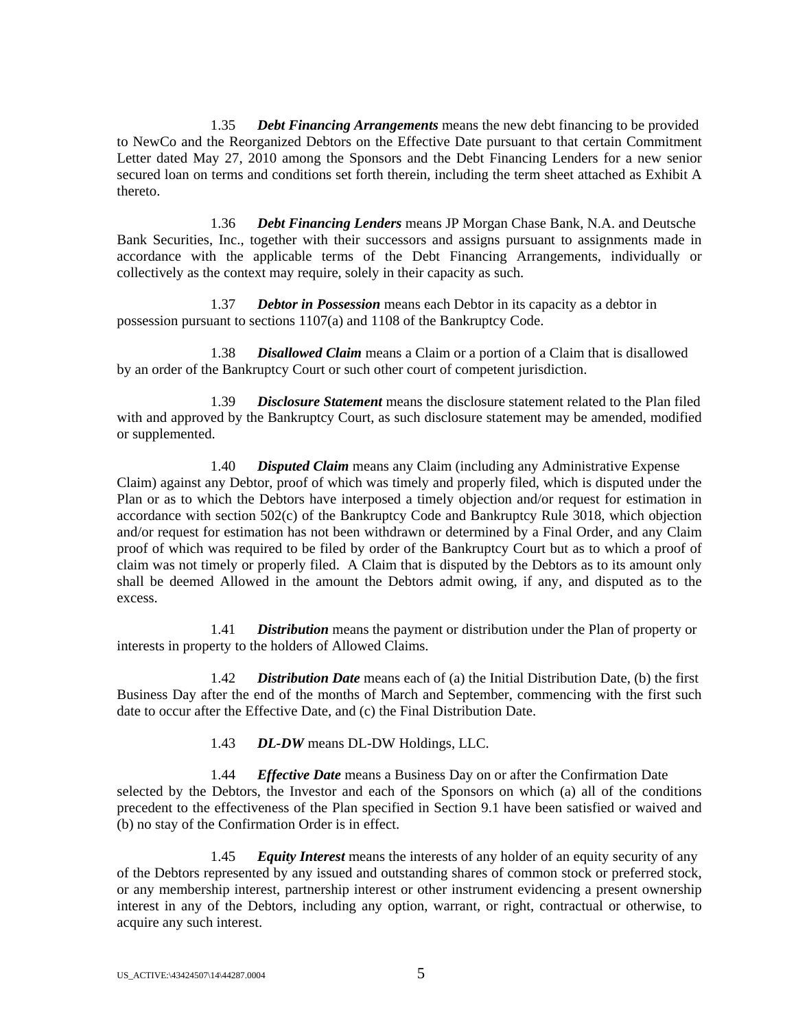1.35 ***Debt Financing Arrangements*** means the new debt financing to be provided to NewCo and the Reorganized Debtors on the Effective Date pursuant to that certain Commitment Letter dated May 27, 2010 among the Sponsors and the Debt Financing Lenders for a new senior secured loan on terms and conditions set forth therein, including the term sheet attached as Exhibit A thereto.

1.36 ***Debt Financing Lenders*** means JP Morgan Chase Bank, N.A. and Deutsche Bank Securities, Inc., together with their successors and assigns pursuant to assignments made in accordance with the applicable terms of the Debt Financing Arrangements, individually or collectively as the context may require, solely in their capacity as such.

1.37 ***Debtor in Possession*** means each Debtor in its capacity as a debtor in possession pursuant to sections 1107(a) and 1108 of the Bankruptcy Code.

1.38 ***Disallowed Claim*** means a Claim or a portion of a Claim that is disallowed by an order of the Bankruptcy Court or such other court of competent jurisdiction.

1.39 ***Disclosure Statement*** means the disclosure statement related to the Plan filed with and approved by the Bankruptcy Court, as such disclosure statement may be amended, modified or supplemented.

1.40 ***Disputed Claim*** means any Claim (including any Administrative Expense Claim) against any Debtor, proof of which was timely and properly filed, which is disputed under the Plan or as to which the Debtors have interposed a timely objection and/or request for estimation in accordance with section 502(c) of the Bankruptcy Code and Bankruptcy Rule 3018, which objection and/or request for estimation has not been withdrawn or determined by a Final Order, and any Claim proof of which was required to be filed by order of the Bankruptcy Court but as to which a proof of claim was not timely or properly filed. A Claim that is disputed by the Debtors as to its amount only shall be deemed Allowed in the amount the Debtors admit owing, if any, and disputed as to the excess.

1.41 ***Distribution*** means the payment or distribution under the Plan of property or interests in property to the holders of Allowed Claims.

1.42 ***Distribution Date*** means each of (a) the Initial Distribution Date, (b) the first Business Day after the end of the months of March and September, commencing with the first such date to occur after the Effective Date, and (c) the Final Distribution Date.

1.43 ***DL-DW*** means DL-DW Holdings, LLC.

1.44 ***Effective Date*** means a Business Day on or after the Confirmation Date selected by the Debtors, the Investor and each of the Sponsors on which (a) all of the conditions precedent to the effectiveness of the Plan specified in Section 9.1 have been satisfied or waived and (b) no stay of the Confirmation Order is in effect.

1.45 ***Equity Interest*** means the interests of any holder of an equity security of any of the Debtors represented by any issued and outstanding shares of common stock or preferred stock, or any membership interest, partnership interest or other instrument evidencing a present ownership interest in any of the Debtors, including any option, warrant, or right, contractual or otherwise, to acquire any such interest.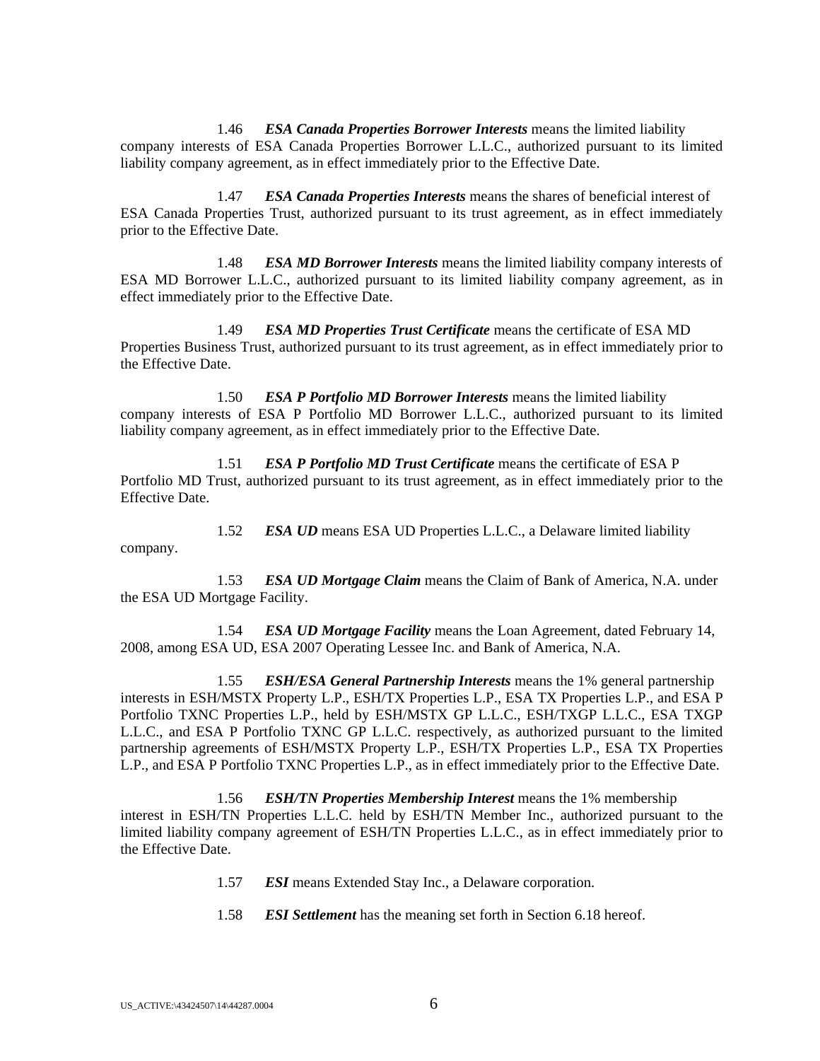1.46 ***ESA Canada Properties Borrower Interests*** means the limited liability company interests of ESA Canada Properties Borrower L.L.C., authorized pursuant to its limited liability company agreement, as in effect immediately prior to the Effective Date.

1.47 ***ESA Canada Properties Interests*** means the shares of beneficial interest of ESA Canada Properties Trust, authorized pursuant to its trust agreement, as in effect immediately prior to the Effective Date.

1.48 ***ESA MD Borrower Interests*** means the limited liability company interests of ESA MD Borrower L.L.C., authorized pursuant to its limited liability company agreement, as in effect immediately prior to the Effective Date.

1.49 ***ESA MD Properties Trust Certificate*** means the certificate of ESA MD Properties Business Trust, authorized pursuant to its trust agreement, as in effect immediately prior to the Effective Date.

1.50 ***ESA P Portfolio MD Borrower Interests*** means the limited liability company interests of ESA P Portfolio MD Borrower L.L.C., authorized pursuant to its limited liability company agreement, as in effect immediately prior to the Effective Date.

1.51 ***ESA P Portfolio MD Trust Certificate*** means the certificate of ESA P Portfolio MD Trust, authorized pursuant to its trust agreement, as in effect immediately prior to the Effective Date.

1.52 ***ESA UD*** means ESA UD Properties L.L.C., a Delaware limited liability company.

1.53 ***ESA UD Mortgage Claim*** means the Claim of Bank of America, N.A. under the ESA UD Mortgage Facility.

1.54 ***ESA UD Mortgage Facility*** means the Loan Agreement, dated February 14, 2008, among ESA UD, ESA 2007 Operating Lessee Inc. and Bank of America, N.A.

1.55 ***ESH/ESA General Partnership Interests*** means the 1% general partnership interests in ESH/MSTX Property L.P., ESH/TX Properties L.P., ESA TX Properties L.P., and ESA P Portfolio TXNC Properties L.P., held by ESH/MSTX GP L.L.C., ESH/TXGP L.L.C., ESA TXGP L.L.C., and ESA P Portfolio TXNC GP L.L.C. respectively, as authorized pursuant to the limited partnership agreements of ESH/MSTX Property L.P., ESH/TX Properties L.P., ESA TX Properties L.P., and ESA P Portfolio TXNC Properties L.P., as in effect immediately prior to the Effective Date.

1.56 ***ESH/TN Properties Membership Interest*** means the 1% membership interest in ESH/TN Properties L.L.C. held by ESH/TN Member Inc., authorized pursuant to the limited liability company agreement of ESH/TN Properties L.L.C., as in effect immediately prior to the Effective Date.

1.57 ***ESI*** means Extended Stay Inc., a Delaware corporation.

1.58 ***ESI Settlement*** has the meaning set forth in Section 6.18 hereof.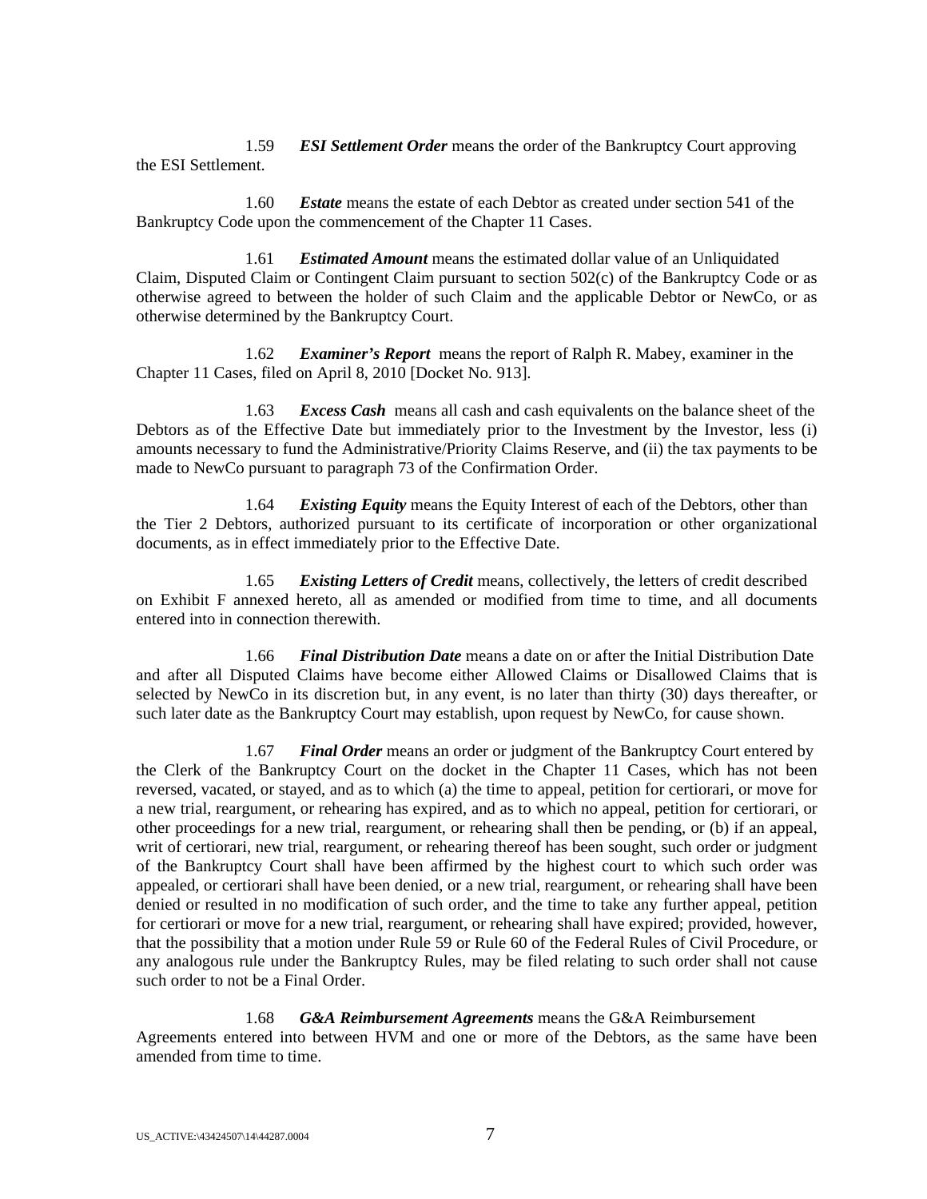1.59 ***ESI Settlement Order*** means the order of the Bankruptcy Court approving the ESI Settlement.

1.60 ***Estate*** means the estate of each Debtor as created under section 541 of the Bankruptcy Code upon the commencement of the Chapter 11 Cases.

1.61 ***Estimated Amount*** means the estimated dollar value of an Unliquidated Claim, Disputed Claim or Contingent Claim pursuant to section 502(c) of the Bankruptcy Code or as otherwise agreed to between the holder of such Claim and the applicable Debtor or NewCo, or as otherwise determined by the Bankruptcy Court.

1.62 ***Examiner's Report*** means the report of Ralph R. Mabey, examiner in the Chapter 11 Cases, filed on April 8, 2010 [Docket No. 913].

1.63 ***Excess Cash*** means all cash and cash equivalents on the balance sheet of the Debtors as of the Effective Date but immediately prior to the Investment by the Investor, less (i) amounts necessary to fund the Administrative/Priority Claims Reserve, and (ii) the tax payments to be made to NewCo pursuant to paragraph 73 of the Confirmation Order.

1.64 ***Existing Equity*** means the Equity Interest of each of the Debtors, other than the Tier 2 Debtors, authorized pursuant to its certificate of incorporation or other organizational documents, as in effect immediately prior to the Effective Date.

1.65 ***Existing Letters of Credit*** means, collectively, the letters of credit described on Exhibit F annexed hereto, all as amended or modified from time to time, and all documents entered into in connection therewith.

1.66 ***Final Distribution Date*** means a date on or after the Initial Distribution Date and after all Disputed Claims have become either Allowed Claims or Disallowed Claims that is selected by NewCo in its discretion but, in any event, is no later than thirty (30) days thereafter, or such later date as the Bankruptcy Court may establish, upon request by NewCo, for cause shown.

1.67 ***Final Order*** means an order or judgment of the Bankruptcy Court entered by the Clerk of the Bankruptcy Court on the docket in the Chapter 11 Cases, which has not been reversed, vacated, or stayed, and as to which (a) the time to appeal, petition for certiorari, or move for a new trial, reargument, or rehearing has expired, and as to which no appeal, petition for certiorari, or other proceedings for a new trial, reargument, or rehearing shall then be pending, or (b) if an appeal, writ of certiorari, new trial, reargument, or rehearing thereof has been sought, such order or judgment of the Bankruptcy Court shall have been affirmed by the highest court to which such order was appealed, or certiorari shall have been denied, or a new trial, reargument, or rehearing shall have been denied or resulted in no modification of such order, and the time to take any further appeal, petition for certiorari or move for a new trial, reargument, or rehearing shall have expired; provided, however, that the possibility that a motion under Rule 59 or Rule 60 of the Federal Rules of Civil Procedure, or any analogous rule under the Bankruptcy Rules, may be filed relating to such order shall not cause such order to not be a Final Order.

1.68 ***G&A Reimbursement Agreements*** means the G&A Reimbursement Agreements entered into between HVM and one or more of the Debtors, as the same have been amended from time to time.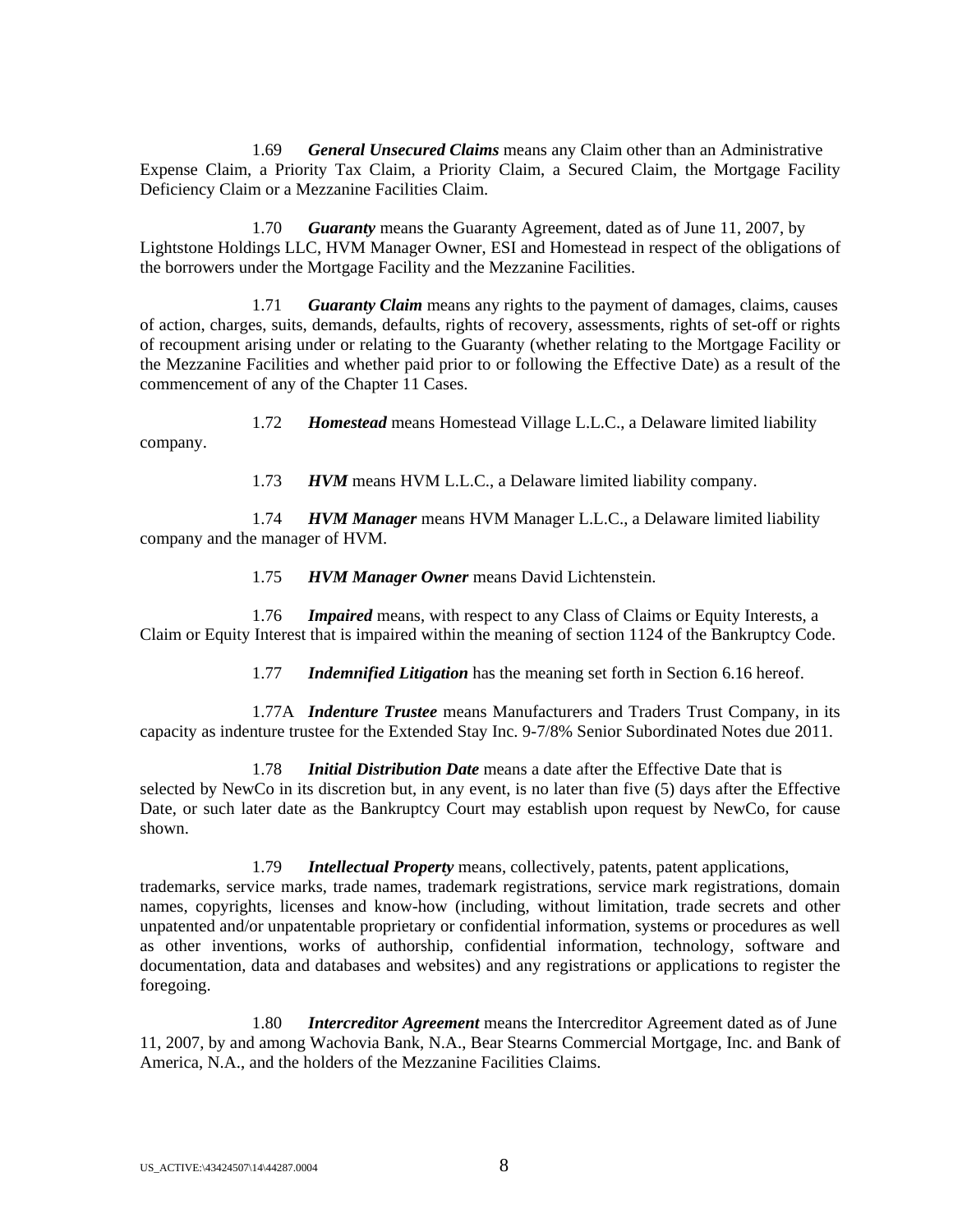1.69 ***General Unsecured Claims*** means any Claim other than an Administrative Expense Claim, a Priority Tax Claim, a Priority Claim, a Secured Claim, the Mortgage Facility Deficiency Claim or a Mezzanine Facilities Claim.

1.70 ***Guaranty*** means the Guaranty Agreement, dated as of June 11, 2007, by Lightstone Holdings LLC, HVM Manager Owner, ESI and Homestead in respect of the obligations of the borrowers under the Mortgage Facility and the Mezzanine Facilities.

1.71 ***Guaranty Claim*** means any rights to the payment of damages, claims, causes of action, charges, suits, demands, defaults, rights of recovery, assessments, rights of set-off or rights of recoupment arising under or relating to the Guaranty (whether relating to the Mortgage Facility or the Mezzanine Facilities and whether paid prior to or following the Effective Date) as a result of the commencement of any of the Chapter 11 Cases.

1.72 ***Homestead*** means Homestead Village L.L.C., a Delaware limited liability company.

1.73 ***HVM*** means HVM L.L.C., a Delaware limited liability company.

1.74 ***HVM Manager*** means HVM Manager L.L.C., a Delaware limited liability company and the manager of HVM.

1.75 ***HVM Manager Owner*** means David Lichtenstein.

1.76 ***Impaired*** means, with respect to any Class of Claims or Equity Interests, a Claim or Equity Interest that is impaired within the meaning of section 1124 of the Bankruptcy Code.

1.77 ***Indemnified Litigation*** has the meaning set forth in Section 6.16 hereof.

1.77A ***Indenture Trustee*** means Manufacturers and Traders Trust Company, in its capacity as indenture trustee for the Extended Stay Inc. 9-7/8% Senior Subordinated Notes due 2011.

1.78 ***Initial Distribution Date*** means a date after the Effective Date that is selected by NewCo in its discretion but, in any event, is no later than five (5) days after the Effective Date, or such later date as the Bankruptcy Court may establish upon request by NewCo, for cause shown.

1.79 ***Intellectual Property*** means, collectively, patents, patent applications, trademarks, service marks, trade names, trademark registrations, service mark registrations, domain names, copyrights, licenses and know-how (including, without limitation, trade secrets and other unpatented and/or unpatentable proprietary or confidential information, systems or procedures as well as other inventions, works of authorship, confidential information, technology, software and documentation, data and databases and websites) and any registrations or applications to register the foregoing.

1.80 ***Intercreditor Agreement*** means the Intercreditor Agreement dated as of June 11, 2007, by and among Wachovia Bank, N.A., Bear Stearns Commercial Mortgage, Inc. and Bank of America, N.A., and the holders of the Mezzanine Facilities Claims.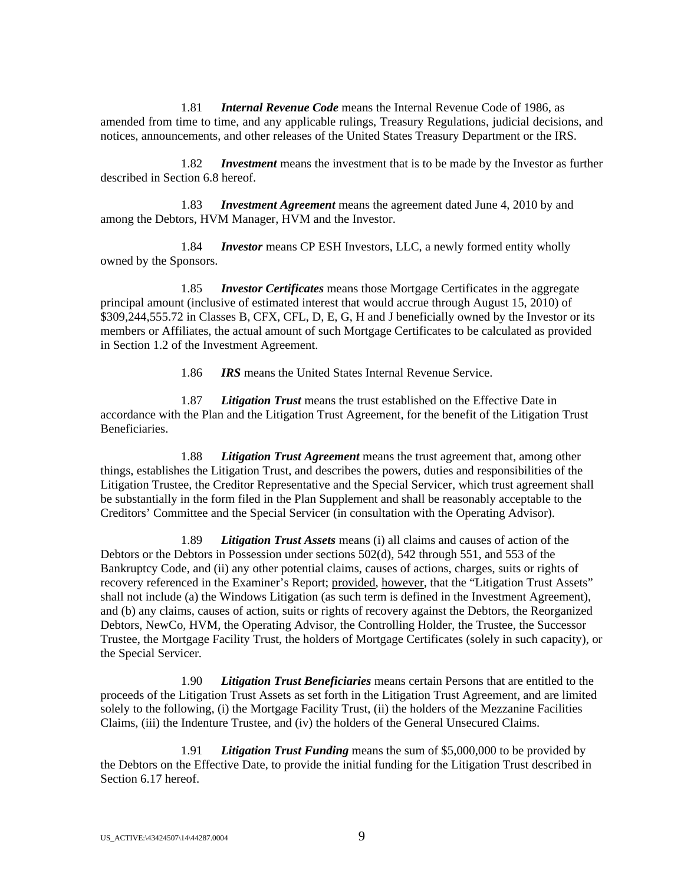1.81 ***Internal Revenue Code*** means the Internal Revenue Code of 1986, as amended from time to time, and any applicable rulings, Treasury Regulations, judicial decisions, and notices, announcements, and other releases of the United States Treasury Department or the IRS.

1.82 ***Investment*** means the investment that is to be made by the Investor as further described in Section 6.8 hereof.

1.83 ***Investment Agreement*** means the agreement dated June 4, 2010 by and among the Debtors, HVM Manager, HVM and the Investor.

1.84 ***Investor*** means CP ESH Investors, LLC, a newly formed entity wholly owned by the Sponsors.

1.85 ***Investor Certificates*** means those Mortgage Certificates in the aggregate principal amount (inclusive of estimated interest that would accrue through August 15, 2010) of $309,244,555.72 in Classes B, CFX, CFL, D, E, G, H and J beneficially owned by the Investor or its members or Affiliates, the actual amount of such Mortgage Certificates to be calculated as provided in Section 1.2 of the Investment Agreement.

1.86 ***IRS*** means the United States Internal Revenue Service.

1.87 ***Litigation Trust*** means the trust established on the Effective Date in accordance with the Plan and the Litigation Trust Agreement, for the benefit of the Litigation Trust Beneficiaries.

1.88 ***Litigation Trust Agreement*** means the trust agreement that, among other things, establishes the Litigation Trust, and describes the powers, duties and responsibilities of the Litigation Trustee, the Creditor Representative and the Special Servicer, which trust agreement shall be substantially in the form filed in the Plan Supplement and shall be reasonably acceptable to the Creditors' Committee and the Special Servicer (in consultation with the Operating Advisor).

1.89 ***Litigation Trust Assets*** means (i) all claims and causes of action of the Debtors or the Debtors in Possession under sections 502(d), 542 through 551, and 553 of the Bankruptcy Code, and (ii) any other potential claims, causes of actions, charges, suits or rights of recovery referenced in the Examiner's Report; provided, however, that the "Litigation Trust Assets" shall not include (a) the Windows Litigation (as such term is defined in the Investment Agreement), and (b) any claims, causes of action, suits or rights of recovery against the Debtors, the Reorganized Debtors, NewCo, HVM, the Operating Advisor, the Controlling Holder, the Trustee, the Successor Trustee, the Mortgage Facility Trust, the holders of Mortgage Certificates (solely in such capacity), or the Special Servicer.

1.90 ***Litigation Trust Beneficiaries*** means certain Persons that are entitled to the proceeds of the Litigation Trust Assets as set forth in the Litigation Trust Agreement, and are limited solely to the following, (i) the Mortgage Facility Trust, (ii) the holders of the Mezzanine Facilities Claims, (iii) the Indenture Trustee, and (iv) the holders of the General Unsecured Claims.

1.91 ***Litigation Trust Funding*** means the sum of $5,000,000 to be provided by the Debtors on the Effective Date, to provide the initial funding for the Litigation Trust described in Section 6.17 hereof.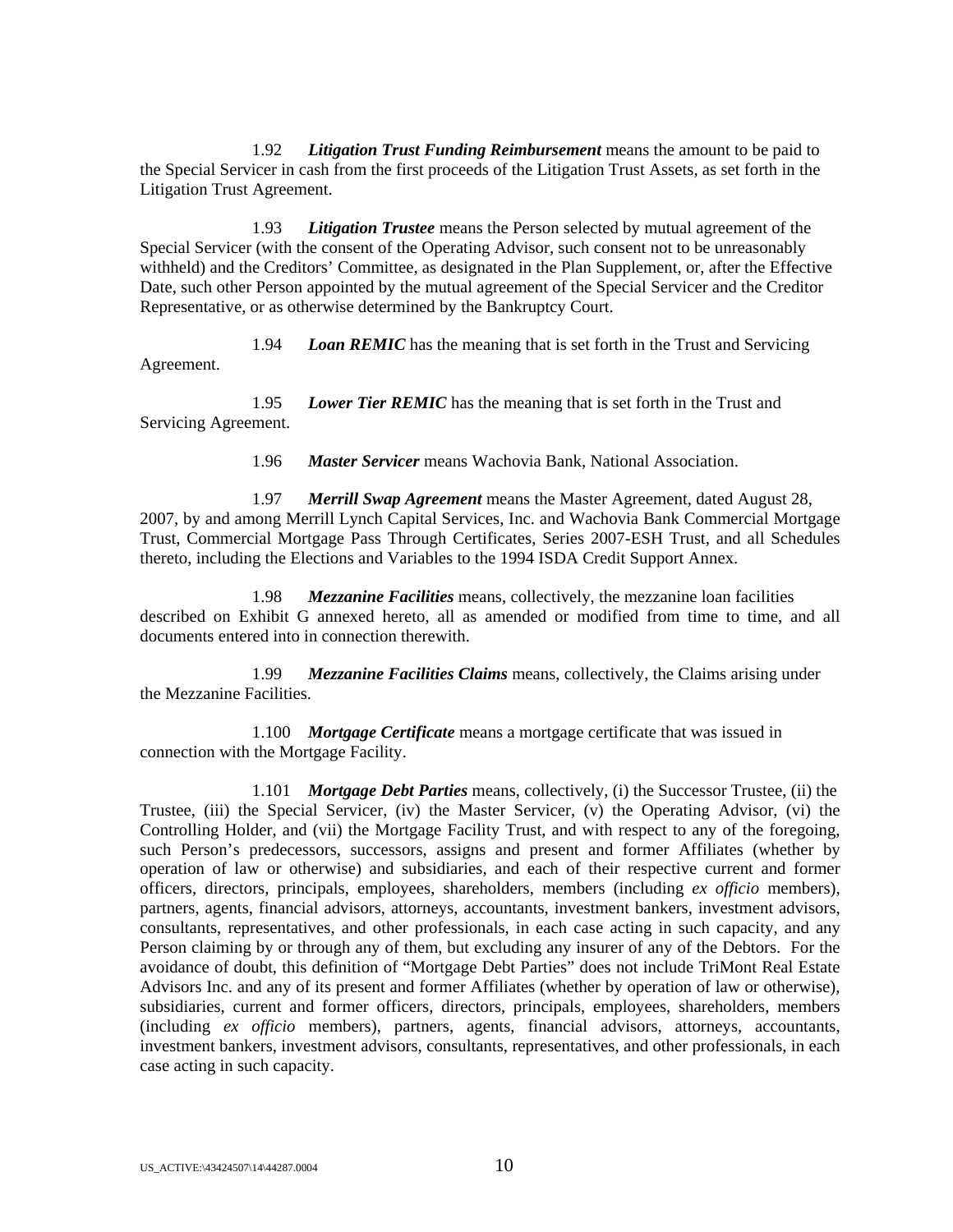1.92 ***Litigation Trust Funding Reimbursement*** means the amount to be paid to the Special Servicer in cash from the first proceeds of the Litigation Trust Assets, as set forth in the Litigation Trust Agreement.

1.93 ***Litigation Trustee*** means the Person selected by mutual agreement of the Special Servicer (with the consent of the Operating Advisor, such consent not to be unreasonably withheld) and the Creditors' Committee, as designated in the Plan Supplement, or, after the Effective Date, such other Person appointed by the mutual agreement of the Special Servicer and the Creditor Representative, or as otherwise determined by the Bankruptcy Court.

1.94 ***Loan REMIC*** has the meaning that is set forth in the Trust and Servicing Agreement.

1.95 ***Lower Tier REMIC*** has the meaning that is set forth in the Trust and Servicing Agreement.

1.96 ***Master Servicer*** means Wachovia Bank, National Association.

1.97 ***Merrill Swap Agreement*** means the Master Agreement, dated August 28, 2007, by and among Merrill Lynch Capital Services, Inc. and Wachovia Bank Commercial Mortgage Trust, Commercial Mortgage Pass Through Certificates, Series 2007-ESH Trust, and all Schedules thereto, including the Elections and Variables to the 1994 ISDA Credit Support Annex.

1.98 ***Mezzanine Facilities*** means, collectively, the mezzanine loan facilities described on Exhibit G annexed hereto, all as amended or modified from time to time, and all documents entered into in connection therewith.

1.99 ***Mezzanine Facilities Claims*** means, collectively, the Claims arising under the Mezzanine Facilities.

1.100 ***Mortgage Certificate*** means a mortgage certificate that was issued in connection with the Mortgage Facility.

1.101 ***Mortgage Debt Parties*** means, collectively, (i) the Successor Trustee, (ii) the Trustee, (iii) the Special Servicer, (iv) the Master Servicer, (v) the Operating Advisor, (vi) the Controlling Holder, and (vii) the Mortgage Facility Trust, and with respect to any of the foregoing, such Person's predecessors, successors, assigns and present and former Affiliates (whether by operation of law or otherwise) and subsidiaries, and each of their respective current and former officers, directors, principals, employees, shareholders, members (including *ex officio* members), partners, agents, financial advisors, attorneys, accountants, investment bankers, investment advisors, consultants, representatives, and other professionals, in each case acting in such capacity, and any Person claiming by or through any of them, but excluding any insurer of any of the Debtors. For the avoidance of doubt, this definition of "Mortgage Debt Parties" does not include TriMont Real Estate Advisors Inc. and any of its present and former Affiliates (whether by operation of law or otherwise), subsidiaries, current and former officers, directors, principals, employees, shareholders, members (including *ex officio* members), partners, agents, financial advisors, attorneys, accountants, investment bankers, investment advisors, consultants, representatives, and other professionals, in each case acting in such capacity.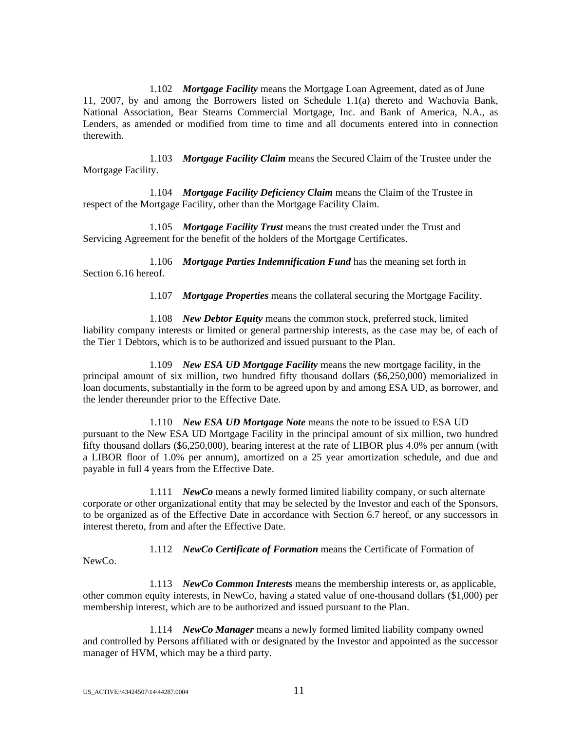1.102 ***Mortgage Facility*** means the Mortgage Loan Agreement, dated as of June 11, 2007, by and among the Borrowers listed on Schedule 1.1(a) thereto and Wachovia Bank, National Association, Bear Stearns Commercial Mortgage, Inc. and Bank of America, N.A., as Lenders, as amended or modified from time to time and all documents entered into in connection therewith.

1.103 ***Mortgage Facility Claim*** means the Secured Claim of the Trustee under the Mortgage Facility.

1.104 ***Mortgage Facility Deficiency Claim*** means the Claim of the Trustee in respect of the Mortgage Facility, other than the Mortgage Facility Claim.

1.105 ***Mortgage Facility Trust*** means the trust created under the Trust and Servicing Agreement for the benefit of the holders of the Mortgage Certificates.

1.106 ***Mortgage Parties Indemnification Fund*** has the meaning set forth in Section 6.16 hereof.

1.107 ***Mortgage Properties*** means the collateral securing the Mortgage Facility.

1.108 ***New Debtor Equity*** means the common stock, preferred stock, limited liability company interests or limited or general partnership interests, as the case may be, of each of the Tier 1 Debtors, which is to be authorized and issued pursuant to the Plan.

1.109 ***New ESA UD Mortgage Facility*** means the new mortgage facility, in the principal amount of six million, two hundred fifty thousand dollars ($6,250,000) memorialized in loan documents, substantially in the form to be agreed upon by and among ESA UD, as borrower, and the lender thereunder prior to the Effective Date.

1.110 ***New ESA UD Mortgage Note*** means the note to be issued to ESA UD pursuant to the New ESA UD Mortgage Facility in the principal amount of six million, two hundred fifty thousand dollars ($6,250,000), bearing interest at the rate of LIBOR plus 4.0% per annum (with a LIBOR floor of 1.0% per annum), amortized on a 25 year amortization schedule, and due and payable in full 4 years from the Effective Date.

1.111 ***NewCo*** means a newly formed limited liability company, or such alternate corporate or other organizational entity that may be selected by the Investor and each of the Sponsors, to be organized as of the Effective Date in accordance with Section 6.7 hereof, or any successors in interest thereto, from and after the Effective Date.

1.112 ***NewCo Certificate of Formation*** means the Certificate of Formation of NewCo.

1.113 ***NewCo Common Interests*** means the membership interests or, as applicable, other common equity interests, in NewCo, having a stated value of one-thousand dollars ($1,000) per membership interest, which are to be authorized and issued pursuant to the Plan.

1.114 ***NewCo Manager*** means a newly formed limited liability company owned and controlled by Persons affiliated with or designated by the Investor and appointed as the successor manager of HVM, which may be a third party.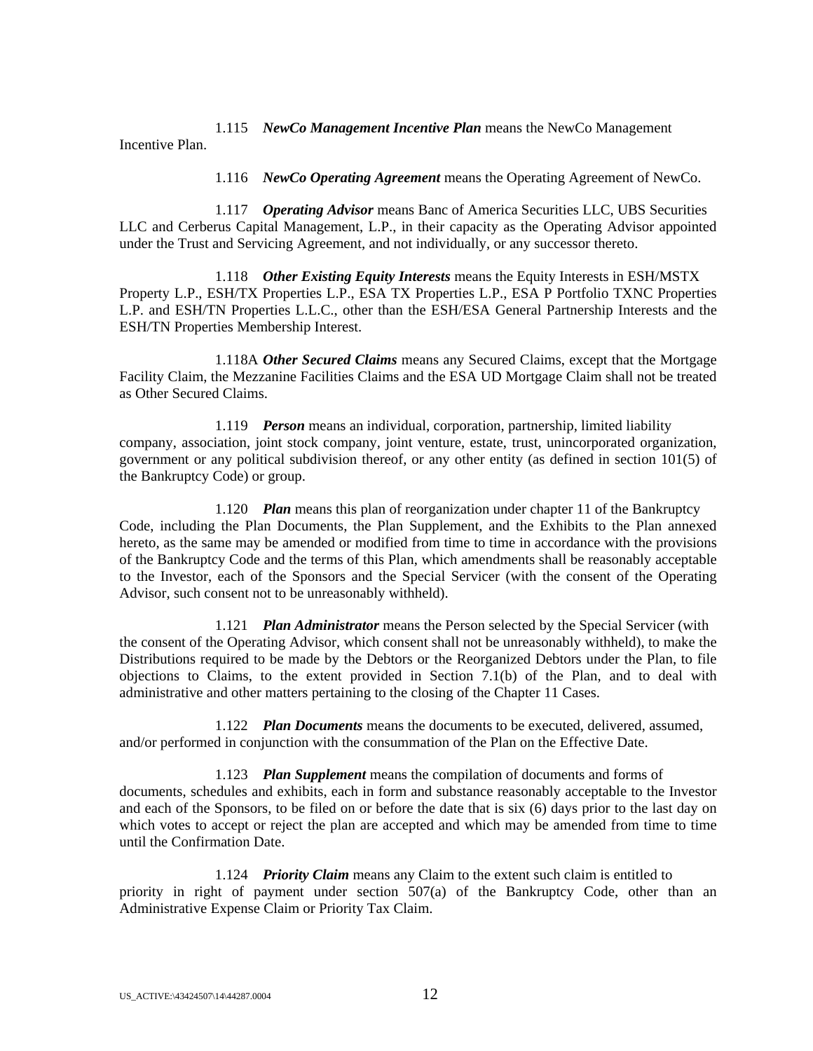1.115 ***NewCo Management Incentive Plan*** means the NewCo Management Incentive Plan.

1.116 ***NewCo Operating Agreement*** means the Operating Agreement of NewCo.

1.117 ***Operating Advisor*** means Banc of America Securities LLC, UBS Securities LLC and Cerberus Capital Management, L.P., in their capacity as the Operating Advisor appointed under the Trust and Servicing Agreement, and not individually, or any successor thereto.

1.118 ***Other Existing Equity Interests*** means the Equity Interests in ESH/MSTX Property L.P., ESH/TX Properties L.P., ESA TX Properties L.P., ESA P Portfolio TXNC Properties L.P. and ESH/TN Properties L.L.C., other than the ESH/ESA General Partnership Interests and the ESH/TN Properties Membership Interest.

1.118A ***Other Secured Claims*** means any Secured Claims, except that the Mortgage Facility Claim, the Mezzanine Facilities Claims and the ESA UD Mortgage Claim shall not be treated as Other Secured Claims.

1.119 ***Person*** means an individual, corporation, partnership, limited liability company, association, joint stock company, joint venture, estate, trust, unincorporated organization, government or any political subdivision thereof, or any other entity (as defined in section 101(5) of the Bankruptcy Code) or group.

1.120 ***Plan*** means this plan of reorganization under chapter 11 of the Bankruptcy Code, including the Plan Documents, the Plan Supplement, and the Exhibits to the Plan annexed hereto, as the same may be amended or modified from time to time in accordance with the provisions of the Bankruptcy Code and the terms of this Plan, which amendments shall be reasonably acceptable to the Investor, each of the Sponsors and the Special Servicer (with the consent of the Operating Advisor, such consent not to be unreasonably withheld).

1.121 ***Plan Administrator*** means the Person selected by the Special Servicer (with the consent of the Operating Advisor, which consent shall not be unreasonably withheld), to make the Distributions required to be made by the Debtors or the Reorganized Debtors under the Plan, to file objections to Claims, to the extent provided in Section 7.1(b) of the Plan, and to deal with administrative and other matters pertaining to the closing of the Chapter 11 Cases.

1.122 ***Plan Documents*** means the documents to be executed, delivered, assumed, and/or performed in conjunction with the consummation of the Plan on the Effective Date.

1.123 ***Plan Supplement*** means the compilation of documents and forms of documents, schedules and exhibits, each in form and substance reasonably acceptable to the Investor and each of the Sponsors, to be filed on or before the date that is six (6) days prior to the last day on which votes to accept or reject the plan are accepted and which may be amended from time to time until the Confirmation Date.

1.124 ***Priority Claim*** means any Claim to the extent such claim is entitled to priority in right of payment under section 507(a) of the Bankruptcy Code, other than an Administrative Expense Claim or Priority Tax Claim.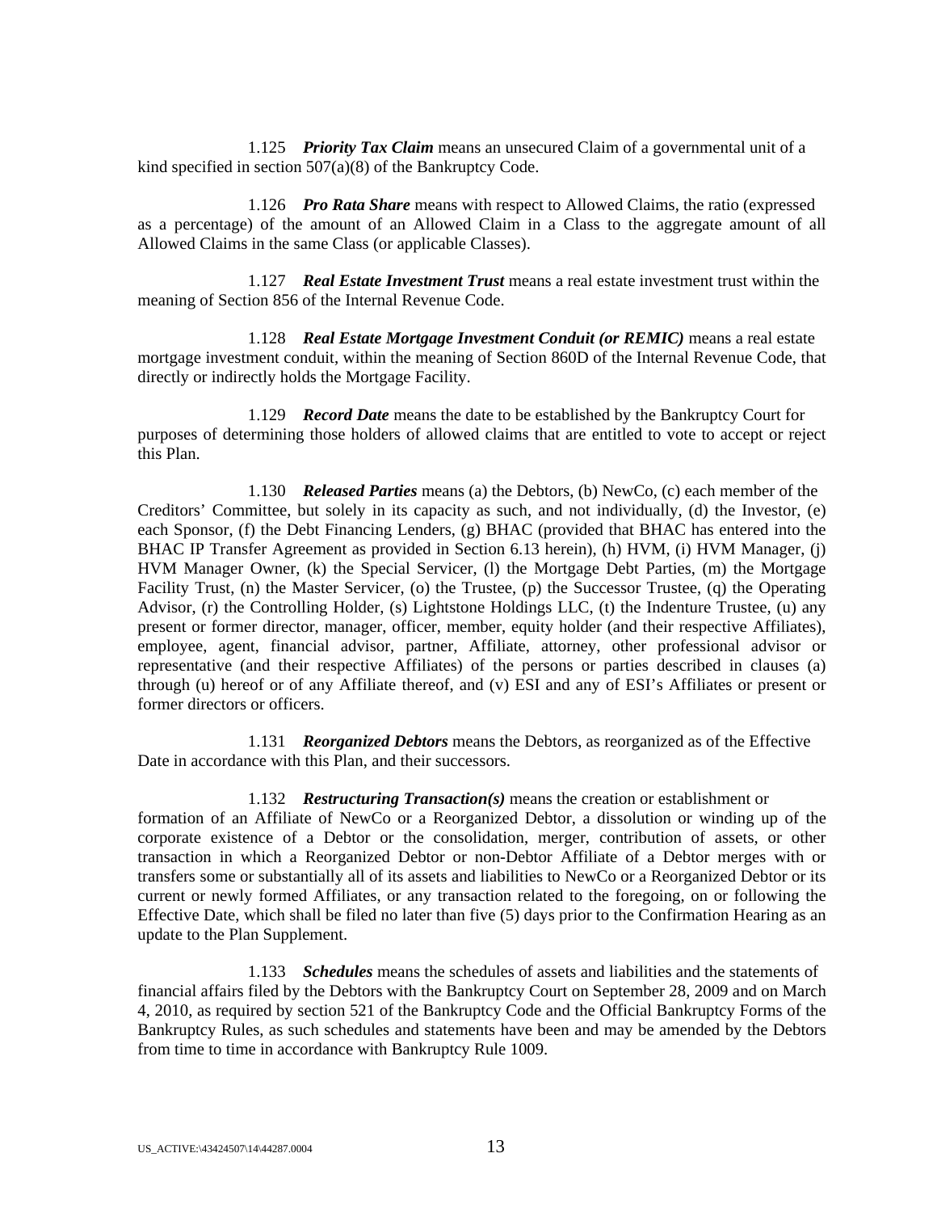1.125 ***Priority Tax Claim*** means an unsecured Claim of a governmental unit of a kind specified in section 507(a)(8) of the Bankruptcy Code.

1.126 ***Pro Rata Share*** means with respect to Allowed Claims, the ratio (expressed as a percentage) of the amount of an Allowed Claim in a Class to the aggregate amount of all Allowed Claims in the same Class (or applicable Classes).

1.127 ***Real Estate Investment Trust*** means a real estate investment trust within the meaning of Section 856 of the Internal Revenue Code.

1.128 ***Real Estate Mortgage Investment Conduit (or REMIC)*** means a real estate mortgage investment conduit, within the meaning of Section 860D of the Internal Revenue Code, that directly or indirectly holds the Mortgage Facility.

1.129 ***Record Date*** means the date to be established by the Bankruptcy Court for purposes of determining those holders of allowed claims that are entitled to vote to accept or reject this Plan.

1.130 ***Released Parties*** means (a) the Debtors, (b) NewCo, (c) each member of the Creditors' Committee, but solely in its capacity as such, and not individually, (d) the Investor, (e) each Sponsor, (f) the Debt Financing Lenders, (g) BHAC (provided that BHAC has entered into the BHAC IP Transfer Agreement as provided in Section 6.13 herein), (h) HVM, (i) HVM Manager, (j) HVM Manager Owner, (k) the Special Servicer, (l) the Mortgage Debt Parties, (m) the Mortgage Facility Trust, (n) the Master Servicer, (o) the Trustee, (p) the Successor Trustee, (q) the Operating Advisor, (r) the Controlling Holder, (s) Lightstone Holdings LLC, (t) the Indenture Trustee, (u) any present or former director, manager, officer, member, equity holder (and their respective Affiliates), employee, agent, financial advisor, partner, Affiliate, attorney, other professional advisor or representative (and their respective Affiliates) of the persons or parties described in clauses (a) through (u) hereof or of any Affiliate thereof, and (v) ESI and any of ESI's Affiliates or present or former directors or officers.

1.131 ***Reorganized Debtors*** means the Debtors, as reorganized as of the Effective Date in accordance with this Plan, and their successors.

1.132 ***Restructuring Transaction(s)*** means the creation or establishment or formation of an Affiliate of NewCo or a Reorganized Debtor, a dissolution or winding up of the corporate existence of a Debtor or the consolidation, merger, contribution of assets, or other transaction in which a Reorganized Debtor or non-Debtor Affiliate of a Debtor merges with or transfers some or substantially all of its assets and liabilities to NewCo or a Reorganized Debtor or its current or newly formed Affiliates, or any transaction related to the foregoing, on or following the Effective Date, which shall be filed no later than five (5) days prior to the Confirmation Hearing as an update to the Plan Supplement.

1.133 ***Schedules*** means the schedules of assets and liabilities and the statements of financial affairs filed by the Debtors with the Bankruptcy Court on September 28, 2009 and on March 4, 2010, as required by section 521 of the Bankruptcy Code and the Official Bankruptcy Forms of the Bankruptcy Rules, as such schedules and statements have been and may be amended by the Debtors from time to time in accordance with Bankruptcy Rule 1009.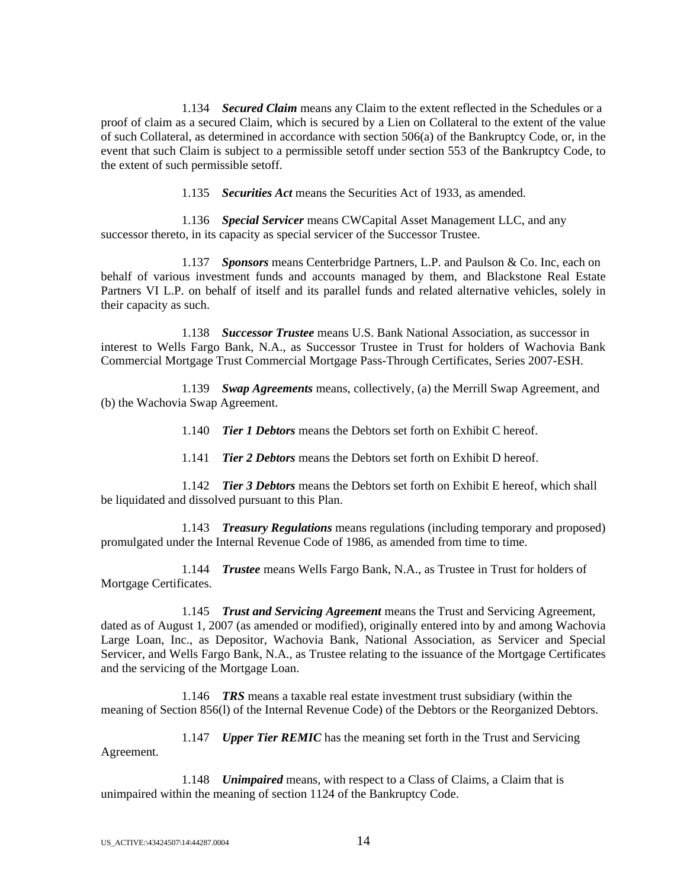1.134 ***Secured Claim*** means any Claim to the extent reflected in the Schedules or a proof of claim as a secured Claim, which is secured by a Lien on Collateral to the extent of the value of such Collateral, as determined in accordance with section 506(a) of the Bankruptcy Code, or, in the event that such Claim is subject to a permissible setoff under section 553 of the Bankruptcy Code, to the extent of such permissible setoff.

1.135 ***Securities Act*** means the Securities Act of 1933, as amended.

1.136 ***Special Servicer*** means CWCapital Asset Management LLC, and any successor thereto, in its capacity as special servicer of the Successor Trustee.

1.137 ***Sponsors*** means Centerbridge Partners, L.P. and Paulson & Co. Inc, each on behalf of various investment funds and accounts managed by them, and Blackstone Real Estate Partners VI L.P. on behalf of itself and its parallel funds and related alternative vehicles, solely in their capacity as such.

1.138 ***Successor Trustee*** means U.S. Bank National Association, as successor in interest to Wells Fargo Bank, N.A., as Successor Trustee in Trust for holders of Wachovia Bank Commercial Mortgage Trust Commercial Mortgage Pass-Through Certificates, Series 2007-ESH.

1.139 ***Swap Agreements*** means, collectively, (a) the Merrill Swap Agreement, and (b) the Wachovia Swap Agreement.

1.140 ***Tier 1 Debtors*** means the Debtors set forth on Exhibit C hereof.

1.141 ***Tier 2 Debtors*** means the Debtors set forth on Exhibit D hereof.

1.142 ***Tier 3 Debtors*** means the Debtors set forth on Exhibit E hereof, which shall be liquidated and dissolved pursuant to this Plan.

1.143 ***Treasury Regulations*** means regulations (including temporary and proposed) promulgated under the Internal Revenue Code of 1986, as amended from time to time.

1.144 ***Trustee*** means Wells Fargo Bank, N.A., as Trustee in Trust for holders of Mortgage Certificates.

1.145 ***Trust and Servicing Agreement*** means the Trust and Servicing Agreement, dated as of August 1, 2007 (as amended or modified), originally entered into by and among Wachovia Large Loan, Inc., as Depositor, Wachovia Bank, National Association, as Servicer and Special Servicer, and Wells Fargo Bank, N.A., as Trustee relating to the issuance of the Mortgage Certificates and the servicing of the Mortgage Loan.

1.146 ***TRS*** means a taxable real estate investment trust subsidiary (within the meaning of Section 856(l) of the Internal Revenue Code) of the Debtors or the Reorganized Debtors.

1.147 ***Upper Tier REMIC*** has the meaning set forth in the Trust and Servicing Agreement.

1.148 ***Unimpaired*** means, with respect to a Class of Claims, a Claim that is unimpaired within the meaning of section 1124 of the Bankruptcy Code.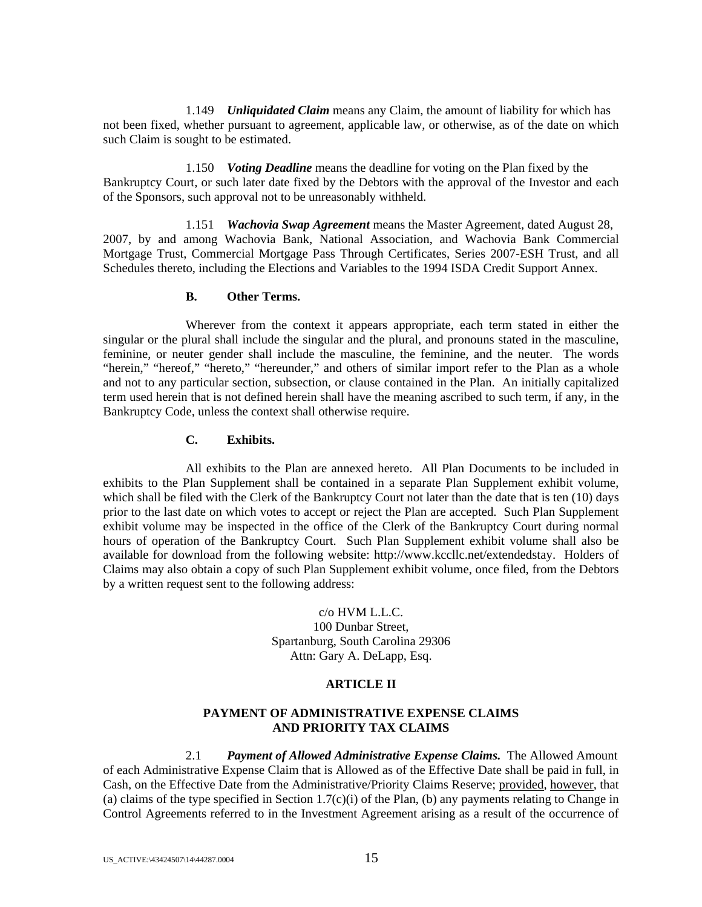1.149 ***Unliquidated Claim*** means any Claim, the amount of liability for which has not been fixed, whether pursuant to agreement, applicable law, or otherwise, as of the date on which such Claim is sought to be estimated.

1.150 ***Voting Deadline*** means the deadline for voting on the Plan fixed by the Bankruptcy Court, or such later date fixed by the Debtors with the approval of the Investor and each of the Sponsors, such approval not to be unreasonably withheld.

1.151 ***Wachovia Swap Agreement*** means the Master Agreement, dated August 28, 2007, by and among Wachovia Bank, National Association, and Wachovia Bank Commercial Mortgage Trust, Commercial Mortgage Pass Through Certificates, Series 2007-ESH Trust, and all Schedules thereto, including the Elections and Variables to the 1994 ISDA Credit Support Annex.

**B. Other Terms.**

Wherever from the context it appears appropriate, each term stated in either the singular or the plural shall include the singular and the plural, and pronouns stated in the masculine, feminine, or neuter gender shall include the masculine, the feminine, and the neuter. The words "herein," "hereof," "hereto," "hereunder," and others of similar import refer to the Plan as a whole and not to any particular section, subsection, or clause contained in the Plan. An initially capitalized term used herein that is not defined herein shall have the meaning ascribed to such term, if any, in the Bankruptcy Code, unless the context shall otherwise require.

**C. Exhibits.**

All exhibits to the Plan are annexed hereto. All Plan Documents to be included in exhibits to the Plan Supplement shall be contained in a separate Plan Supplement exhibit volume, which shall be filed with the Clerk of the Bankruptcy Court not later than the date that is ten (10) days prior to the last date on which votes to accept or reject the Plan are accepted. Such Plan Supplement exhibit volume may be inspected in the office of the Clerk of the Bankruptcy Court during normal hours of operation of the Bankruptcy Court. Such Plan Supplement exhibit volume shall also be available for download from the following website: http://www.kccllc.net/extendedstay. Holders of Claims may also obtain a copy of such Plan Supplement exhibit volume, once filed, from the Debtors by a written request sent to the following address:

c/o HVM L.L.C.
100 Dunbar Street,
Spartanburg, South Carolina 29306
Attn: Gary A. DeLapp, Esq.

**ARTICLE II**

**PAYMENT OF ADMINISTRATIVE EXPENSE CLAIMS AND PRIORITY TAX CLAIMS**

2.1 ***Payment of Allowed Administrative Expense Claims.*** The Allowed Amount of each Administrative Expense Claim that is Allowed as of the Effective Date shall be paid in full, in Cash, on the Effective Date from the Administrative/Priority Claims Reserve; provided, however, that (a) claims of the type specified in Section 1.7(c)(i) of the Plan, (b) any payments relating to Change in Control Agreements referred to in the Investment Agreement arising as a result of the occurrence of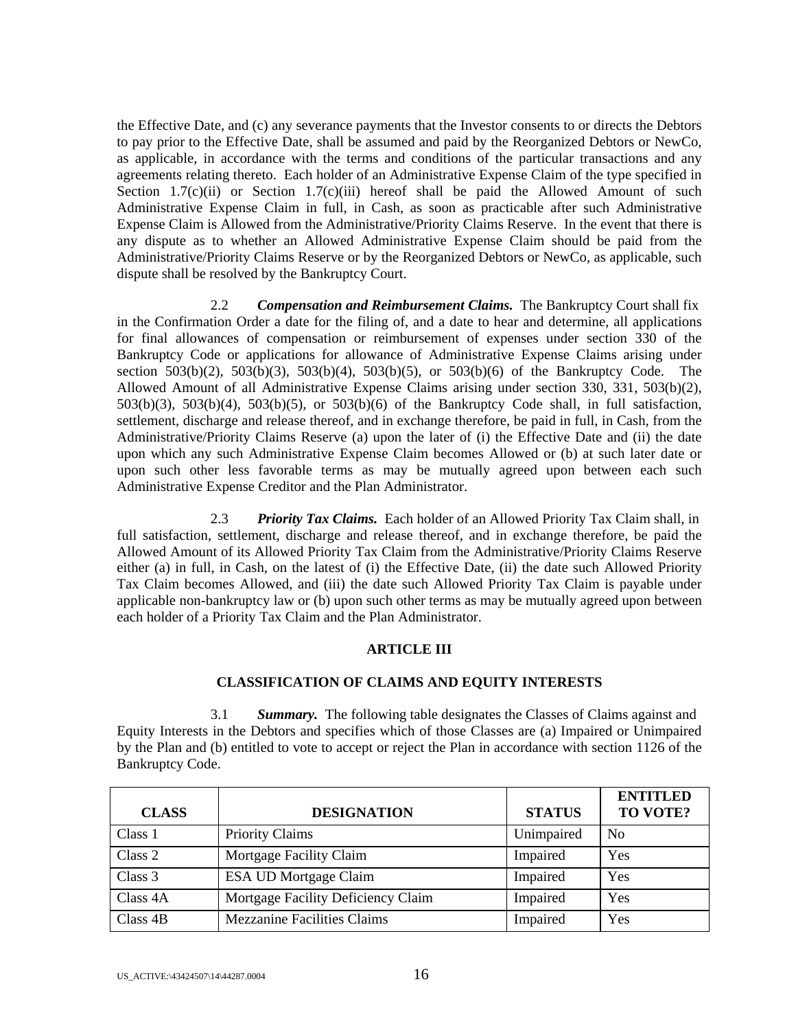the Effective Date, and (c) any severance payments that the Investor consents to or directs the Debtors to pay prior to the Effective Date, shall be assumed and paid by the Reorganized Debtors or NewCo, as applicable, in accordance with the terms and conditions of the particular transactions and any agreements relating thereto. Each holder of an Administrative Expense Claim of the type specified in Section 1.7(c)(ii) or Section 1.7(c)(iii) hereof shall be paid the Allowed Amount of such Administrative Expense Claim in full, in Cash, as soon as practicable after such Administrative Expense Claim is Allowed from the Administrative/Priority Claims Reserve. In the event that there is any dispute as to whether an Allowed Administrative Expense Claim should be paid from the Administrative/Priority Claims Reserve or by the Reorganized Debtors or NewCo, as applicable, such dispute shall be resolved by the Bankruptcy Court.

2.2 ***Compensation and Reimbursement Claims.*** The Bankruptcy Court shall fix in the Confirmation Order a date for the filing of, and a date to hear and determine, all applications for final allowances of compensation or reimbursement of expenses under section 330 of the Bankruptcy Code or applications for allowance of Administrative Expense Claims arising under section 503(b)(2), 503(b)(3), 503(b)(4), 503(b)(5), or 503(b)(6) of the Bankruptcy Code. The Allowed Amount of all Administrative Expense Claims arising under section 330, 331, 503(b)(2), 503(b)(3), 503(b)(4), 503(b)(5), or 503(b)(6) of the Bankruptcy Code shall, in full satisfaction, settlement, discharge and release thereof, and in exchange therefore, be paid in full, in Cash, from the Administrative/Priority Claims Reserve (a) upon the later of (i) the Effective Date and (ii) the date upon which any such Administrative Expense Claim becomes Allowed or (b) at such later date or upon such other less favorable terms as may be mutually agreed upon between each such Administrative Expense Creditor and the Plan Administrator.

2.3 ***Priority Tax Claims.*** Each holder of an Allowed Priority Tax Claim shall, in full satisfaction, settlement, discharge and release thereof, and in exchange therefore, be paid the Allowed Amount of its Allowed Priority Tax Claim from the Administrative/Priority Claims Reserve either (a) in full, in Cash, on the latest of (i) the Effective Date, (ii) the date such Allowed Priority Tax Claim becomes Allowed, and (iii) the date such Allowed Priority Tax Claim is payable under applicable non-bankruptcy law or (b) upon such other terms as may be mutually agreed upon between each holder of a Priority Tax Claim and the Plan Administrator.

## ARTICLE III

## CLASSIFICATION OF CLAIMS AND EQUITY INTERESTS

3.1 ***Summary.*** The following table designates the Classes of Claims against and Equity Interests in the Debtors and specifies which of those Classes are (a) Impaired or Unimpaired by the Plan and (b) entitled to vote to accept or reject the Plan in accordance with section 1126 of the Bankruptcy Code.

| CLASS | DESIGNATION | STATUS | ENTITLED TO VOTE? |
|---|---|---|---|
| Class 1 | Priority Claims | Unimpaired | No |
| Class 2 | Mortgage Facility Claim | Impaired | Yes |
| Class 3 | ESA UD Mortgage Claim | Impaired | Yes |
| Class 4A | Mortgage Facility Deficiency Claim | Impaired | Yes |
| Class 4B | Mezzanine Facilities Claims | Impaired | Yes |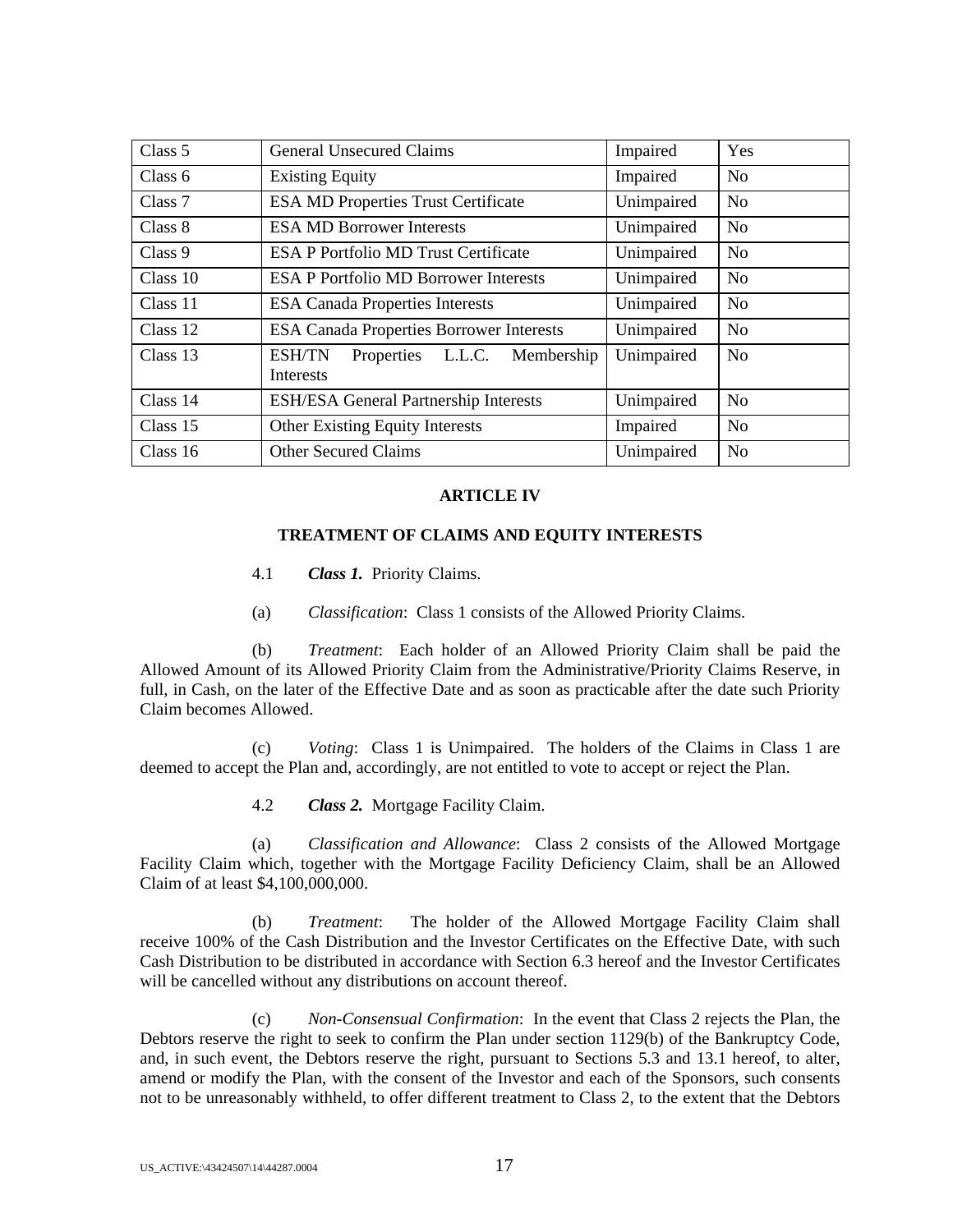| Class 5 | General Unsecured Claims | Impaired | Yes |
|---|---|---|---|
| Class 6 | Existing Equity | Impaired | No |
| Class 7 | ESA MD Properties Trust Certificate | Unimpaired | No |
| Class 8 | ESA MD Borrower Interests | Unimpaired | No |
| Class 9 | ESA P Portfolio MD Trust Certificate | Unimpaired | No |
| Class 10 | ESA P Portfolio MD Borrower Interests | Unimpaired | No |
| Class 11 | ESA Canada Properties Interests | Unimpaired | No |
| Class 12 | ESA Canada Properties Borrower Interests | Unimpaired | No |
| Class 13 | ESH/TN Properties L.L.C. Membership Interests | Unimpaired | No |
| Class 14 | ESH/ESA General Partnership Interests | Unimpaired | No |
| Class 15 | Other Existing Equity Interests | Impaired | No |
| Class 16 | Other Secured Claims | Unimpaired | No |

## ARTICLE IV

## TREATMENT OF CLAIMS AND EQUITY INTERESTS

4.1 ***Class 1.*** Priority Claims.

(a) *Classification*: Class 1 consists of the Allowed Priority Claims.

(b) *Treatment*: Each holder of an Allowed Priority Claim shall be paid the Allowed Amount of its Allowed Priority Claim from the Administrative/Priority Claims Reserve, in full, in Cash, on the later of the Effective Date and as soon as practicable after the date such Priority Claim becomes Allowed.

(c) *Voting*: Class 1 is Unimpaired. The holders of the Claims in Class 1 are deemed to accept the Plan and, accordingly, are not entitled to vote to accept or reject the Plan.

4.2 ***Class 2.*** Mortgage Facility Claim.

(a) *Classification and Allowance*: Class 2 consists of the Allowed Mortgage Facility Claim which, together with the Mortgage Facility Deficiency Claim, shall be an Allowed Claim of at least $4,100,000,000.

(b) *Treatment*: The holder of the Allowed Mortgage Facility Claim shall receive 100% of the Cash Distribution and the Investor Certificates on the Effective Date, with such Cash Distribution to be distributed in accordance with Section 6.3 hereof and the Investor Certificates will be cancelled without any distributions on account thereof.

(c) *Non-Consensual Confirmation*: In the event that Class 2 rejects the Plan, the Debtors reserve the right to seek to confirm the Plan under section 1129(b) of the Bankruptcy Code, and, in such event, the Debtors reserve the right, pursuant to Sections 5.3 and 13.1 hereof, to alter, amend or modify the Plan, with the consent of the Investor and each of the Sponsors, such consents not to be unreasonably withheld, to offer different treatment to Class 2, to the extent that the Debtors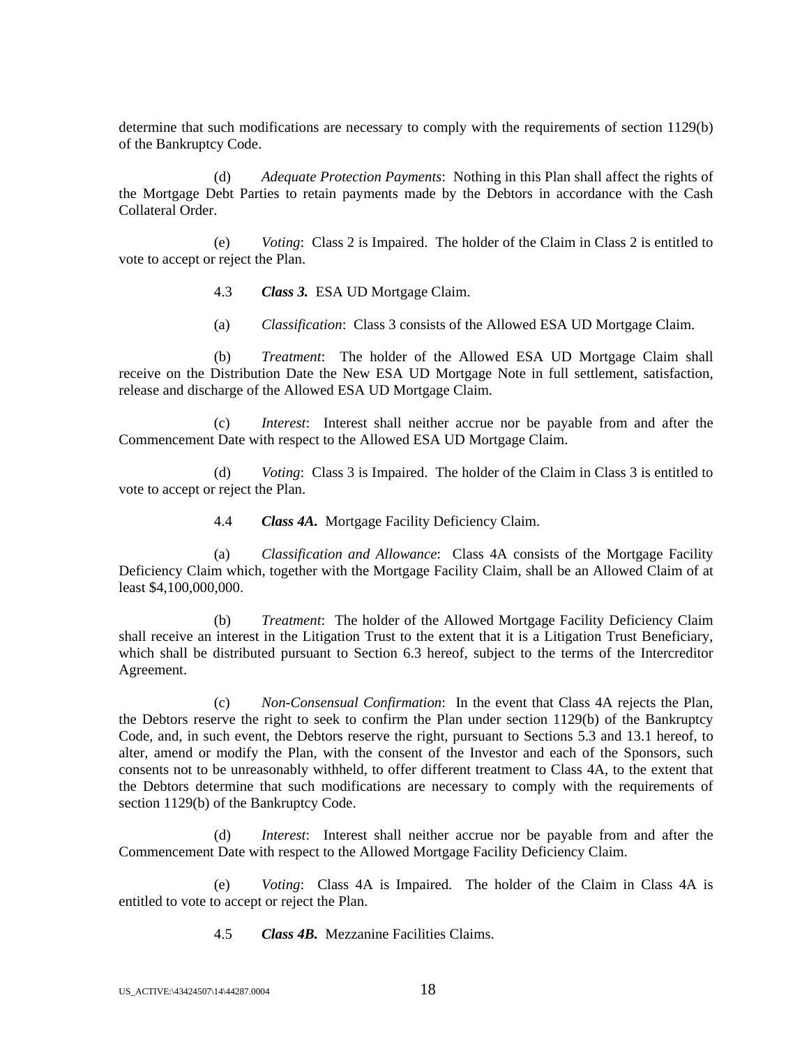determine that such modifications are necessary to comply with the requirements of section 1129(b) of the Bankruptcy Code.

(d) *Adequate Protection Payments*: Nothing in this Plan shall affect the rights of the Mortgage Debt Parties to retain payments made by the Debtors in accordance with the Cash Collateral Order.

(e) *Voting*: Class 2 is Impaired. The holder of the Claim in Class 2 is entitled to vote to accept or reject the Plan.

4.3 ***Class 3.*** ESA UD Mortgage Claim.

(a) *Classification*: Class 3 consists of the Allowed ESA UD Mortgage Claim.

(b) *Treatment*: The holder of the Allowed ESA UD Mortgage Claim shall receive on the Distribution Date the New ESA UD Mortgage Note in full settlement, satisfaction, release and discharge of the Allowed ESA UD Mortgage Claim.

(c) *Interest*: Interest shall neither accrue nor be payable from and after the Commencement Date with respect to the Allowed ESA UD Mortgage Claim.

(d) *Voting*: Class 3 is Impaired. The holder of the Claim in Class 3 is entitled to vote to accept or reject the Plan.

4.4 ***Class 4A.*** Mortgage Facility Deficiency Claim.

(a) *Classification and Allowance*: Class 4A consists of the Mortgage Facility Deficiency Claim which, together with the Mortgage Facility Claim, shall be an Allowed Claim of at least $4,100,000,000.

(b) *Treatment*: The holder of the Allowed Mortgage Facility Deficiency Claim shall receive an interest in the Litigation Trust to the extent that it is a Litigation Trust Beneficiary, which shall be distributed pursuant to Section 6.3 hereof, subject to the terms of the Intercreditor Agreement.

(c) *Non-Consensual Confirmation*: In the event that Class 4A rejects the Plan, the Debtors reserve the right to seek to confirm the Plan under section 1129(b) of the Bankruptcy Code, and, in such event, the Debtors reserve the right, pursuant to Sections 5.3 and 13.1 hereof, to alter, amend or modify the Plan, with the consent of the Investor and each of the Sponsors, such consents not to be unreasonably withheld, to offer different treatment to Class 4A, to the extent that the Debtors determine that such modifications are necessary to comply with the requirements of section 1129(b) of the Bankruptcy Code.

(d) *Interest*: Interest shall neither accrue nor be payable from and after the Commencement Date with respect to the Allowed Mortgage Facility Deficiency Claim.

(e) *Voting*: Class 4A is Impaired. The holder of the Claim in Class 4A is entitled to vote to accept or reject the Plan.

4.5 ***Class 4B.*** Mezzanine Facilities Claims.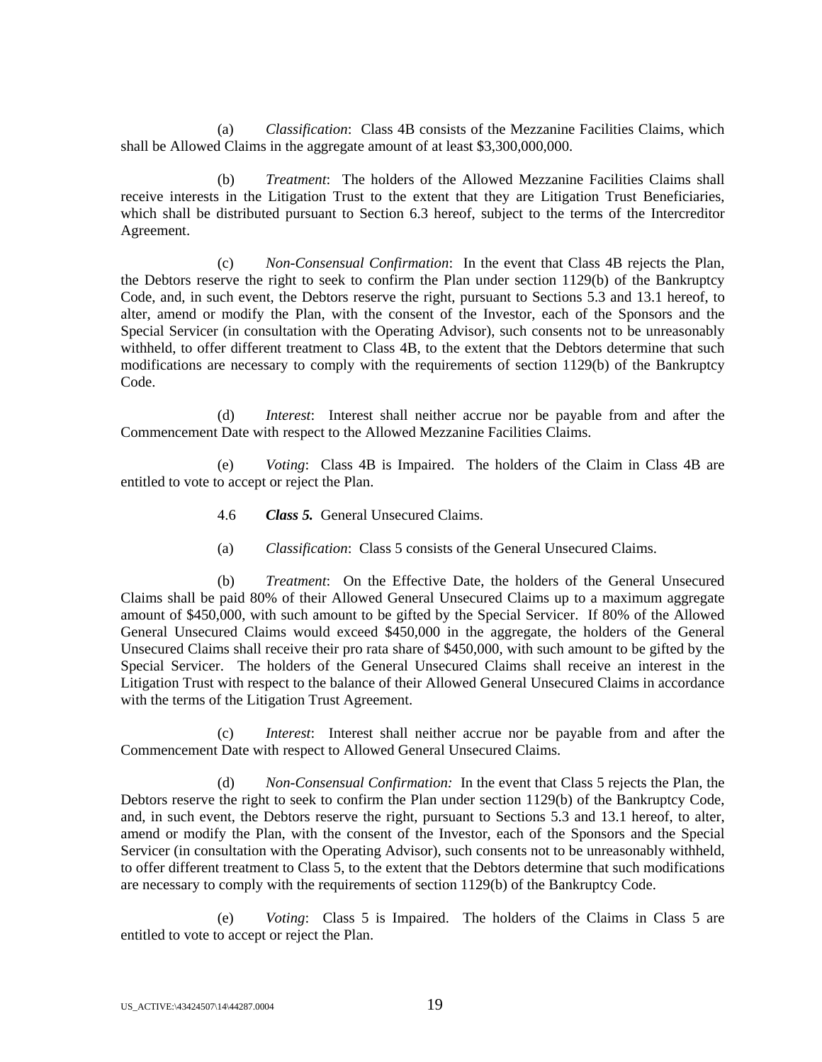(a) *Classification*: Class 4B consists of the Mezzanine Facilities Claims, which shall be Allowed Claims in the aggregate amount of at least $3,300,000,000.

(b) *Treatment*: The holders of the Allowed Mezzanine Facilities Claims shall receive interests in the Litigation Trust to the extent that they are Litigation Trust Beneficiaries, which shall be distributed pursuant to Section 6.3 hereof, subject to the terms of the Intercreditor Agreement.

(c) *Non-Consensual Confirmation*: In the event that Class 4B rejects the Plan, the Debtors reserve the right to seek to confirm the Plan under section 1129(b) of the Bankruptcy Code, and, in such event, the Debtors reserve the right, pursuant to Sections 5.3 and 13.1 hereof, to alter, amend or modify the Plan, with the consent of the Investor, each of the Sponsors and the Special Servicer (in consultation with the Operating Advisor), such consents not to be unreasonably withheld, to offer different treatment to Class 4B, to the extent that the Debtors determine that such modifications are necessary to comply with the requirements of section 1129(b) of the Bankruptcy Code.

(d) *Interest*: Interest shall neither accrue nor be payable from and after the Commencement Date with respect to the Allowed Mezzanine Facilities Claims.

(e) *Voting*: Class 4B is Impaired. The holders of the Claim in Class 4B are entitled to vote to accept or reject the Plan.

4.6 ***Class 5.*** General Unsecured Claims.

(a) *Classification*: Class 5 consists of the General Unsecured Claims.

(b) *Treatment*: On the Effective Date, the holders of the General Unsecured Claims shall be paid 80% of their Allowed General Unsecured Claims up to a maximum aggregate amount of $450,000, with such amount to be gifted by the Special Servicer. If 80% of the Allowed General Unsecured Claims would exceed $450,000 in the aggregate, the holders of the General Unsecured Claims shall receive their pro rata share of $450,000, with such amount to be gifted by the Special Servicer. The holders of the General Unsecured Claims shall receive an interest in the Litigation Trust with respect to the balance of their Allowed General Unsecured Claims in accordance with the terms of the Litigation Trust Agreement.

(c) *Interest*: Interest shall neither accrue nor be payable from and after the Commencement Date with respect to Allowed General Unsecured Claims.

(d) *Non-Consensual Confirmation:* In the event that Class 5 rejects the Plan, the Debtors reserve the right to seek to confirm the Plan under section 1129(b) of the Bankruptcy Code, and, in such event, the Debtors reserve the right, pursuant to Sections 5.3 and 13.1 hereof, to alter, amend or modify the Plan, with the consent of the Investor, each of the Sponsors and the Special Servicer (in consultation with the Operating Advisor), such consents not to be unreasonably withheld, to offer different treatment to Class 5, to the extent that the Debtors determine that such modifications are necessary to comply with the requirements of section 1129(b) of the Bankruptcy Code.

(e) *Voting*: Class 5 is Impaired. The holders of the Claims in Class 5 are entitled to vote to accept or reject the Plan.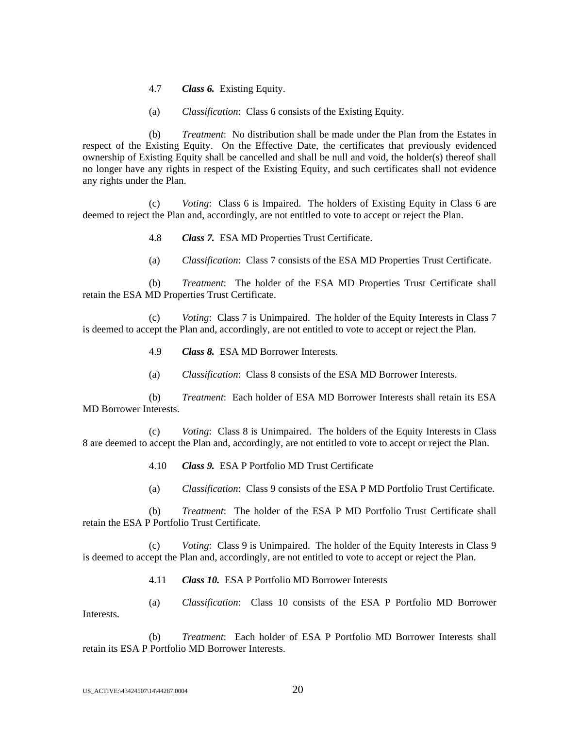4.7 ***Class 6.*** Existing Equity.

(a) *Classification*: Class 6 consists of the Existing Equity.

(b) *Treatment*: No distribution shall be made under the Plan from the Estates in respect of the Existing Equity. On the Effective Date, the certificates that previously evidenced ownership of Existing Equity shall be cancelled and shall be null and void, the holder(s) thereof shall no longer have any rights in respect of the Existing Equity, and such certificates shall not evidence any rights under the Plan.

(c) *Voting*: Class 6 is Impaired. The holders of Existing Equity in Class 6 are deemed to reject the Plan and, accordingly, are not entitled to vote to accept or reject the Plan.

4.8 ***Class 7.*** ESA MD Properties Trust Certificate.

(a) *Classification*: Class 7 consists of the ESA MD Properties Trust Certificate.

(b) *Treatment*: The holder of the ESA MD Properties Trust Certificate shall retain the ESA MD Properties Trust Certificate.

(c) *Voting*: Class 7 is Unimpaired. The holder of the Equity Interests in Class 7 is deemed to accept the Plan and, accordingly, are not entitled to vote to accept or reject the Plan.

4.9 ***Class 8.*** ESA MD Borrower Interests.

(a) *Classification*: Class 8 consists of the ESA MD Borrower Interests.

(b) *Treatment*: Each holder of ESA MD Borrower Interests shall retain its ESA MD Borrower Interests.

(c) *Voting*: Class 8 is Unimpaired. The holders of the Equity Interests in Class 8 are deemed to accept the Plan and, accordingly, are not entitled to vote to accept or reject the Plan.

4.10 ***Class 9.*** ESA P Portfolio MD Trust Certificate

(a) *Classification*: Class 9 consists of the ESA P MD Portfolio Trust Certificate.

(b) *Treatment*: The holder of the ESA P MD Portfolio Trust Certificate shall retain the ESA P Portfolio Trust Certificate.

(c) *Voting*: Class 9 is Unimpaired. The holder of the Equity Interests in Class 9 is deemed to accept the Plan and, accordingly, are not entitled to vote to accept or reject the Plan.

4.11 ***Class 10.*** ESA P Portfolio MD Borrower Interests

(a) *Classification*: Class 10 consists of the ESA P Portfolio MD Borrower Interests.

(b) *Treatment*: Each holder of ESA P Portfolio MD Borrower Interests shall retain its ESA P Portfolio MD Borrower Interests.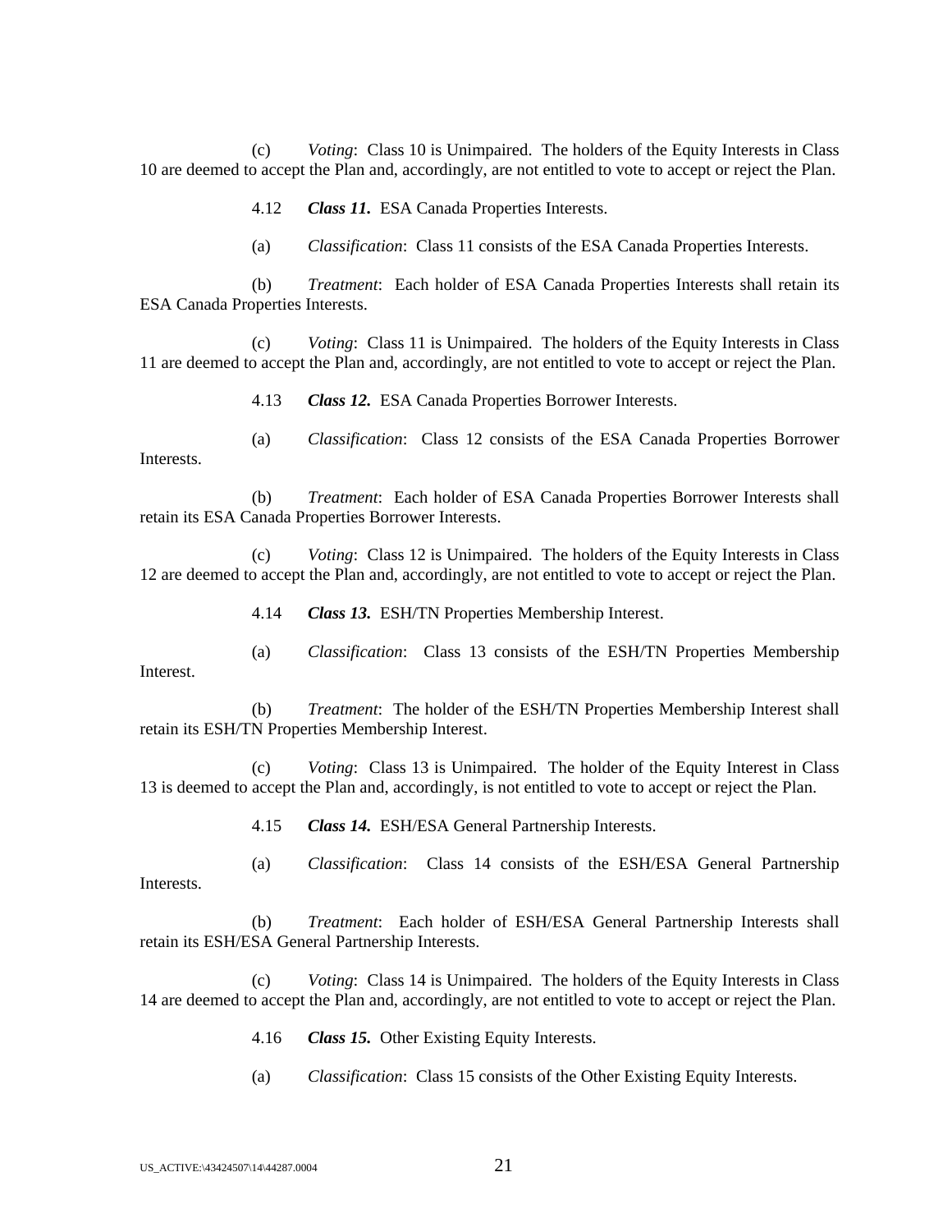(c) *Voting*: Class 10 is Unimpaired. The holders of the Equity Interests in Class 10 are deemed to accept the Plan and, accordingly, are not entitled to vote to accept or reject the Plan.

4.12 ***Class 11.*** ESA Canada Properties Interests.

(a) *Classification*: Class 11 consists of the ESA Canada Properties Interests.

(b) *Treatment*: Each holder of ESA Canada Properties Interests shall retain its ESA Canada Properties Interests.

(c) *Voting*: Class 11 is Unimpaired. The holders of the Equity Interests in Class 11 are deemed to accept the Plan and, accordingly, are not entitled to vote to accept or reject the Plan.

4.13 ***Class 12.*** ESA Canada Properties Borrower Interests.

(a) *Classification*: Class 12 consists of the ESA Canada Properties Borrower Interests.

(b) *Treatment*: Each holder of ESA Canada Properties Borrower Interests shall retain its ESA Canada Properties Borrower Interests.

(c) *Voting*: Class 12 is Unimpaired. The holders of the Equity Interests in Class 12 are deemed to accept the Plan and, accordingly, are not entitled to vote to accept or reject the Plan.

4.14 ***Class 13.*** ESH/TN Properties Membership Interest.

(a) *Classification*: Class 13 consists of the ESH/TN Properties Membership Interest.

(b) *Treatment*: The holder of the ESH/TN Properties Membership Interest shall retain its ESH/TN Properties Membership Interest.

(c) *Voting*: Class 13 is Unimpaired. The holder of the Equity Interest in Class 13 is deemed to accept the Plan and, accordingly, is not entitled to vote to accept or reject the Plan.

4.15 ***Class 14.*** ESH/ESA General Partnership Interests.

(a) *Classification*: Class 14 consists of the ESH/ESA General Partnership Interests.

(b) *Treatment*: Each holder of ESH/ESA General Partnership Interests shall retain its ESH/ESA General Partnership Interests.

(c) *Voting*: Class 14 is Unimpaired. The holders of the Equity Interests in Class 14 are deemed to accept the Plan and, accordingly, are not entitled to vote to accept or reject the Plan.

4.16 ***Class 15.*** Other Existing Equity Interests.

(a) *Classification*: Class 15 consists of the Other Existing Equity Interests.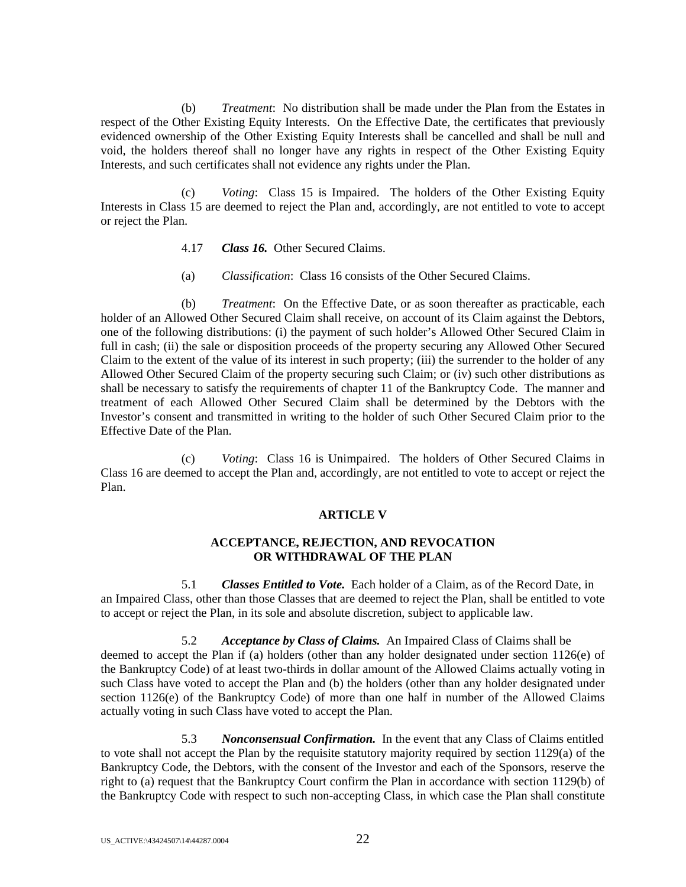(b) *Treatment*: No distribution shall be made under the Plan from the Estates in respect of the Other Existing Equity Interests. On the Effective Date, the certificates that previously evidenced ownership of the Other Existing Equity Interests shall be cancelled and shall be null and void, the holders thereof shall no longer have any rights in respect of the Other Existing Equity Interests, and such certificates shall not evidence any rights under the Plan.

(c) *Voting*: Class 15 is Impaired. The holders of the Other Existing Equity Interests in Class 15 are deemed to reject the Plan and, accordingly, are not entitled to vote to accept or reject the Plan.

4.17 ***Class 16.*** Other Secured Claims.

(a) *Classification*: Class 16 consists of the Other Secured Claims.

(b) *Treatment*: On the Effective Date, or as soon thereafter as practicable, each holder of an Allowed Other Secured Claim shall receive, on account of its Claim against the Debtors, one of the following distributions: (i) the payment of such holder's Allowed Other Secured Claim in full in cash; (ii) the sale or disposition proceeds of the property securing any Allowed Other Secured Claim to the extent of the value of its interest in such property; (iii) the surrender to the holder of any Allowed Other Secured Claim of the property securing such Claim; or (iv) such other distributions as shall be necessary to satisfy the requirements of chapter 11 of the Bankruptcy Code. The manner and treatment of each Allowed Other Secured Claim shall be determined by the Debtors with the Investor's consent and transmitted in writing to the holder of such Other Secured Claim prior to the Effective Date of the Plan.

(c) *Voting*: Class 16 is Unimpaired. The holders of Other Secured Claims in Class 16 are deemed to accept the Plan and, accordingly, are not entitled to vote to accept or reject the Plan.

## ARTICLE V

## ACCEPTANCE, REJECTION, AND REVOCATION OR WITHDRAWAL OF THE PLAN

5.1 ***Classes Entitled to Vote.*** Each holder of a Claim, as of the Record Date, in an Impaired Class, other than those Classes that are deemed to reject the Plan, shall be entitled to vote to accept or reject the Plan, in its sole and absolute discretion, subject to applicable law.

5.2 ***Acceptance by Class of Claims.*** An Impaired Class of Claims shall be deemed to accept the Plan if (a) holders (other than any holder designated under section 1126(e) of the Bankruptcy Code) of at least two-thirds in dollar amount of the Allowed Claims actually voting in such Class have voted to accept the Plan and (b) the holders (other than any holder designated under section 1126(e) of the Bankruptcy Code) of more than one half in number of the Allowed Claims actually voting in such Class have voted to accept the Plan.

5.3 ***Nonconsensual Confirmation.*** In the event that any Class of Claims entitled to vote shall not accept the Plan by the requisite statutory majority required by section 1129(a) of the Bankruptcy Code, the Debtors, with the consent of the Investor and each of the Sponsors, reserve the right to (a) request that the Bankruptcy Court confirm the Plan in accordance with section 1129(b) of the Bankruptcy Code with respect to such non-accepting Class, in which case the Plan shall constitute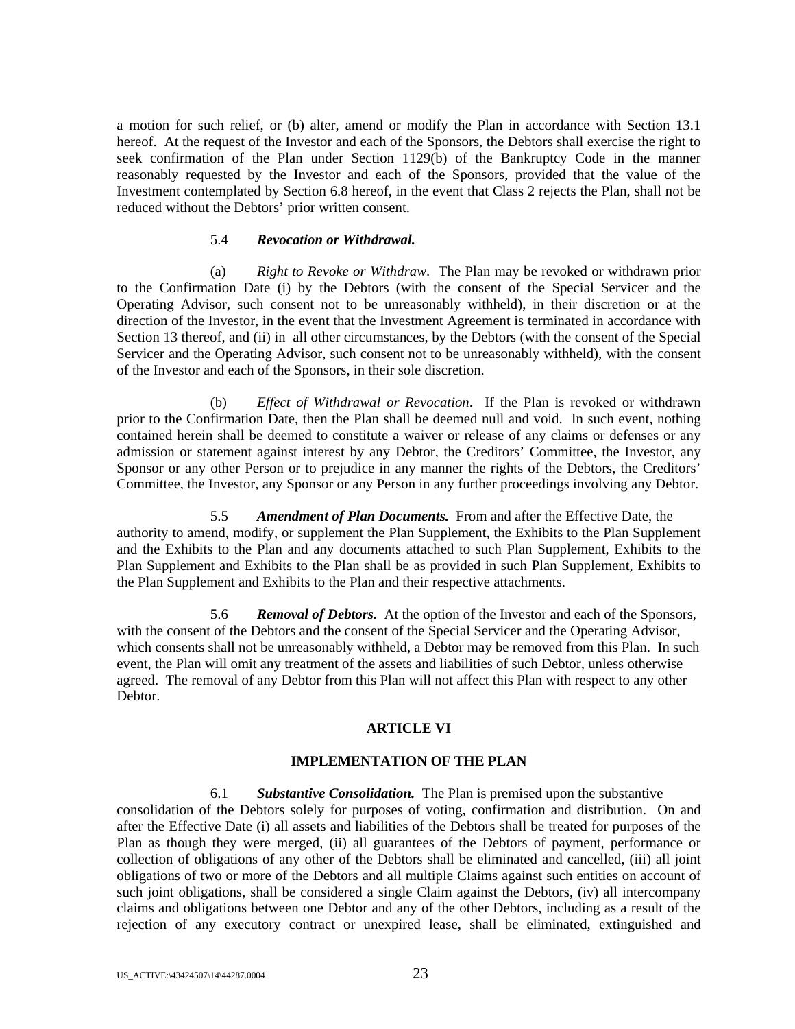a motion for such relief, or (b) alter, amend or modify the Plan in accordance with Section 13.1 hereof. At the request of the Investor and each of the Sponsors, the Debtors shall exercise the right to seek confirmation of the Plan under Section 1129(b) of the Bankruptcy Code in the manner reasonably requested by the Investor and each of the Sponsors, provided that the value of the Investment contemplated by Section 6.8 hereof, in the event that Class 2 rejects the Plan, shall not be reduced without the Debtors' prior written consent.

5.4 ***Revocation or Withdrawal.***

(a) *Right to Revoke or Withdraw*. The Plan may be revoked or withdrawn prior to the Confirmation Date (i) by the Debtors (with the consent of the Special Servicer and the Operating Advisor, such consent not to be unreasonably withheld), in their discretion or at the direction of the Investor, in the event that the Investment Agreement is terminated in accordance with Section 13 thereof, and (ii) in all other circumstances, by the Debtors (with the consent of the Special Servicer and the Operating Advisor, such consent not to be unreasonably withheld), with the consent of the Investor and each of the Sponsors, in their sole discretion.

(b) *Effect of Withdrawal or Revocation*. If the Plan is revoked or withdrawn prior to the Confirmation Date, then the Plan shall be deemed null and void. In such event, nothing contained herein shall be deemed to constitute a waiver or release of any claims or defenses or any admission or statement against interest by any Debtor, the Creditors' Committee, the Investor, any Sponsor or any other Person or to prejudice in any manner the rights of the Debtors, the Creditors' Committee, the Investor, any Sponsor or any Person in any further proceedings involving any Debtor.

5.5 ***Amendment of Plan Documents.*** From and after the Effective Date, the authority to amend, modify, or supplement the Plan Supplement, the Exhibits to the Plan Supplement and the Exhibits to the Plan and any documents attached to such Plan Supplement, Exhibits to the Plan Supplement and Exhibits to the Plan shall be as provided in such Plan Supplement, Exhibits to the Plan Supplement and Exhibits to the Plan and their respective attachments.

5.6 ***Removal of Debtors.*** At the option of the Investor and each of the Sponsors, with the consent of the Debtors and the consent of the Special Servicer and the Operating Advisor, which consents shall not be unreasonably withheld, a Debtor may be removed from this Plan. In such event, the Plan will omit any treatment of the assets and liabilities of such Debtor, unless otherwise agreed. The removal of any Debtor from this Plan will not affect this Plan with respect to any other Debtor.

## ARTICLE VI

## IMPLEMENTATION OF THE PLAN

6.1 ***Substantive Consolidation.*** The Plan is premised upon the substantive consolidation of the Debtors solely for purposes of voting, confirmation and distribution. On and after the Effective Date (i) all assets and liabilities of the Debtors shall be treated for purposes of the Plan as though they were merged, (ii) all guarantees of the Debtors of payment, performance or collection of obligations of any other of the Debtors shall be eliminated and cancelled, (iii) all joint obligations of two or more of the Debtors and all multiple Claims against such entities on account of such joint obligations, shall be considered a single Claim against the Debtors, (iv) all intercompany claims and obligations between one Debtor and any of the other Debtors, including as a result of the rejection of any executory contract or unexpired lease, shall be eliminated, extinguished and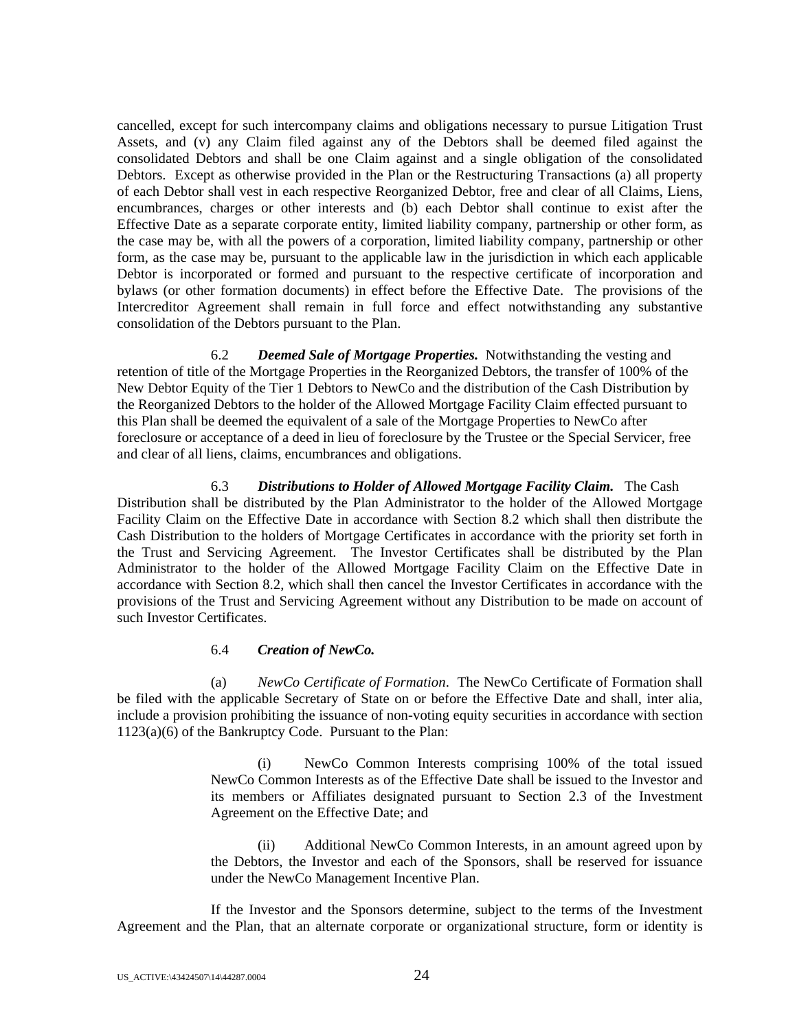cancelled, except for such intercompany claims and obligations necessary to pursue Litigation Trust Assets, and (v) any Claim filed against any of the Debtors shall be deemed filed against the consolidated Debtors and shall be one Claim against and a single obligation of the consolidated Debtors. Except as otherwise provided in the Plan or the Restructuring Transactions (a) all property of each Debtor shall vest in each respective Reorganized Debtor, free and clear of all Claims, Liens, encumbrances, charges or other interests and (b) each Debtor shall continue to exist after the Effective Date as a separate corporate entity, limited liability company, partnership or other form, as the case may be, with all the powers of a corporation, limited liability company, partnership or other form, as the case may be, pursuant to the applicable law in the jurisdiction in which each applicable Debtor is incorporated or formed and pursuant to the respective certificate of incorporation and bylaws (or other formation documents) in effect before the Effective Date. The provisions of the Intercreditor Agreement shall remain in full force and effect notwithstanding any substantive consolidation of the Debtors pursuant to the Plan.

6.2 ***Deemed Sale of Mortgage Properties.*** Notwithstanding the vesting and retention of title of the Mortgage Properties in the Reorganized Debtors, the transfer of 100% of the New Debtor Equity of the Tier 1 Debtors to NewCo and the distribution of the Cash Distribution by the Reorganized Debtors to the holder of the Allowed Mortgage Facility Claim effected pursuant to this Plan shall be deemed the equivalent of a sale of the Mortgage Properties to NewCo after foreclosure or acceptance of a deed in lieu of foreclosure by the Trustee or the Special Servicer, free and clear of all liens, claims, encumbrances and obligations.

6.3 ***Distributions to Holder of Allowed Mortgage Facility Claim.*** The Cash Distribution shall be distributed by the Plan Administrator to the holder of the Allowed Mortgage Facility Claim on the Effective Date in accordance with Section 8.2 which shall then distribute the Cash Distribution to the holders of Mortgage Certificates in accordance with the priority set forth in the Trust and Servicing Agreement. The Investor Certificates shall be distributed by the Plan Administrator to the holder of the Allowed Mortgage Facility Claim on the Effective Date in accordance with Section 8.2, which shall then cancel the Investor Certificates in accordance with the provisions of the Trust and Servicing Agreement without any Distribution to be made on account of such Investor Certificates.

6.4 ***Creation of NewCo.***

(a) *NewCo Certificate of Formation*. The NewCo Certificate of Formation shall be filed with the applicable Secretary of State on or before the Effective Date and shall, inter alia, include a provision prohibiting the issuance of non-voting equity securities in accordance with section 1123(a)(6) of the Bankruptcy Code. Pursuant to the Plan:

> (i) NewCo Common Interests comprising 100% of the total issued NewCo Common Interests as of the Effective Date shall be issued to the Investor and its members or Affiliates designated pursuant to Section 2.3 of the Investment Agreement on the Effective Date; and
>
> (ii) Additional NewCo Common Interests, in an amount agreed upon by the Debtors, the Investor and each of the Sponsors, shall be reserved for issuance under the NewCo Management Incentive Plan.

If the Investor and the Sponsors determine, subject to the terms of the Investment Agreement and the Plan, that an alternate corporate or organizational structure, form or identity is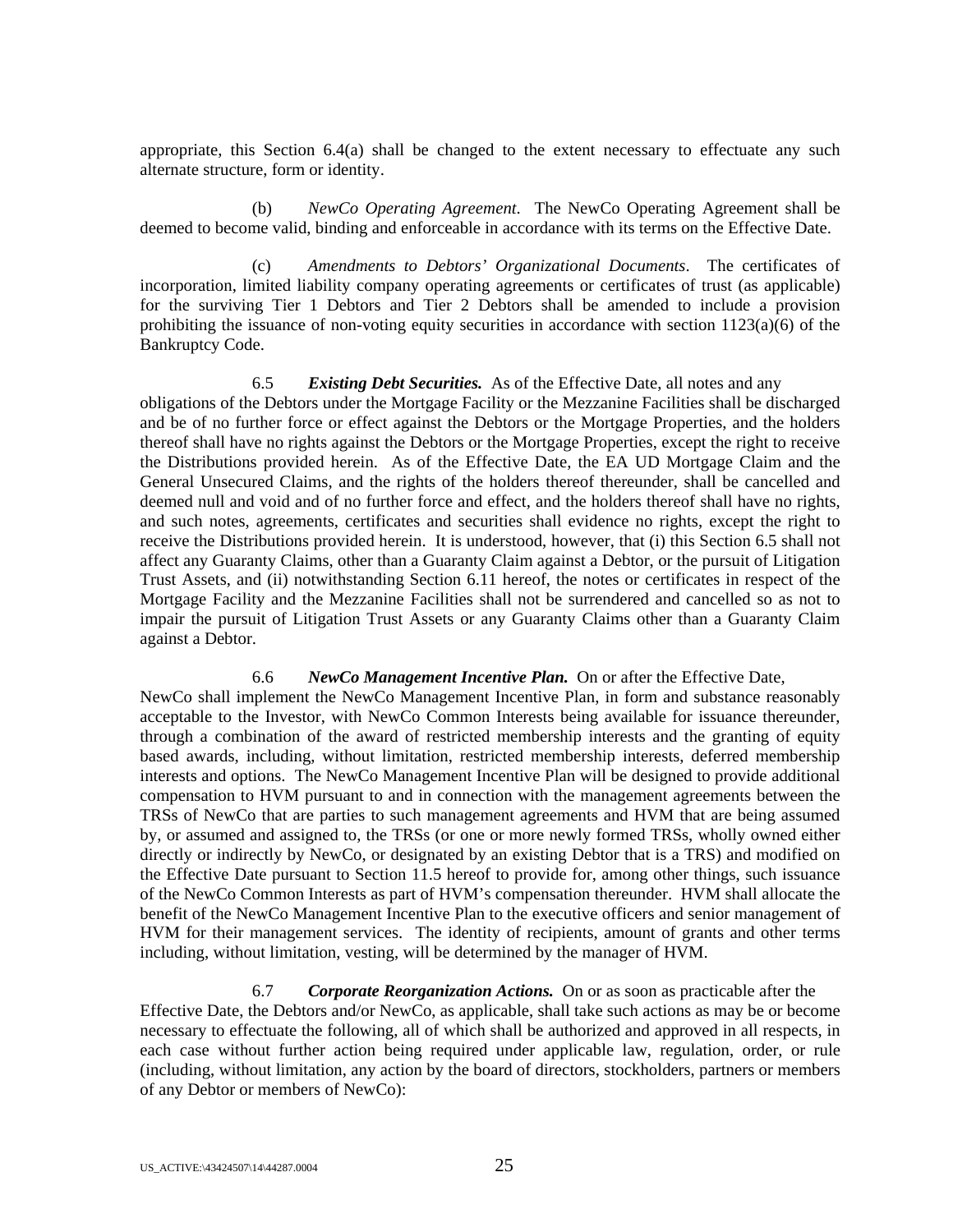appropriate, this Section 6.4(a) shall be changed to the extent necessary to effectuate any such alternate structure, form or identity.

(b) *NewCo Operating Agreement*. The NewCo Operating Agreement shall be deemed to become valid, binding and enforceable in accordance with its terms on the Effective Date.

(c) *Amendments to Debtors' Organizational Documents*. The certificates of incorporation, limited liability company operating agreements or certificates of trust (as applicable) for the surviving Tier 1 Debtors and Tier 2 Debtors shall be amended to include a provision prohibiting the issuance of non-voting equity securities in accordance with section 1123(a)(6) of the Bankruptcy Code.

6.5 ***Existing Debt Securities.*** As of the Effective Date, all notes and any obligations of the Debtors under the Mortgage Facility or the Mezzanine Facilities shall be discharged and be of no further force or effect against the Debtors or the Mortgage Properties, and the holders thereof shall have no rights against the Debtors or the Mortgage Properties, except the right to receive the Distributions provided herein. As of the Effective Date, the EA UD Mortgage Claim and the General Unsecured Claims, and the rights of the holders thereof thereunder, shall be cancelled and deemed null and void and of no further force and effect, and the holders thereof shall have no rights, and such notes, agreements, certificates and securities shall evidence no rights, except the right to receive the Distributions provided herein. It is understood, however, that (i) this Section 6.5 shall not affect any Guaranty Claims, other than a Guaranty Claim against a Debtor, or the pursuit of Litigation Trust Assets, and (ii) notwithstanding Section 6.11 hereof, the notes or certificates in respect of the Mortgage Facility and the Mezzanine Facilities shall not be surrendered and cancelled so as not to impair the pursuit of Litigation Trust Assets or any Guaranty Claims other than a Guaranty Claim against a Debtor.

6.6 ***NewCo Management Incentive Plan.*** On or after the Effective Date, NewCo shall implement the NewCo Management Incentive Plan, in form and substance reasonably acceptable to the Investor, with NewCo Common Interests being available for issuance thereunder, through a combination of the award of restricted membership interests and the granting of equity based awards, including, without limitation, restricted membership interests, deferred membership interests and options. The NewCo Management Incentive Plan will be designed to provide additional compensation to HVM pursuant to and in connection with the management agreements between the TRSs of NewCo that are parties to such management agreements and HVM that are being assumed by, or assumed and assigned to, the TRSs (or one or more newly formed TRSs, wholly owned either directly or indirectly by NewCo, or designated by an existing Debtor that is a TRS) and modified on the Effective Date pursuant to Section 11.5 hereof to provide for, among other things, such issuance of the NewCo Common Interests as part of HVM's compensation thereunder. HVM shall allocate the benefit of the NewCo Management Incentive Plan to the executive officers and senior management of HVM for their management services. The identity of recipients, amount of grants and other terms including, without limitation, vesting, will be determined by the manager of HVM.

6.7 ***Corporate Reorganization Actions.*** On or as soon as practicable after the Effective Date, the Debtors and/or NewCo, as applicable, shall take such actions as may be or become necessary to effectuate the following, all of which shall be authorized and approved in all respects, in each case without further action being required under applicable law, regulation, order, or rule (including, without limitation, any action by the board of directors, stockholders, partners or members of any Debtor or members of NewCo):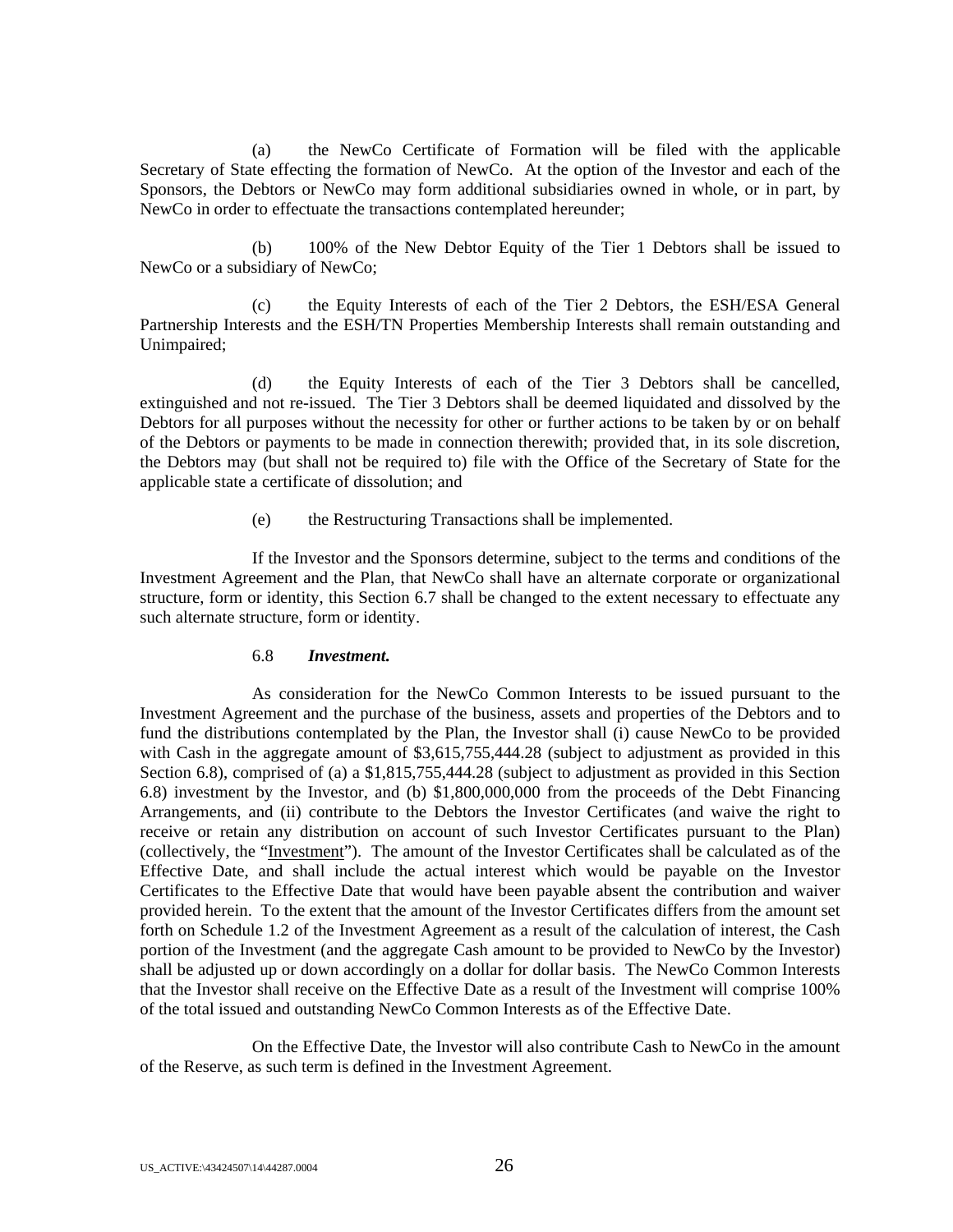(a) the NewCo Certificate of Formation will be filed with the applicable Secretary of State effecting the formation of NewCo. At the option of the Investor and each of the Sponsors, the Debtors or NewCo may form additional subsidiaries owned in whole, or in part, by NewCo in order to effectuate the transactions contemplated hereunder;

(b) 100% of the New Debtor Equity of the Tier 1 Debtors shall be issued to NewCo or a subsidiary of NewCo;

(c) the Equity Interests of each of the Tier 2 Debtors, the ESH/ESA General Partnership Interests and the ESH/TN Properties Membership Interests shall remain outstanding and Unimpaired;

(d) the Equity Interests of each of the Tier 3 Debtors shall be cancelled, extinguished and not re-issued. The Tier 3 Debtors shall be deemed liquidated and dissolved by the Debtors for all purposes without the necessity for other or further actions to be taken by or on behalf of the Debtors or payments to be made in connection therewith; provided that, in its sole discretion, the Debtors may (but shall not be required to) file with the Office of the Secretary of State for the applicable state a certificate of dissolution; and

(e) the Restructuring Transactions shall be implemented.

If the Investor and the Sponsors determine, subject to the terms and conditions of the Investment Agreement and the Plan, that NewCo shall have an alternate corporate or organizational structure, form or identity, this Section 6.7 shall be changed to the extent necessary to effectuate any such alternate structure, form or identity.

6.8 ***Investment.***

As consideration for the NewCo Common Interests to be issued pursuant to the Investment Agreement and the purchase of the business, assets and properties of the Debtors and to fund the distributions contemplated by the Plan, the Investor shall (i) cause NewCo to be provided with Cash in the aggregate amount of $3,615,755,444.28 (subject to adjustment as provided in this Section 6.8), comprised of (a) a $1,815,755,444.28 (subject to adjustment as provided in this Section 6.8) investment by the Investor, and (b) $1,800,000,000 from the proceeds of the Debt Financing Arrangements, and (ii) contribute to the Debtors the Investor Certificates (and waive the right to receive or retain any distribution on account of such Investor Certificates pursuant to the Plan) (collectively, the "Investment"). The amount of the Investor Certificates shall be calculated as of the Effective Date, and shall include the actual interest which would be payable on the Investor Certificates to the Effective Date that would have been payable absent the contribution and waiver provided herein. To the extent that the amount of the Investor Certificates differs from the amount set forth on Schedule 1.2 of the Investment Agreement as a result of the calculation of interest, the Cash portion of the Investment (and the aggregate Cash amount to be provided to NewCo by the Investor) shall be adjusted up or down accordingly on a dollar for dollar basis. The NewCo Common Interests that the Investor shall receive on the Effective Date as a result of the Investment will comprise 100% of the total issued and outstanding NewCo Common Interests as of the Effective Date.

On the Effective Date, the Investor will also contribute Cash to NewCo in the amount of the Reserve, as such term is defined in the Investment Agreement.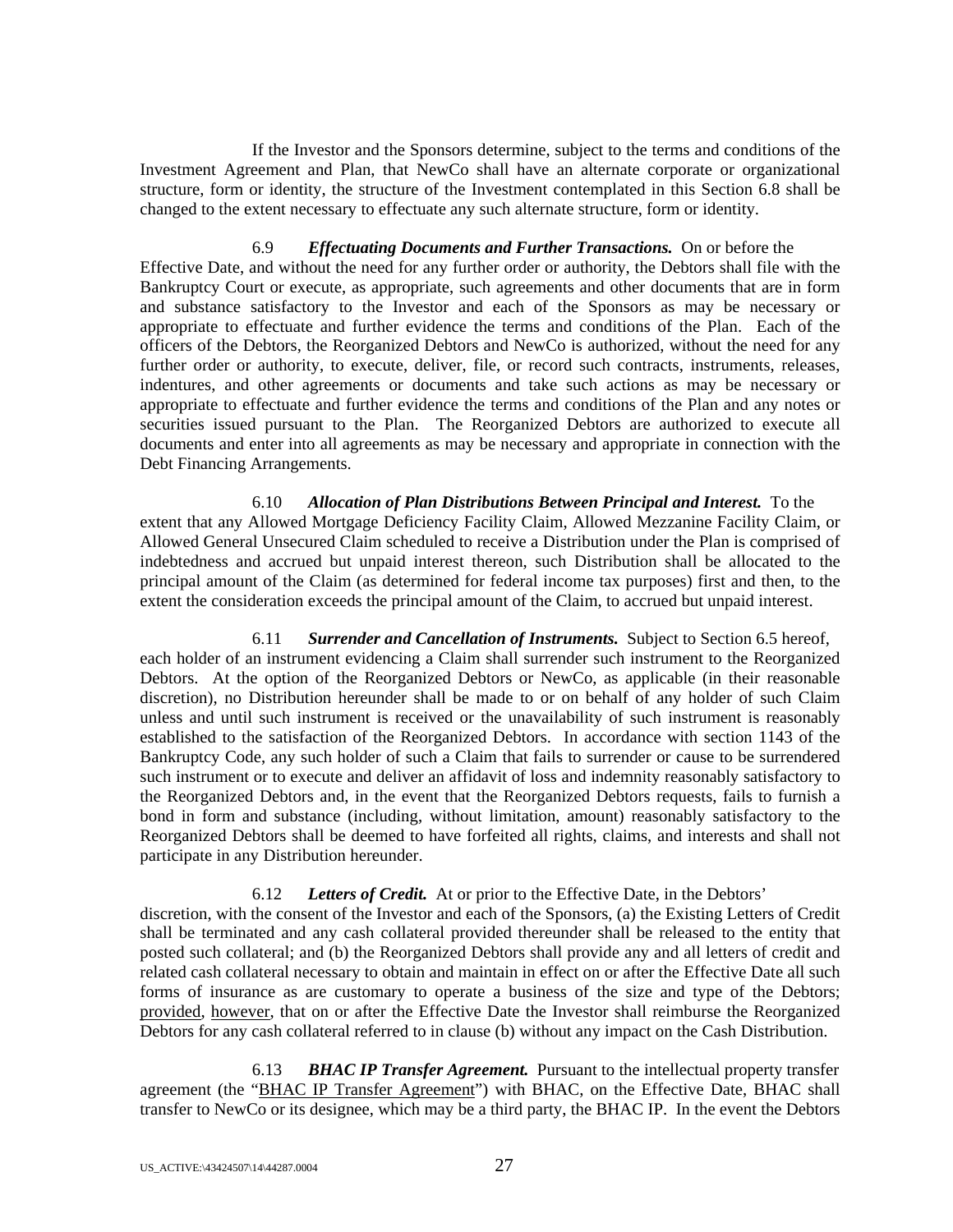If the Investor and the Sponsors determine, subject to the terms and conditions of the Investment Agreement and Plan, that NewCo shall have an alternate corporate or organizational structure, form or identity, the structure of the Investment contemplated in this Section 6.8 shall be changed to the extent necessary to effectuate any such alternate structure, form or identity.

6.9 ***Effectuating Documents and Further Transactions.*** On or before the Effective Date, and without the need for any further order or authority, the Debtors shall file with the Bankruptcy Court or execute, as appropriate, such agreements and other documents that are in form and substance satisfactory to the Investor and each of the Sponsors as may be necessary or appropriate to effectuate and further evidence the terms and conditions of the Plan. Each of the officers of the Debtors, the Reorganized Debtors and NewCo is authorized, without the need for any further order or authority, to execute, deliver, file, or record such contracts, instruments, releases, indentures, and other agreements or documents and take such actions as may be necessary or appropriate to effectuate and further evidence the terms and conditions of the Plan and any notes or securities issued pursuant to the Plan. The Reorganized Debtors are authorized to execute all documents and enter into all agreements as may be necessary and appropriate in connection with the Debt Financing Arrangements.

6.10 ***Allocation of Plan Distributions Between Principal and Interest.*** To the extent that any Allowed Mortgage Deficiency Facility Claim, Allowed Mezzanine Facility Claim, or Allowed General Unsecured Claim scheduled to receive a Distribution under the Plan is comprised of indebtedness and accrued but unpaid interest thereon, such Distribution shall be allocated to the principal amount of the Claim (as determined for federal income tax purposes) first and then, to the extent the consideration exceeds the principal amount of the Claim, to accrued but unpaid interest.

6.11 ***Surrender and Cancellation of Instruments.*** Subject to Section 6.5 hereof, each holder of an instrument evidencing a Claim shall surrender such instrument to the Reorganized Debtors. At the option of the Reorganized Debtors or NewCo, as applicable (in their reasonable discretion), no Distribution hereunder shall be made to or on behalf of any holder of such Claim unless and until such instrument is received or the unavailability of such instrument is reasonably established to the satisfaction of the Reorganized Debtors. In accordance with section 1143 of the Bankruptcy Code, any such holder of such a Claim that fails to surrender or cause to be surrendered such instrument or to execute and deliver an affidavit of loss and indemnity reasonably satisfactory to the Reorganized Debtors and, in the event that the Reorganized Debtors requests, fails to furnish a bond in form and substance (including, without limitation, amount) reasonably satisfactory to the Reorganized Debtors shall be deemed to have forfeited all rights, claims, and interests and shall not participate in any Distribution hereunder.

6.12 ***Letters of Credit.*** At or prior to the Effective Date, in the Debtors' discretion, with the consent of the Investor and each of the Sponsors, (a) the Existing Letters of Credit shall be terminated and any cash collateral provided thereunder shall be released to the entity that posted such collateral; and (b) the Reorganized Debtors shall provide any and all letters of credit and related cash collateral necessary to obtain and maintain in effect on or after the Effective Date all such forms of insurance as are customary to operate a business of the size and type of the Debtors; provided, however, that on or after the Effective Date the Investor shall reimburse the Reorganized Debtors for any cash collateral referred to in clause (b) without any impact on the Cash Distribution.

6.13 ***BHAC IP Transfer Agreement.*** Pursuant to the intellectual property transfer agreement (the "BHAC IP Transfer Agreement") with BHAC, on the Effective Date, BHAC shall transfer to NewCo or its designee, which may be a third party, the BHAC IP. In the event the Debtors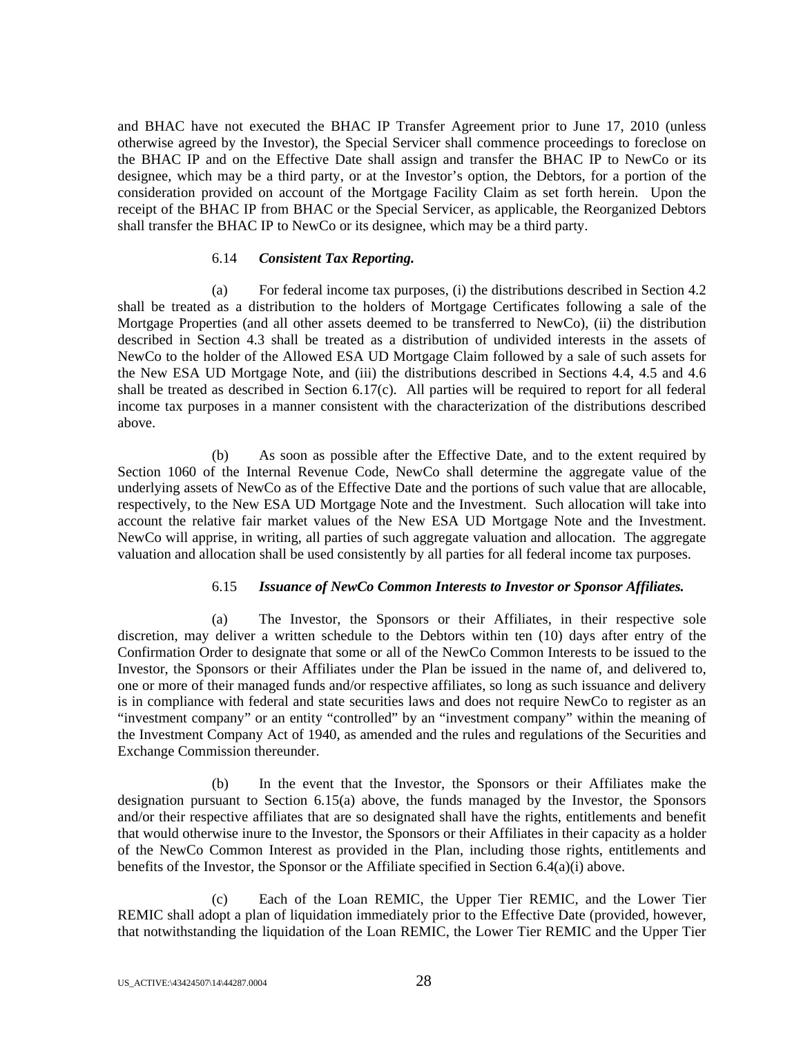and BHAC have not executed the BHAC IP Transfer Agreement prior to June 17, 2010 (unless otherwise agreed by the Investor), the Special Servicer shall commence proceedings to foreclose on the BHAC IP and on the Effective Date shall assign and transfer the BHAC IP to NewCo or its designee, which may be a third party, or at the Investor's option, the Debtors, for a portion of the consideration provided on account of the Mortgage Facility Claim as set forth herein. Upon the receipt of the BHAC IP from BHAC or the Special Servicer, as applicable, the Reorganized Debtors shall transfer the BHAC IP to NewCo or its designee, which may be a third party.

6.14 ***Consistent Tax Reporting.***

(a) For federal income tax purposes, (i) the distributions described in Section 4.2 shall be treated as a distribution to the holders of Mortgage Certificates following a sale of the Mortgage Properties (and all other assets deemed to be transferred to NewCo), (ii) the distribution described in Section 4.3 shall be treated as a distribution of undivided interests in the assets of NewCo to the holder of the Allowed ESA UD Mortgage Claim followed by a sale of such assets for the New ESA UD Mortgage Note, and (iii) the distributions described in Sections 4.4, 4.5 and 4.6 shall be treated as described in Section 6.17(c). All parties will be required to report for all federal income tax purposes in a manner consistent with the characterization of the distributions described above.

(b) As soon as possible after the Effective Date, and to the extent required by Section 1060 of the Internal Revenue Code, NewCo shall determine the aggregate value of the underlying assets of NewCo as of the Effective Date and the portions of such value that are allocable, respectively, to the New ESA UD Mortgage Note and the Investment. Such allocation will take into account the relative fair market values of the New ESA UD Mortgage Note and the Investment. NewCo will apprise, in writing, all parties of such aggregate valuation and allocation. The aggregate valuation and allocation shall be used consistently by all parties for all federal income tax purposes.

6.15 ***Issuance of NewCo Common Interests to Investor or Sponsor Affiliates.***

(a) The Investor, the Sponsors or their Affiliates, in their respective sole discretion, may deliver a written schedule to the Debtors within ten (10) days after entry of the Confirmation Order to designate that some or all of the NewCo Common Interests to be issued to the Investor, the Sponsors or their Affiliates under the Plan be issued in the name of, and delivered to, one or more of their managed funds and/or respective affiliates, so long as such issuance and delivery is in compliance with federal and state securities laws and does not require NewCo to register as an "investment company" or an entity "controlled" by an "investment company" within the meaning of the Investment Company Act of 1940, as amended and the rules and regulations of the Securities and Exchange Commission thereunder.

(b) In the event that the Investor, the Sponsors or their Affiliates make the designation pursuant to Section 6.15(a) above, the funds managed by the Investor, the Sponsors and/or their respective affiliates that are so designated shall have the rights, entitlements and benefit that would otherwise inure to the Investor, the Sponsors or their Affiliates in their capacity as a holder of the NewCo Common Interest as provided in the Plan, including those rights, entitlements and benefits of the Investor, the Sponsor or the Affiliate specified in Section 6.4(a)(i) above.

(c) Each of the Loan REMIC, the Upper Tier REMIC, and the Lower Tier REMIC shall adopt a plan of liquidation immediately prior to the Effective Date (provided, however, that notwithstanding the liquidation of the Loan REMIC, the Lower Tier REMIC and the Upper Tier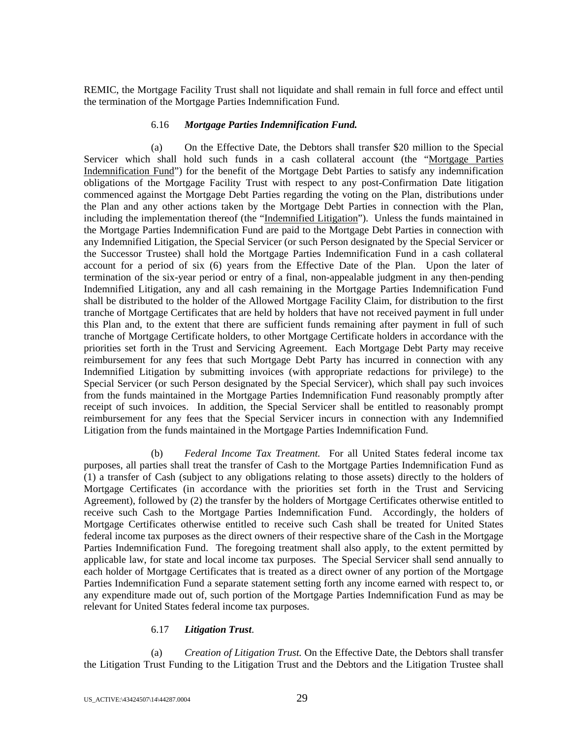REMIC, the Mortgage Facility Trust shall not liquidate and shall remain in full force and effect until the termination of the Mortgage Parties Indemnification Fund.

6.16 ***Mortgage Parties Indemnification Fund.***

(a) On the Effective Date, the Debtors shall transfer $20 million to the Special Servicer which shall hold such funds in a cash collateral account (the "Mortgage Parties Indemnification Fund") for the benefit of the Mortgage Debt Parties to satisfy any indemnification obligations of the Mortgage Facility Trust with respect to any post-Confirmation Date litigation commenced against the Mortgage Debt Parties regarding the voting on the Plan, distributions under the Plan and any other actions taken by the Mortgage Debt Parties in connection with the Plan, including the implementation thereof (the "Indemnified Litigation"). Unless the funds maintained in the Mortgage Parties Indemnification Fund are paid to the Mortgage Debt Parties in connection with any Indemnified Litigation, the Special Servicer (or such Person designated by the Special Servicer or the Successor Trustee) shall hold the Mortgage Parties Indemnification Fund in a cash collateral account for a period of six (6) years from the Effective Date of the Plan. Upon the later of termination of the six-year period or entry of a final, non-appealable judgment in any then-pending Indemnified Litigation, any and all cash remaining in the Mortgage Parties Indemnification Fund shall be distributed to the holder of the Allowed Mortgage Facility Claim, for distribution to the first tranche of Mortgage Certificates that are held by holders that have not received payment in full under this Plan and, to the extent that there are sufficient funds remaining after payment in full of such tranche of Mortgage Certificate holders, to other Mortgage Certificate holders in accordance with the priorities set forth in the Trust and Servicing Agreement. Each Mortgage Debt Party may receive reimbursement for any fees that such Mortgage Debt Party has incurred in connection with any Indemnified Litigation by submitting invoices (with appropriate redactions for privilege) to the Special Servicer (or such Person designated by the Special Servicer), which shall pay such invoices from the funds maintained in the Mortgage Parties Indemnification Fund reasonably promptly after receipt of such invoices. In addition, the Special Servicer shall be entitled to reasonably prompt reimbursement for any fees that the Special Servicer incurs in connection with any Indemnified Litigation from the funds maintained in the Mortgage Parties Indemnification Fund.

(b) *Federal Income Tax Treatment.* For all United States federal income tax purposes, all parties shall treat the transfer of Cash to the Mortgage Parties Indemnification Fund as (1) a transfer of Cash (subject to any obligations relating to those assets) directly to the holders of Mortgage Certificates (in accordance with the priorities set forth in the Trust and Servicing Agreement), followed by (2) the transfer by the holders of Mortgage Certificates otherwise entitled to receive such Cash to the Mortgage Parties Indemnification Fund. Accordingly, the holders of Mortgage Certificates otherwise entitled to receive such Cash shall be treated for United States federal income tax purposes as the direct owners of their respective share of the Cash in the Mortgage Parties Indemnification Fund. The foregoing treatment shall also apply, to the extent permitted by applicable law, for state and local income tax purposes. The Special Servicer shall send annually to each holder of Mortgage Certificates that is treated as a direct owner of any portion of the Mortgage Parties Indemnification Fund a separate statement setting forth any income earned with respect to, or any expenditure made out of, such portion of the Mortgage Parties Indemnification Fund as may be relevant for United States federal income tax purposes.

6.17 ***Litigation Trust***.

(a) *Creation of Litigation Trust.* On the Effective Date, the Debtors shall transfer the Litigation Trust Funding to the Litigation Trust and the Debtors and the Litigation Trustee shall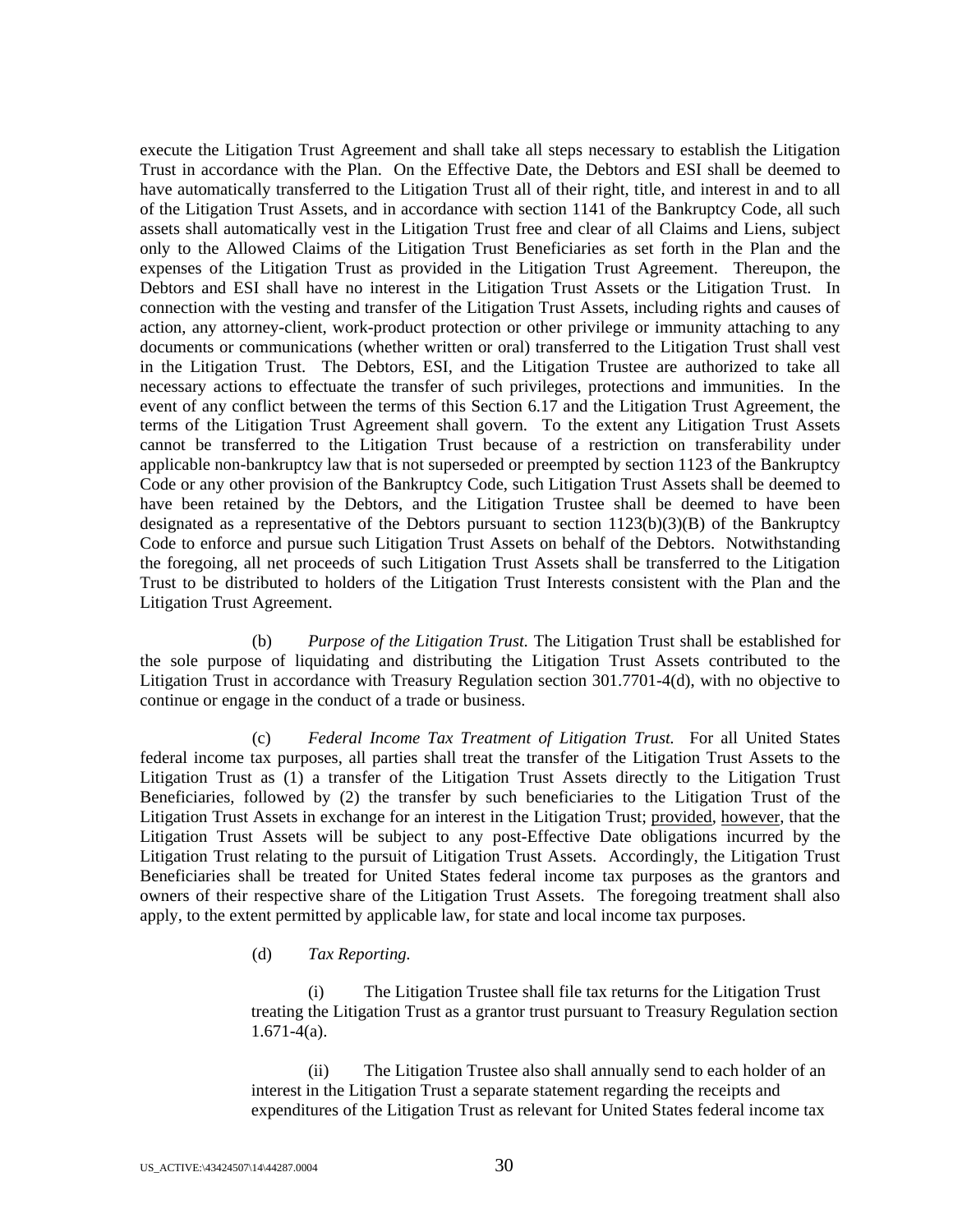execute the Litigation Trust Agreement and shall take all steps necessary to establish the Litigation Trust in accordance with the Plan. On the Effective Date, the Debtors and ESI shall be deemed to have automatically transferred to the Litigation Trust all of their right, title, and interest in and to all of the Litigation Trust Assets, and in accordance with section 1141 of the Bankruptcy Code, all such assets shall automatically vest in the Litigation Trust free and clear of all Claims and Liens, subject only to the Allowed Claims of the Litigation Trust Beneficiaries as set forth in the Plan and the expenses of the Litigation Trust as provided in the Litigation Trust Agreement. Thereupon, the Debtors and ESI shall have no interest in the Litigation Trust Assets or the Litigation Trust. In connection with the vesting and transfer of the Litigation Trust Assets, including rights and causes of action, any attorney-client, work-product protection or other privilege or immunity attaching to any documents or communications (whether written or oral) transferred to the Litigation Trust shall vest in the Litigation Trust. The Debtors, ESI, and the Litigation Trustee are authorized to take all necessary actions to effectuate the transfer of such privileges, protections and immunities. In the event of any conflict between the terms of this Section 6.17 and the Litigation Trust Agreement, the terms of the Litigation Trust Agreement shall govern. To the extent any Litigation Trust Assets cannot be transferred to the Litigation Trust because of a restriction on transferability under applicable non-bankruptcy law that is not superseded or preempted by section 1123 of the Bankruptcy Code or any other provision of the Bankruptcy Code, such Litigation Trust Assets shall be deemed to have been retained by the Debtors, and the Litigation Trustee shall be deemed to have been designated as a representative of the Debtors pursuant to section 1123(b)(3)(B) of the Bankruptcy Code to enforce and pursue such Litigation Trust Assets on behalf of the Debtors. Notwithstanding the foregoing, all net proceeds of such Litigation Trust Assets shall be transferred to the Litigation Trust to be distributed to holders of the Litigation Trust Interests consistent with the Plan and the Litigation Trust Agreement.

(b) *Purpose of the Litigation Trust.* The Litigation Trust shall be established for the sole purpose of liquidating and distributing the Litigation Trust Assets contributed to the Litigation Trust in accordance with Treasury Regulation section 301.7701-4(d), with no objective to continue or engage in the conduct of a trade or business.

(c) *Federal Income Tax Treatment of Litigation Trust.* For all United States federal income tax purposes, all parties shall treat the transfer of the Litigation Trust Assets to the Litigation Trust as (1) a transfer of the Litigation Trust Assets directly to the Litigation Trust Beneficiaries, followed by (2) the transfer by such beneficiaries to the Litigation Trust of the Litigation Trust Assets in exchange for an interest in the Litigation Trust; provided, however, that the Litigation Trust Assets will be subject to any post-Effective Date obligations incurred by the Litigation Trust relating to the pursuit of Litigation Trust Assets. Accordingly, the Litigation Trust Beneficiaries shall be treated for United States federal income tax purposes as the grantors and owners of their respective share of the Litigation Trust Assets. The foregoing treatment shall also apply, to the extent permitted by applicable law, for state and local income tax purposes.

(d) *Tax Reporting.*

(i) The Litigation Trustee shall file tax returns for the Litigation Trust treating the Litigation Trust as a grantor trust pursuant to Treasury Regulation section 1.671-4(a).

(ii) The Litigation Trustee also shall annually send to each holder of an interest in the Litigation Trust a separate statement regarding the receipts and expenditures of the Litigation Trust as relevant for United States federal income tax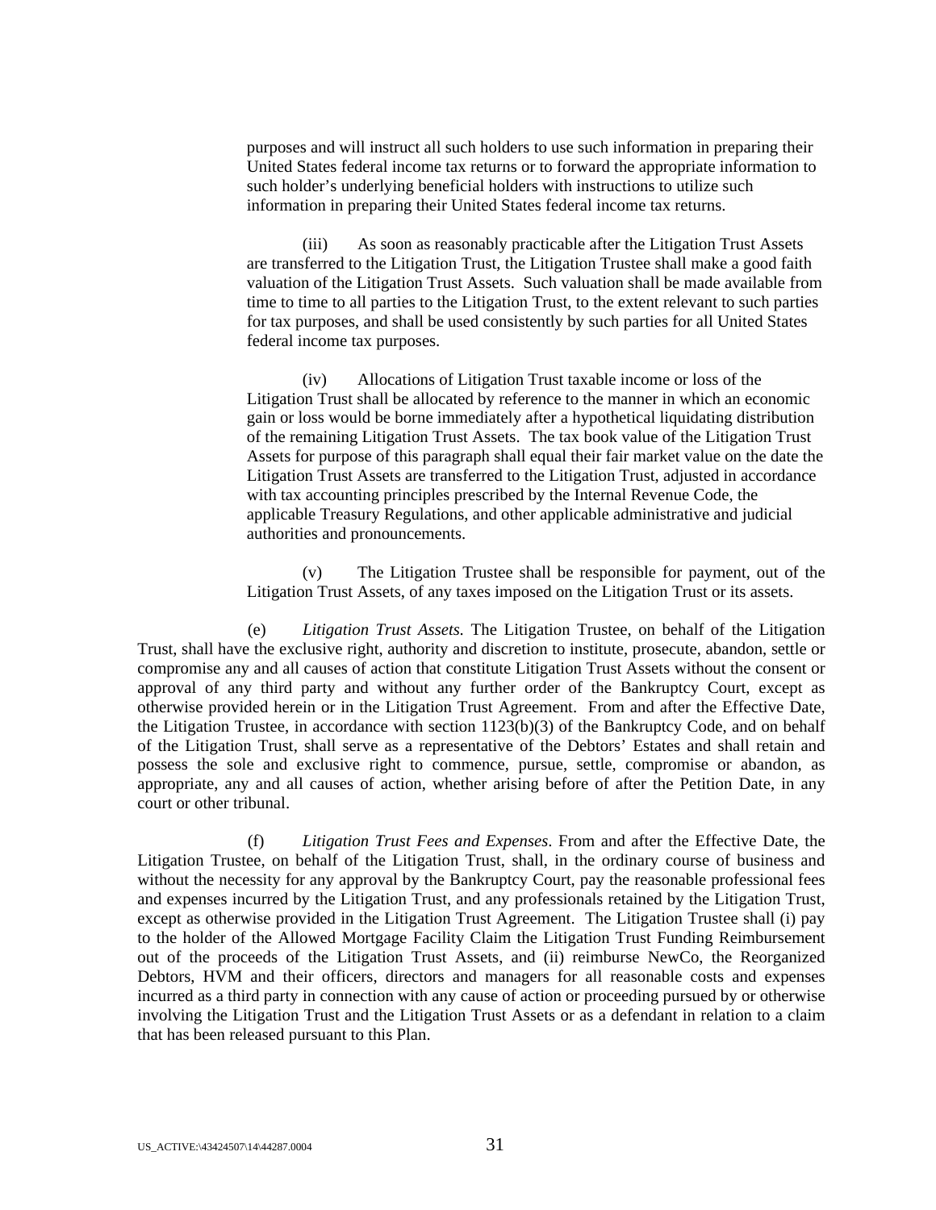purposes and will instruct all such holders to use such information in preparing their United States federal income tax returns or to forward the appropriate information to such holder's underlying beneficial holders with instructions to utilize such information in preparing their United States federal income tax returns.

(iii) As soon as reasonably practicable after the Litigation Trust Assets are transferred to the Litigation Trust, the Litigation Trustee shall make a good faith valuation of the Litigation Trust Assets. Such valuation shall be made available from time to time to all parties to the Litigation Trust, to the extent relevant to such parties for tax purposes, and shall be used consistently by such parties for all United States federal income tax purposes.

(iv) Allocations of Litigation Trust taxable income or loss of the Litigation Trust shall be allocated by reference to the manner in which an economic gain or loss would be borne immediately after a hypothetical liquidating distribution of the remaining Litigation Trust Assets. The tax book value of the Litigation Trust Assets for purpose of this paragraph shall equal their fair market value on the date the Litigation Trust Assets are transferred to the Litigation Trust, adjusted in accordance with tax accounting principles prescribed by the Internal Revenue Code, the applicable Treasury Regulations, and other applicable administrative and judicial authorities and pronouncements.

(v) The Litigation Trustee shall be responsible for payment, out of the Litigation Trust Assets, of any taxes imposed on the Litigation Trust or its assets.

(e) *Litigation Trust Assets.* The Litigation Trustee, on behalf of the Litigation Trust, shall have the exclusive right, authority and discretion to institute, prosecute, abandon, settle or compromise any and all causes of action that constitute Litigation Trust Assets without the consent or approval of any third party and without any further order of the Bankruptcy Court, except as otherwise provided herein or in the Litigation Trust Agreement. From and after the Effective Date, the Litigation Trustee, in accordance with section 1123(b)(3) of the Bankruptcy Code, and on behalf of the Litigation Trust, shall serve as a representative of the Debtors' Estates and shall retain and possess the sole and exclusive right to commence, pursue, settle, compromise or abandon, as appropriate, any and all causes of action, whether arising before of after the Petition Date, in any court or other tribunal.

(f) *Litigation Trust Fees and Expenses*. From and after the Effective Date, the Litigation Trustee, on behalf of the Litigation Trust, shall, in the ordinary course of business and without the necessity for any approval by the Bankruptcy Court, pay the reasonable professional fees and expenses incurred by the Litigation Trust, and any professionals retained by the Litigation Trust, except as otherwise provided in the Litigation Trust Agreement. The Litigation Trustee shall (i) pay to the holder of the Allowed Mortgage Facility Claim the Litigation Trust Funding Reimbursement out of the proceeds of the Litigation Trust Assets, and (ii) reimburse NewCo, the Reorganized Debtors, HVM and their officers, directors and managers for all reasonable costs and expenses incurred as a third party in connection with any cause of action or proceeding pursued by or otherwise involving the Litigation Trust and the Litigation Trust Assets or as a defendant in relation to a claim that has been released pursuant to this Plan.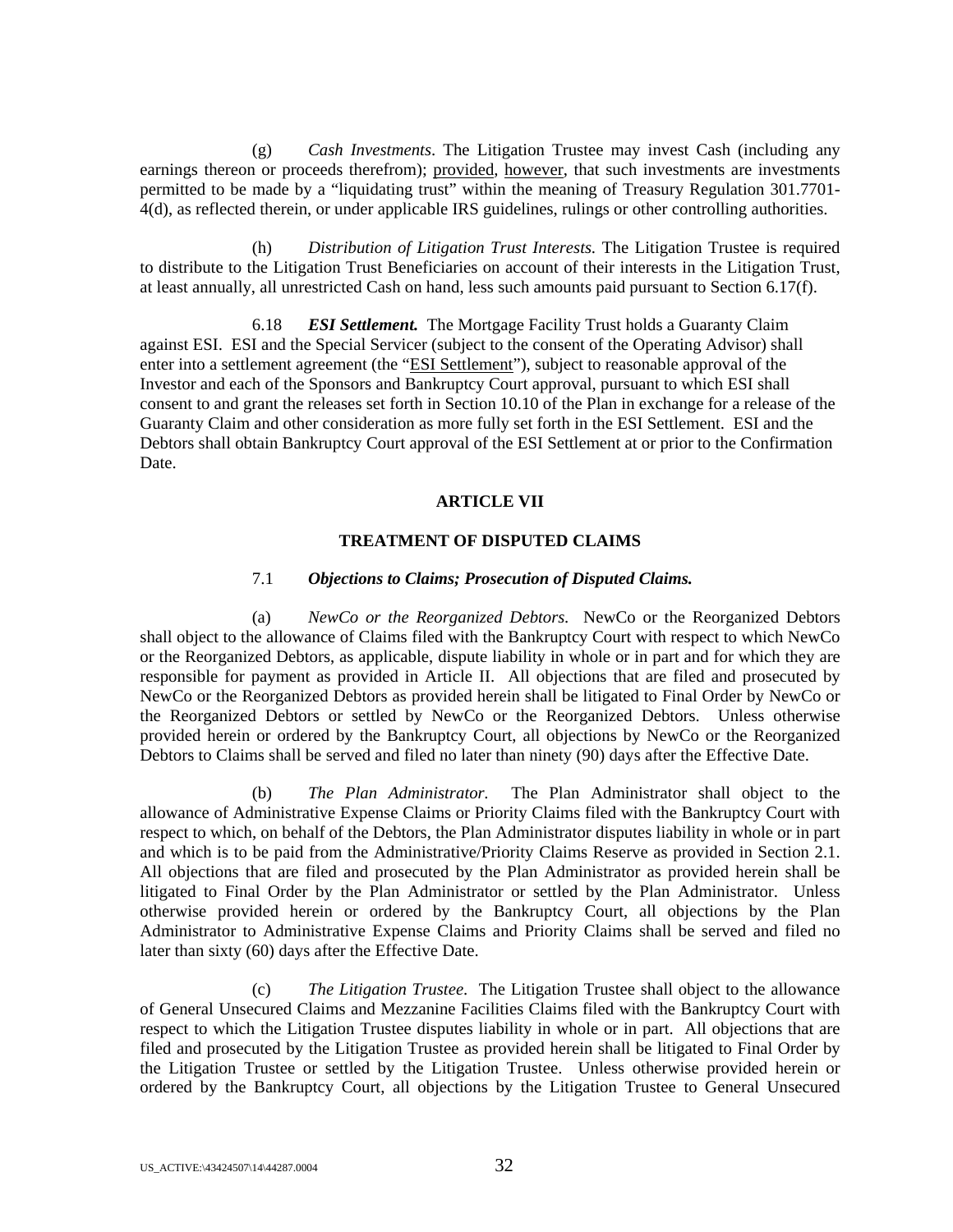(g) *Cash Investments*. The Litigation Trustee may invest Cash (including any earnings thereon or proceeds therefrom); provided, however, that such investments are investments permitted to be made by a "liquidating trust" within the meaning of Treasury Regulation 301.7701-4(d), as reflected therein, or under applicable IRS guidelines, rulings or other controlling authorities.

(h) *Distribution of Litigation Trust Interests.* The Litigation Trustee is required to distribute to the Litigation Trust Beneficiaries on account of their interests in the Litigation Trust, at least annually, all unrestricted Cash on hand, less such amounts paid pursuant to Section 6.17(f).

6.18 ***ESI Settlement.*** The Mortgage Facility Trust holds a Guaranty Claim against ESI. ESI and the Special Servicer (subject to the consent of the Operating Advisor) shall enter into a settlement agreement (the "ESI Settlement"), subject to reasonable approval of the Investor and each of the Sponsors and Bankruptcy Court approval, pursuant to which ESI shall consent to and grant the releases set forth in Section 10.10 of the Plan in exchange for a release of the Guaranty Claim and other consideration as more fully set forth in the ESI Settlement. ESI and the Debtors shall obtain Bankruptcy Court approval of the ESI Settlement at or prior to the Confirmation Date.

## ARTICLE VII

## TREATMENT OF DISPUTED CLAIMS

7.1 ***Objections to Claims; Prosecution of Disputed Claims.***

(a) *NewCo or the Reorganized Debtors.* NewCo or the Reorganized Debtors shall object to the allowance of Claims filed with the Bankruptcy Court with respect to which NewCo or the Reorganized Debtors, as applicable, dispute liability in whole or in part and for which they are responsible for payment as provided in Article II. All objections that are filed and prosecuted by NewCo or the Reorganized Debtors as provided herein shall be litigated to Final Order by NewCo or the Reorganized Debtors or settled by NewCo or the Reorganized Debtors. Unless otherwise provided herein or ordered by the Bankruptcy Court, all objections by NewCo or the Reorganized Debtors to Claims shall be served and filed no later than ninety (90) days after the Effective Date.

(b) *The Plan Administrator.* The Plan Administrator shall object to the allowance of Administrative Expense Claims or Priority Claims filed with the Bankruptcy Court with respect to which, on behalf of the Debtors, the Plan Administrator disputes liability in whole or in part and which is to be paid from the Administrative/Priority Claims Reserve as provided in Section 2.1. All objections that are filed and prosecuted by the Plan Administrator as provided herein shall be litigated to Final Order by the Plan Administrator or settled by the Plan Administrator. Unless otherwise provided herein or ordered by the Bankruptcy Court, all objections by the Plan Administrator to Administrative Expense Claims and Priority Claims shall be served and filed no later than sixty (60) days after the Effective Date.

(c) *The Litigation Trustee.* The Litigation Trustee shall object to the allowance of General Unsecured Claims and Mezzanine Facilities Claims filed with the Bankruptcy Court with respect to which the Litigation Trustee disputes liability in whole or in part. All objections that are filed and prosecuted by the Litigation Trustee as provided herein shall be litigated to Final Order by the Litigation Trustee or settled by the Litigation Trustee. Unless otherwise provided herein or ordered by the Bankruptcy Court, all objections by the Litigation Trustee to General Unsecured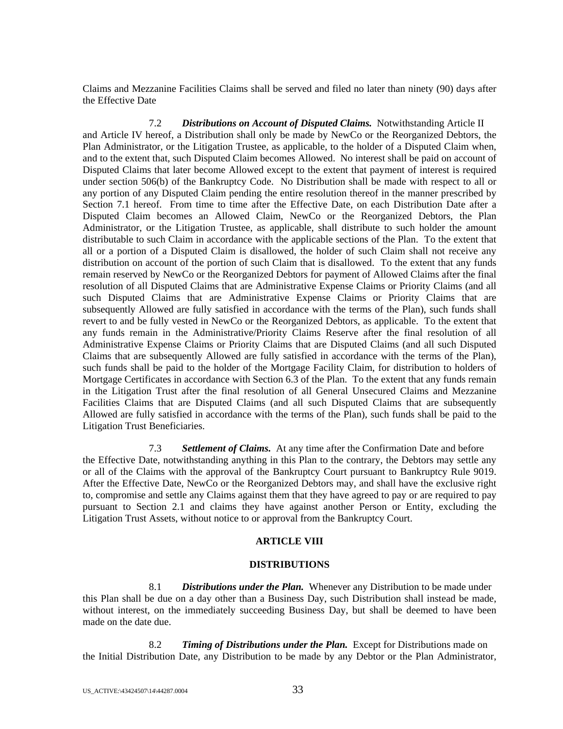Claims and Mezzanine Facilities Claims shall be served and filed no later than ninety (90) days after the Effective Date

7.2 ***Distributions on Account of Disputed Claims.*** Notwithstanding Article II and Article IV hereof, a Distribution shall only be made by NewCo or the Reorganized Debtors, the Plan Administrator, or the Litigation Trustee, as applicable, to the holder of a Disputed Claim when, and to the extent that, such Disputed Claim becomes Allowed. No interest shall be paid on account of Disputed Claims that later become Allowed except to the extent that payment of interest is required under section 506(b) of the Bankruptcy Code. No Distribution shall be made with respect to all or any portion of any Disputed Claim pending the entire resolution thereof in the manner prescribed by Section 7.1 hereof. From time to time after the Effective Date, on each Distribution Date after a Disputed Claim becomes an Allowed Claim, NewCo or the Reorganized Debtors, the Plan Administrator, or the Litigation Trustee, as applicable, shall distribute to such holder the amount distributable to such Claim in accordance with the applicable sections of the Plan. To the extent that all or a portion of a Disputed Claim is disallowed, the holder of such Claim shall not receive any distribution on account of the portion of such Claim that is disallowed. To the extent that any funds remain reserved by NewCo or the Reorganized Debtors for payment of Allowed Claims after the final resolution of all Disputed Claims that are Administrative Expense Claims or Priority Claims (and all such Disputed Claims that are Administrative Expense Claims or Priority Claims that are subsequently Allowed are fully satisfied in accordance with the terms of the Plan), such funds shall revert to and be fully vested in NewCo or the Reorganized Debtors, as applicable. To the extent that any funds remain in the Administrative/Priority Claims Reserve after the final resolution of all Administrative Expense Claims or Priority Claims that are Disputed Claims (and all such Disputed Claims that are subsequently Allowed are fully satisfied in accordance with the terms of the Plan), such funds shall be paid to the holder of the Mortgage Facility Claim, for distribution to holders of Mortgage Certificates in accordance with Section 6.3 of the Plan. To the extent that any funds remain in the Litigation Trust after the final resolution of all General Unsecured Claims and Mezzanine Facilities Claims that are Disputed Claims (and all such Disputed Claims that are subsequently Allowed are fully satisfied in accordance with the terms of the Plan), such funds shall be paid to the Litigation Trust Beneficiaries.

7.3 ***Settlement of Claims.*** At any time after the Confirmation Date and before the Effective Date, notwithstanding anything in this Plan to the contrary, the Debtors may settle any or all of the Claims with the approval of the Bankruptcy Court pursuant to Bankruptcy Rule 9019. After the Effective Date, NewCo or the Reorganized Debtors may, and shall have the exclusive right to, compromise and settle any Claims against them that they have agreed to pay or are required to pay pursuant to Section 2.1 and claims they have against another Person or Entity, excluding the Litigation Trust Assets, without notice to or approval from the Bankruptcy Court.

## ARTICLE VIII

## DISTRIBUTIONS

8.1 ***Distributions under the Plan.*** Whenever any Distribution to be made under this Plan shall be due on a day other than a Business Day, such Distribution shall instead be made, without interest, on the immediately succeeding Business Day, but shall be deemed to have been made on the date due.

8.2 ***Timing of Distributions under the Plan.*** Except for Distributions made on the Initial Distribution Date, any Distribution to be made by any Debtor or the Plan Administrator,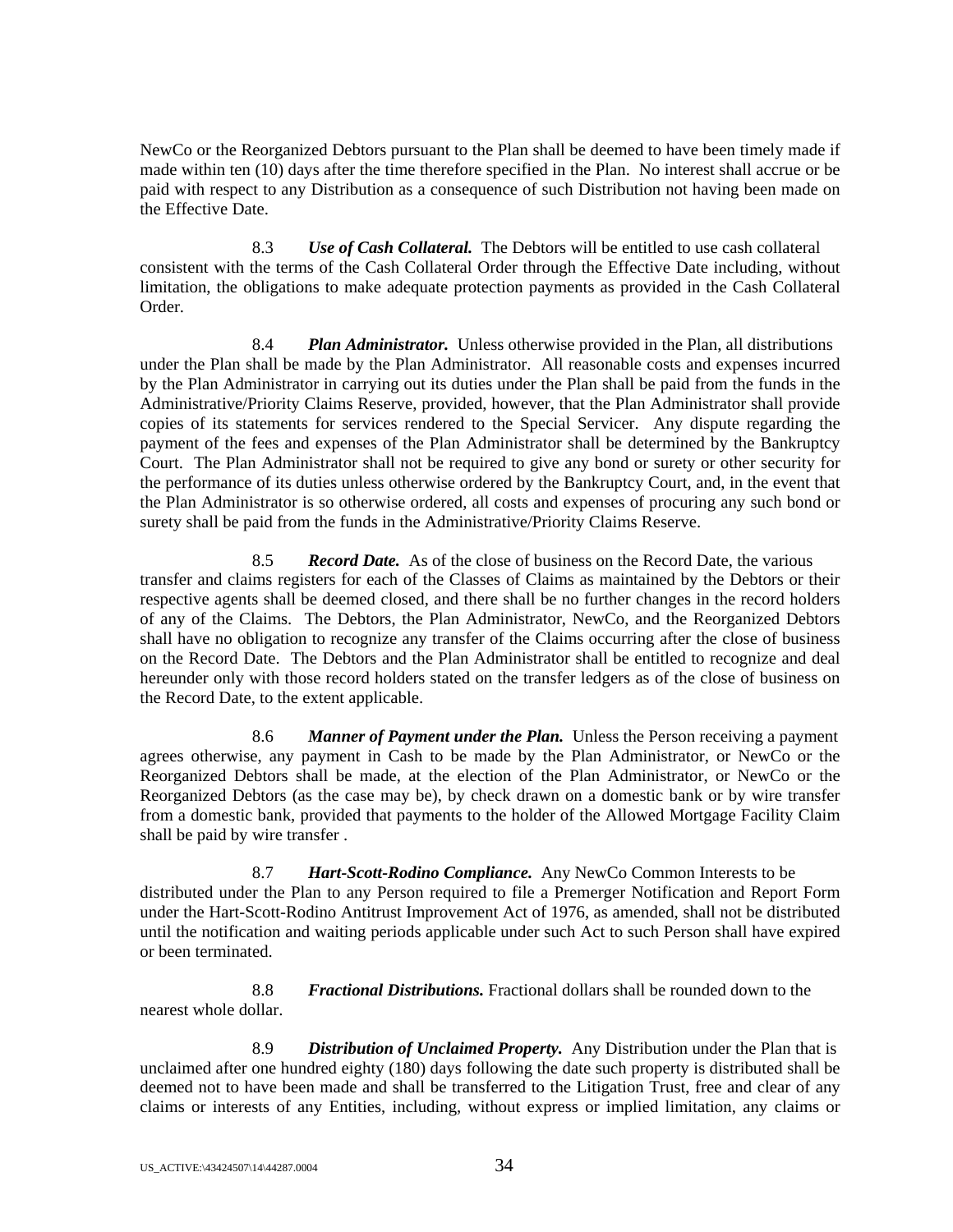NewCo or the Reorganized Debtors pursuant to the Plan shall be deemed to have been timely made if made within ten (10) days after the time therefore specified in the Plan. No interest shall accrue or be paid with respect to any Distribution as a consequence of such Distribution not having been made on the Effective Date.

8.3 ***Use of Cash Collateral.*** The Debtors will be entitled to use cash collateral consistent with the terms of the Cash Collateral Order through the Effective Date including, without limitation, the obligations to make adequate protection payments as provided in the Cash Collateral Order.

8.4 ***Plan Administrator.*** Unless otherwise provided in the Plan, all distributions under the Plan shall be made by the Plan Administrator. All reasonable costs and expenses incurred by the Plan Administrator in carrying out its duties under the Plan shall be paid from the funds in the Administrative/Priority Claims Reserve, provided, however, that the Plan Administrator shall provide copies of its statements for services rendered to the Special Servicer. Any dispute regarding the payment of the fees and expenses of the Plan Administrator shall be determined by the Bankruptcy Court. The Plan Administrator shall not be required to give any bond or surety or other security for the performance of its duties unless otherwise ordered by the Bankruptcy Court, and, in the event that the Plan Administrator is so otherwise ordered, all costs and expenses of procuring any such bond or surety shall be paid from the funds in the Administrative/Priority Claims Reserve.

8.5 ***Record Date.*** As of the close of business on the Record Date, the various transfer and claims registers for each of the Classes of Claims as maintained by the Debtors or their respective agents shall be deemed closed, and there shall be no further changes in the record holders of any of the Claims. The Debtors, the Plan Administrator, NewCo, and the Reorganized Debtors shall have no obligation to recognize any transfer of the Claims occurring after the close of business on the Record Date. The Debtors and the Plan Administrator shall be entitled to recognize and deal hereunder only with those record holders stated on the transfer ledgers as of the close of business on the Record Date, to the extent applicable.

8.6 ***Manner of Payment under the Plan.*** Unless the Person receiving a payment agrees otherwise, any payment in Cash to be made by the Plan Administrator, or NewCo or the Reorganized Debtors shall be made, at the election of the Plan Administrator, or NewCo or the Reorganized Debtors (as the case may be), by check drawn on a domestic bank or by wire transfer from a domestic bank, provided that payments to the holder of the Allowed Mortgage Facility Claim shall be paid by wire transfer .

8.7 ***Hart-Scott-Rodino Compliance.*** Any NewCo Common Interests to be distributed under the Plan to any Person required to file a Premerger Notification and Report Form under the Hart-Scott-Rodino Antitrust Improvement Act of 1976, as amended, shall not be distributed until the notification and waiting periods applicable under such Act to such Person shall have expired or been terminated.

8.8 ***Fractional Distributions.*** Fractional dollars shall be rounded down to the nearest whole dollar.

8.9 ***Distribution of Unclaimed Property.*** Any Distribution under the Plan that is unclaimed after one hundred eighty (180) days following the date such property is distributed shall be deemed not to have been made and shall be transferred to the Litigation Trust, free and clear of any claims or interests of any Entities, including, without express or implied limitation, any claims or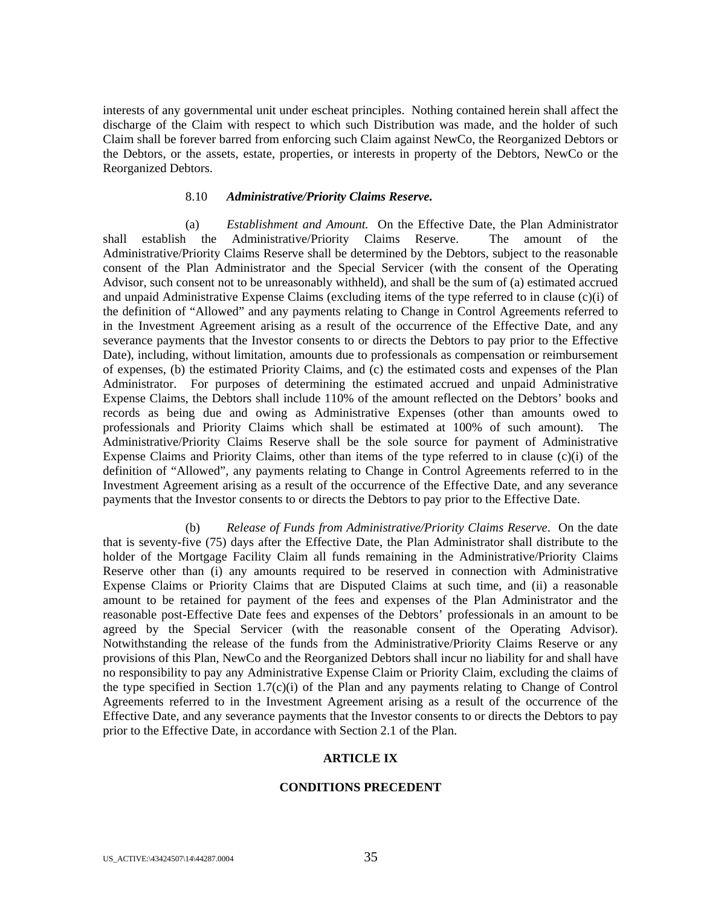interests of any governmental unit under escheat principles. Nothing contained herein shall affect the discharge of the Claim with respect to which such Distribution was made, and the holder of such Claim shall be forever barred from enforcing such Claim against NewCo, the Reorganized Debtors or the Debtors, or the assets, estate, properties, or interests in property of the Debtors, NewCo or the Reorganized Debtors.

### 8.10 *Administrative/Priority Claims Reserve.*

(a) *Establishment and Amount.* On the Effective Date, the Plan Administrator shall establish the Administrative/Priority Claims Reserve. The amount of the Administrative/Priority Claims Reserve shall be determined by the Debtors, subject to the reasonable consent of the Plan Administrator and the Special Servicer (with the consent of the Operating Advisor, such consent not to be unreasonably withheld), and shall be the sum of (a) estimated accrued and unpaid Administrative Expense Claims (excluding items of the type referred to in clause (c)(i) of the definition of "Allowed" and any payments relating to Change in Control Agreements referred to in the Investment Agreement arising as a result of the occurrence of the Effective Date, and any severance payments that the Investor consents to or directs the Debtors to pay prior to the Effective Date), including, without limitation, amounts due to professionals as compensation or reimbursement of expenses, (b) the estimated Priority Claims, and (c) the estimated costs and expenses of the Plan Administrator. For purposes of determining the estimated accrued and unpaid Administrative Expense Claims, the Debtors shall include 110% of the amount reflected on the Debtors' books and records as being due and owing as Administrative Expenses (other than amounts owed to professionals and Priority Claims which shall be estimated at 100% of such amount). The Administrative/Priority Claims Reserve shall be the sole source for payment of Administrative Expense Claims and Priority Claims, other than items of the type referred to in clause (c)(i) of the definition of "Allowed", any payments relating to Change in Control Agreements referred to in the Investment Agreement arising as a result of the occurrence of the Effective Date, and any severance payments that the Investor consents to or directs the Debtors to pay prior to the Effective Date.

(b) *Release of Funds from Administrative/Priority Claims Reserve*. On the date that is seventy-five (75) days after the Effective Date, the Plan Administrator shall distribute to the holder of the Mortgage Facility Claim all funds remaining in the Administrative/Priority Claims Reserve other than (i) any amounts required to be reserved in connection with Administrative Expense Claims or Priority Claims that are Disputed Claims at such time, and (ii) a reasonable amount to be retained for payment of the fees and expenses of the Plan Administrator and the reasonable post-Effective Date fees and expenses of the Debtors' professionals in an amount to be agreed by the Special Servicer (with the reasonable consent of the Operating Advisor). Notwithstanding the release of the funds from the Administrative/Priority Claims Reserve or any provisions of this Plan, NewCo and the Reorganized Debtors shall incur no liability for and shall have no responsibility to pay any Administrative Expense Claim or Priority Claim, excluding the claims of the type specified in Section 1.7(c)(i) of the Plan and any payments relating to Change of Control Agreements referred to in the Investment Agreement arising as a result of the occurrence of the Effective Date, and any severance payments that the Investor consents to or directs the Debtors to pay prior to the Effective Date, in accordance with Section 2.1 of the Plan.

## ARTICLE IX

## CONDITIONS PRECEDENT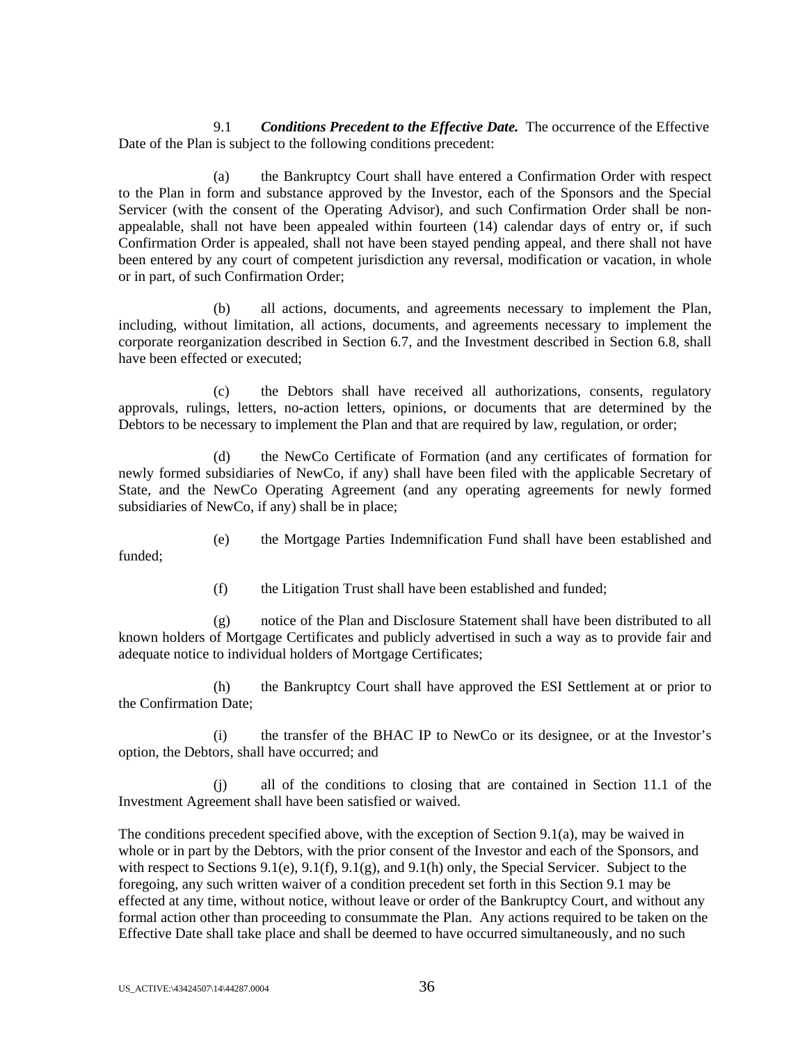9.1 ***Conditions Precedent to the Effective Date.*** The occurrence of the Effective Date of the Plan is subject to the following conditions precedent:

(a) the Bankruptcy Court shall have entered a Confirmation Order with respect to the Plan in form and substance approved by the Investor, each of the Sponsors and the Special Servicer (with the consent of the Operating Advisor), and such Confirmation Order shall be non-appealable, shall not have been appealed within fourteen (14) calendar days of entry or, if such Confirmation Order is appealed, shall not have been stayed pending appeal, and there shall not have been entered by any court of competent jurisdiction any reversal, modification or vacation, in whole or in part, of such Confirmation Order;

(b) all actions, documents, and agreements necessary to implement the Plan, including, without limitation, all actions, documents, and agreements necessary to implement the corporate reorganization described in Section 6.7, and the Investment described in Section 6.8, shall have been effected or executed;

(c) the Debtors shall have received all authorizations, consents, regulatory approvals, rulings, letters, no-action letters, opinions, or documents that are determined by the Debtors to be necessary to implement the Plan and that are required by law, regulation, or order;

(d) the NewCo Certificate of Formation (and any certificates of formation for newly formed subsidiaries of NewCo, if any) shall have been filed with the applicable Secretary of State, and the NewCo Operating Agreement (and any operating agreements for newly formed subsidiaries of NewCo, if any) shall be in place;

(e) the Mortgage Parties Indemnification Fund shall have been established and funded;

(f) the Litigation Trust shall have been established and funded;

(g) notice of the Plan and Disclosure Statement shall have been distributed to all known holders of Mortgage Certificates and publicly advertised in such a way as to provide fair and adequate notice to individual holders of Mortgage Certificates;

(h) the Bankruptcy Court shall have approved the ESI Settlement at or prior to the Confirmation Date;

(i) the transfer of the BHAC IP to NewCo or its designee, or at the Investor's option, the Debtors, shall have occurred; and

(j) all of the conditions to closing that are contained in Section 11.1 of the Investment Agreement shall have been satisfied or waived.

The conditions precedent specified above, with the exception of Section 9.1(a), may be waived in whole or in part by the Debtors, with the prior consent of the Investor and each of the Sponsors, and with respect to Sections 9.1(e), 9.1(f), 9.1(g), and 9.1(h) only, the Special Servicer. Subject to the foregoing, any such written waiver of a condition precedent set forth in this Section 9.1 may be effected at any time, without notice, without leave or order of the Bankruptcy Court, and without any formal action other than proceeding to consummate the Plan. Any actions required to be taken on the Effective Date shall take place and shall be deemed to have occurred simultaneously, and no such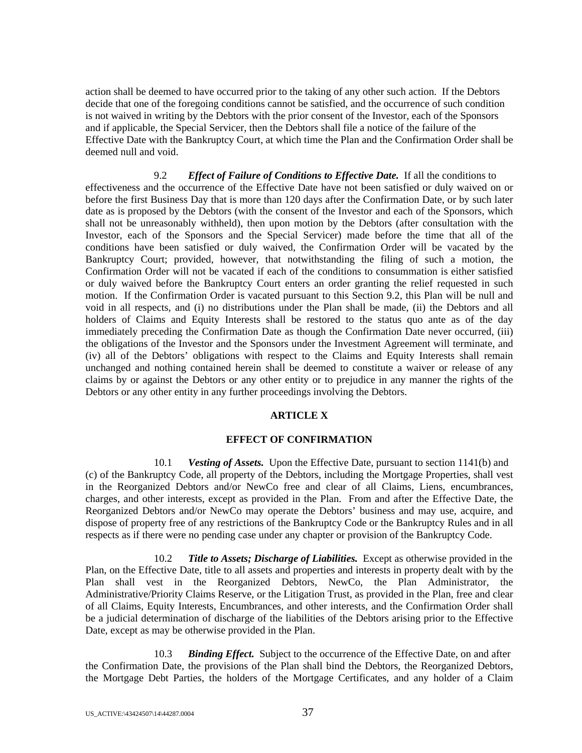action shall be deemed to have occurred prior to the taking of any other such action. If the Debtors decide that one of the foregoing conditions cannot be satisfied, and the occurrence of such condition is not waived in writing by the Debtors with the prior consent of the Investor, each of the Sponsors and if applicable, the Special Servicer, then the Debtors shall file a notice of the failure of the Effective Date with the Bankruptcy Court, at which time the Plan and the Confirmation Order shall be deemed null and void.

9.2 ***Effect of Failure of Conditions to Effective Date.*** If all the conditions to effectiveness and the occurrence of the Effective Date have not been satisfied or duly waived on or before the first Business Day that is more than 120 days after the Confirmation Date, or by such later date as is proposed by the Debtors (with the consent of the Investor and each of the Sponsors, which shall not be unreasonably withheld), then upon motion by the Debtors (after consultation with the Investor, each of the Sponsors and the Special Servicer) made before the time that all of the conditions have been satisfied or duly waived, the Confirmation Order will be vacated by the Bankruptcy Court; provided, however, that notwithstanding the filing of such a motion, the Confirmation Order will not be vacated if each of the conditions to consummation is either satisfied or duly waived before the Bankruptcy Court enters an order granting the relief requested in such motion. If the Confirmation Order is vacated pursuant to this Section 9.2, this Plan will be null and void in all respects, and (i) no distributions under the Plan shall be made, (ii) the Debtors and all holders of Claims and Equity Interests shall be restored to the status quo ante as of the day immediately preceding the Confirmation Date as though the Confirmation Date never occurred, (iii) the obligations of the Investor and the Sponsors under the Investment Agreement will terminate, and (iv) all of the Debtors' obligations with respect to the Claims and Equity Interests shall remain unchanged and nothing contained herein shall be deemed to constitute a waiver or release of any claims by or against the Debtors or any other entity or to prejudice in any manner the rights of the Debtors or any other entity in any further proceedings involving the Debtors.

## ARTICLE X

## EFFECT OF CONFIRMATION

10.1 ***Vesting of Assets.*** Upon the Effective Date, pursuant to section 1141(b) and (c) of the Bankruptcy Code, all property of the Debtors, including the Mortgage Properties, shall vest in the Reorganized Debtors and/or NewCo free and clear of all Claims, Liens, encumbrances, charges, and other interests, except as provided in the Plan. From and after the Effective Date, the Reorganized Debtors and/or NewCo may operate the Debtors' business and may use, acquire, and dispose of property free of any restrictions of the Bankruptcy Code or the Bankruptcy Rules and in all respects as if there were no pending case under any chapter or provision of the Bankruptcy Code.

10.2 ***Title to Assets; Discharge of Liabilities.*** Except as otherwise provided in the Plan, on the Effective Date, title to all assets and properties and interests in property dealt with by the Plan shall vest in the Reorganized Debtors, NewCo, the Plan Administrator, the Administrative/Priority Claims Reserve, or the Litigation Trust, as provided in the Plan, free and clear of all Claims, Equity Interests, Encumbrances, and other interests, and the Confirmation Order shall be a judicial determination of discharge of the liabilities of the Debtors arising prior to the Effective Date, except as may be otherwise provided in the Plan.

10.3 ***Binding Effect.*** Subject to the occurrence of the Effective Date, on and after the Confirmation Date, the provisions of the Plan shall bind the Debtors, the Reorganized Debtors, the Mortgage Debt Parties, the holders of the Mortgage Certificates, and any holder of a Claim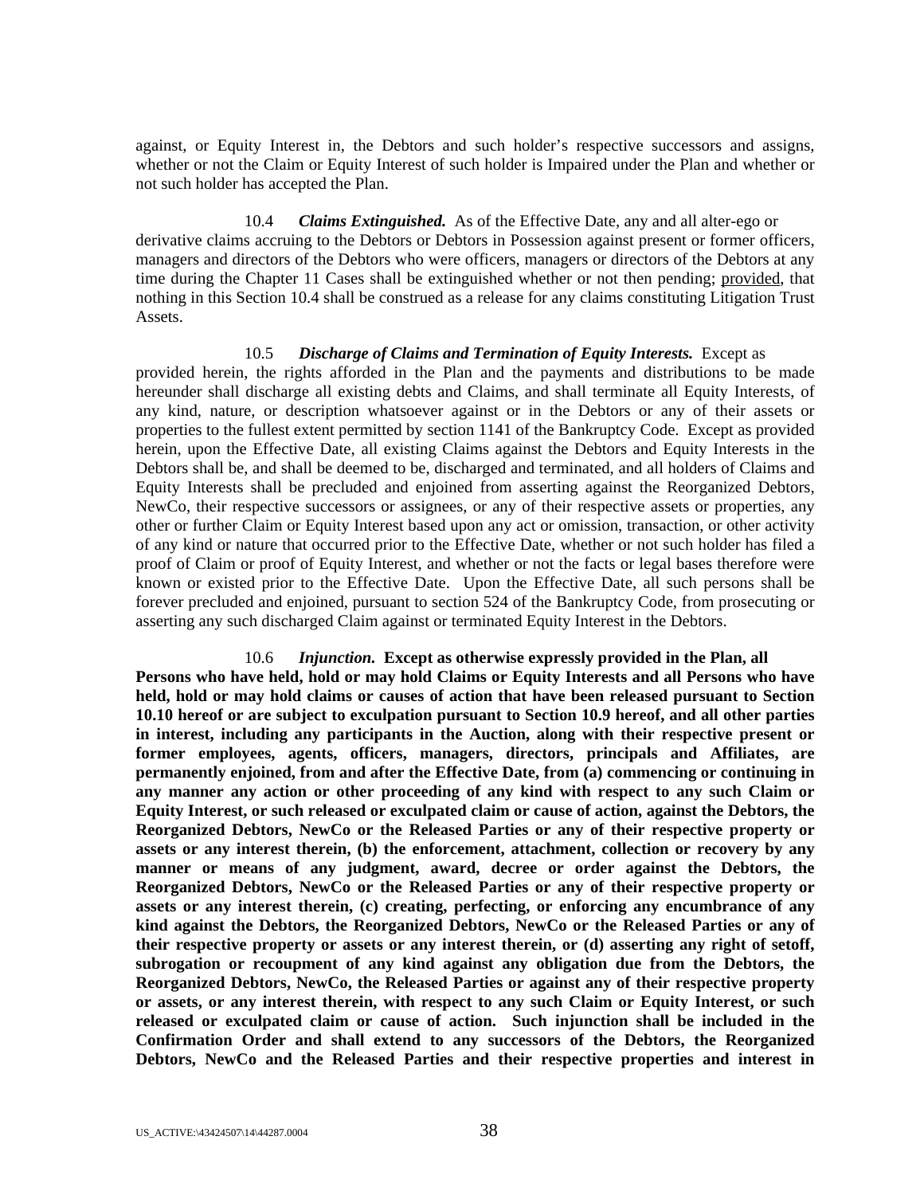against, or Equity Interest in, the Debtors and such holder's respective successors and assigns, whether or not the Claim or Equity Interest of such holder is Impaired under the Plan and whether or not such holder has accepted the Plan.

10.4 ***Claims Extinguished.*** As of the Effective Date, any and all alter-ego or derivative claims accruing to the Debtors or Debtors in Possession against present or former officers, managers and directors of the Debtors who were officers, managers or directors of the Debtors at any time during the Chapter 11 Cases shall be extinguished whether or not then pending; provided, that nothing in this Section 10.4 shall be construed as a release for any claims constituting Litigation Trust Assets.

10.5 ***Discharge of Claims and Termination of Equity Interests.*** Except as provided herein, the rights afforded in the Plan and the payments and distributions to be made hereunder shall discharge all existing debts and Claims, and shall terminate all Equity Interests, of any kind, nature, or description whatsoever against or in the Debtors or any of their assets or properties to the fullest extent permitted by section 1141 of the Bankruptcy Code. Except as provided herein, upon the Effective Date, all existing Claims against the Debtors and Equity Interests in the Debtors shall be, and shall be deemed to be, discharged and terminated, and all holders of Claims and Equity Interests shall be precluded and enjoined from asserting against the Reorganized Debtors, NewCo, their respective successors or assignees, or any of their respective assets or properties, any other or further Claim or Equity Interest based upon any act or omission, transaction, or other activity of any kind or nature that occurred prior to the Effective Date, whether or not such holder has filed a proof of Claim or proof of Equity Interest, and whether or not the facts or legal bases therefore were known or existed prior to the Effective Date. Upon the Effective Date, all such persons shall be forever precluded and enjoined, pursuant to section 524 of the Bankruptcy Code, from prosecuting or asserting any such discharged Claim against or terminated Equity Interest in the Debtors.

10.6 ***Injunction.*** **Except as otherwise expressly provided in the Plan, all Persons who have held, hold or may hold Claims or Equity Interests and all Persons who have held, hold or may hold claims or causes of action that have been released pursuant to Section 10.10 hereof or are subject to exculpation pursuant to Section 10.9 hereof, and all other parties in interest, including any participants in the Auction, along with their respective present or former employees, agents, officers, managers, directors, principals and Affiliates, are permanently enjoined, from and after the Effective Date, from (a) commencing or continuing in any manner any action or other proceeding of any kind with respect to any such Claim or Equity Interest, or such released or exculpated claim or cause of action, against the Debtors, the Reorganized Debtors, NewCo or the Released Parties or any of their respective property or assets or any interest therein, (b) the enforcement, attachment, collection or recovery by any manner or means of any judgment, award, decree or order against the Debtors, the Reorganized Debtors, NewCo or the Released Parties or any of their respective property or assets or any interest therein, (c) creating, perfecting, or enforcing any encumbrance of any kind against the Debtors, the Reorganized Debtors, NewCo or the Released Parties or any of their respective property or assets or any interest therein, or (d) asserting any right of setoff, subrogation or recoupment of any kind against any obligation due from the Debtors, the Reorganized Debtors, NewCo, the Released Parties or against any of their respective property or assets, or any interest therein, with respect to any such Claim or Equity Interest, or such released or exculpated claim or cause of action. Such injunction shall be included in the Confirmation Order and shall extend to any successors of the Debtors, the Reorganized Debtors, NewCo and the Released Parties and their respective properties and interest in**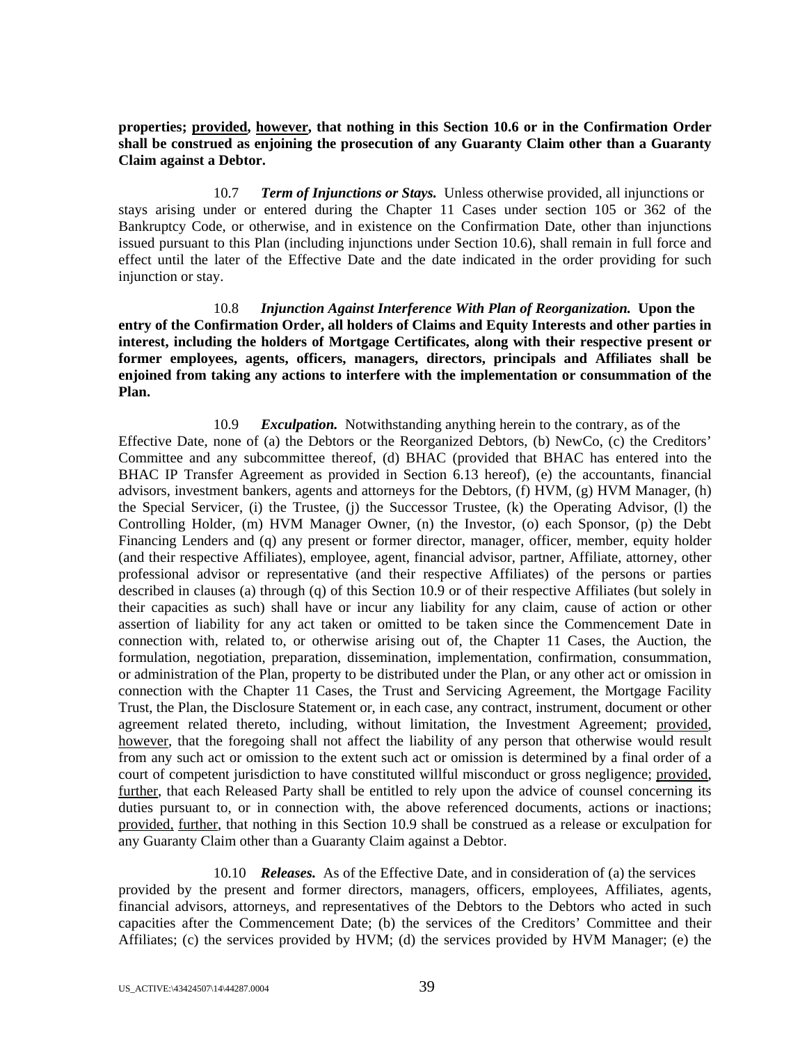**properties; provided, however, that nothing in this Section 10.6 or in the Confirmation Order shall be construed as enjoining the prosecution of any Guaranty Claim other than a Guaranty Claim against a Debtor.**

10.7 ***Term of Injunctions or Stays.*** Unless otherwise provided, all injunctions or stays arising under or entered during the Chapter 11 Cases under section 105 or 362 of the Bankruptcy Code, or otherwise, and in existence on the Confirmation Date, other than injunctions issued pursuant to this Plan (including injunctions under Section 10.6), shall remain in full force and effect until the later of the Effective Date and the date indicated in the order providing for such injunction or stay.

10.8 ***Injunction Against Interference With Plan of Reorganization.*** **Upon the entry of the Confirmation Order, all holders of Claims and Equity Interests and other parties in interest, including the holders of Mortgage Certificates, along with their respective present or former employees, agents, officers, managers, directors, principals and Affiliates shall be enjoined from taking any actions to interfere with the implementation or consummation of the Plan.**

10.9 ***Exculpation.*** Notwithstanding anything herein to the contrary, as of the Effective Date, none of (a) the Debtors or the Reorganized Debtors, (b) NewCo, (c) the Creditors' Committee and any subcommittee thereof, (d) BHAC (provided that BHAC has entered into the BHAC IP Transfer Agreement as provided in Section 6.13 hereof), (e) the accountants, financial advisors, investment bankers, agents and attorneys for the Debtors, (f) HVM, (g) HVM Manager, (h) the Special Servicer, (i) the Trustee, (j) the Successor Trustee, (k) the Operating Advisor, (l) the Controlling Holder, (m) HVM Manager Owner, (n) the Investor, (o) each Sponsor, (p) the Debt Financing Lenders and (q) any present or former director, manager, officer, member, equity holder (and their respective Affiliates), employee, agent, financial advisor, partner, Affiliate, attorney, other professional advisor or representative (and their respective Affiliates) of the persons or parties described in clauses (a) through (q) of this Section 10.9 or of their respective Affiliates (but solely in their capacities as such) shall have or incur any liability for any claim, cause of action or other assertion of liability for any act taken or omitted to be taken since the Commencement Date in connection with, related to, or otherwise arising out of, the Chapter 11 Cases, the Auction, the formulation, negotiation, preparation, dissemination, implementation, confirmation, consummation, or administration of the Plan, property to be distributed under the Plan, or any other act or omission in connection with the Chapter 11 Cases, the Trust and Servicing Agreement, the Mortgage Facility Trust, the Plan, the Disclosure Statement or, in each case, any contract, instrument, document or other agreement related thereto, including, without limitation, the Investment Agreement; provided, however, that the foregoing shall not affect the liability of any person that otherwise would result from any such act or omission to the extent such act or omission is determined by a final order of a court of competent jurisdiction to have constituted willful misconduct or gross negligence; provided, further, that each Released Party shall be entitled to rely upon the advice of counsel concerning its duties pursuant to, or in connection with, the above referenced documents, actions or inactions; provided, further, that nothing in this Section 10.9 shall be construed as a release or exculpation for any Guaranty Claim other than a Guaranty Claim against a Debtor.

10.10 ***Releases.*** As of the Effective Date, and in consideration of (a) the services provided by the present and former directors, managers, officers, employees, Affiliates, agents, financial advisors, attorneys, and representatives of the Debtors to the Debtors who acted in such capacities after the Commencement Date; (b) the services of the Creditors' Committee and their Affiliates; (c) the services provided by HVM; (d) the services provided by HVM Manager; (e) the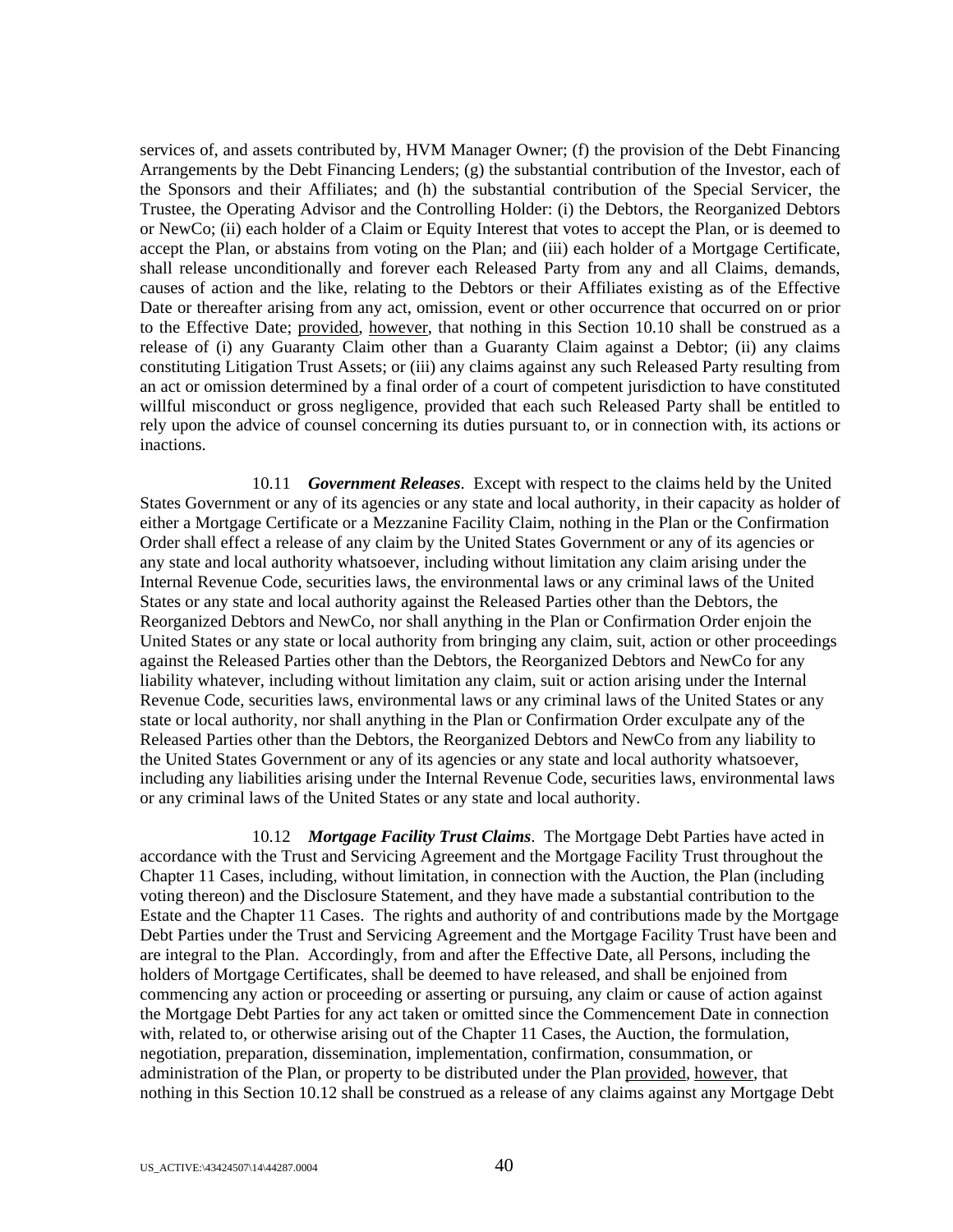services of, and assets contributed by, HVM Manager Owner; (f) the provision of the Debt Financing Arrangements by the Debt Financing Lenders; (g) the substantial contribution of the Investor, each of the Sponsors and their Affiliates; and (h) the substantial contribution of the Special Servicer, the Trustee, the Operating Advisor and the Controlling Holder: (i) the Debtors, the Reorganized Debtors or NewCo; (ii) each holder of a Claim or Equity Interest that votes to accept the Plan, or is deemed to accept the Plan, or abstains from voting on the Plan; and (iii) each holder of a Mortgage Certificate, shall release unconditionally and forever each Released Party from any and all Claims, demands, causes of action and the like, relating to the Debtors or their Affiliates existing as of the Effective Date or thereafter arising from any act, omission, event or other occurrence that occurred on or prior to the Effective Date; provided, however, that nothing in this Section 10.10 shall be construed as a release of (i) any Guaranty Claim other than a Guaranty Claim against a Debtor; (ii) any claims constituting Litigation Trust Assets; or (iii) any claims against any such Released Party resulting from an act or omission determined by a final order of a court of competent jurisdiction to have constituted willful misconduct or gross negligence, provided that each such Released Party shall be entitled to rely upon the advice of counsel concerning its duties pursuant to, or in connection with, its actions or inactions.

10.11 ***Government Releases***. Except with respect to the claims held by the United States Government or any of its agencies or any state and local authority, in their capacity as holder of either a Mortgage Certificate or a Mezzanine Facility Claim, nothing in the Plan or the Confirmation Order shall effect a release of any claim by the United States Government or any of its agencies or any state and local authority whatsoever, including without limitation any claim arising under the Internal Revenue Code, securities laws, the environmental laws or any criminal laws of the United States or any state and local authority against the Released Parties other than the Debtors, the Reorganized Debtors and NewCo, nor shall anything in the Plan or Confirmation Order enjoin the United States or any state or local authority from bringing any claim, suit, action or other proceedings against the Released Parties other than the Debtors, the Reorganized Debtors and NewCo for any liability whatever, including without limitation any claim, suit or action arising under the Internal Revenue Code, securities laws, environmental laws or any criminal laws of the United States or any state or local authority, nor shall anything in the Plan or Confirmation Order exculpate any of the Released Parties other than the Debtors, the Reorganized Debtors and NewCo from any liability to the United States Government or any of its agencies or any state and local authority whatsoever, including any liabilities arising under the Internal Revenue Code, securities laws, environmental laws or any criminal laws of the United States or any state and local authority.

10.12 ***Mortgage Facility Trust Claims***. The Mortgage Debt Parties have acted in accordance with the Trust and Servicing Agreement and the Mortgage Facility Trust throughout the Chapter 11 Cases, including, without limitation, in connection with the Auction, the Plan (including voting thereon) and the Disclosure Statement, and they have made a substantial contribution to the Estate and the Chapter 11 Cases. The rights and authority of and contributions made by the Mortgage Debt Parties under the Trust and Servicing Agreement and the Mortgage Facility Trust have been and are integral to the Plan. Accordingly, from and after the Effective Date, all Persons, including the holders of Mortgage Certificates, shall be deemed to have released, and shall be enjoined from commencing any action or proceeding or asserting or pursuing, any claim or cause of action against the Mortgage Debt Parties for any act taken or omitted since the Commencement Date in connection with, related to, or otherwise arising out of the Chapter 11 Cases, the Auction, the formulation, negotiation, preparation, dissemination, implementation, confirmation, consummation, or administration of the Plan, or property to be distributed under the Plan provided, however, that nothing in this Section 10.12 shall be construed as a release of any claims against any Mortgage Debt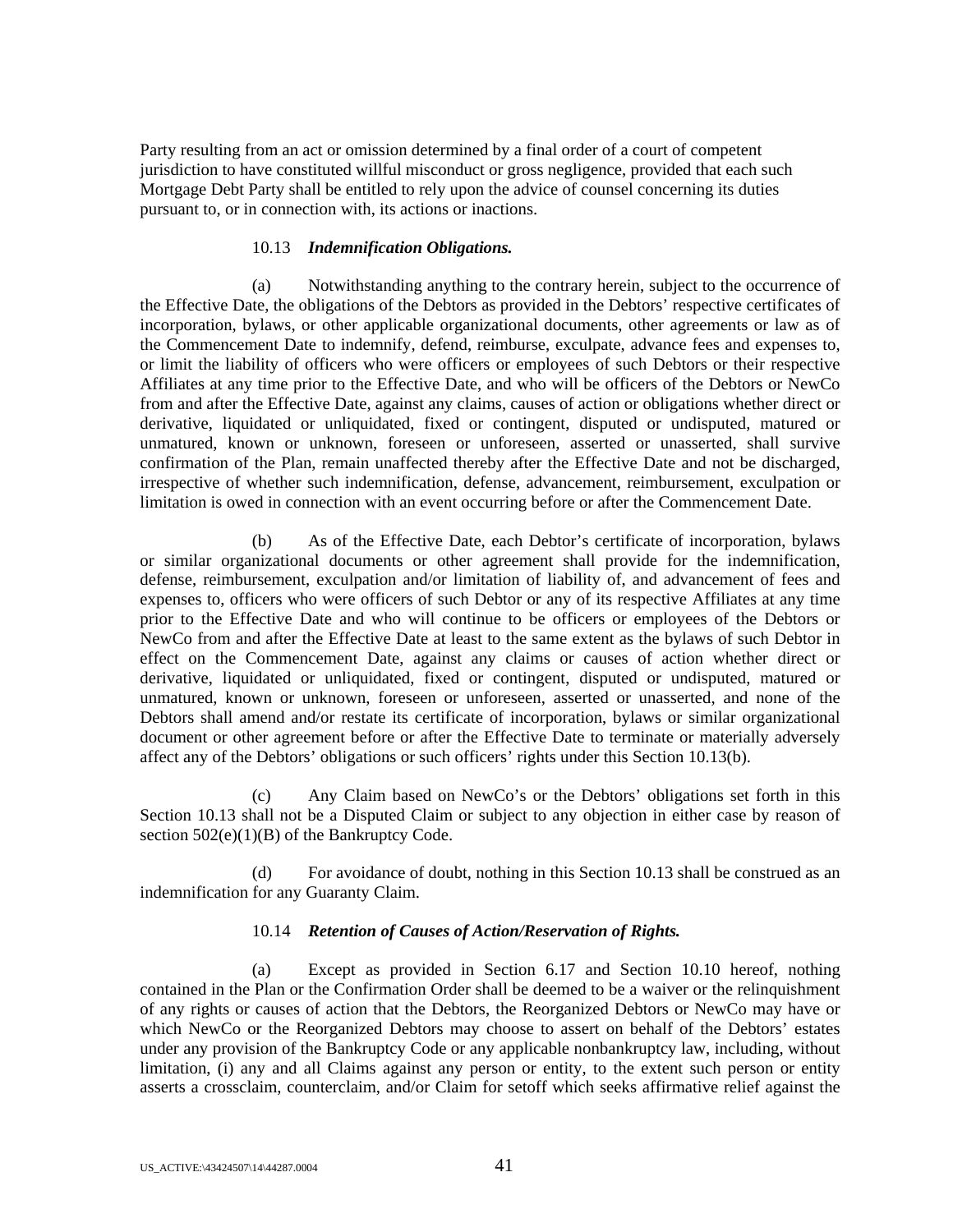Party resulting from an act or omission determined by a final order of a court of competent jurisdiction to have constituted willful misconduct or gross negligence, provided that each such Mortgage Debt Party shall be entitled to rely upon the advice of counsel concerning its duties pursuant to, or in connection with, its actions or inactions.

10.13 ***Indemnification Obligations.***

(a) Notwithstanding anything to the contrary herein, subject to the occurrence of the Effective Date, the obligations of the Debtors as provided in the Debtors' respective certificates of incorporation, bylaws, or other applicable organizational documents, other agreements or law as of the Commencement Date to indemnify, defend, reimburse, exculpate, advance fees and expenses to, or limit the liability of officers who were officers or employees of such Debtors or their respective Affiliates at any time prior to the Effective Date, and who will be officers of the Debtors or NewCo from and after the Effective Date, against any claims, causes of action or obligations whether direct or derivative, liquidated or unliquidated, fixed or contingent, disputed or undisputed, matured or unmatured, known or unknown, foreseen or unforeseen, asserted or unasserted, shall survive confirmation of the Plan, remain unaffected thereby after the Effective Date and not be discharged, irrespective of whether such indemnification, defense, advancement, reimbursement, exculpation or limitation is owed in connection with an event occurring before or after the Commencement Date.

(b) As of the Effective Date, each Debtor's certificate of incorporation, bylaws or similar organizational documents or other agreement shall provide for the indemnification, defense, reimbursement, exculpation and/or limitation of liability of, and advancement of fees and expenses to, officers who were officers of such Debtor or any of its respective Affiliates at any time prior to the Effective Date and who will continue to be officers or employees of the Debtors or NewCo from and after the Effective Date at least to the same extent as the bylaws of such Debtor in effect on the Commencement Date, against any claims or causes of action whether direct or derivative, liquidated or unliquidated, fixed or contingent, disputed or undisputed, matured or unmatured, known or unknown, foreseen or unforeseen, asserted or unasserted, and none of the Debtors shall amend and/or restate its certificate of incorporation, bylaws or similar organizational document or other agreement before or after the Effective Date to terminate or materially adversely affect any of the Debtors' obligations or such officers' rights under this Section 10.13(b).

(c) Any Claim based on NewCo's or the Debtors' obligations set forth in this Section 10.13 shall not be a Disputed Claim or subject to any objection in either case by reason of section 502(e)(1)(B) of the Bankruptcy Code.

(d) For avoidance of doubt, nothing in this Section 10.13 shall be construed as an indemnification for any Guaranty Claim.

10.14 ***Retention of Causes of Action/Reservation of Rights.***

(a) Except as provided in Section 6.17 and Section 10.10 hereof, nothing contained in the Plan or the Confirmation Order shall be deemed to be a waiver or the relinquishment of any rights or causes of action that the Debtors, the Reorganized Debtors or NewCo may have or which NewCo or the Reorganized Debtors may choose to assert on behalf of the Debtors' estates under any provision of the Bankruptcy Code or any applicable nonbankruptcy law, including, without limitation, (i) any and all Claims against any person or entity, to the extent such person or entity asserts a crossclaim, counterclaim, and/or Claim for setoff which seeks affirmative relief against the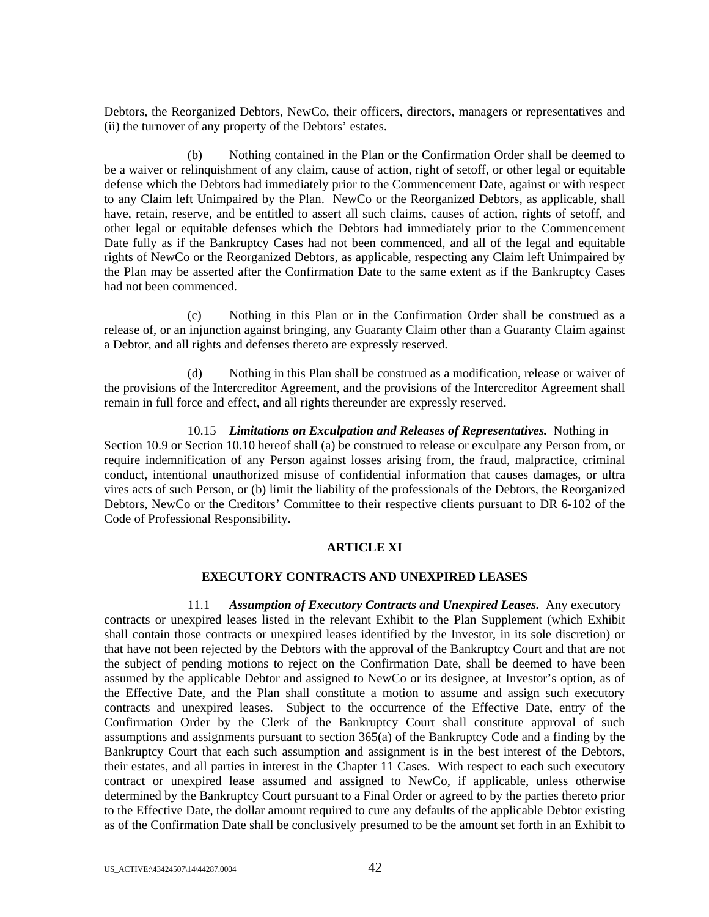Debtors, the Reorganized Debtors, NewCo, their officers, directors, managers or representatives and (ii) the turnover of any property of the Debtors' estates.

(b) Nothing contained in the Plan or the Confirmation Order shall be deemed to be a waiver or relinquishment of any claim, cause of action, right of setoff, or other legal or equitable defense which the Debtors had immediately prior to the Commencement Date, against or with respect to any Claim left Unimpaired by the Plan. NewCo or the Reorganized Debtors, as applicable, shall have, retain, reserve, and be entitled to assert all such claims, causes of action, rights of setoff, and other legal or equitable defenses which the Debtors had immediately prior to the Commencement Date fully as if the Bankruptcy Cases had not been commenced, and all of the legal and equitable rights of NewCo or the Reorganized Debtors, as applicable, respecting any Claim left Unimpaired by the Plan may be asserted after the Confirmation Date to the same extent as if the Bankruptcy Cases had not been commenced.

(c) Nothing in this Plan or in the Confirmation Order shall be construed as a release of, or an injunction against bringing, any Guaranty Claim other than a Guaranty Claim against a Debtor, and all rights and defenses thereto are expressly reserved.

(d) Nothing in this Plan shall be construed as a modification, release or waiver of the provisions of the Intercreditor Agreement, and the provisions of the Intercreditor Agreement shall remain in full force and effect, and all rights thereunder are expressly reserved.

10.15 ***Limitations on Exculpation and Releases of Representatives.*** Nothing in Section 10.9 or Section 10.10 hereof shall (a) be construed to release or exculpate any Person from, or require indemnification of any Person against losses arising from, the fraud, malpractice, criminal conduct, intentional unauthorized misuse of confidential information that causes damages, or ultra vires acts of such Person, or (b) limit the liability of the professionals of the Debtors, the Reorganized Debtors, NewCo or the Creditors' Committee to their respective clients pursuant to DR 6-102 of the Code of Professional Responsibility.

## ARTICLE XI

## EXECUTORY CONTRACTS AND UNEXPIRED LEASES

11.1 ***Assumption of Executory Contracts and Unexpired Leases.*** Any executory contracts or unexpired leases listed in the relevant Exhibit to the Plan Supplement (which Exhibit shall contain those contracts or unexpired leases identified by the Investor, in its sole discretion) or that have not been rejected by the Debtors with the approval of the Bankruptcy Court and that are not the subject of pending motions to reject on the Confirmation Date, shall be deemed to have been assumed by the applicable Debtor and assigned to NewCo or its designee, at Investor's option, as of the Effective Date, and the Plan shall constitute a motion to assume and assign such executory contracts and unexpired leases. Subject to the occurrence of the Effective Date, entry of the Confirmation Order by the Clerk of the Bankruptcy Court shall constitute approval of such assumptions and assignments pursuant to section 365(a) of the Bankruptcy Code and a finding by the Bankruptcy Court that each such assumption and assignment is in the best interest of the Debtors, their estates, and all parties in interest in the Chapter 11 Cases. With respect to each such executory contract or unexpired lease assumed and assigned to NewCo, if applicable, unless otherwise determined by the Bankruptcy Court pursuant to a Final Order or agreed to by the parties thereto prior to the Effective Date, the dollar amount required to cure any defaults of the applicable Debtor existing as of the Confirmation Date shall be conclusively presumed to be the amount set forth in an Exhibit to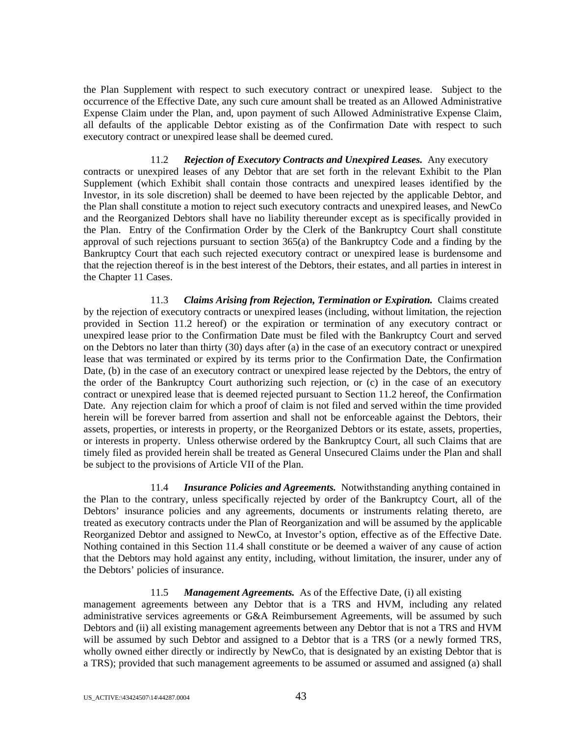the Plan Supplement with respect to such executory contract or unexpired lease. Subject to the occurrence of the Effective Date, any such cure amount shall be treated as an Allowed Administrative Expense Claim under the Plan, and, upon payment of such Allowed Administrative Expense Claim, all defaults of the applicable Debtor existing as of the Confirmation Date with respect to such executory contract or unexpired lease shall be deemed cured.

11.2 ***Rejection of Executory Contracts and Unexpired Leases.*** Any executory contracts or unexpired leases of any Debtor that are set forth in the relevant Exhibit to the Plan Supplement (which Exhibit shall contain those contracts and unexpired leases identified by the Investor, in its sole discretion) shall be deemed to have been rejected by the applicable Debtor, and the Plan shall constitute a motion to reject such executory contracts and unexpired leases, and NewCo and the Reorganized Debtors shall have no liability thereunder except as is specifically provided in the Plan. Entry of the Confirmation Order by the Clerk of the Bankruptcy Court shall constitute approval of such rejections pursuant to section 365(a) of the Bankruptcy Code and a finding by the Bankruptcy Court that each such rejected executory contract or unexpired lease is burdensome and that the rejection thereof is in the best interest of the Debtors, their estates, and all parties in interest in the Chapter 11 Cases.

11.3 ***Claims Arising from Rejection, Termination or Expiration.*** Claims created by the rejection of executory contracts or unexpired leases (including, without limitation, the rejection provided in Section 11.2 hereof) or the expiration or termination of any executory contract or unexpired lease prior to the Confirmation Date must be filed with the Bankruptcy Court and served on the Debtors no later than thirty (30) days after (a) in the case of an executory contract or unexpired lease that was terminated or expired by its terms prior to the Confirmation Date, the Confirmation Date, (b) in the case of an executory contract or unexpired lease rejected by the Debtors, the entry of the order of the Bankruptcy Court authorizing such rejection, or (c) in the case of an executory contract or unexpired lease that is deemed rejected pursuant to Section 11.2 hereof, the Confirmation Date. Any rejection claim for which a proof of claim is not filed and served within the time provided herein will be forever barred from assertion and shall not be enforceable against the Debtors, their assets, properties, or interests in property, or the Reorganized Debtors or its estate, assets, properties, or interests in property. Unless otherwise ordered by the Bankruptcy Court, all such Claims that are timely filed as provided herein shall be treated as General Unsecured Claims under the Plan and shall be subject to the provisions of Article VII of the Plan.

11.4 ***Insurance Policies and Agreements.*** Notwithstanding anything contained in the Plan to the contrary, unless specifically rejected by order of the Bankruptcy Court, all of the Debtors' insurance policies and any agreements, documents or instruments relating thereto, are treated as executory contracts under the Plan of Reorganization and will be assumed by the applicable Reorganized Debtor and assigned to NewCo, at Investor's option, effective as of the Effective Date. Nothing contained in this Section 11.4 shall constitute or be deemed a waiver of any cause of action that the Debtors may hold against any entity, including, without limitation, the insurer, under any of the Debtors' policies of insurance.

11.5 ***Management Agreements.*** As of the Effective Date, (i) all existing management agreements between any Debtor that is a TRS and HVM, including any related administrative services agreements or G&A Reimbursement Agreements, will be assumed by such Debtors and (ii) all existing management agreements between any Debtor that is not a TRS and HVM will be assumed by such Debtor and assigned to a Debtor that is a TRS (or a newly formed TRS, wholly owned either directly or indirectly by NewCo, that is designated by an existing Debtor that is a TRS); provided that such management agreements to be assumed or assumed and assigned (a) shall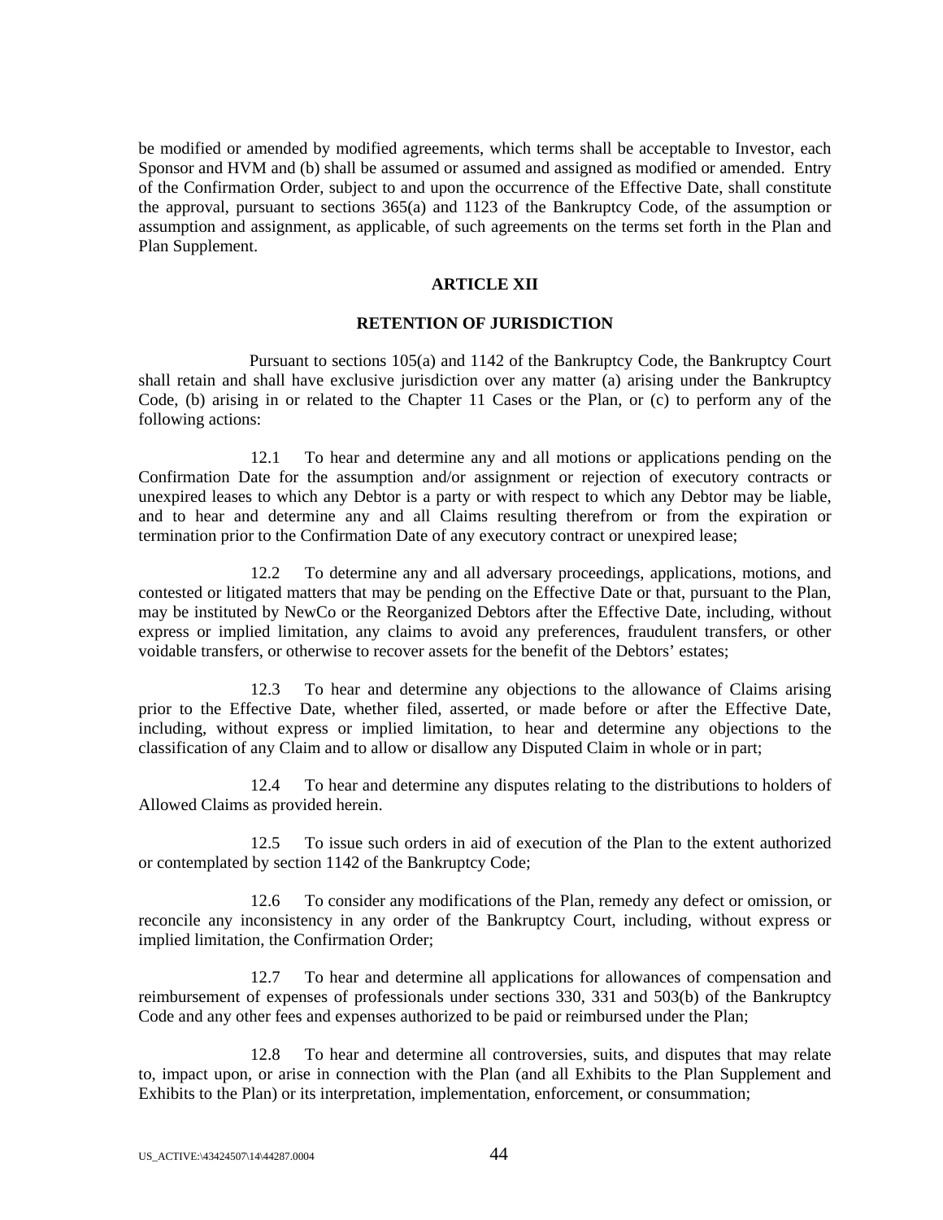be modified or amended by modified agreements, which terms shall be acceptable to Investor, each Sponsor and HVM and (b) shall be assumed or assumed and assigned as modified or amended. Entry of the Confirmation Order, subject to and upon the occurrence of the Effective Date, shall constitute the approval, pursuant to sections 365(a) and 1123 of the Bankruptcy Code, of the assumption or assumption and assignment, as applicable, of such agreements on the terms set forth in the Plan and Plan Supplement.

## ARTICLE XII

## RETENTION OF JURISDICTION

Pursuant to sections 105(a) and 1142 of the Bankruptcy Code, the Bankruptcy Court shall retain and shall have exclusive jurisdiction over any matter (a) arising under the Bankruptcy Code, (b) arising in or related to the Chapter 11 Cases or the Plan, or (c) to perform any of the following actions:

12.1 To hear and determine any and all motions or applications pending on the Confirmation Date for the assumption and/or assignment or rejection of executory contracts or unexpired leases to which any Debtor is a party or with respect to which any Debtor may be liable, and to hear and determine any and all Claims resulting therefrom or from the expiration or termination prior to the Confirmation Date of any executory contract or unexpired lease;

12.2 To determine any and all adversary proceedings, applications, motions, and contested or litigated matters that may be pending on the Effective Date or that, pursuant to the Plan, may be instituted by NewCo or the Reorganized Debtors after the Effective Date, including, without express or implied limitation, any claims to avoid any preferences, fraudulent transfers, or other voidable transfers, or otherwise to recover assets for the benefit of the Debtors' estates;

12.3 To hear and determine any objections to the allowance of Claims arising prior to the Effective Date, whether filed, asserted, or made before or after the Effective Date, including, without express or implied limitation, to hear and determine any objections to the classification of any Claim and to allow or disallow any Disputed Claim in whole or in part;

12.4 To hear and determine any disputes relating to the distributions to holders of Allowed Claims as provided herein.

12.5 To issue such orders in aid of execution of the Plan to the extent authorized or contemplated by section 1142 of the Bankruptcy Code;

12.6 To consider any modifications of the Plan, remedy any defect or omission, or reconcile any inconsistency in any order of the Bankruptcy Court, including, without express or implied limitation, the Confirmation Order;

12.7 To hear and determine all applications for allowances of compensation and reimbursement of expenses of professionals under sections 330, 331 and 503(b) of the Bankruptcy Code and any other fees and expenses authorized to be paid or reimbursed under the Plan;

12.8 To hear and determine all controversies, suits, and disputes that may relate to, impact upon, or arise in connection with the Plan (and all Exhibits to the Plan Supplement and Exhibits to the Plan) or its interpretation, implementation, enforcement, or consummation;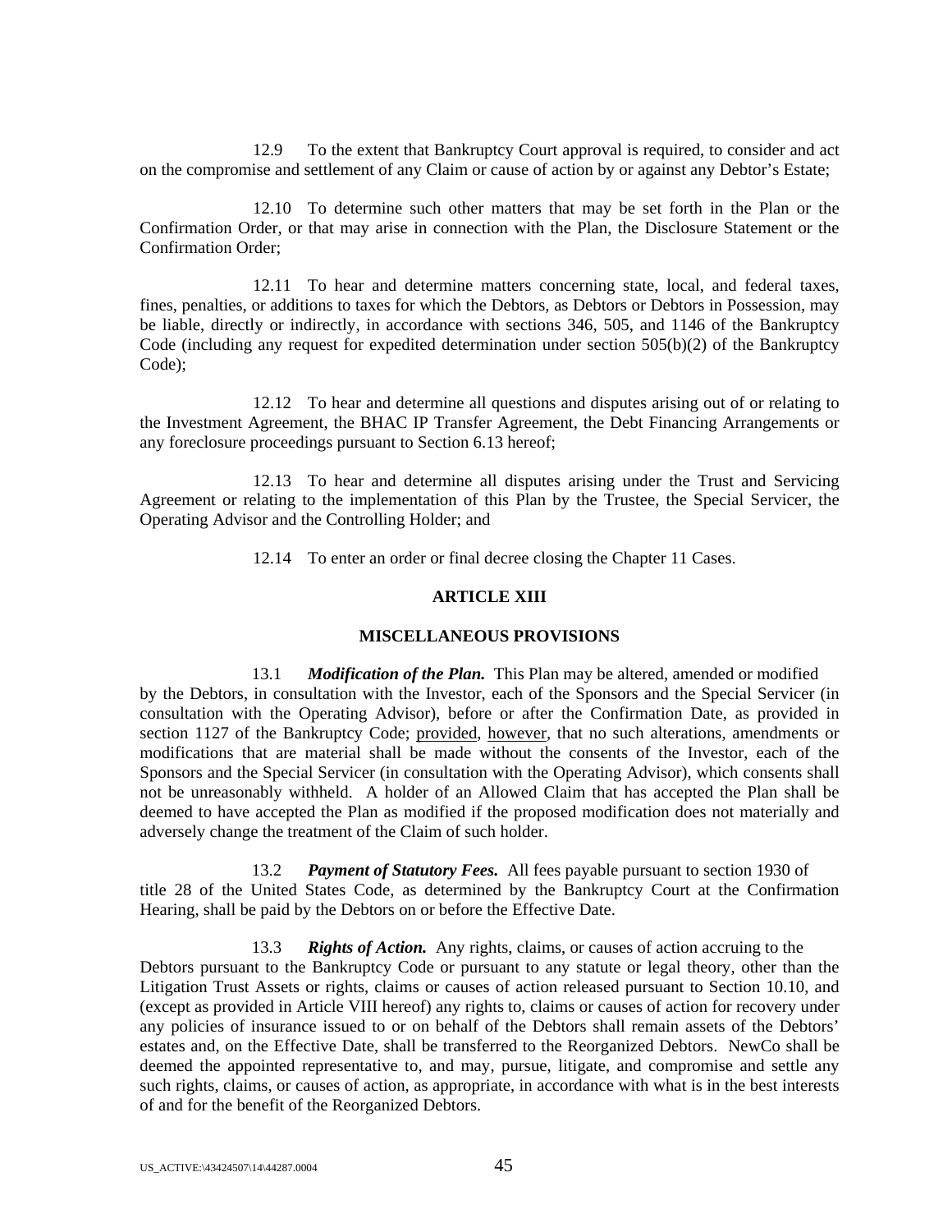12.9 To the extent that Bankruptcy Court approval is required, to consider and act on the compromise and settlement of any Claim or cause of action by or against any Debtor's Estate;

12.10 To determine such other matters that may be set forth in the Plan or the Confirmation Order, or that may arise in connection with the Plan, the Disclosure Statement or the Confirmation Order;

12.11 To hear and determine matters concerning state, local, and federal taxes, fines, penalties, or additions to taxes for which the Debtors, as Debtors or Debtors in Possession, may be liable, directly or indirectly, in accordance with sections 346, 505, and 1146 of the Bankruptcy Code (including any request for expedited determination under section 505(b)(2) of the Bankruptcy Code);

12.12 To hear and determine all questions and disputes arising out of or relating to the Investment Agreement, the BHAC IP Transfer Agreement, the Debt Financing Arrangements or any foreclosure proceedings pursuant to Section 6.13 hereof;

12.13 To hear and determine all disputes arising under the Trust and Servicing Agreement or relating to the implementation of this Plan by the Trustee, the Special Servicer, the Operating Advisor and the Controlling Holder; and

12.14 To enter an order or final decree closing the Chapter 11 Cases.

## ARTICLE XIII

## MISCELLANEOUS PROVISIONS

13.1 ***Modification of the Plan.*** This Plan may be altered, amended or modified by the Debtors, in consultation with the Investor, each of the Sponsors and the Special Servicer (in consultation with the Operating Advisor), before or after the Confirmation Date, as provided in section 1127 of the Bankruptcy Code; provided, however, that no such alterations, amendments or modifications that are material shall be made without the consents of the Investor, each of the Sponsors and the Special Servicer (in consultation with the Operating Advisor), which consents shall not be unreasonably withheld. A holder of an Allowed Claim that has accepted the Plan shall be deemed to have accepted the Plan as modified if the proposed modification does not materially and adversely change the treatment of the Claim of such holder.

13.2 ***Payment of Statutory Fees.*** All fees payable pursuant to section 1930 of title 28 of the United States Code, as determined by the Bankruptcy Court at the Confirmation Hearing, shall be paid by the Debtors on or before the Effective Date.

13.3 ***Rights of Action.*** Any rights, claims, or causes of action accruing to the Debtors pursuant to the Bankruptcy Code or pursuant to any statute or legal theory, other than the Litigation Trust Assets or rights, claims or causes of action released pursuant to Section 10.10, and (except as provided in Article VIII hereof) any rights to, claims or causes of action for recovery under any policies of insurance issued to or on behalf of the Debtors shall remain assets of the Debtors' estates and, on the Effective Date, shall be transferred to the Reorganized Debtors. NewCo shall be deemed the appointed representative to, and may, pursue, litigate, and compromise and settle any such rights, claims, or causes of action, as appropriate, in accordance with what is in the best interests of and for the benefit of the Reorganized Debtors.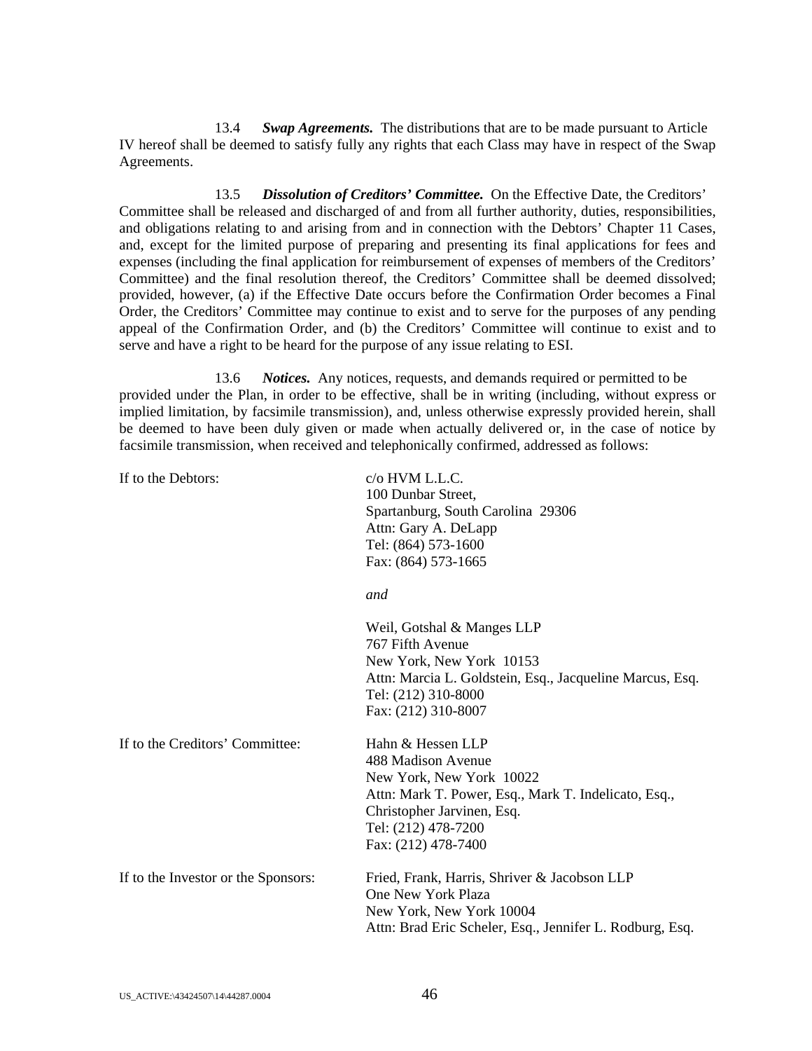13.4 ***Swap Agreements.*** The distributions that are to be made pursuant to Article IV hereof shall be deemed to satisfy fully any rights that each Class may have in respect of the Swap Agreements.

13.5 ***Dissolution of Creditors' Committee.*** On the Effective Date, the Creditors' Committee shall be released and discharged of and from all further authority, duties, responsibilities, and obligations relating to and arising from and in connection with the Debtors' Chapter 11 Cases, and, except for the limited purpose of preparing and presenting its final applications for fees and expenses (including the final application for reimbursement of expenses of members of the Creditors' Committee) and the final resolution thereof, the Creditors' Committee shall be deemed dissolved; provided, however, (a) if the Effective Date occurs before the Confirmation Order becomes a Final Order, the Creditors' Committee may continue to exist and to serve for the purposes of any pending appeal of the Confirmation Order, and (b) the Creditors' Committee will continue to exist and to serve and have a right to be heard for the purpose of any issue relating to ESI.

13.6 ***Notices.*** Any notices, requests, and demands required or permitted to be provided under the Plan, in order to be effective, shall be in writing (including, without express or implied limitation, by facsimile transmission), and, unless otherwise expressly provided herein, shall be deemed to have been duly given or made when actually delivered or, in the case of notice by facsimile transmission, when received and telephonically confirmed, addressed as follows:

If to the Debtors:

c/o HVM L.L.C.
100 Dunbar Street,
Spartanburg, South Carolina 29306
Attn: Gary A. DeLapp
Tel: (864) 573-1600
Fax: (864) 573-1665

*and*

Weil, Gotshal & Manges LLP
767 Fifth Avenue
New York, New York 10153
Attn: Marcia L. Goldstein, Esq., Jacqueline Marcus, Esq.
Tel: (212) 310-8000
Fax: (212) 310-8007

If to the Creditors' Committee:

Hahn & Hessen LLP
488 Madison Avenue
New York, New York 10022
Attn: Mark T. Power, Esq., Mark T. Indelicato, Esq., Christopher Jarvinen, Esq.
Tel: (212) 478-7200
Fax: (212) 478-7400

If to the Investor or the Sponsors:

Fried, Frank, Harris, Shriver & Jacobson LLP
One New York Plaza
New York, New York 10004
Attn: Brad Eric Scheler, Esq., Jennifer L. Rodburg, Esq.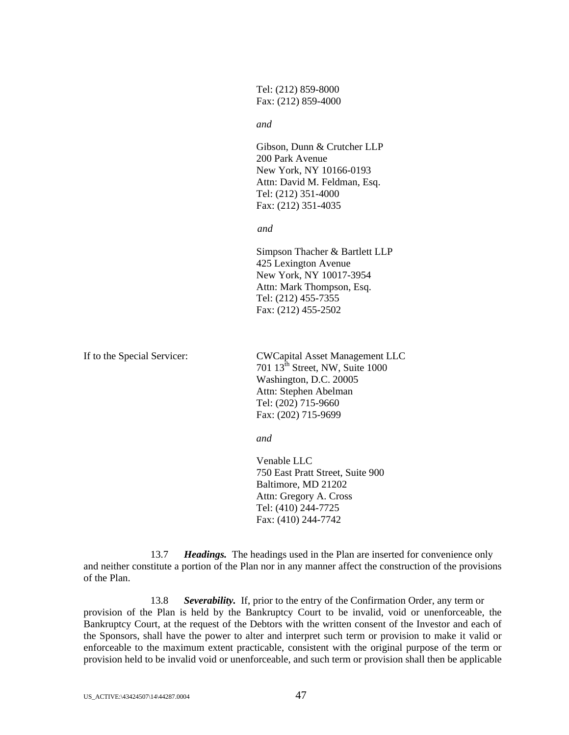Tel: (212) 859-8000
Fax: (212) 859-4000

*and*

Gibson, Dunn & Crutcher LLP
200 Park Avenue
New York, NY 10166-0193
Attn: David M. Feldman, Esq.
Tel: (212) 351-4000
Fax: (212) 351-4035

*and*

Simpson Thacher & Bartlett LLP
425 Lexington Avenue
New York, NY 10017-3954
Attn: Mark Thompson, Esq.
Tel: (212) 455-7355
Fax: (212) 455-2502

If to the Special Servicer:

CWCapital Asset Management LLC
701 13th Street, NW, Suite 1000
Washington, D.C. 20005
Attn: Stephen Abelman
Tel: (202) 715-9660
Fax: (202) 715-9699

*and*

Venable LLC
750 East Pratt Street, Suite 900
Baltimore, MD 21202
Attn: Gregory A. Cross
Tel: (410) 244-7725
Fax: (410) 244-7742

13.7 ***Headings.*** The headings used in the Plan are inserted for convenience only and neither constitute a portion of the Plan nor in any manner affect the construction of the provisions of the Plan.

13.8 ***Severability.*** If, prior to the entry of the Confirmation Order, any term or provision of the Plan is held by the Bankruptcy Court to be invalid, void or unenforceable, the Bankruptcy Court, at the request of the Debtors with the written consent of the Investor and each of the Sponsors, shall have the power to alter and interpret such term or provision to make it valid or enforceable to the maximum extent practicable, consistent with the original purpose of the term or provision held to be invalid void or unenforceable, and such term or provision shall then be applicable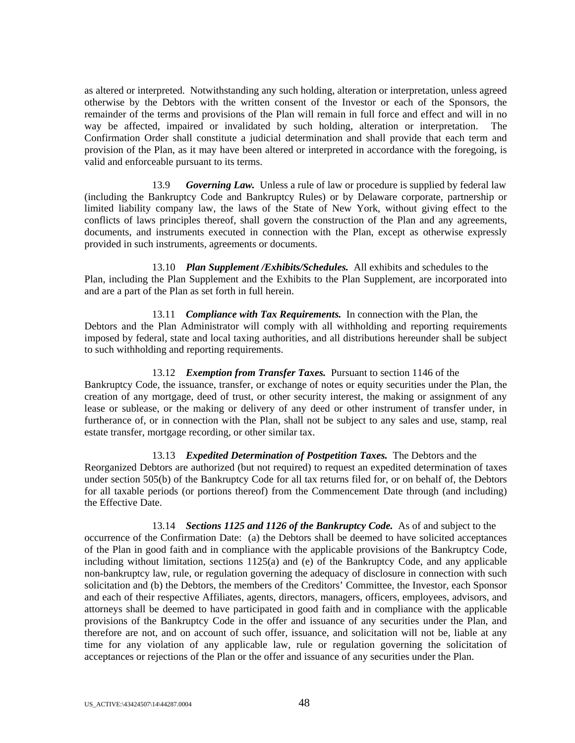as altered or interpreted. Notwithstanding any such holding, alteration or interpretation, unless agreed otherwise by the Debtors with the written consent of the Investor or each of the Sponsors, the remainder of the terms and provisions of the Plan will remain in full force and effect and will in no way be affected, impaired or invalidated by such holding, alteration or interpretation. The Confirmation Order shall constitute a judicial determination and shall provide that each term and provision of the Plan, as it may have been altered or interpreted in accordance with the foregoing, is valid and enforceable pursuant to its terms.

13.9 ***Governing Law.*** Unless a rule of law or procedure is supplied by federal law (including the Bankruptcy Code and Bankruptcy Rules) or by Delaware corporate, partnership or limited liability company law, the laws of the State of New York, without giving effect to the conflicts of laws principles thereof, shall govern the construction of the Plan and any agreements, documents, and instruments executed in connection with the Plan, except as otherwise expressly provided in such instruments, agreements or documents.

13.10 ***Plan Supplement /Exhibits/Schedules.*** All exhibits and schedules to the Plan, including the Plan Supplement and the Exhibits to the Plan Supplement, are incorporated into and are a part of the Plan as set forth in full herein.

13.11 ***Compliance with Tax Requirements.*** In connection with the Plan, the Debtors and the Plan Administrator will comply with all withholding and reporting requirements imposed by federal, state and local taxing authorities, and all distributions hereunder shall be subject to such withholding and reporting requirements.

13.12 ***Exemption from Transfer Taxes.*** Pursuant to section 1146 of the Bankruptcy Code, the issuance, transfer, or exchange of notes or equity securities under the Plan, the creation of any mortgage, deed of trust, or other security interest, the making or assignment of any lease or sublease, or the making or delivery of any deed or other instrument of transfer under, in furtherance of, or in connection with the Plan, shall not be subject to any sales and use, stamp, real estate transfer, mortgage recording, or other similar tax.

13.13 ***Expedited Determination of Postpetition Taxes.*** The Debtors and the Reorganized Debtors are authorized (but not required) to request an expedited determination of taxes under section 505(b) of the Bankruptcy Code for all tax returns filed for, or on behalf of, the Debtors for all taxable periods (or portions thereof) from the Commencement Date through (and including) the Effective Date.

13.14 ***Sections 1125 and 1126 of the Bankruptcy Code.*** As of and subject to the occurrence of the Confirmation Date: (a) the Debtors shall be deemed to have solicited acceptances of the Plan in good faith and in compliance with the applicable provisions of the Bankruptcy Code, including without limitation, sections 1125(a) and (e) of the Bankruptcy Code, and any applicable non-bankruptcy law, rule, or regulation governing the adequacy of disclosure in connection with such solicitation and (b) the Debtors, the members of the Creditors' Committee, the Investor, each Sponsor and each of their respective Affiliates, agents, directors, managers, officers, employees, advisors, and attorneys shall be deemed to have participated in good faith and in compliance with the applicable provisions of the Bankruptcy Code in the offer and issuance of any securities under the Plan, and therefore are not, and on account of such offer, issuance, and solicitation will not be, liable at any time for any violation of any applicable law, rule or regulation governing the solicitation of acceptances or rejections of the Plan or the offer and issuance of any securities under the Plan.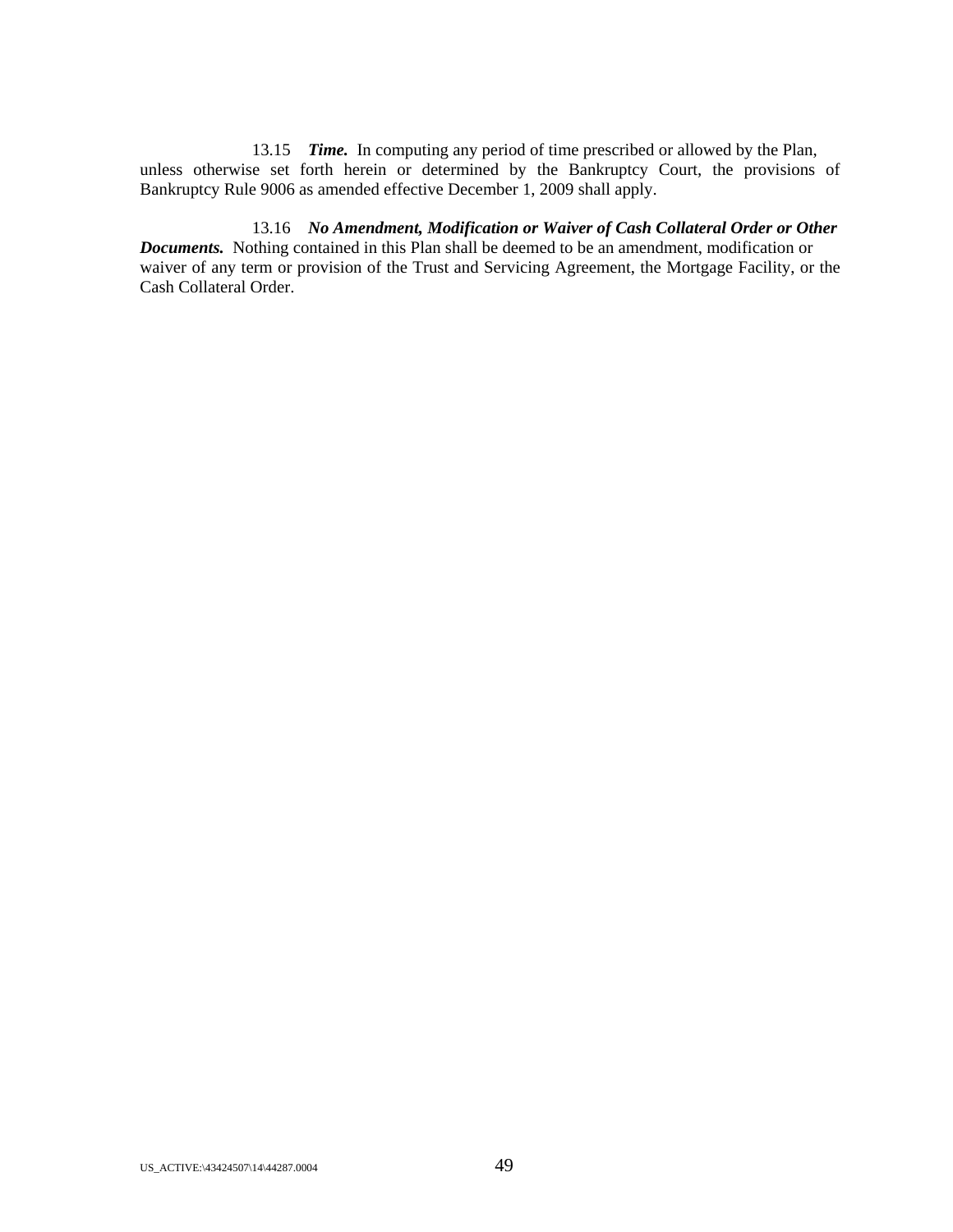13.15 ***Time.*** In computing any period of time prescribed or allowed by the Plan, unless otherwise set forth herein or determined by the Bankruptcy Court, the provisions of Bankruptcy Rule 9006 as amended effective December 1, 2009 shall apply.

13.16 ***No Amendment, Modification or Waiver of Cash Collateral Order or Other Documents.*** Nothing contained in this Plan shall be deemed to be an amendment, modification or waiver of any term or provision of the Trust and Servicing Agreement, the Mortgage Facility, or the Cash Collateral Order.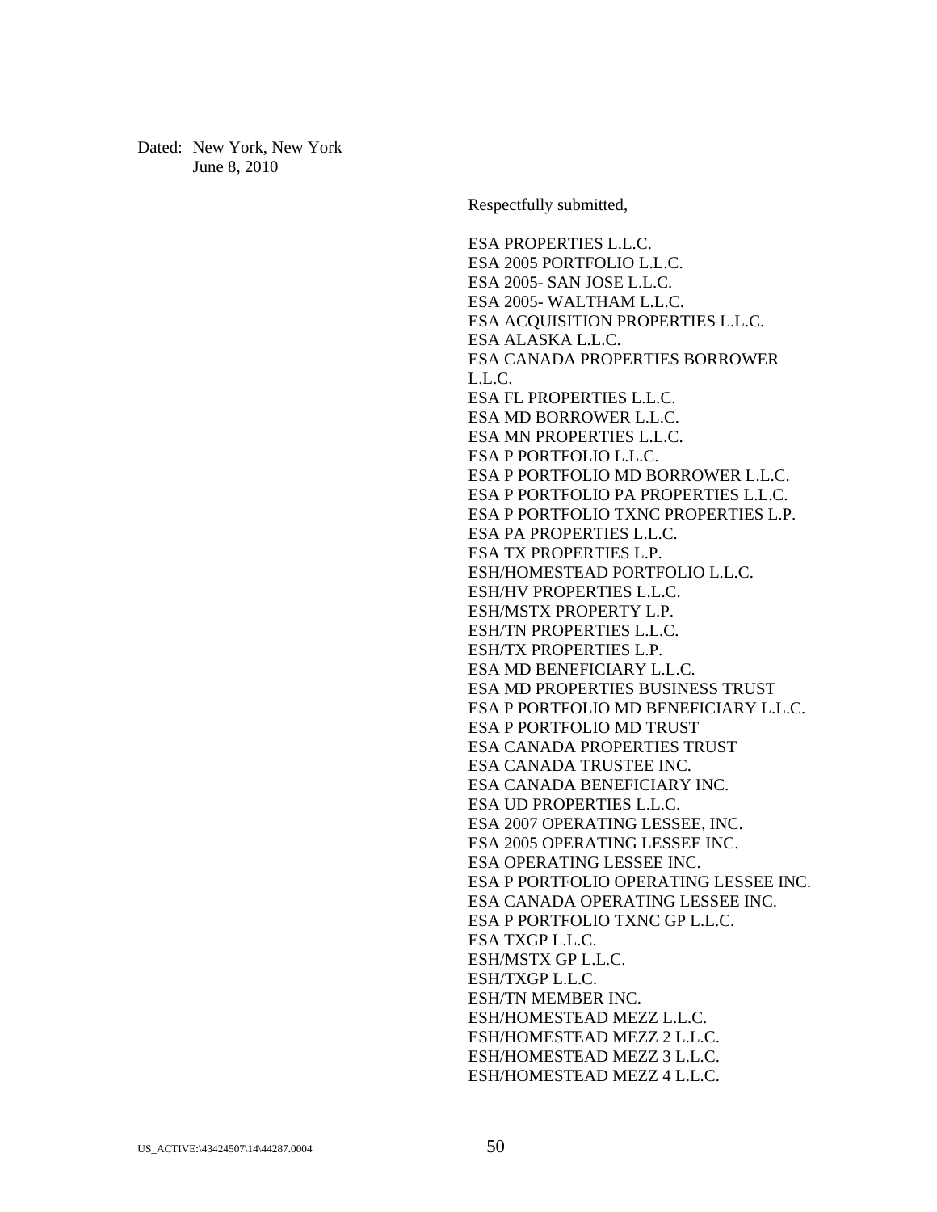Dated: New York, New York
June 8, 2010

Respectfully submitted,

ESA PROPERTIES L.L.C.
ESA 2005 PORTFOLIO L.L.C.
ESA 2005- SAN JOSE L.L.C.
ESA 2005- WALTHAM L.L.C.
ESA ACQUISITION PROPERTIES L.L.C.
ESA ALASKA L.L.C.
ESA CANADA PROPERTIES BORROWER L.L.C.
ESA FL PROPERTIES L.L.C.
ESA MD BORROWER L.L.C.
ESA MN PROPERTIES L.L.C.
ESA P PORTFOLIO L.L.C.
ESA P PORTFOLIO MD BORROWER L.L.C.
ESA P PORTFOLIO PA PROPERTIES L.L.C.
ESA P PORTFOLIO TXNC PROPERTIES L.P.
ESA PA PROPERTIES L.L.C.
ESA TX PROPERTIES L.P.
ESH/HOMESTEAD PORTFOLIO L.L.C.
ESH/HV PROPERTIES L.L.C.
ESH/MSTX PROPERTY L.P.
ESH/TN PROPERTIES L.L.C.
ESH/TX PROPERTIES L.P.
ESA MD BENEFICIARY L.L.C.
ESA MD PROPERTIES BUSINESS TRUST
ESA P PORTFOLIO MD BENEFICIARY L.L.C.
ESA P PORTFOLIO MD TRUST
ESA CANADA PROPERTIES TRUST
ESA CANADA TRUSTEE INC.
ESA CANADA BENEFICIARY INC.
ESA UD PROPERTIES L.L.C.
ESA 2007 OPERATING LESSEE, INC.
ESA 2005 OPERATING LESSEE INC.
ESA OPERATING LESSEE INC.
ESA P PORTFOLIO OPERATING LESSEE INC.
ESA CANADA OPERATING LESSEE INC.
ESA P PORTFOLIO TXNC GP L.L.C.
ESA TXGP L.L.C.
ESH/MSTX GP L.L.C.
ESH/TXGP L.L.C.
ESH/TN MEMBER INC.
ESH/HOMESTEAD MEZZ L.L.C.
ESH/HOMESTEAD MEZZ 2 L.L.C.
ESH/HOMESTEAD MEZZ 3 L.L.C.
ESH/HOMESTEAD MEZZ 4 L.L.C.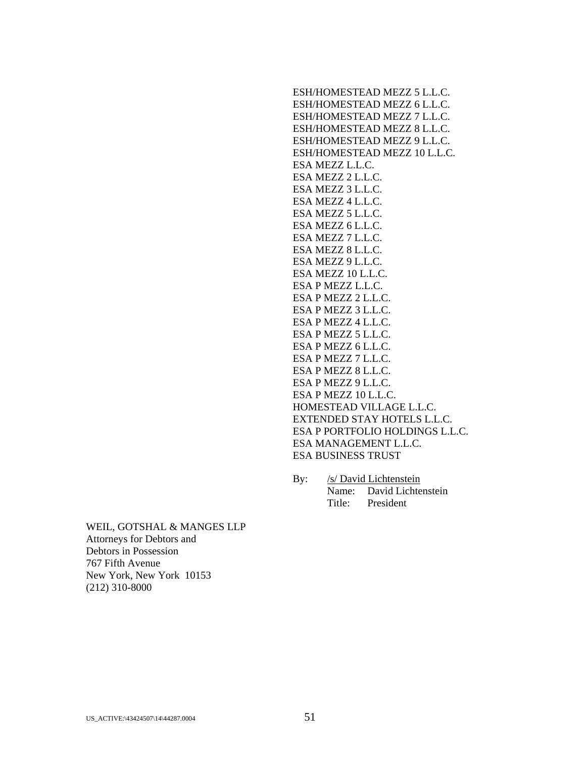ESH/HOMESTEAD MEZZ 5 L.L.C.
ESH/HOMESTEAD MEZZ 6 L.L.C.
ESH/HOMESTEAD MEZZ 7 L.L.C.
ESH/HOMESTEAD MEZZ 8 L.L.C.
ESH/HOMESTEAD MEZZ 9 L.L.C.
ESH/HOMESTEAD MEZZ 10 L.L.C.
ESA MEZZ L.L.C.
ESA MEZZ 2 L.L.C.
ESA MEZZ 3 L.L.C.
ESA MEZZ 4 L.L.C.
ESA MEZZ 5 L.L.C.
ESA MEZZ 6 L.L.C.
ESA MEZZ 7 L.L.C.
ESA MEZZ 8 L.L.C.
ESA MEZZ 9 L.L.C.
ESA MEZZ 10 L.L.C.
ESA P MEZZ L.L.C.
ESA P MEZZ 2 L.L.C.
ESA P MEZZ 3 L.L.C.
ESA P MEZZ 4 L.L.C.
ESA P MEZZ 5 L.L.C.
ESA P MEZZ 6 L.L.C.
ESA P MEZZ 7 L.L.C.
ESA P MEZZ 8 L.L.C.
ESA P MEZZ 9 L.L.C.
ESA P MEZZ 10 L.L.C.
HOMESTEAD VILLAGE L.L.C.
EXTENDED STAY HOTELS L.L.C.
ESA P PORTFOLIO HOLDINGS L.L.C.
ESA MANAGEMENT L.L.C.
ESA BUSINESS TRUST

By: /s/ David Lichtenstein
Name: David Lichtenstein
Title: President

WEIL, GOTSHAL & MANGES LLP
Attorneys for Debtors and
Debtors in Possession
767 Fifth Avenue
New York, New York 10153
(212) 310-8000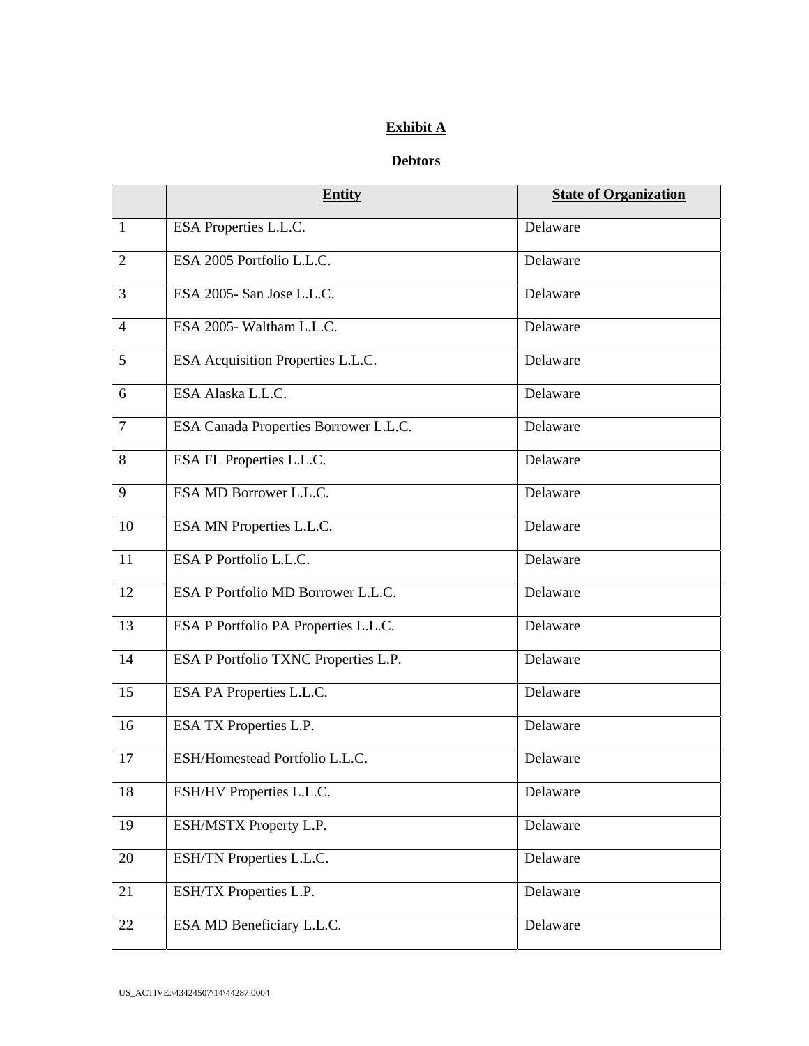**Exhibit A**

**Debtors**

| | **Entity** | **State of Organization** |
|---|---|---|
| 1 | ESA Properties L.L.C. | Delaware |
| 2 | ESA 2005 Portfolio L.L.C. | Delaware |
| 3 | ESA 2005- San Jose L.L.C. | Delaware |
| 4 | ESA 2005- Waltham L.L.C. | Delaware |
| 5 | ESA Acquisition Properties L.L.C. | Delaware |
| 6 | ESA Alaska L.L.C. | Delaware |
| 7 | ESA Canada Properties Borrower L.L.C. | Delaware |
| 8 | ESA FL Properties L.L.C. | Delaware |
| 9 | ESA MD Borrower L.L.C. | Delaware |
| 10 | ESA MN Properties L.L.C. | Delaware |
| 11 | ESA P Portfolio L.L.C. | Delaware |
| 12 | ESA P Portfolio MD Borrower L.L.C. | Delaware |
| 13 | ESA P Portfolio PA Properties L.L.C. | Delaware |
| 14 | ESA P Portfolio TXNC Properties L.P. | Delaware |
| 15 | ESA PA Properties L.L.C. | Delaware |
| 16 | ESA TX Properties L.P. | Delaware |
| 17 | ESH/Homestead Portfolio L.L.C. | Delaware |
| 18 | ESH/HV Properties L.L.C. | Delaware |
| 19 | ESH/MSTX Property L.P. | Delaware |
| 20 | ESH/TN Properties L.L.C. | Delaware |
| 21 | ESH/TX Properties L.P. | Delaware |
| 22 | ESA MD Beneficiary L.L.C. | Delaware |

US_ACTIVE:\43424507\14\44287.0004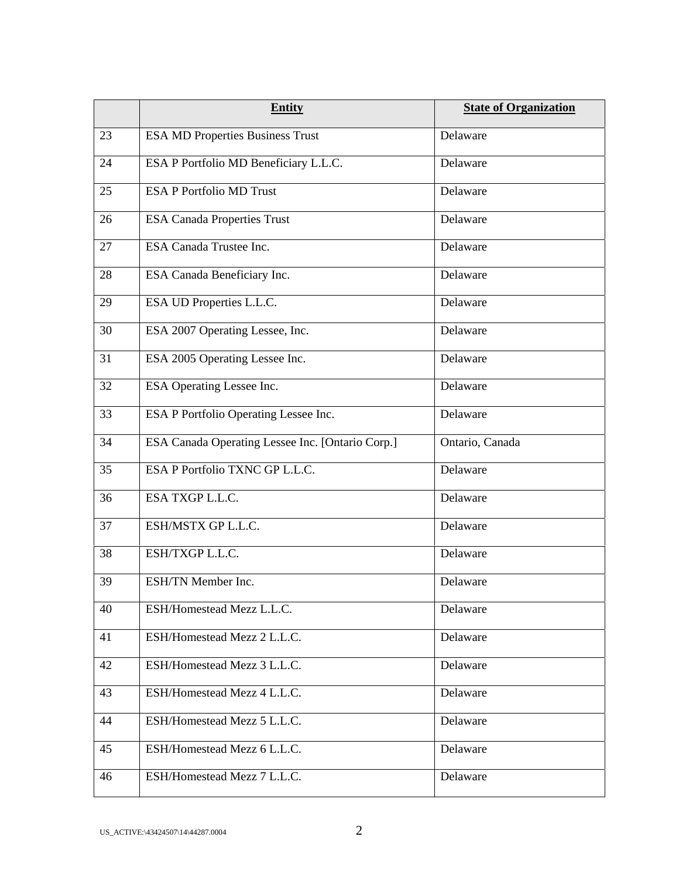| | Entity | State of Organization |
|---|---|---|
| 23 | ESA MD Properties Business Trust | Delaware |
| 24 | ESA P Portfolio MD Beneficiary L.L.C. | Delaware |
| 25 | ESA P Portfolio MD Trust | Delaware |
| 26 | ESA Canada Properties Trust | Delaware |
| 27 | ESA Canada Trustee Inc. | Delaware |
| 28 | ESA Canada Beneficiary Inc. | Delaware |
| 29 | ESA UD Properties L.L.C. | Delaware |
| 30 | ESA 2007 Operating Lessee, Inc. | Delaware |
| 31 | ESA 2005 Operating Lessee Inc. | Delaware |
| 32 | ESA Operating Lessee Inc. | Delaware |
| 33 | ESA P Portfolio Operating Lessee Inc. | Delaware |
| 34 | ESA Canada Operating Lessee Inc. [Ontario Corp.] | Ontario, Canada |
| 35 | ESA P Portfolio TXNC GP L.L.C. | Delaware |
| 36 | ESA TXGP L.L.C. | Delaware |
| 37 | ESH/MSTX GP L.L.C. | Delaware |
| 38 | ESH/TXGP L.L.C. | Delaware |
| 39 | ESH/TN Member Inc. | Delaware |
| 40 | ESH/Homestead Mezz L.L.C. | Delaware |
| 41 | ESH/Homestead Mezz 2 L.L.C. | Delaware |
| 42 | ESH/Homestead Mezz 3 L.L.C. | Delaware |
| 43 | ESH/Homestead Mezz 4 L.L.C. | Delaware |
| 44 | ESH/Homestead Mezz 5 L.L.C. | Delaware |
| 45 | ESH/Homestead Mezz 6 L.L.C. | Delaware |
| 46 | ESH/Homestead Mezz 7 L.L.C. | Delaware |

US_ACTIVE:\43424507\14\44287.0004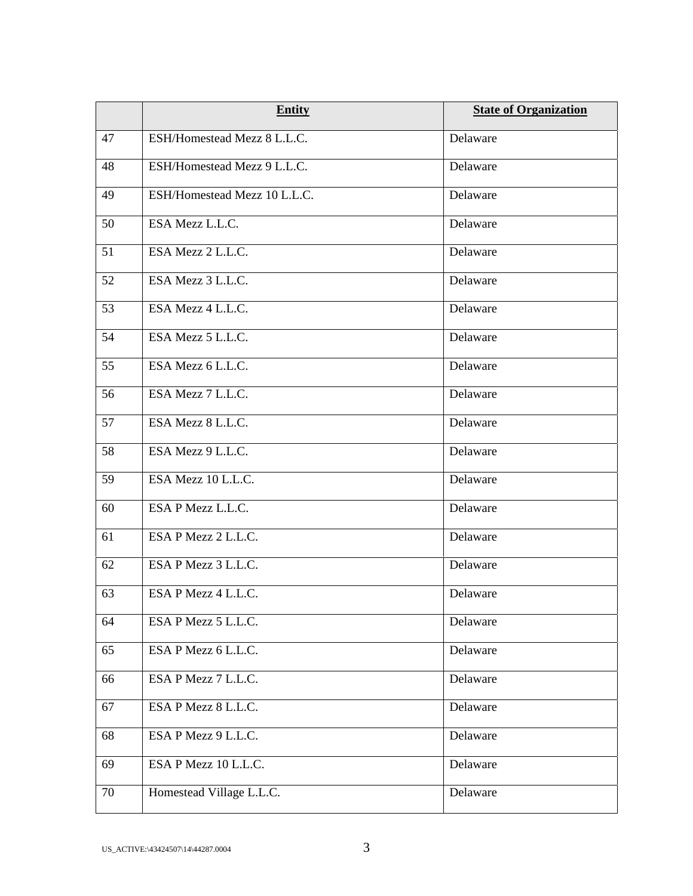| | **Entity** | **State of Organization** |
|---|---|---|
| 47 | ESH/Homestead Mezz 8 L.L.C. | Delaware |
| 48 | ESH/Homestead Mezz 9 L.L.C. | Delaware |
| 49 | ESH/Homestead Mezz 10 L.L.C. | Delaware |
| 50 | ESA Mezz L.L.C. | Delaware |
| 51 | ESA Mezz 2 L.L.C. | Delaware |
| 52 | ESA Mezz 3 L.L.C. | Delaware |
| 53 | ESA Mezz 4 L.L.C. | Delaware |
| 54 | ESA Mezz 5 L.L.C. | Delaware |
| 55 | ESA Mezz 6 L.L.C. | Delaware |
| 56 | ESA Mezz 7 L.L.C. | Delaware |
| 57 | ESA Mezz 8 L.L.C. | Delaware |
| 58 | ESA Mezz 9 L.L.C. | Delaware |
| 59 | ESA Mezz 10 L.L.C. | Delaware |
| 60 | ESA P Mezz L.L.C. | Delaware |
| 61 | ESA P Mezz 2 L.L.C. | Delaware |
| 62 | ESA P Mezz 3 L.L.C. | Delaware |
| 63 | ESA P Mezz 4 L.L.C. | Delaware |
| 64 | ESA P Mezz 5 L.L.C. | Delaware |
| 65 | ESA P Mezz 6 L.L.C. | Delaware |
| 66 | ESA P Mezz 7 L.L.C. | Delaware |
| 67 | ESA P Mezz 8 L.L.C. | Delaware |
| 68 | ESA P Mezz 9 L.L.C. | Delaware |
| 69 | ESA P Mezz 10 L.L.C. | Delaware |
| 70 | Homestead Village L.L.C. | Delaware |

US_ACTIVE:\43424507\14\44287.0004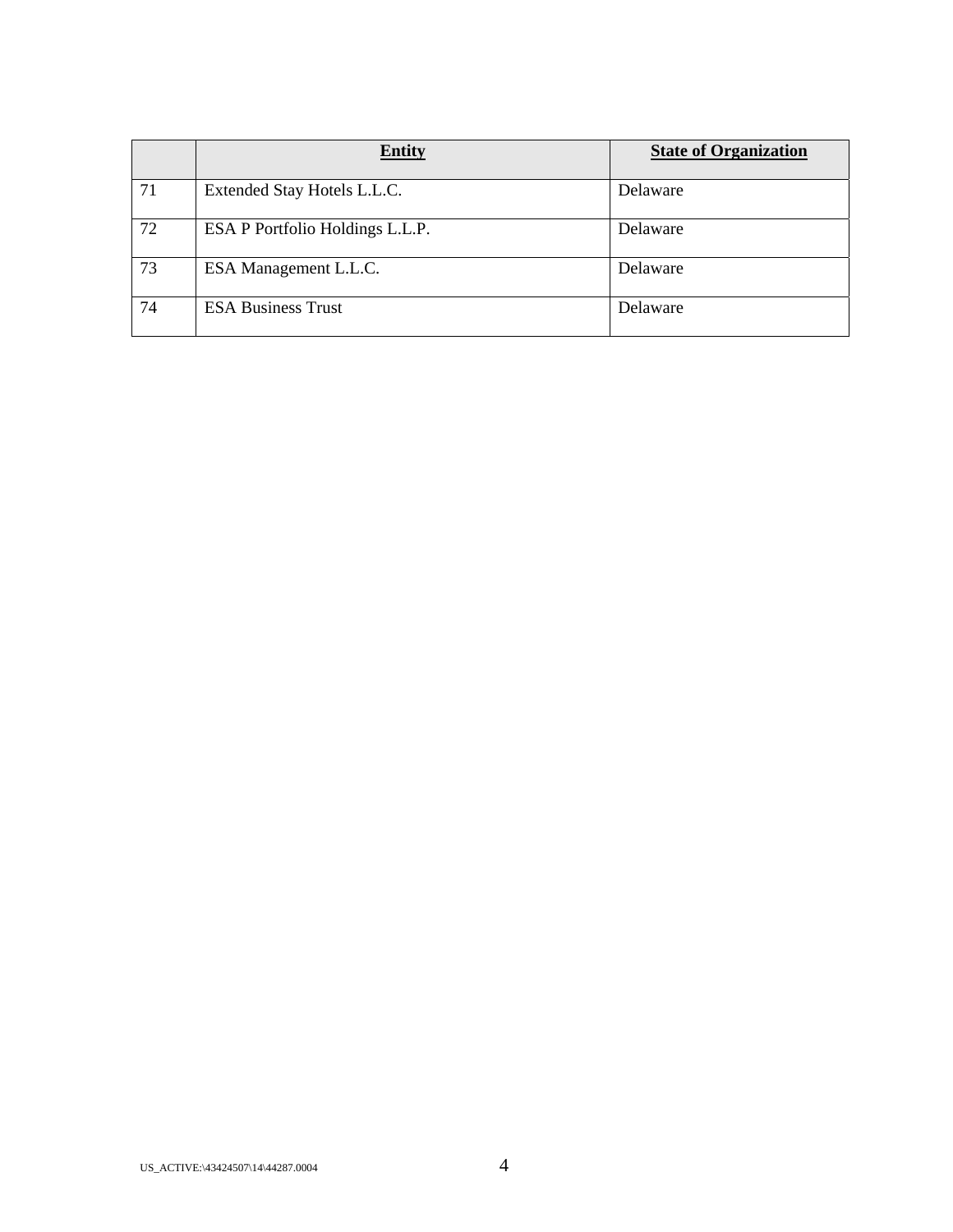| | **Entity** | **State of Organization** |
|---|---|---|
| 71 | Extended Stay Hotels L.L.C. | Delaware |
| 72 | ESA P Portfolio Holdings L.L.P. | Delaware |
| 73 | ESA Management L.L.C. | Delaware |
| 74 | ESA Business Trust | Delaware |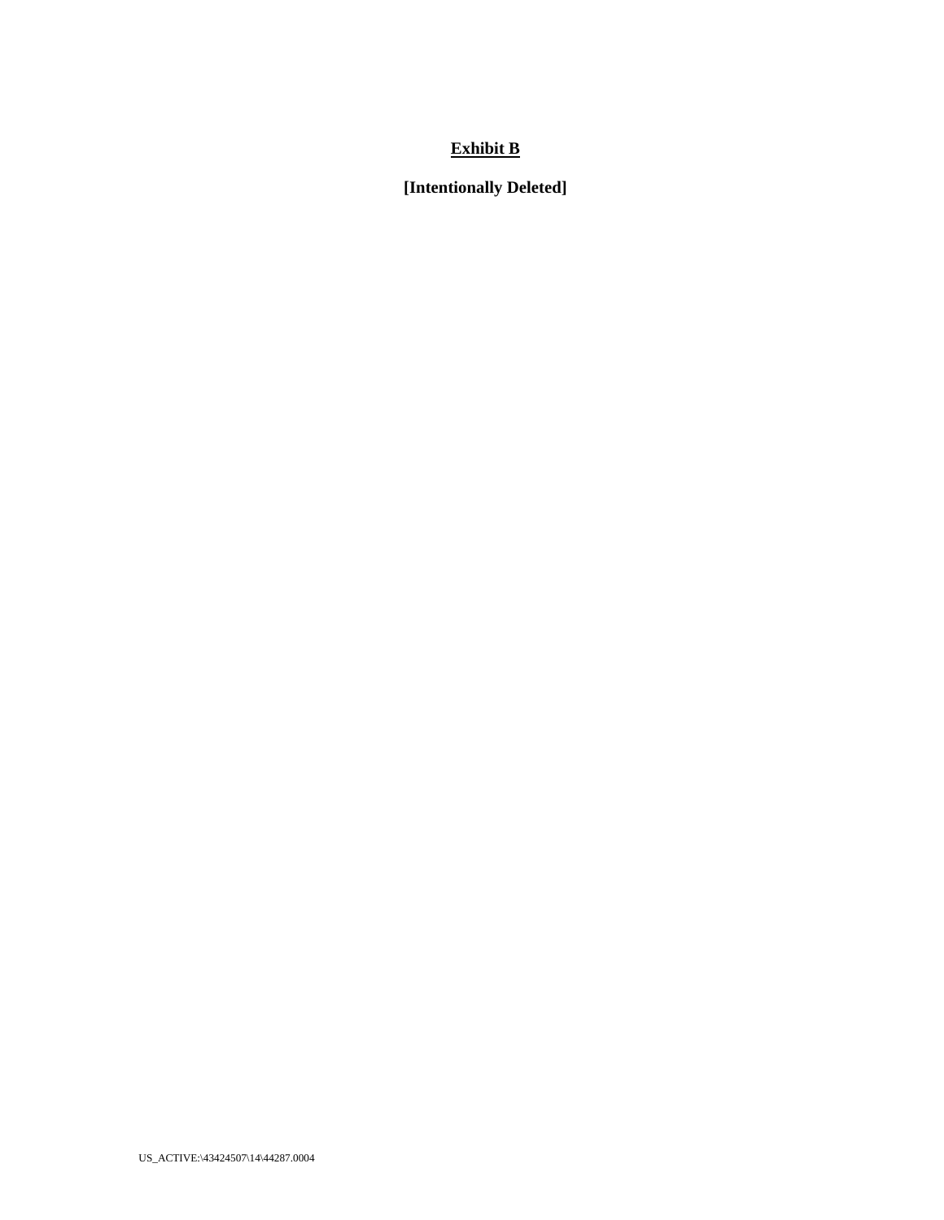**Exhibit B**

**[Intentionally Deleted]**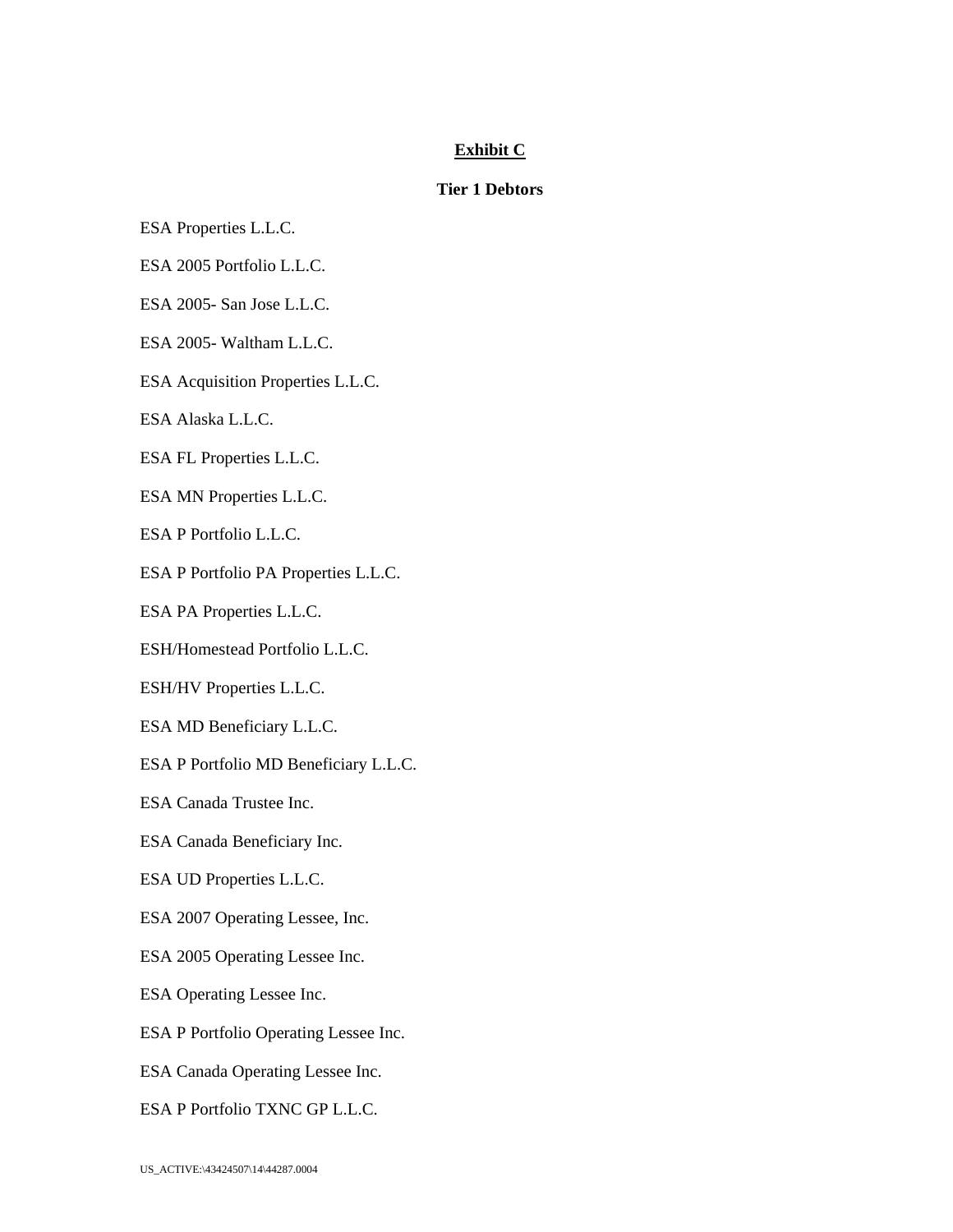# Exhibit C

## Tier 1 Debtors

ESA Properties L.L.C.

ESA 2005 Portfolio L.L.C.

ESA 2005- San Jose L.L.C.

ESA 2005- Waltham L.L.C.

ESA Acquisition Properties L.L.C.

ESA Alaska L.L.C.

ESA FL Properties L.L.C.

ESA MN Properties L.L.C.

ESA P Portfolio L.L.C.

ESA P Portfolio PA Properties L.L.C.

ESA PA Properties L.L.C.

ESH/Homestead Portfolio L.L.C.

ESH/HV Properties L.L.C.

ESA MD Beneficiary L.L.C.

ESA P Portfolio MD Beneficiary L.L.C.

ESA Canada Trustee Inc.

ESA Canada Beneficiary Inc.

ESA UD Properties L.L.C.

ESA 2007 Operating Lessee, Inc.

ESA 2005 Operating Lessee Inc.

ESA Operating Lessee Inc.

ESA P Portfolio Operating Lessee Inc.

ESA Canada Operating Lessee Inc.

ESA P Portfolio TXNC GP L.L.C.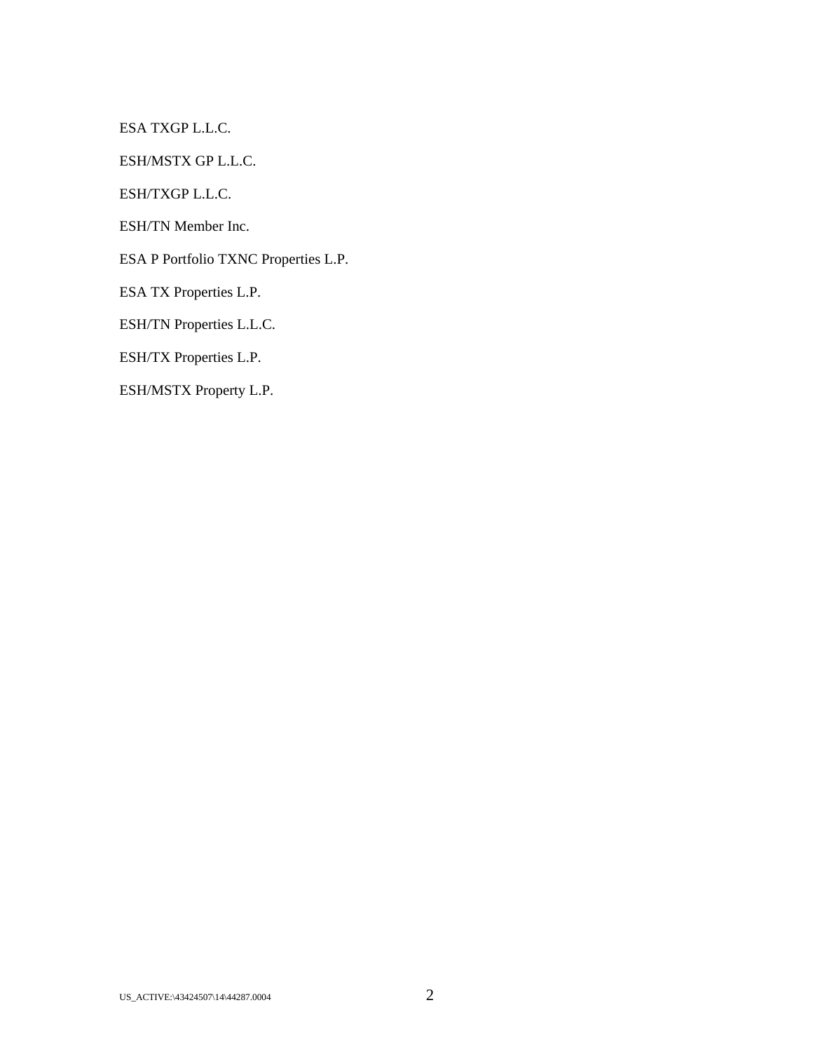ESA TXGP L.L.C.

ESH/MSTX GP L.L.C.

ESH/TXGP L.L.C.

ESH/TN Member Inc.

ESA P Portfolio TXNC Properties L.P.

ESA TX Properties L.P.

ESH/TN Properties L.L.C.

ESH/TX Properties L.P.

ESH/MSTX Property L.P.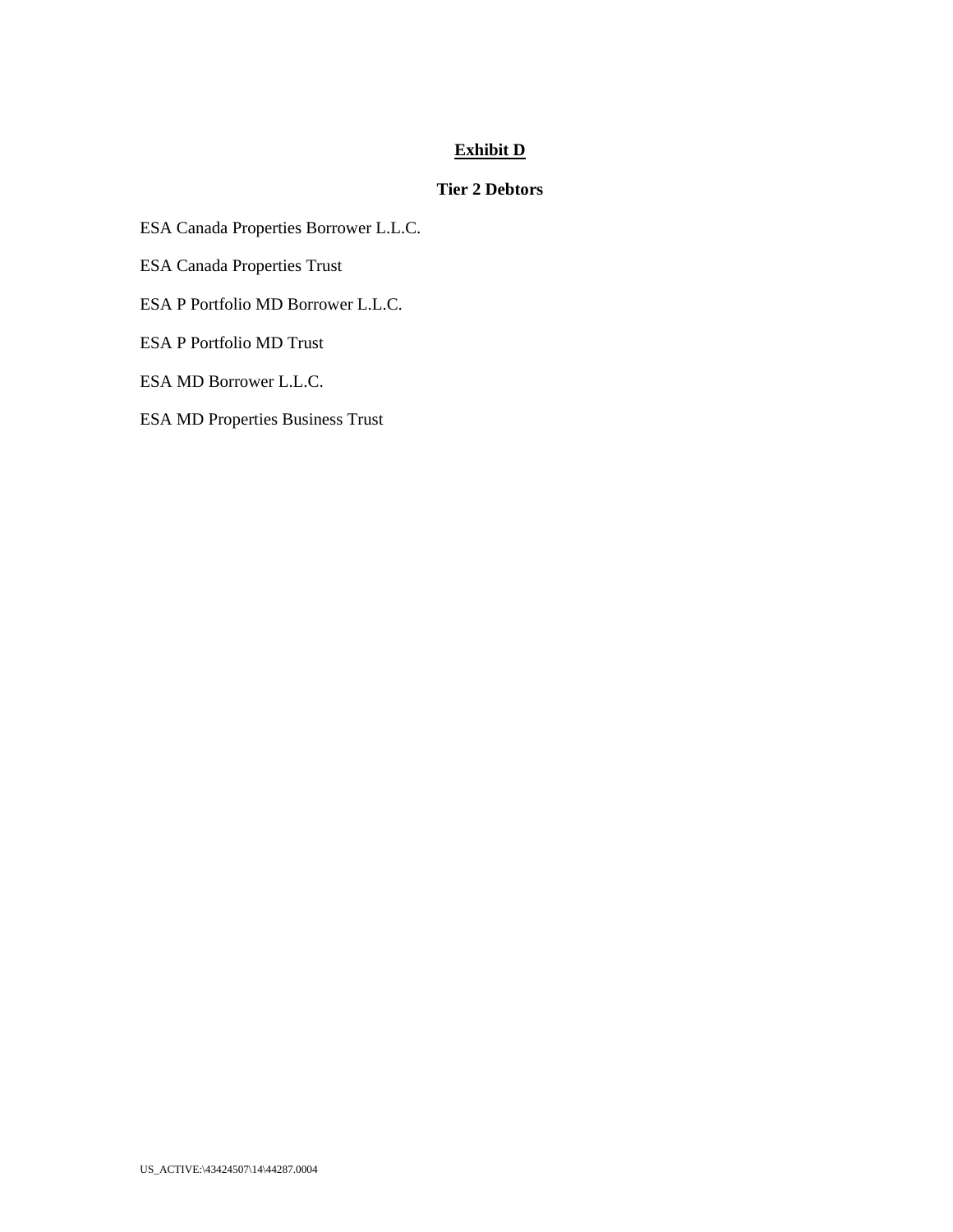# Exhibit D

## Tier 2 Debtors

ESA Canada Properties Borrower L.L.C.

ESA Canada Properties Trust

ESA P Portfolio MD Borrower L.L.C.

ESA P Portfolio MD Trust

ESA MD Borrower L.L.C.

ESA MD Properties Business Trust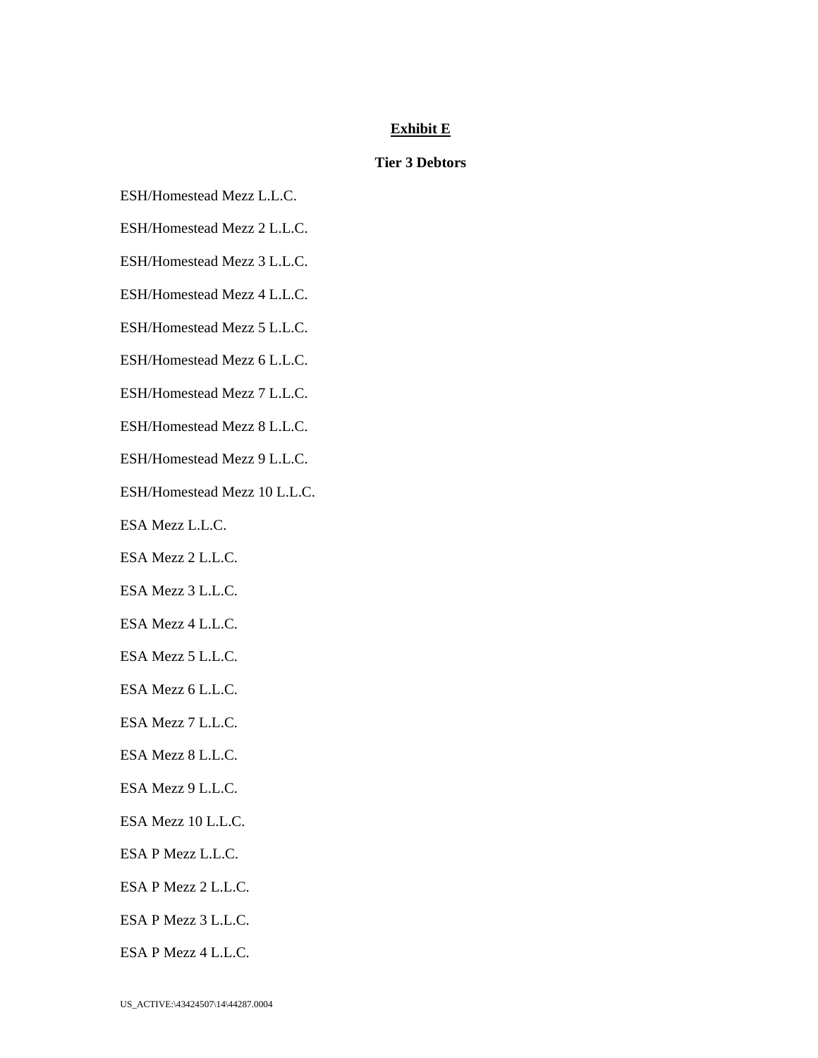**Exhibit E**

**Tier 3 Debtors**

ESH/Homestead Mezz L.L.C.

ESH/Homestead Mezz 2 L.L.C.

ESH/Homestead Mezz 3 L.L.C.

ESH/Homestead Mezz 4 L.L.C.

ESH/Homestead Mezz 5 L.L.C.

ESH/Homestead Mezz 6 L.L.C.

ESH/Homestead Mezz 7 L.L.C.

ESH/Homestead Mezz 8 L.L.C.

ESH/Homestead Mezz 9 L.L.C.

ESH/Homestead Mezz 10 L.L.C.

ESA Mezz L.L.C.

ESA Mezz 2 L.L.C.

ESA Mezz 3 L.L.C.

ESA Mezz 4 L.L.C.

ESA Mezz 5 L.L.C.

ESA Mezz 6 L.L.C.

ESA Mezz 7 L.L.C.

ESA Mezz 8 L.L.C.

ESA Mezz 9 L.L.C.

ESA Mezz 10 L.L.C.

ESA P Mezz L.L.C.

ESA P Mezz 2 L.L.C.

ESA P Mezz 3 L.L.C.

ESA P Mezz 4 L.L.C.

US_ACTIVE:\43424507\14\44287.0004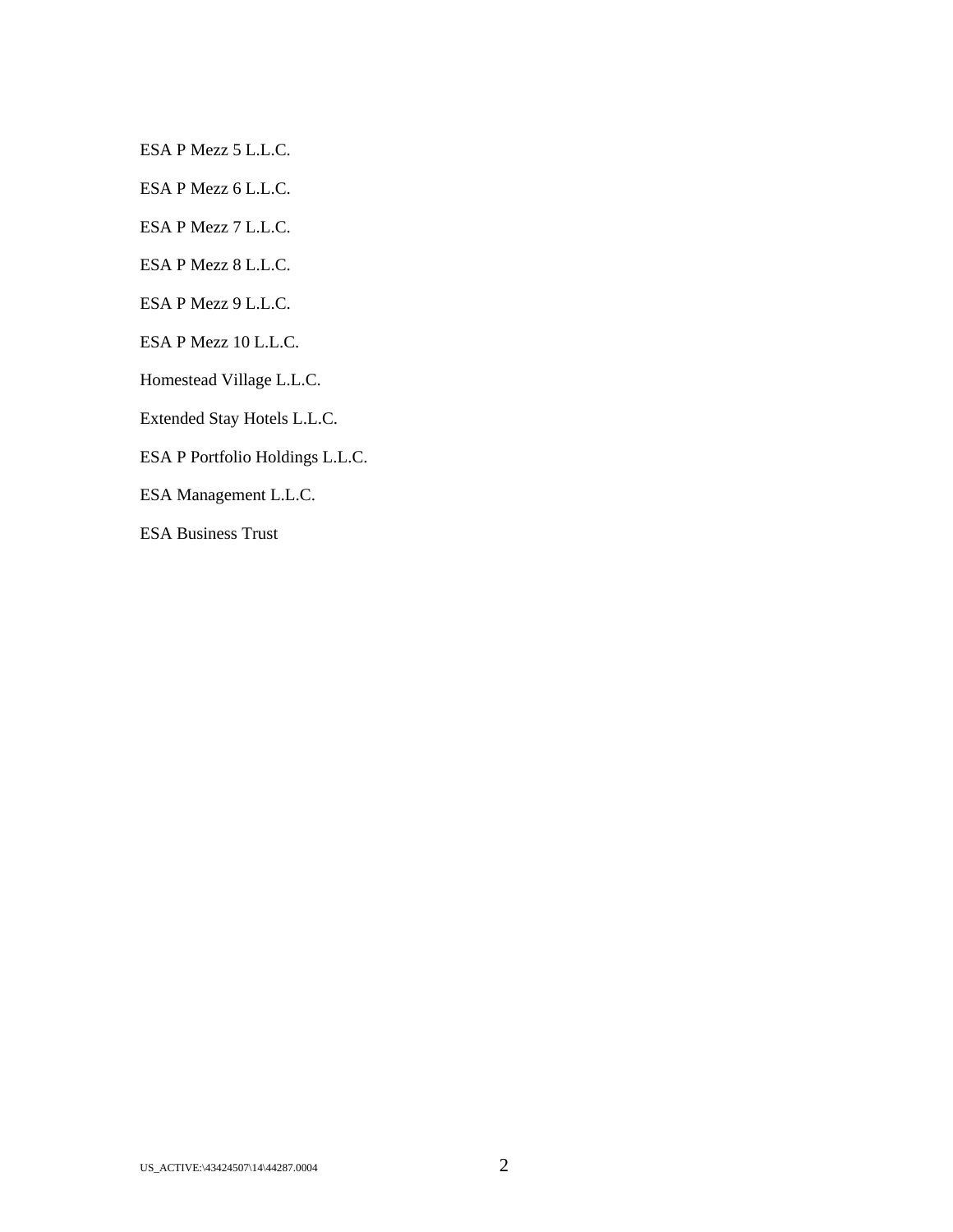ESA P Mezz 5 L.L.C.

ESA P Mezz 6 L.L.C.

ESA P Mezz 7 L.L.C.

ESA P Mezz 8 L.L.C.

ESA P Mezz 9 L.L.C.

ESA P Mezz 10 L.L.C.

Homestead Village L.L.C.

Extended Stay Hotels L.L.C.

ESA P Portfolio Holdings L.L.C.

ESA Management L.L.C.

ESA Business Trust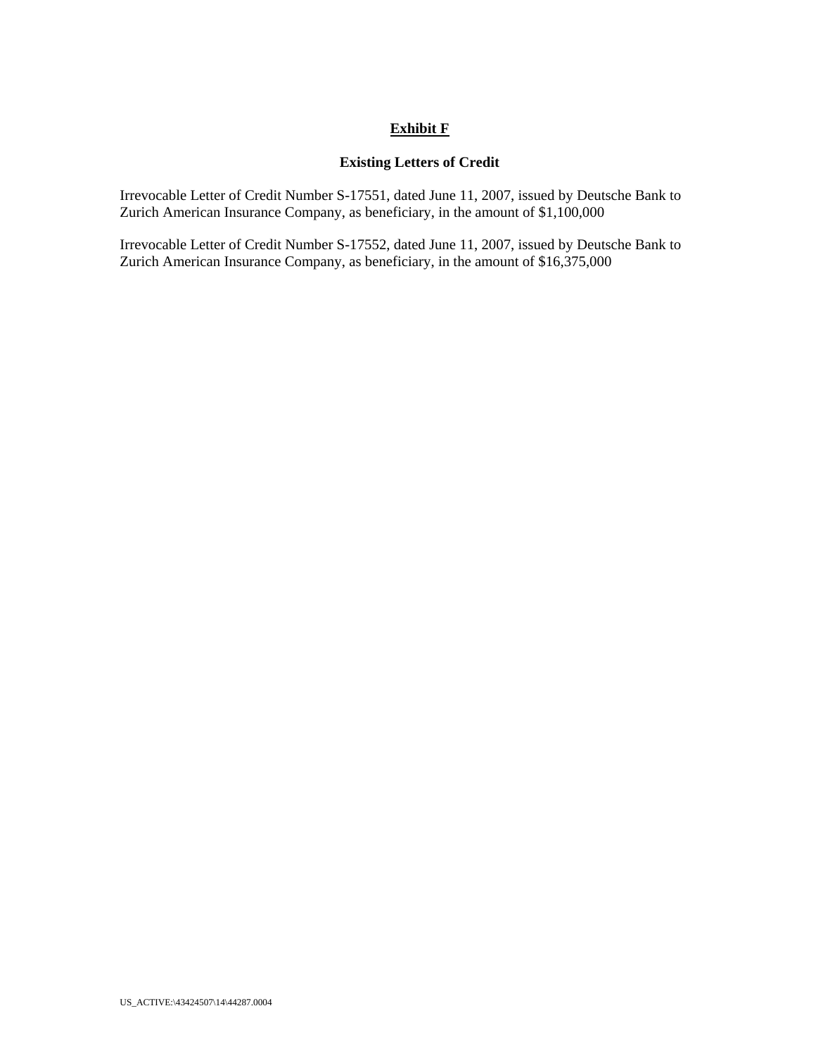# Exhibit F

## Existing Letters of Credit

Irrevocable Letter of Credit Number S-17551, dated June 11, 2007, issued by Deutsche Bank to Zurich American Insurance Company, as beneficiary, in the amount of $1,100,000

Irrevocable Letter of Credit Number S-17552, dated June 11, 2007, issued by Deutsche Bank to Zurich American Insurance Company, as beneficiary, in the amount of $16,375,000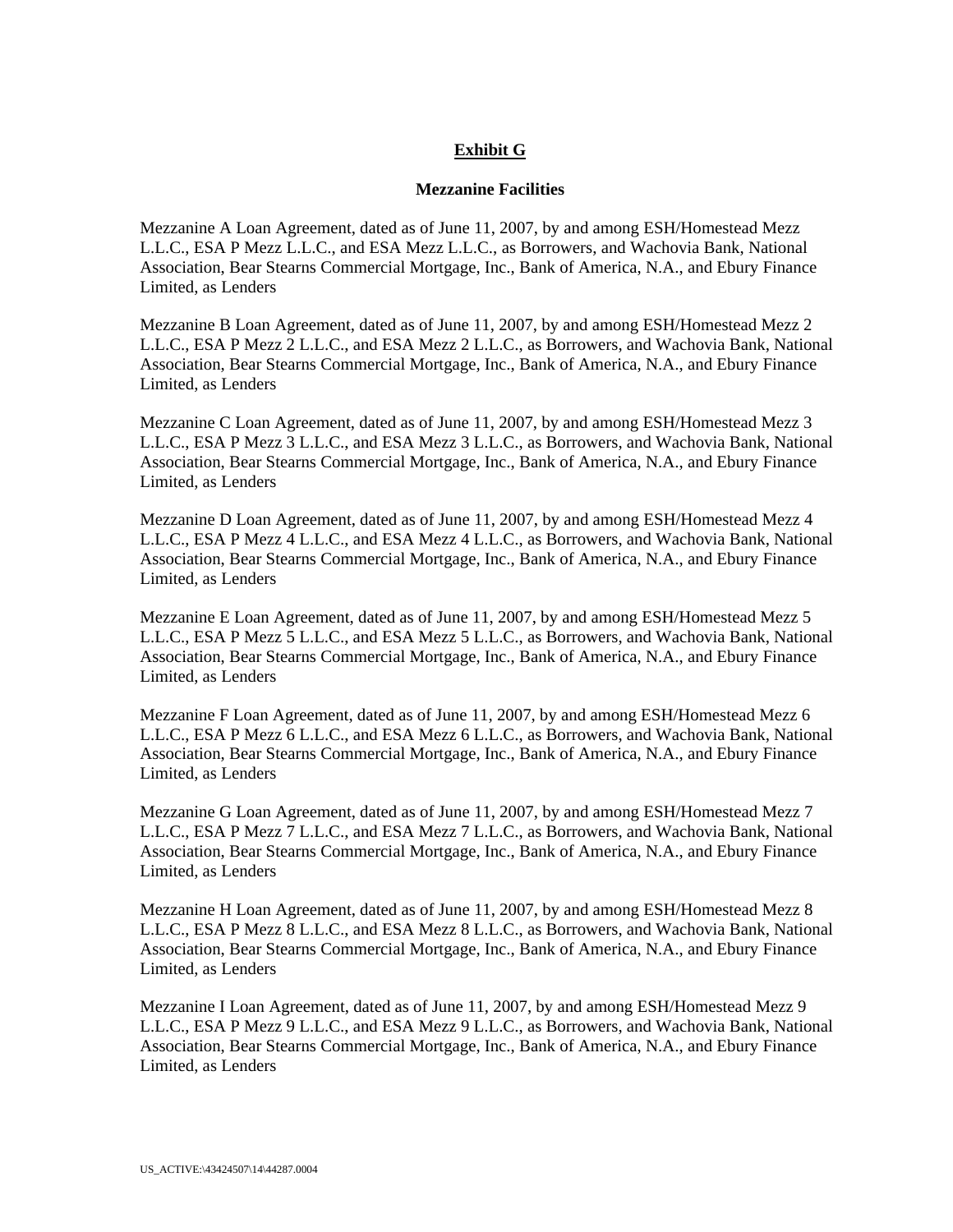**Exhibit G**

**Mezzanine Facilities**

Mezzanine A Loan Agreement, dated as of June 11, 2007, by and among ESH/Homestead Mezz L.L.C., ESA P Mezz L.L.C., and ESA Mezz L.L.C., as Borrowers, and Wachovia Bank, National Association, Bear Stearns Commercial Mortgage, Inc., Bank of America, N.A., and Ebury Finance Limited, as Lenders

Mezzanine B Loan Agreement, dated as of June 11, 2007, by and among ESH/Homestead Mezz 2 L.L.C., ESA P Mezz 2 L.L.C., and ESA Mezz 2 L.L.C., as Borrowers, and Wachovia Bank, National Association, Bear Stearns Commercial Mortgage, Inc., Bank of America, N.A., and Ebury Finance Limited, as Lenders

Mezzanine C Loan Agreement, dated as of June 11, 2007, by and among ESH/Homestead Mezz 3 L.L.C., ESA P Mezz 3 L.L.C., and ESA Mezz 3 L.L.C., as Borrowers, and Wachovia Bank, National Association, Bear Stearns Commercial Mortgage, Inc., Bank of America, N.A., and Ebury Finance Limited, as Lenders

Mezzanine D Loan Agreement, dated as of June 11, 2007, by and among ESH/Homestead Mezz 4 L.L.C., ESA P Mezz 4 L.L.C., and ESA Mezz 4 L.L.C., as Borrowers, and Wachovia Bank, National Association, Bear Stearns Commercial Mortgage, Inc., Bank of America, N.A., and Ebury Finance Limited, as Lenders

Mezzanine E Loan Agreement, dated as of June 11, 2007, by and among ESH/Homestead Mezz 5 L.L.C., ESA P Mezz 5 L.L.C., and ESA Mezz 5 L.L.C., as Borrowers, and Wachovia Bank, National Association, Bear Stearns Commercial Mortgage, Inc., Bank of America, N.A., and Ebury Finance Limited, as Lenders

Mezzanine F Loan Agreement, dated as of June 11, 2007, by and among ESH/Homestead Mezz 6 L.L.C., ESA P Mezz 6 L.L.C., and ESA Mezz 6 L.L.C., as Borrowers, and Wachovia Bank, National Association, Bear Stearns Commercial Mortgage, Inc., Bank of America, N.A., and Ebury Finance Limited, as Lenders

Mezzanine G Loan Agreement, dated as of June 11, 2007, by and among ESH/Homestead Mezz 7 L.L.C., ESA P Mezz 7 L.L.C., and ESA Mezz 7 L.L.C., as Borrowers, and Wachovia Bank, National Association, Bear Stearns Commercial Mortgage, Inc., Bank of America, N.A., and Ebury Finance Limited, as Lenders

Mezzanine H Loan Agreement, dated as of June 11, 2007, by and among ESH/Homestead Mezz 8 L.L.C., ESA P Mezz 8 L.L.C., and ESA Mezz 8 L.L.C., as Borrowers, and Wachovia Bank, National Association, Bear Stearns Commercial Mortgage, Inc., Bank of America, N.A., and Ebury Finance Limited, as Lenders

Mezzanine I Loan Agreement, dated as of June 11, 2007, by and among ESH/Homestead Mezz 9 L.L.C., ESA P Mezz 9 L.L.C., and ESA Mezz 9 L.L.C., as Borrowers, and Wachovia Bank, National Association, Bear Stearns Commercial Mortgage, Inc., Bank of America, N.A., and Ebury Finance Limited, as Lenders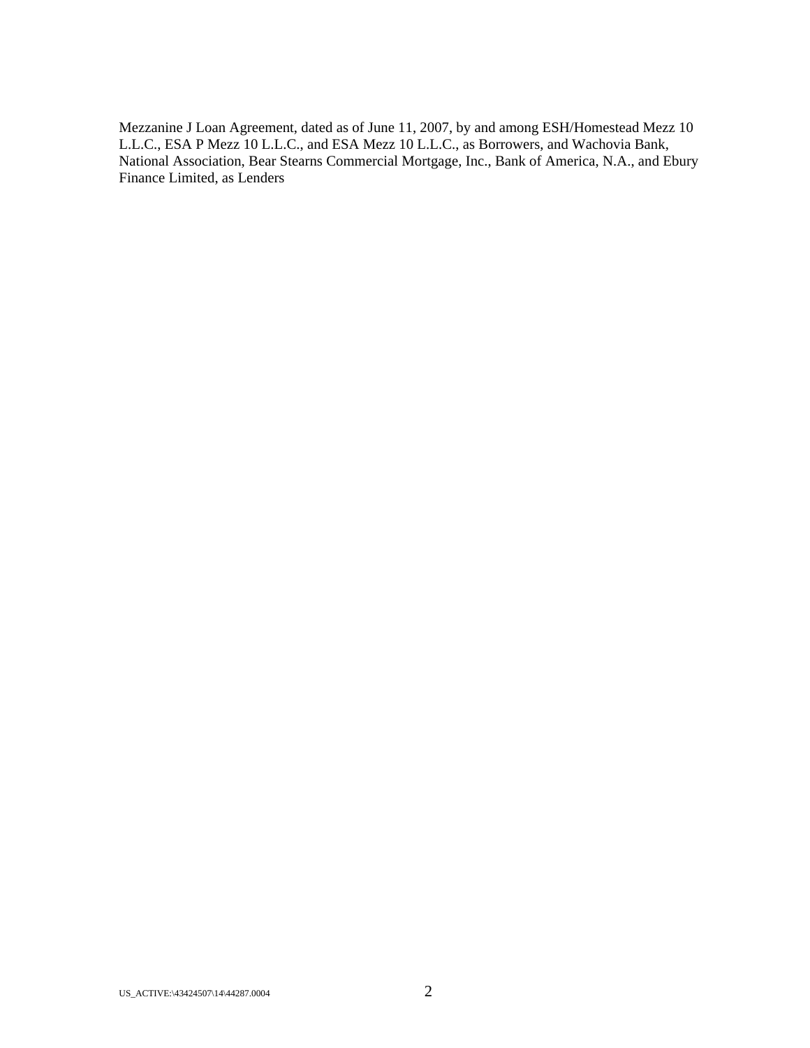Mezzanine J Loan Agreement, dated as of June 11, 2007, by and among ESH/Homestead Mezz 10 L.L.C., ESA P Mezz 10 L.L.C., and ESA Mezz 10 L.L.C., as Borrowers, and Wachovia Bank, National Association, Bear Stearns Commercial Mortgage, Inc., Bank of America, N.A., and Ebury Finance Limited, as Lenders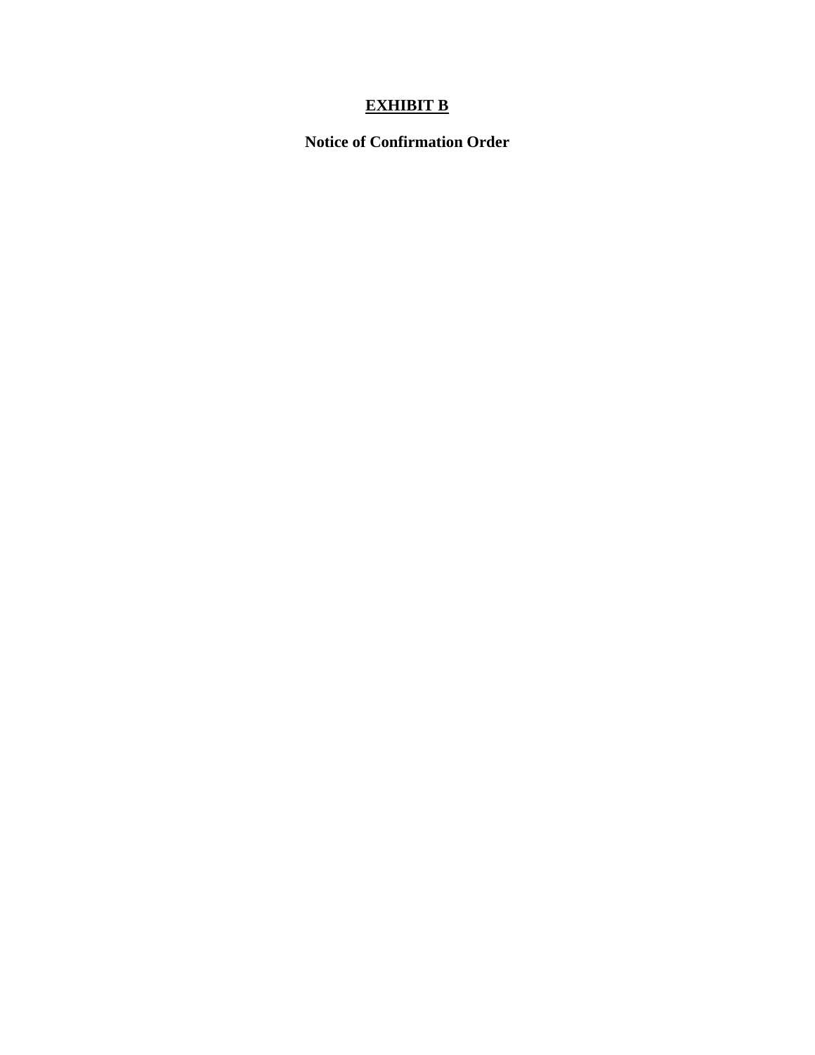# EXHIBIT B

**Notice of Confirmation Order**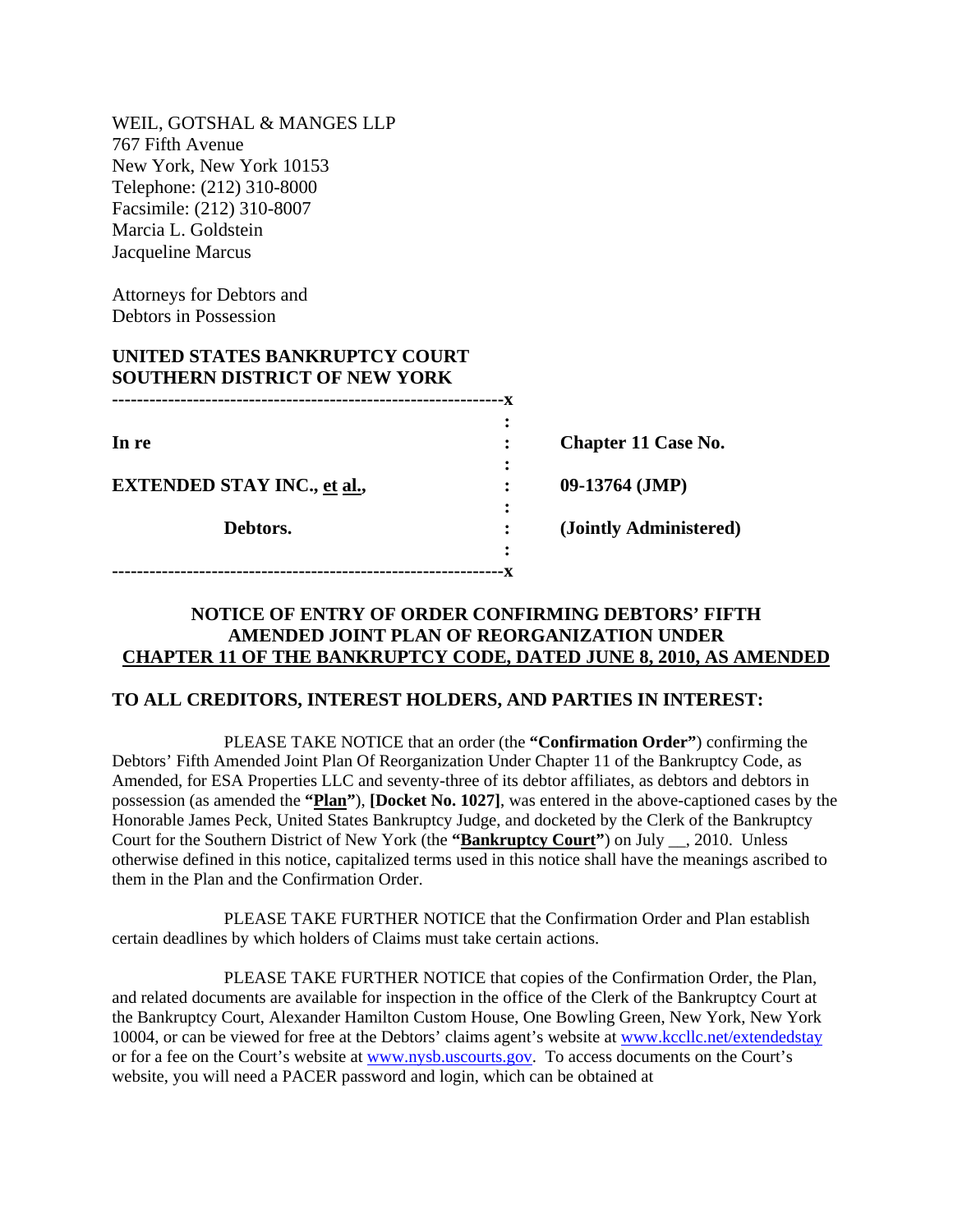WEIL, GOTSHAL & MANGES LLP
767 Fifth Avenue
New York, New York 10153
Telephone: (212) 310-8000
Facsimile: (212) 310-8007
Marcia L. Goldstein
Jacqueline Marcus

Attorneys for Debtors and
Debtors in Possession

**UNITED STATES BANKRUPTCY COURT**
**SOUTHERN DISTRICT OF NEW YORK**

| | | |
|---|---|---|
| **In re** | : | **Chapter 11 Case No.** |
| **EXTENDED STAY INC., et al.,** | : | **09-13764 (JMP)** |
| **Debtors.** | : | **(Jointly Administered)** |

**NOTICE OF ENTRY OF ORDER CONFIRMING DEBTORS' FIFTH AMENDED JOINT PLAN OF REORGANIZATION UNDER CHAPTER 11 OF THE BANKRUPTCY CODE, DATED JUNE 8, 2010, AS AMENDED**

**TO ALL CREDITORS, INTEREST HOLDERS, AND PARTIES IN INTEREST:**

PLEASE TAKE NOTICE that an order (the **"Confirmation Order"**) confirming the Debtors' Fifth Amended Joint Plan Of Reorganization Under Chapter 11 of the Bankruptcy Code, as Amended, for ESA Properties LLC and seventy-three of its debtor affiliates, as debtors and debtors in possession (as amended the **"Plan"**), **[Docket No. 1027]**, was entered in the above-captioned cases by the Honorable James Peck, United States Bankruptcy Judge, and docketed by the Clerk of the Bankruptcy Court for the Southern District of New York (the **"Bankruptcy Court"**) on July __, 2010. Unless otherwise defined in this notice, capitalized terms used in this notice shall have the meanings ascribed to them in the Plan and the Confirmation Order.

PLEASE TAKE FURTHER NOTICE that the Confirmation Order and Plan establish certain deadlines by which holders of Claims must take certain actions.

PLEASE TAKE FURTHER NOTICE that copies of the Confirmation Order, the Plan, and related documents are available for inspection in the office of the Clerk of the Bankruptcy Court at the Bankruptcy Court, Alexander Hamilton Custom House, One Bowling Green, New York, New York 10004, or can be viewed for free at the Debtors' claims agent's website at www.kccllc.net/extendedstay or for a fee on the Court's website at www.nysb.uscourts.gov. To access documents on the Court's website, you will need a PACER password and login, which can be obtained at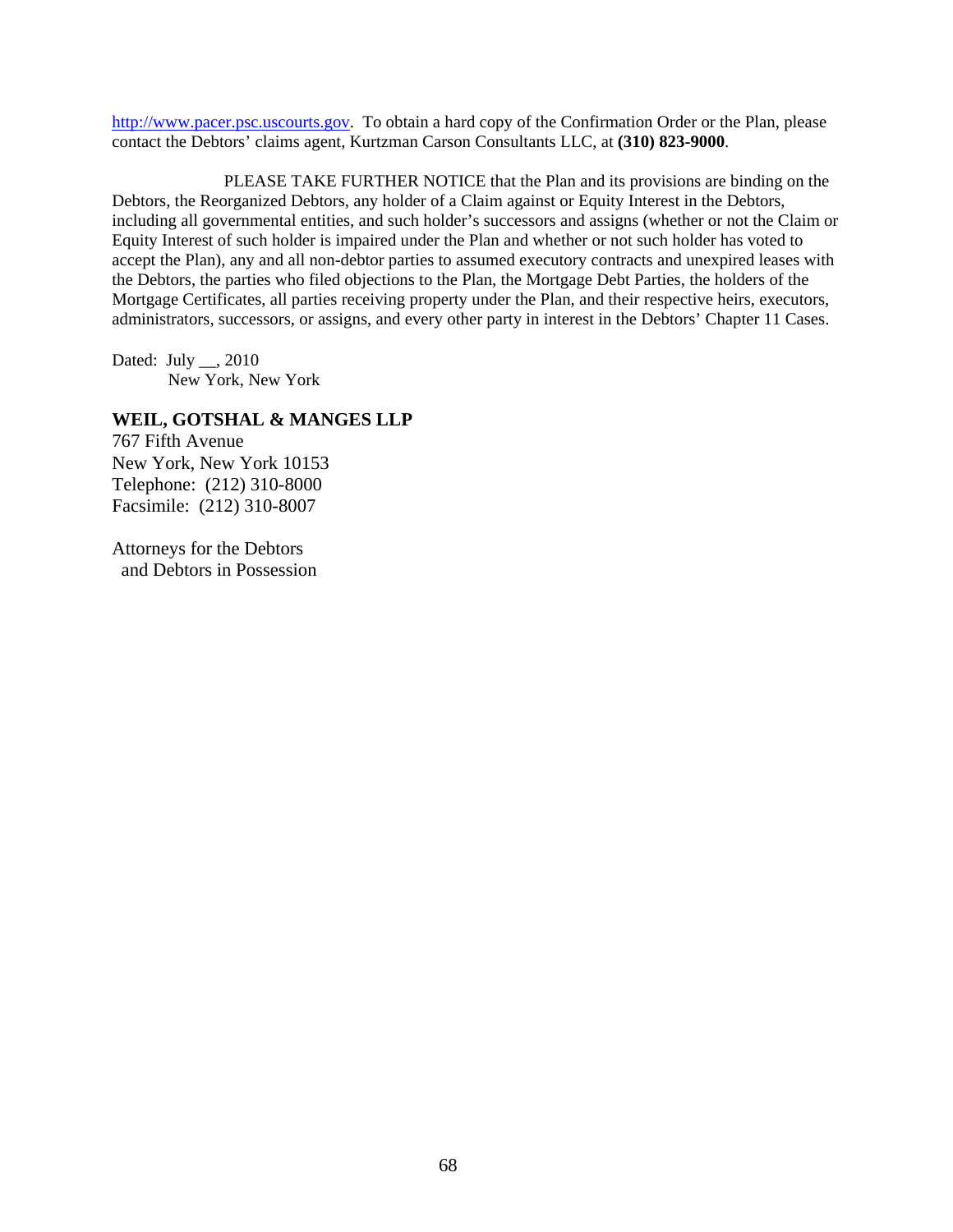http://www.pacer.psc.uscourts.gov. To obtain a hard copy of the Confirmation Order or the Plan, please contact the Debtors' claims agent, Kurtzman Carson Consultants LLC, at **(310) 823-9000**.

PLEASE TAKE FURTHER NOTICE that the Plan and its provisions are binding on the Debtors, the Reorganized Debtors, any holder of a Claim against or Equity Interest in the Debtors, including all governmental entities, and such holder's successors and assigns (whether or not the Claim or Equity Interest of such holder is impaired under the Plan and whether or not such holder has voted to accept the Plan), any and all non-debtor parties to assumed executory contracts and unexpired leases with the Debtors, the parties who filed objections to the Plan, the Mortgage Debt Parties, the holders of the Mortgage Certificates, all parties receiving property under the Plan, and their respective heirs, executors, administrators, successors, or assigns, and every other party in interest in the Debtors' Chapter 11 Cases.

Dated: July __, 2010
New York, New York

**WEIL, GOTSHAL & MANGES LLP**
767 Fifth Avenue
New York, New York 10153
Telephone: (212) 310-8000
Facsimile: (212) 310-8007

Attorneys for the Debtors
and Debtors in Possession